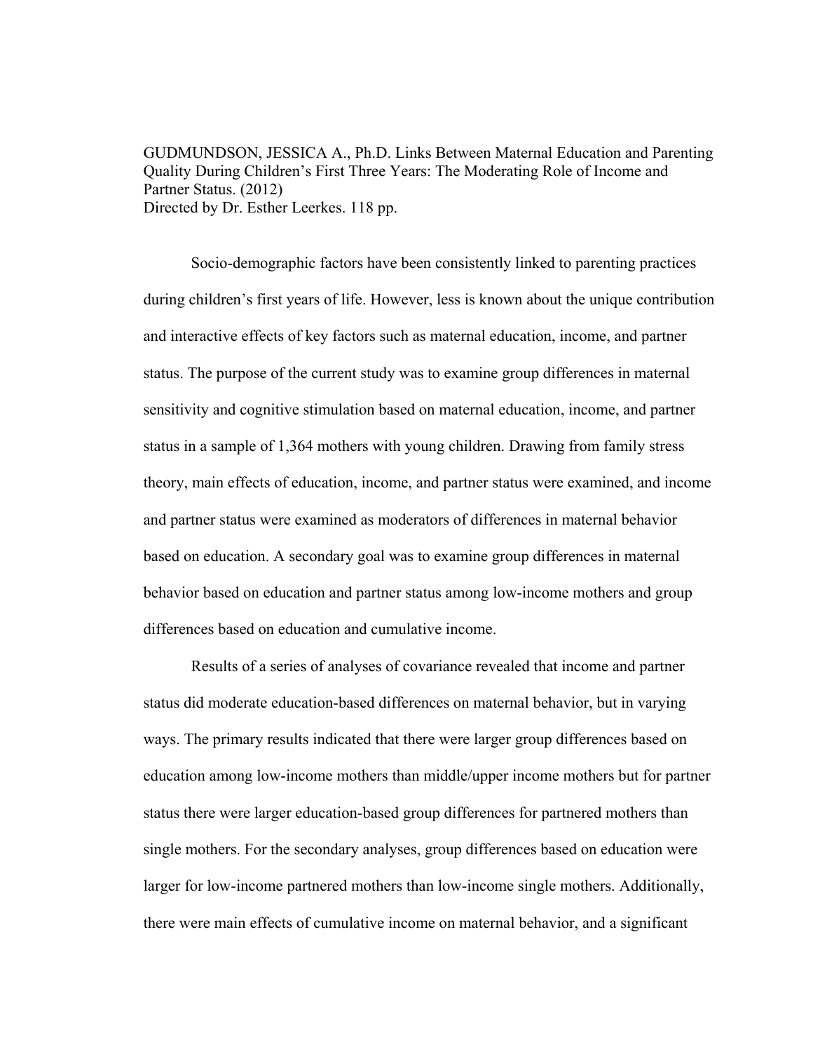GUDMUNDSON, JESSICA A., Ph.D. Links Between Maternal Education and Parenting Quality During Children's First Three Years: The Moderating Role of Income and Partner Status. (2012)
Directed by Dr. Esther Leerkes. 118 pp.

Socio-demographic factors have been consistently linked to parenting practices during children's first years of life. However, less is known about the unique contribution and interactive effects of key factors such as maternal education, income, and partner status. The purpose of the current study was to examine group differences in maternal sensitivity and cognitive stimulation based on maternal education, income, and partner status in a sample of 1,364 mothers with young children. Drawing from family stress theory, main effects of education, income, and partner status were examined, and income and partner status were examined as moderators of differences in maternal behavior based on education. A secondary goal was to examine group differences in maternal behavior based on education and partner status among low-income mothers and group differences based on education and cumulative income.

Results of a series of analyses of covariance revealed that income and partner status did moderate education-based differences on maternal behavior, but in varying ways. The primary results indicated that there were larger group differences based on education among low-income mothers than middle/upper income mothers but for partner status there were larger education-based group differences for partnered mothers than single mothers. For the secondary analyses, group differences based on education were larger for low-income partnered mothers than low-income single mothers. Additionally, there were main effects of cumulative income on maternal behavior, and a significant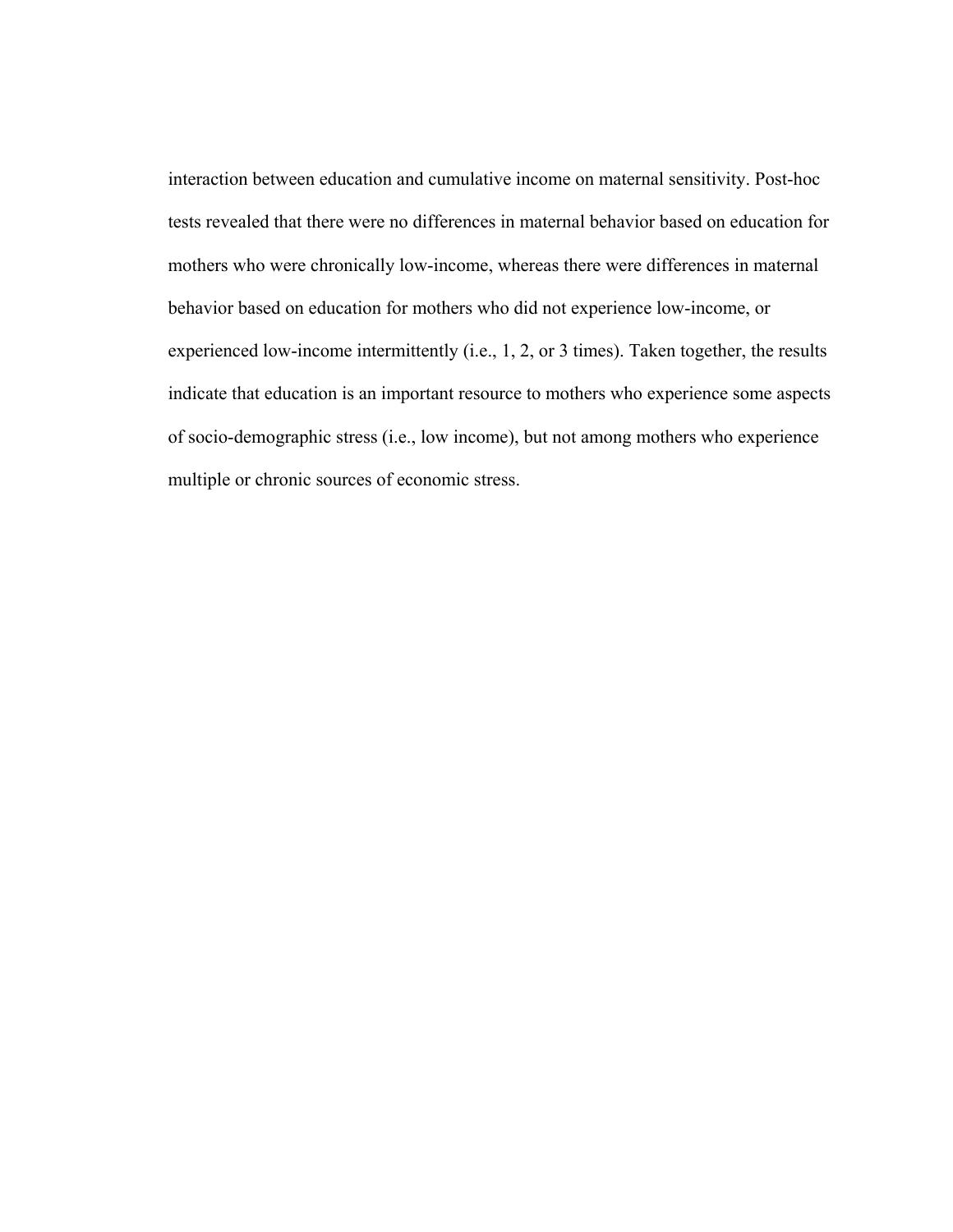interaction between education and cumulative income on maternal sensitivity. Post-hoc tests revealed that there were no differences in maternal behavior based on education for mothers who were chronically low-income, whereas there were differences in maternal behavior based on education for mothers who did not experience low-income, or experienced low-income intermittently (i.e., 1, 2, or 3 times). Taken together, the results indicate that education is an important resource to mothers who experience some aspects of socio-demographic stress (i.e., low income), but not among mothers who experience multiple or chronic sources of economic stress.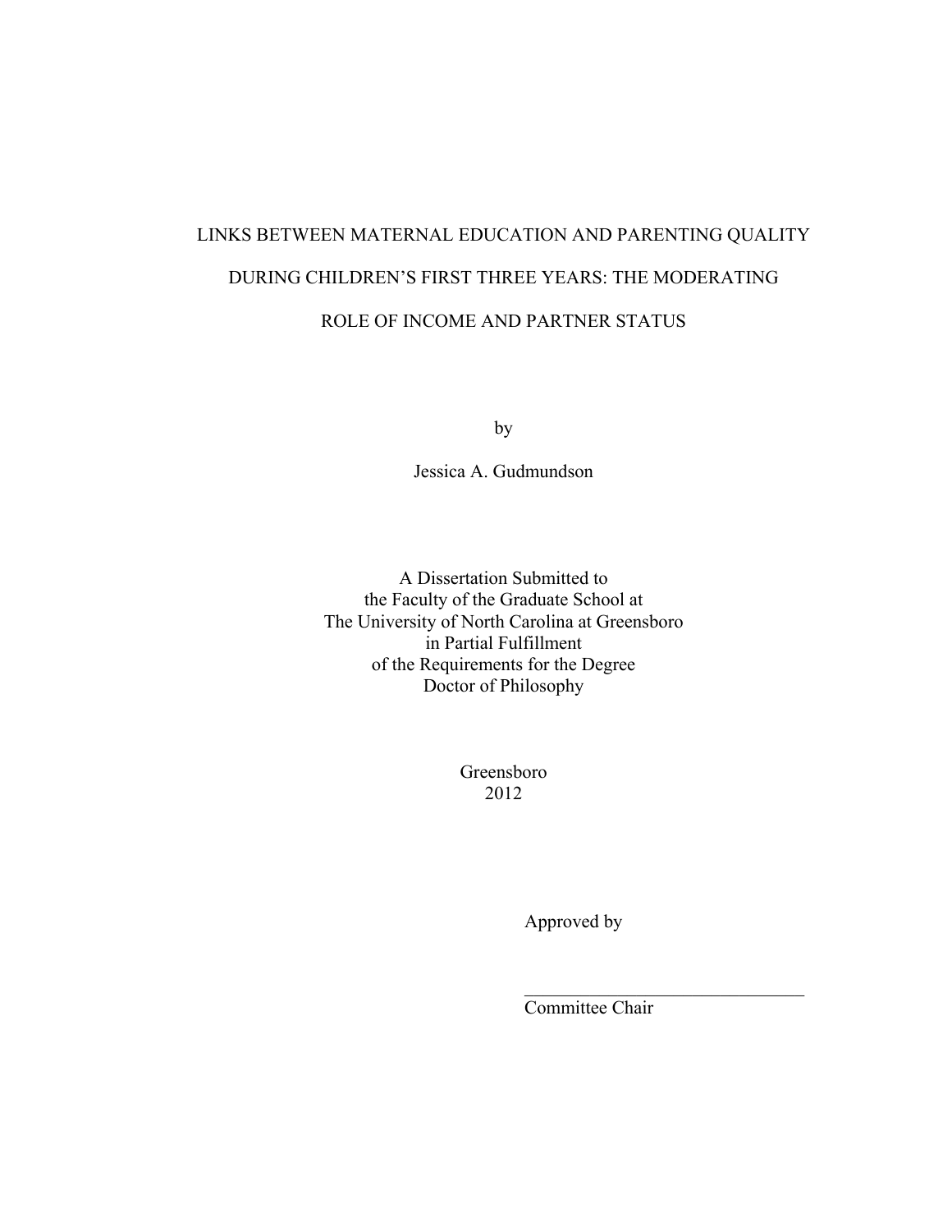# LINKS BETWEEN MATERNAL EDUCATION AND PARENTING QUALITY DURING CHILDREN'S FIRST THREE YEARS: THE MODERATING ROLE OF INCOME AND PARTNER STATUS

by

Jessica A. Gudmundson

A Dissertation Submitted to
the Faculty of the Graduate School at
The University of North Carolina at Greensboro
in Partial Fulfillment
of the Requirements for the Degree
Doctor of Philosophy

Greensboro
2012

Approved by

_______________________________
Committee Chair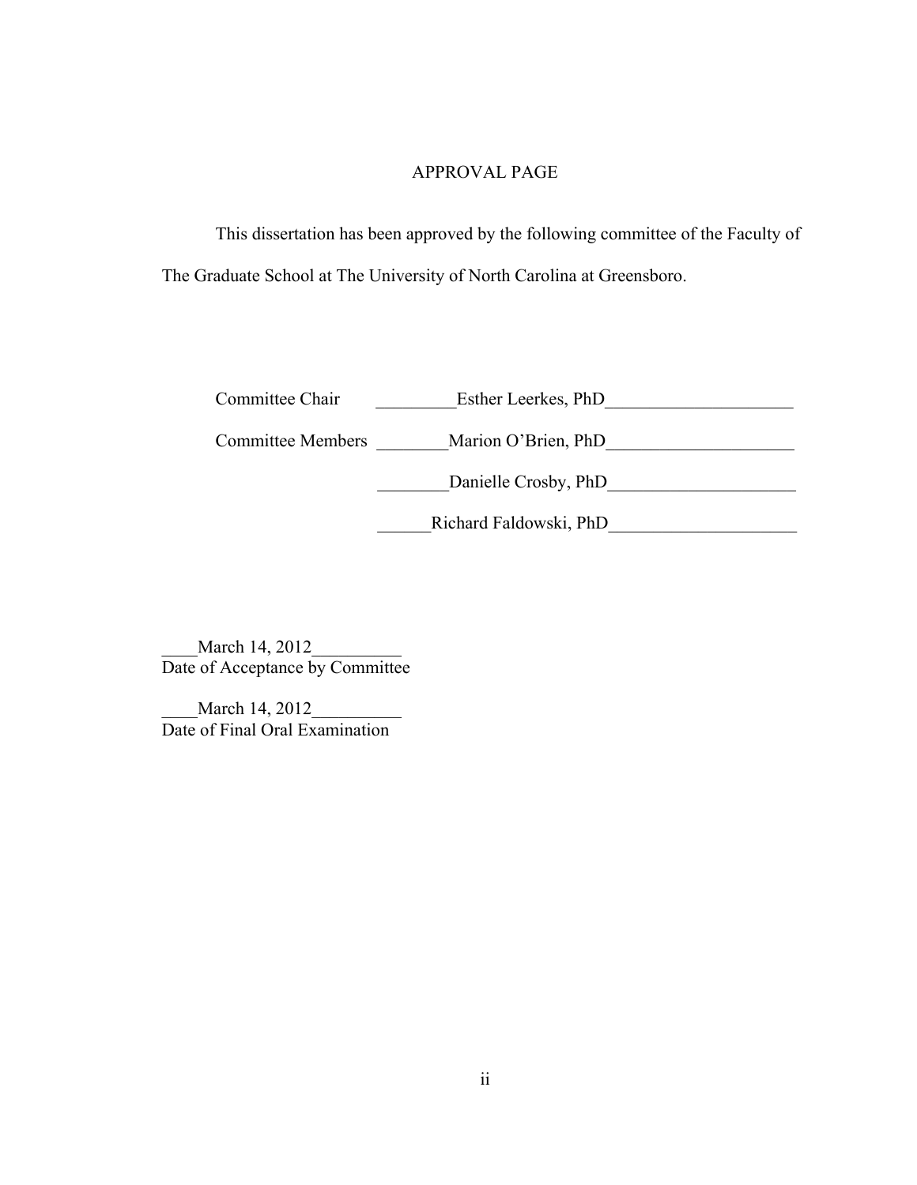# APPROVAL PAGE

This dissertation has been approved by the following committee of the Faculty of The Graduate School at The University of North Carolina at Greensboro.

Committee Chair ____Esther Leerkes, PhD____

Committee Members ____Marion O'Brien, PhD____

____Danielle Crosby, PhD____

____Richard Faldowski, PhD____

____March 14, 2012____
Date of Acceptance by Committee

____March 14, 2012____
Date of Final Oral Examination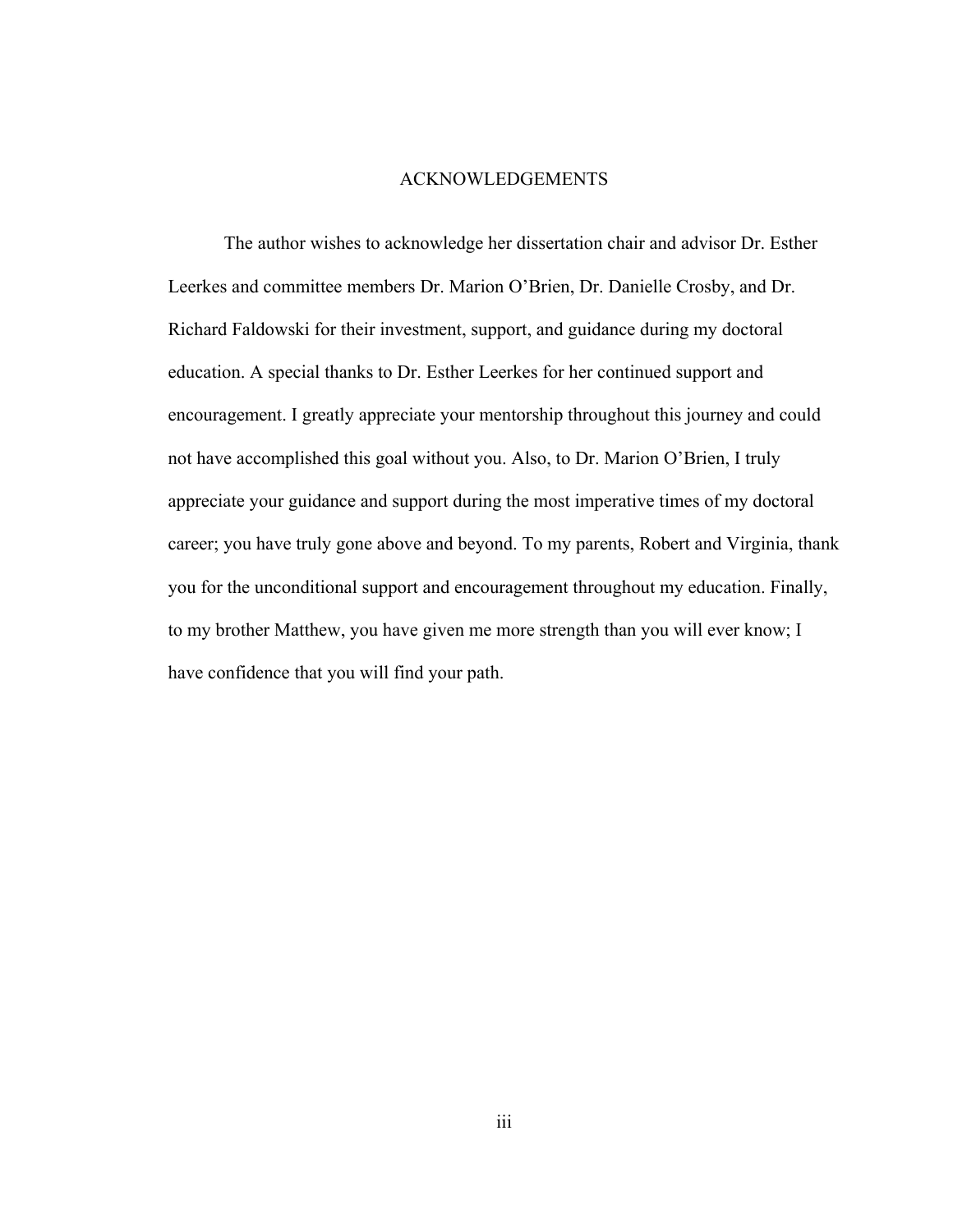# ACKNOWLEDGEMENTS

The author wishes to acknowledge her dissertation chair and advisor Dr. Esther Leerkes and committee members Dr. Marion O'Brien, Dr. Danielle Crosby, and Dr. Richard Faldowski for their investment, support, and guidance during my doctoral education. A special thanks to Dr. Esther Leerkes for her continued support and encouragement. I greatly appreciate your mentorship throughout this journey and could not have accomplished this goal without you. Also, to Dr. Marion O'Brien, I truly appreciate your guidance and support during the most imperative times of my doctoral career; you have truly gone above and beyond. To my parents, Robert and Virginia, thank you for the unconditional support and encouragement throughout my education. Finally, to my brother Matthew, you have given me more strength than you will ever know; I have confidence that you will find your path.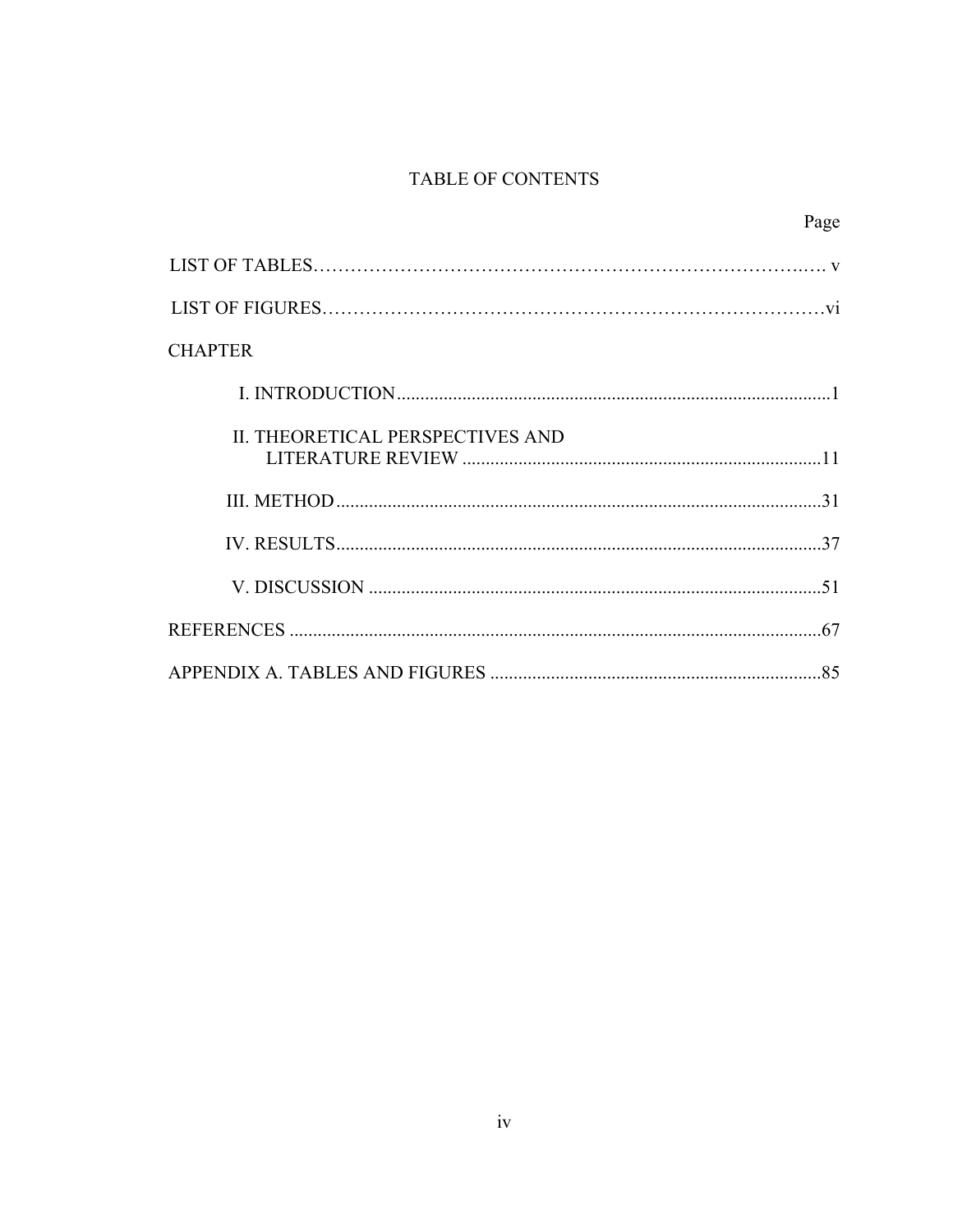# TABLE OF CONTENTS

| | Page |
|---|---|
| LIST OF TABLES | v |
| LIST OF FIGURES | vi |
| CHAPTER | |
| I. INTRODUCTION | 1 |
| II. THEORETICAL PERSPECTIVES AND LITERATURE REVIEW | 11 |
| III. METHOD | 31 |
| IV. RESULTS | 37 |
| V. DISCUSSION | 51 |
| REFERENCES | 67 |
| APPENDIX A. TABLES AND FIGURES | 85 |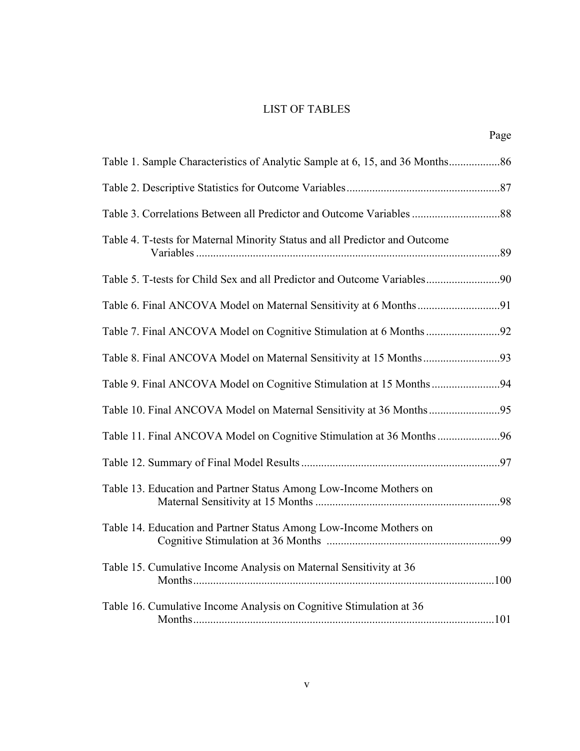# LIST OF TABLES

| | Page |
|---|---|
| Table 1. Sample Characteristics of Analytic Sample at 6, 15, and 36 Months | 86 |
| Table 2. Descriptive Statistics for Outcome Variables | 87 |
| Table 3. Correlations Between all Predictor and Outcome Variables | 88 |
| Table 4. T-tests for Maternal Minority Status and all Predictor and Outcome Variables | 89 |
| Table 5. T-tests for Child Sex and all Predictor and Outcome Variables | 90 |
| Table 6. Final ANCOVA Model on Maternal Sensitivity at 6 Months | 91 |
| Table 7. Final ANCOVA Model on Cognitive Stimulation at 6 Months | 92 |
| Table 8. Final ANCOVA Model on Maternal Sensitivity at 15 Months | 93 |
| Table 9. Final ANCOVA Model on Cognitive Stimulation at 15 Months | 94 |
| Table 10. Final ANCOVA Model on Maternal Sensitivity at 36 Months | 95 |
| Table 11. Final ANCOVA Model on Cognitive Stimulation at 36 Months | 96 |
| Table 12. Summary of Final Model Results | 97 |
| Table 13. Education and Partner Status Among Low-Income Mothers on Maternal Sensitivity at 15 Months | 98 |
| Table 14. Education and Partner Status Among Low-Income Mothers on Cognitive Stimulation at 36 Months | 99 |
| Table 15. Cumulative Income Analysis on Maternal Sensitivity at 36 Months | 100 |
| Table 16. Cumulative Income Analysis on Cognitive Stimulation at 36 Months | 101 |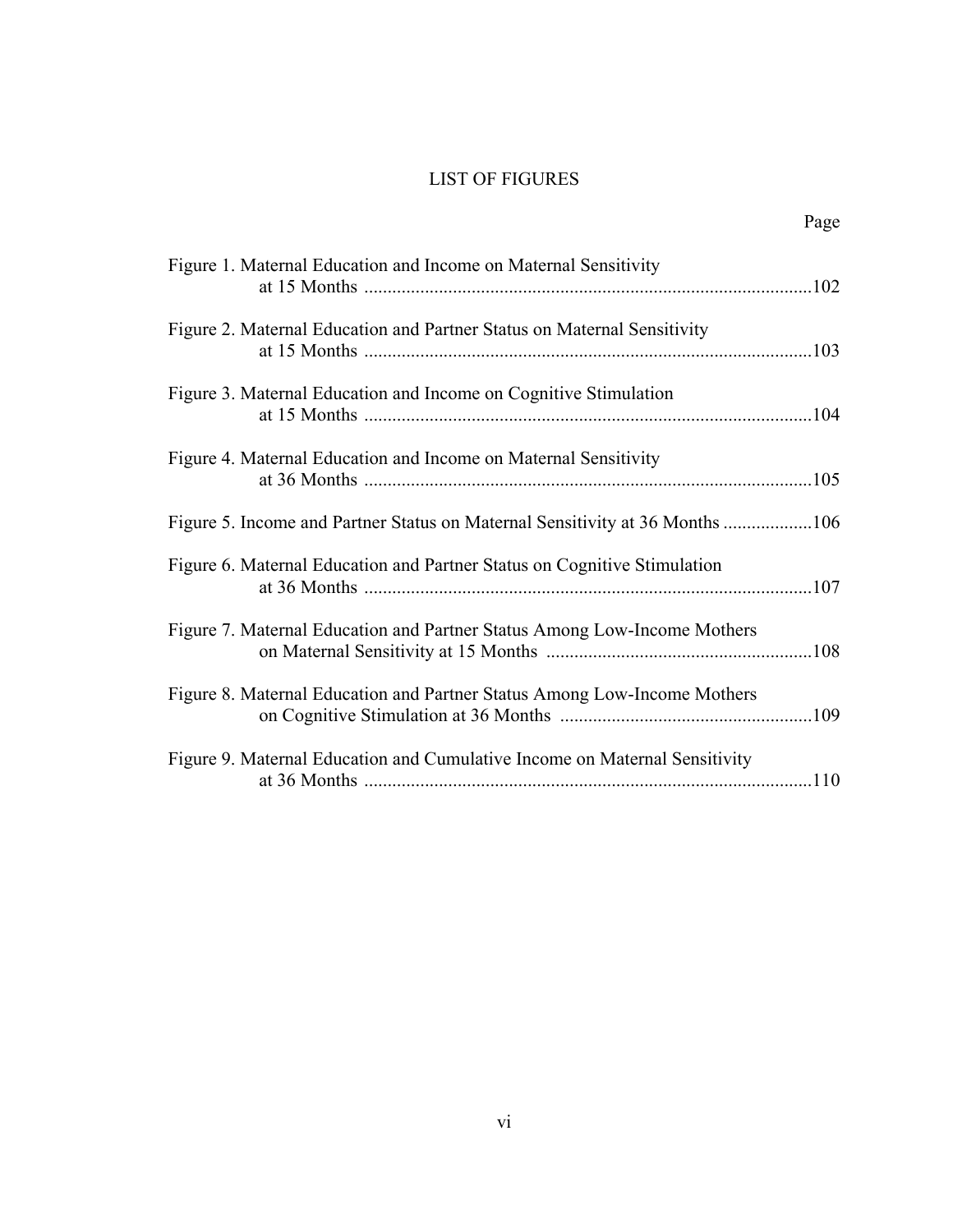# LIST OF FIGURES

| | Page |
|---|---|
| Figure 1. Maternal Education and Income on Maternal Sensitivity at 15 Months | 102 |
| Figure 2. Maternal Education and Partner Status on Maternal Sensitivity at 15 Months | 103 |
| Figure 3. Maternal Education and Income on Cognitive Stimulation at 15 Months | 104 |
| Figure 4. Maternal Education and Income on Maternal Sensitivity at 36 Months | 105 |
| Figure 5. Income and Partner Status on Maternal Sensitivity at 36 Months | 106 |
| Figure 6. Maternal Education and Partner Status on Cognitive Stimulation at 36 Months | 107 |
| Figure 7. Maternal Education and Partner Status Among Low-Income Mothers on Maternal Sensitivity at 15 Months | 108 |
| Figure 8. Maternal Education and Partner Status Among Low-Income Mothers on Cognitive Stimulation at 36 Months | 109 |
| Figure 9. Maternal Education and Cumulative Income on Maternal Sensitivity at 36 Months | 110 |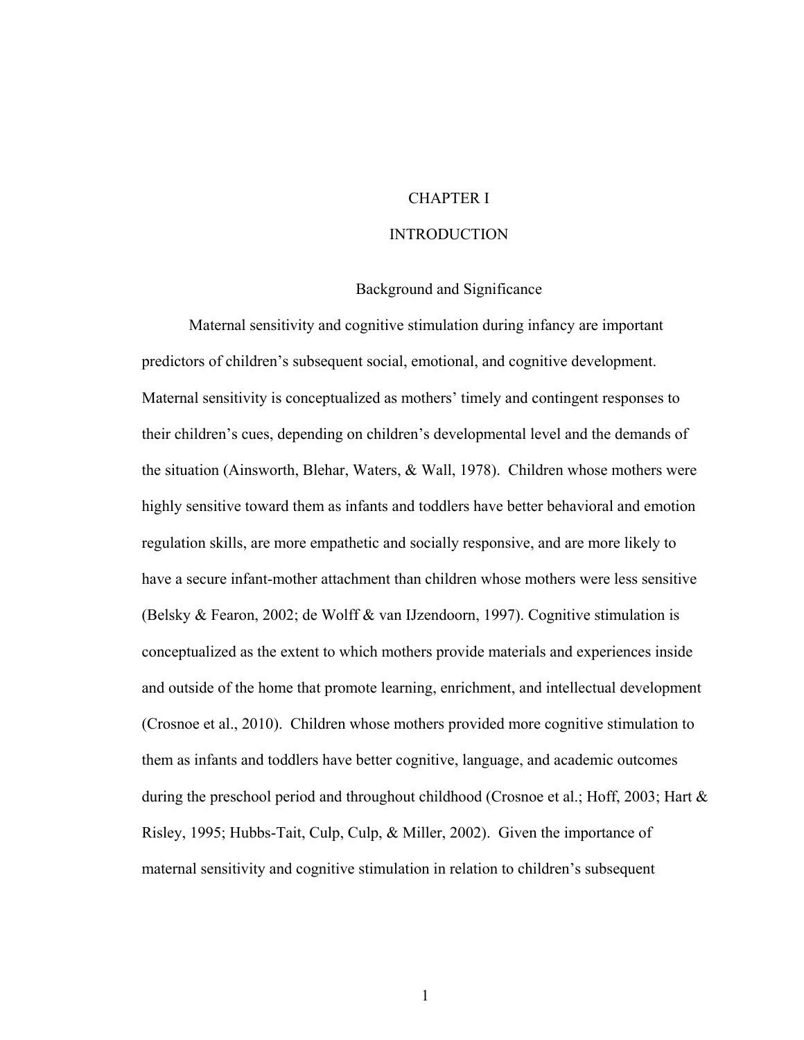# CHAPTER I

# INTRODUCTION

## Background and Significance

Maternal sensitivity and cognitive stimulation during infancy are important predictors of children's subsequent social, emotional, and cognitive development. Maternal sensitivity is conceptualized as mothers' timely and contingent responses to their children's cues, depending on children's developmental level and the demands of the situation (Ainsworth, Blehar, Waters, & Wall, 1978). Children whose mothers were highly sensitive toward them as infants and toddlers have better behavioral and emotion regulation skills, are more empathetic and socially responsive, and are more likely to have a secure infant-mother attachment than children whose mothers were less sensitive (Belsky & Fearon, 2002; de Wolff & van IJzendoorn, 1997). Cognitive stimulation is conceptualized as the extent to which mothers provide materials and experiences inside and outside of the home that promote learning, enrichment, and intellectual development (Crosnoe et al., 2010). Children whose mothers provided more cognitive stimulation to them as infants and toddlers have better cognitive, language, and academic outcomes during the preschool period and throughout childhood (Crosnoe et al.; Hoff, 2003; Hart & Risley, 1995; Hubbs-Tait, Culp, Culp, & Miller, 2002). Given the importance of maternal sensitivity and cognitive stimulation in relation to children's subsequent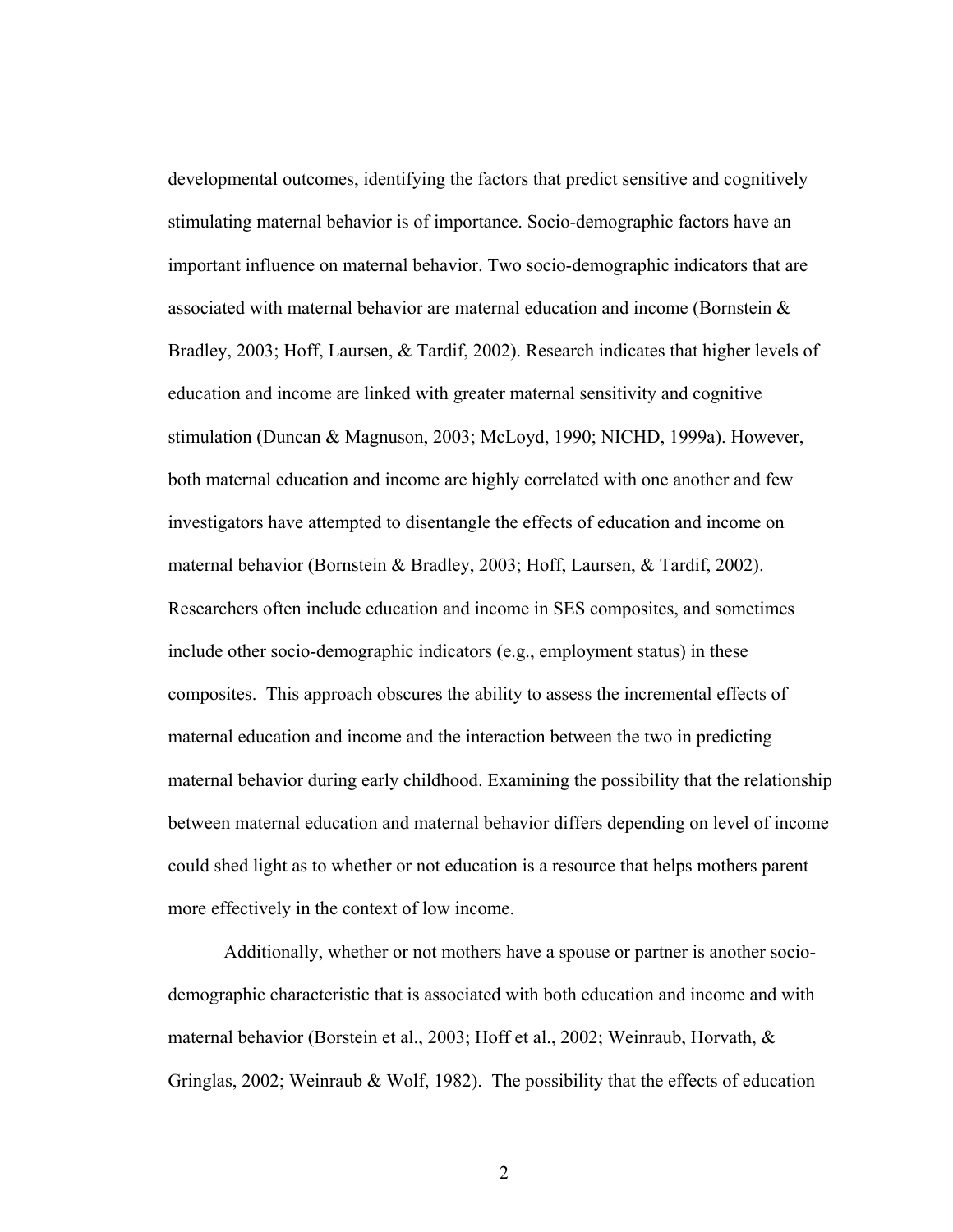developmental outcomes, identifying the factors that predict sensitive and cognitively stimulating maternal behavior is of importance. Socio-demographic factors have an important influence on maternal behavior. Two socio-demographic indicators that are associated with maternal behavior are maternal education and income (Bornstein & Bradley, 2003; Hoff, Laursen, & Tardif, 2002). Research indicates that higher levels of education and income are linked with greater maternal sensitivity and cognitive stimulation (Duncan & Magnuson, 2003; McLoyd, 1990; NICHD, 1999a). However, both maternal education and income are highly correlated with one another and few investigators have attempted to disentangle the effects of education and income on maternal behavior (Bornstein & Bradley, 2003; Hoff, Laursen, & Tardif, 2002). Researchers often include education and income in SES composites, and sometimes include other socio-demographic indicators (e.g., employment status) in these composites. This approach obscures the ability to assess the incremental effects of maternal education and income and the interaction between the two in predicting maternal behavior during early childhood. Examining the possibility that the relationship between maternal education and maternal behavior differs depending on level of income could shed light as to whether or not education is a resource that helps mothers parent more effectively in the context of low income.

Additionally, whether or not mothers have a spouse or partner is another socio-demographic characteristic that is associated with both education and income and with maternal behavior (Borstein et al., 2003; Hoff et al., 2002; Weinraub, Horvath, & Gringlas, 2002; Weinraub & Wolf, 1982). The possibility that the effects of education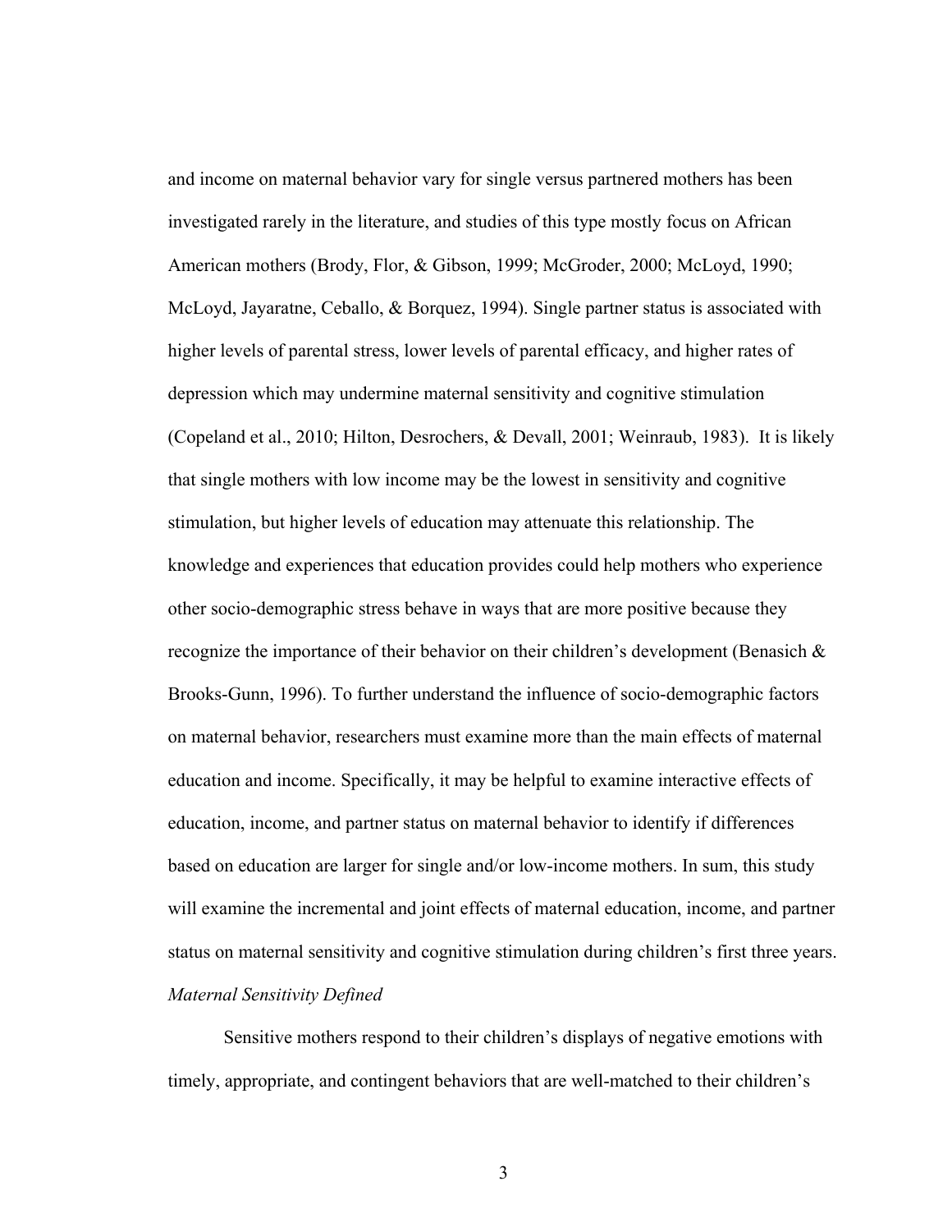and income on maternal behavior vary for single versus partnered mothers has been investigated rarely in the literature, and studies of this type mostly focus on African American mothers (Brody, Flor, & Gibson, 1999; McGroder, 2000; McLoyd, 1990; McLoyd, Jayaratne, Ceballo, & Borquez, 1994). Single partner status is associated with higher levels of parental stress, lower levels of parental efficacy, and higher rates of depression which may undermine maternal sensitivity and cognitive stimulation (Copeland et al., 2010; Hilton, Desrochers, & Devall, 2001; Weinraub, 1983). It is likely that single mothers with low income may be the lowest in sensitivity and cognitive stimulation, but higher levels of education may attenuate this relationship. The knowledge and experiences that education provides could help mothers who experience other socio-demographic stress behave in ways that are more positive because they recognize the importance of their behavior on their children's development (Benasich & Brooks-Gunn, 1996). To further understand the influence of socio-demographic factors on maternal behavior, researchers must examine more than the main effects of maternal education and income. Specifically, it may be helpful to examine interactive effects of education, income, and partner status on maternal behavior to identify if differences based on education are larger for single and/or low-income mothers. In sum, this study will examine the incremental and joint effects of maternal education, income, and partner status on maternal sensitivity and cognitive stimulation during children's first three years.

*Maternal Sensitivity Defined*

Sensitive mothers respond to their children's displays of negative emotions with timely, appropriate, and contingent behaviors that are well-matched to their children's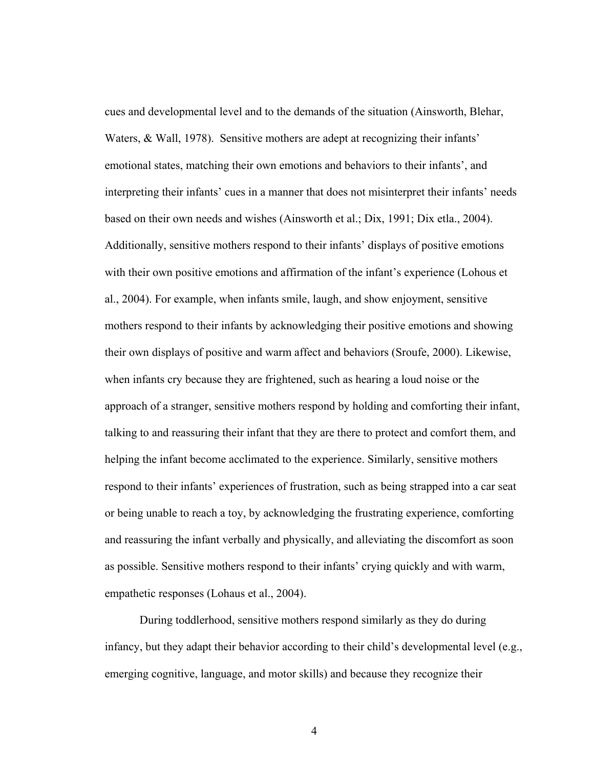cues and developmental level and to the demands of the situation (Ainsworth, Blehar, Waters, & Wall, 1978). Sensitive mothers are adept at recognizing their infants' emotional states, matching their own emotions and behaviors to their infants', and interpreting their infants' cues in a manner that does not misinterpret their infants' needs based on their own needs and wishes (Ainsworth et al.; Dix, 1991; Dix etla., 2004). Additionally, sensitive mothers respond to their infants' displays of positive emotions with their own positive emotions and affirmation of the infant's experience (Lohous et al., 2004). For example, when infants smile, laugh, and show enjoyment, sensitive mothers respond to their infants by acknowledging their positive emotions and showing their own displays of positive and warm affect and behaviors (Sroufe, 2000). Likewise, when infants cry because they are frightened, such as hearing a loud noise or the approach of a stranger, sensitive mothers respond by holding and comforting their infant, talking to and reassuring their infant that they are there to protect and comfort them, and helping the infant become acclimated to the experience. Similarly, sensitive mothers respond to their infants' experiences of frustration, such as being strapped into a car seat or being unable to reach a toy, by acknowledging the frustrating experience, comforting and reassuring the infant verbally and physically, and alleviating the discomfort as soon as possible. Sensitive mothers respond to their infants' crying quickly and with warm, empathetic responses (Lohaus et al., 2004).

During toddlerhood, sensitive mothers respond similarly as they do during infancy, but they adapt their behavior according to their child's developmental level (e.g., emerging cognitive, language, and motor skills) and because they recognize their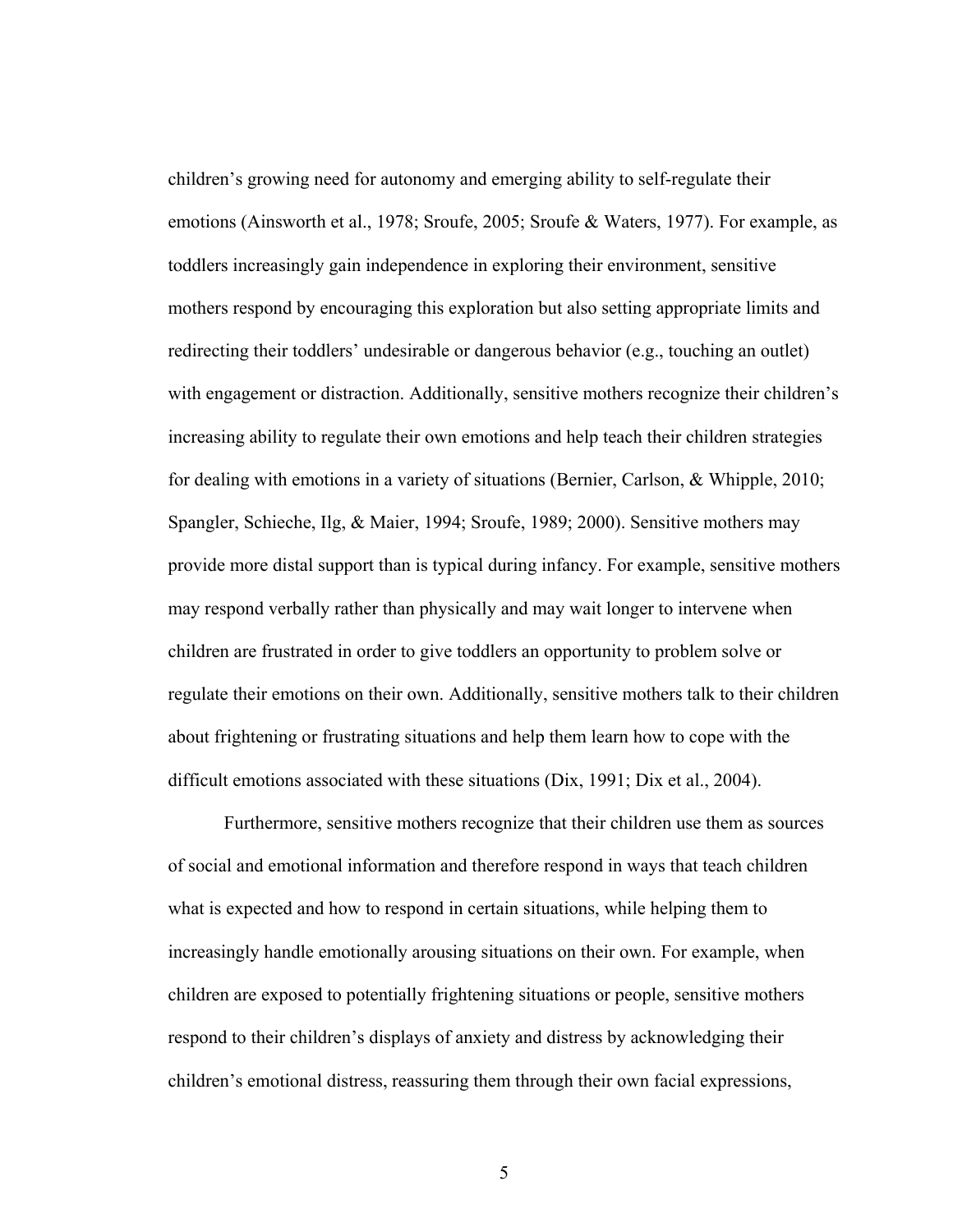children's growing need for autonomy and emerging ability to self-regulate their emotions (Ainsworth et al., 1978; Sroufe, 2005; Sroufe & Waters, 1977). For example, as toddlers increasingly gain independence in exploring their environment, sensitive mothers respond by encouraging this exploration but also setting appropriate limits and redirecting their toddlers' undesirable or dangerous behavior (e.g., touching an outlet) with engagement or distraction. Additionally, sensitive mothers recognize their children's increasing ability to regulate their own emotions and help teach their children strategies for dealing with emotions in a variety of situations (Bernier, Carlson, & Whipple, 2010; Spangler, Schieche, Ilg, & Maier, 1994; Sroufe, 1989; 2000). Sensitive mothers may provide more distal support than is typical during infancy. For example, sensitive mothers may respond verbally rather than physically and may wait longer to intervene when children are frustrated in order to give toddlers an opportunity to problem solve or regulate their emotions on their own. Additionally, sensitive mothers talk to their children about frightening or frustrating situations and help them learn how to cope with the difficult emotions associated with these situations (Dix, 1991; Dix et al., 2004).

Furthermore, sensitive mothers recognize that their children use them as sources of social and emotional information and therefore respond in ways that teach children what is expected and how to respond in certain situations, while helping them to increasingly handle emotionally arousing situations on their own. For example, when children are exposed to potentially frightening situations or people, sensitive mothers respond to their children's displays of anxiety and distress by acknowledging their children's emotional distress, reassuring them through their own facial expressions,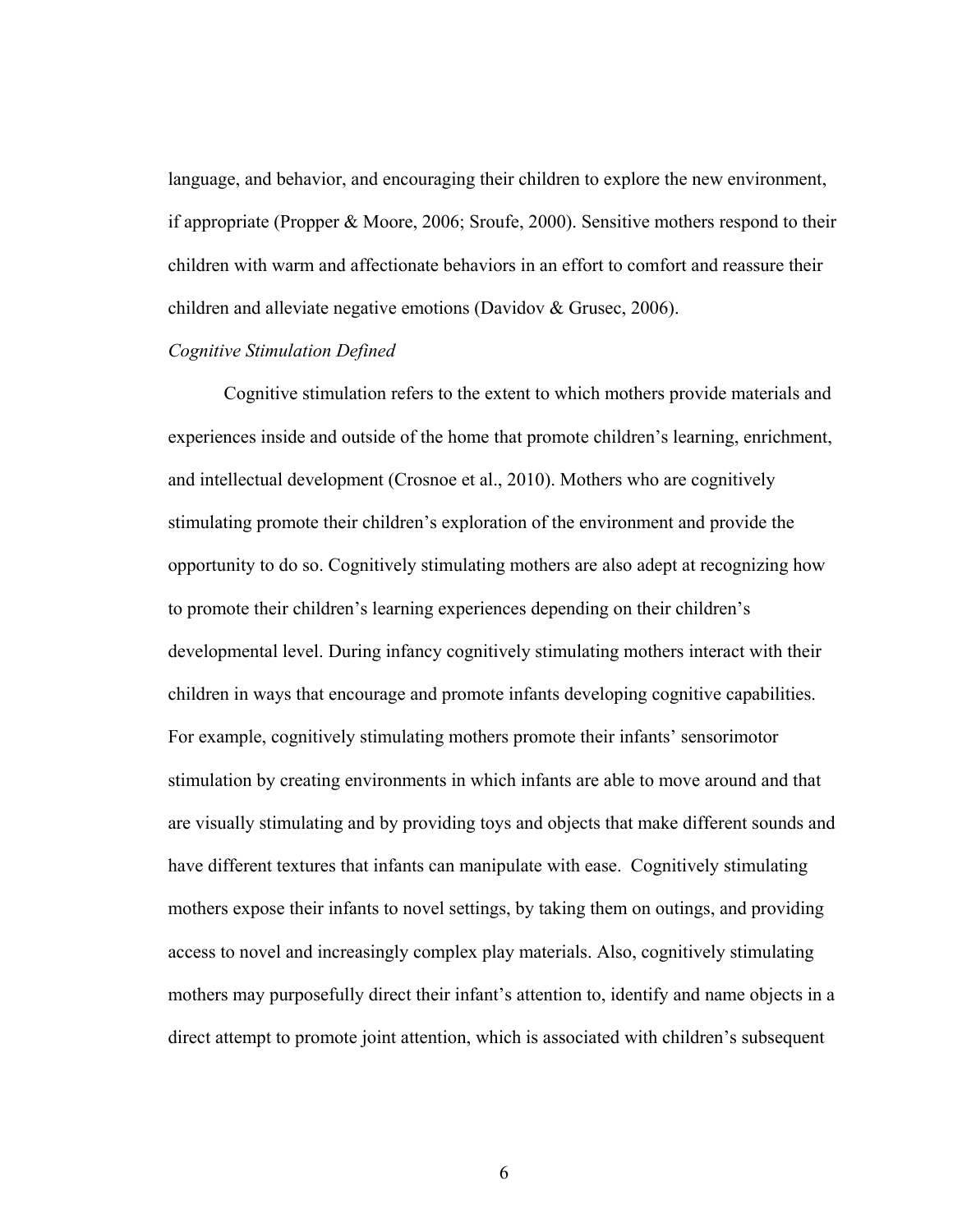language, and behavior, and encouraging their children to explore the new environment, if appropriate (Propper & Moore, 2006; Sroufe, 2000). Sensitive mothers respond to their children with warm and affectionate behaviors in an effort to comfort and reassure their children and alleviate negative emotions (Davidov & Grusec, 2006).

*Cognitive Stimulation Defined*

Cognitive stimulation refers to the extent to which mothers provide materials and experiences inside and outside of the home that promote children's learning, enrichment, and intellectual development (Crosnoe et al., 2010). Mothers who are cognitively stimulating promote their children's exploration of the environment and provide the opportunity to do so. Cognitively stimulating mothers are also adept at recognizing how to promote their children's learning experiences depending on their children's developmental level. During infancy cognitively stimulating mothers interact with their children in ways that encourage and promote infants developing cognitive capabilities. For example, cognitively stimulating mothers promote their infants' sensorimotor stimulation by creating environments in which infants are able to move around and that are visually stimulating and by providing toys and objects that make different sounds and have different textures that infants can manipulate with ease. Cognitively stimulating mothers expose their infants to novel settings, by taking them on outings, and providing access to novel and increasingly complex play materials. Also, cognitively stimulating mothers may purposefully direct their infant's attention to, identify and name objects in a direct attempt to promote joint attention, which is associated with children's subsequent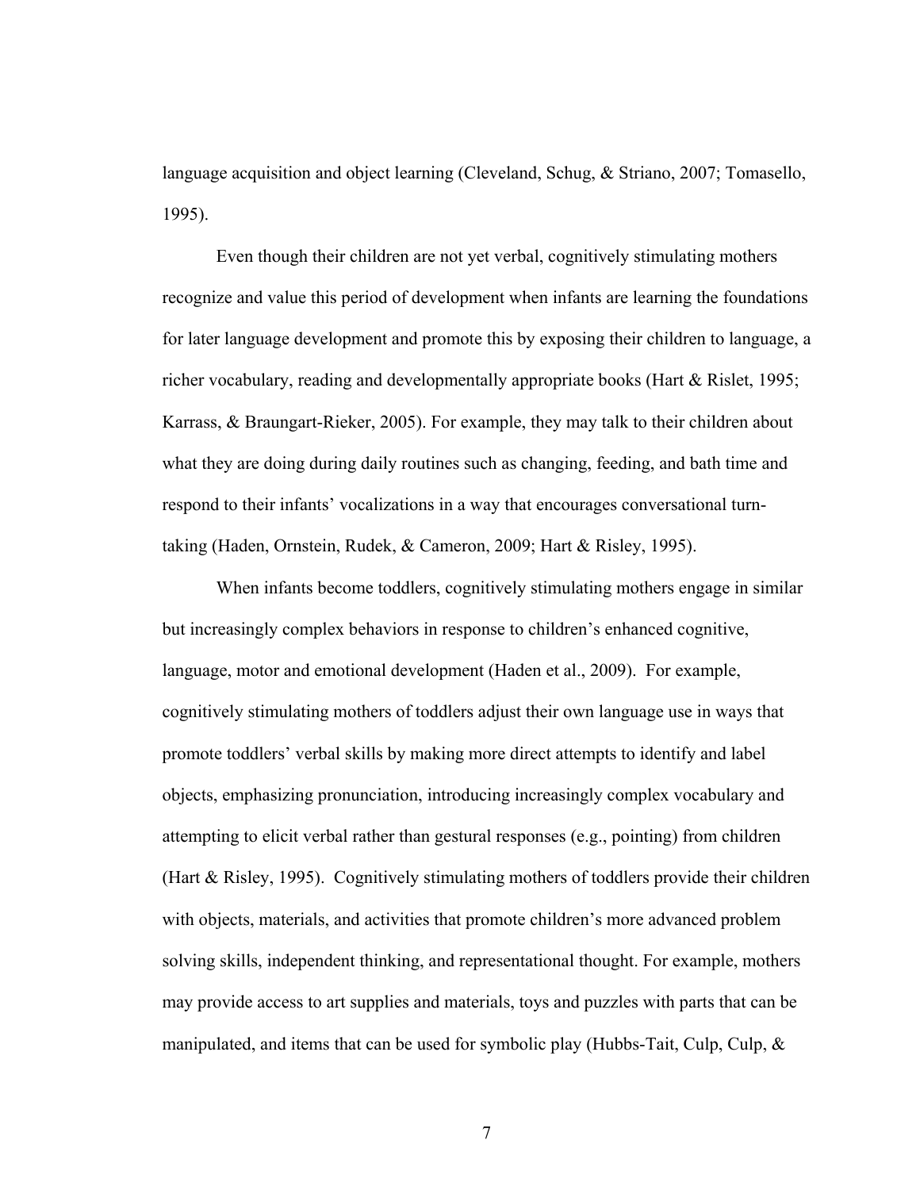language acquisition and object learning (Cleveland, Schug, & Striano, 2007; Tomasello, 1995).

Even though their children are not yet verbal, cognitively stimulating mothers recognize and value this period of development when infants are learning the foundations for later language development and promote this by exposing their children to language, a richer vocabulary, reading and developmentally appropriate books (Hart & Rislet, 1995; Karrass, & Braungart-Rieker, 2005). For example, they may talk to their children about what they are doing during daily routines such as changing, feeding, and bath time and respond to their infants' vocalizations in a way that encourages conversational turn-taking (Haden, Ornstein, Rudek, & Cameron, 2009; Hart & Risley, 1995).

When infants become toddlers, cognitively stimulating mothers engage in similar but increasingly complex behaviors in response to children's enhanced cognitive, language, motor and emotional development (Haden et al., 2009). For example, cognitively stimulating mothers of toddlers adjust their own language use in ways that promote toddlers' verbal skills by making more direct attempts to identify and label objects, emphasizing pronunciation, introducing increasingly complex vocabulary and attempting to elicit verbal rather than gestural responses (e.g., pointing) from children (Hart & Risley, 1995). Cognitively stimulating mothers of toddlers provide their children with objects, materials, and activities that promote children's more advanced problem solving skills, independent thinking, and representational thought. For example, mothers may provide access to art supplies and materials, toys and puzzles with parts that can be manipulated, and items that can be used for symbolic play (Hubbs-Tait, Culp, Culp, &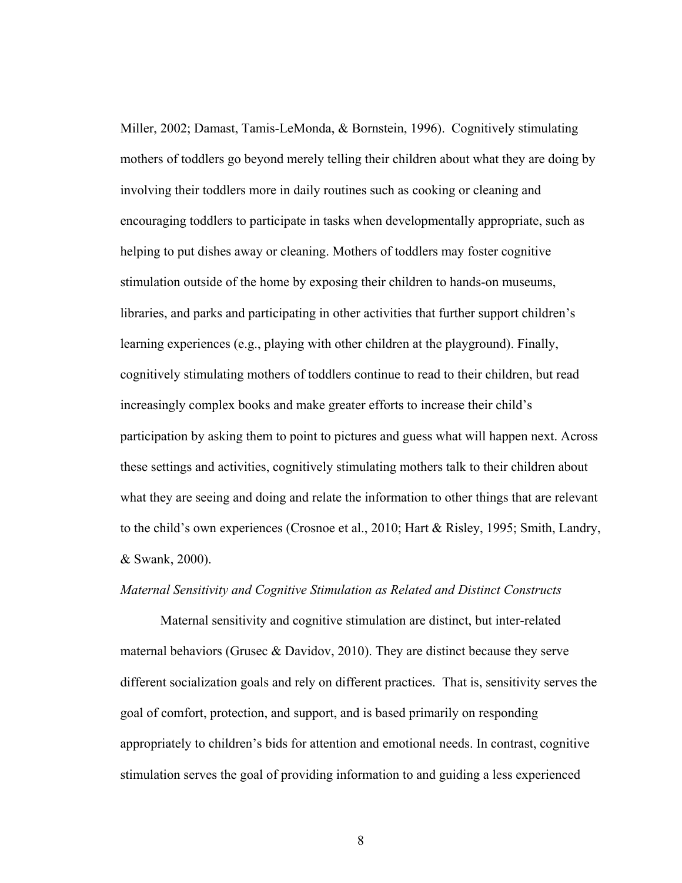Miller, 2002; Damast, Tamis-LeMonda, & Bornstein, 1996). Cognitively stimulating mothers of toddlers go beyond merely telling their children about what they are doing by involving their toddlers more in daily routines such as cooking or cleaning and encouraging toddlers to participate in tasks when developmentally appropriate, such as helping to put dishes away or cleaning. Mothers of toddlers may foster cognitive stimulation outside of the home by exposing their children to hands-on museums, libraries, and parks and participating in other activities that further support children's learning experiences (e.g., playing with other children at the playground). Finally, cognitively stimulating mothers of toddlers continue to read to their children, but read increasingly complex books and make greater efforts to increase their child's participation by asking them to point to pictures and guess what will happen next. Across these settings and activities, cognitively stimulating mothers talk to their children about what they are seeing and doing and relate the information to other things that are relevant to the child's own experiences (Crosnoe et al., 2010; Hart & Risley, 1995; Smith, Landry, & Swank, 2000).

*Maternal Sensitivity and Cognitive Stimulation as Related and Distinct Constructs*

Maternal sensitivity and cognitive stimulation are distinct, but inter-related maternal behaviors (Grusec & Davidov, 2010). They are distinct because they serve different socialization goals and rely on different practices. That is, sensitivity serves the goal of comfort, protection, and support, and is based primarily on responding appropriately to children's bids for attention and emotional needs. In contrast, cognitive stimulation serves the goal of providing information to and guiding a less experienced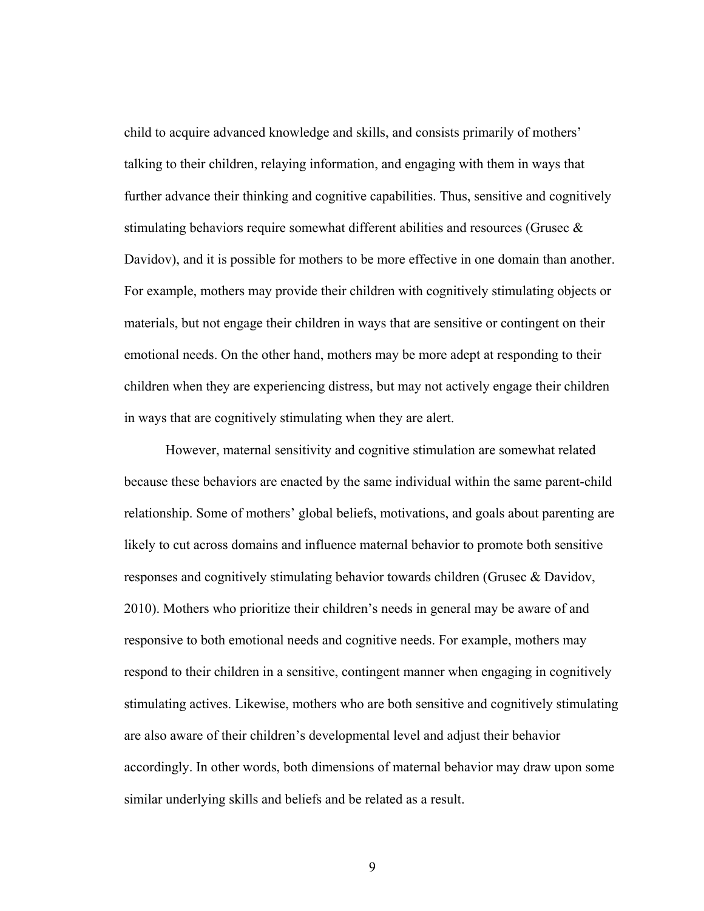child to acquire advanced knowledge and skills, and consists primarily of mothers' talking to their children, relaying information, and engaging with them in ways that further advance their thinking and cognitive capabilities. Thus, sensitive and cognitively stimulating behaviors require somewhat different abilities and resources (Grusec & Davidov), and it is possible for mothers to be more effective in one domain than another. For example, mothers may provide their children with cognitively stimulating objects or materials, but not engage their children in ways that are sensitive or contingent on their emotional needs. On the other hand, mothers may be more adept at responding to their children when they are experiencing distress, but may not actively engage their children in ways that are cognitively stimulating when they are alert.

However, maternal sensitivity and cognitive stimulation are somewhat related because these behaviors are enacted by the same individual within the same parent-child relationship. Some of mothers' global beliefs, motivations, and goals about parenting are likely to cut across domains and influence maternal behavior to promote both sensitive responses and cognitively stimulating behavior towards children (Grusec & Davidov, 2010). Mothers who prioritize their children's needs in general may be aware of and responsive to both emotional needs and cognitive needs. For example, mothers may respond to their children in a sensitive, contingent manner when engaging in cognitively stimulating actives. Likewise, mothers who are both sensitive and cognitively stimulating are also aware of their children's developmental level and adjust their behavior accordingly. In other words, both dimensions of maternal behavior may draw upon some similar underlying skills and beliefs and be related as a result.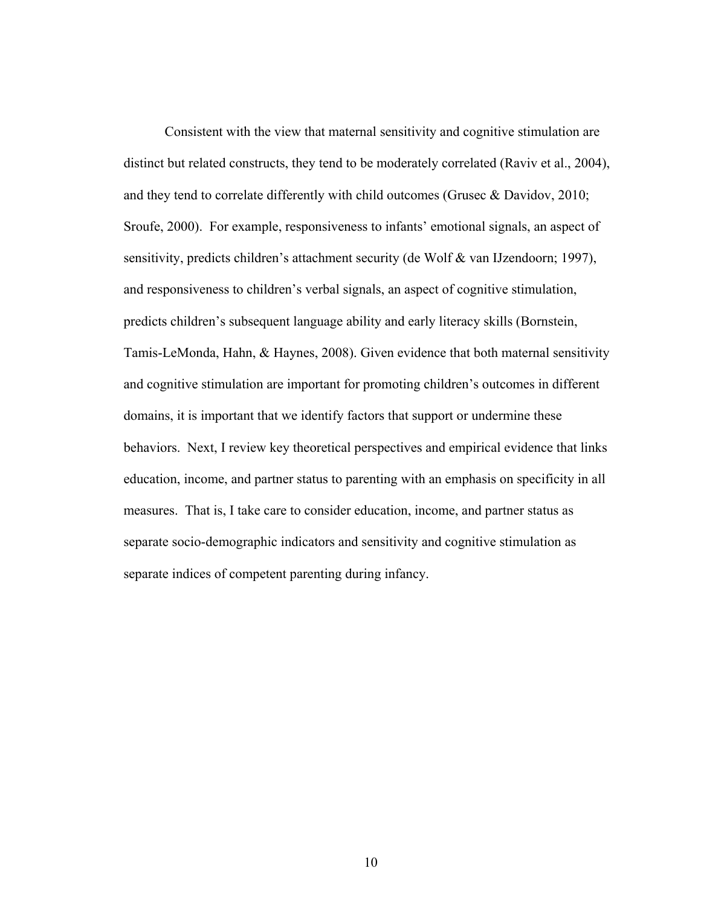Consistent with the view that maternal sensitivity and cognitive stimulation are distinct but related constructs, they tend to be moderately correlated (Raviv et al., 2004), and they tend to correlate differently with child outcomes (Grusec & Davidov, 2010; Sroufe, 2000). For example, responsiveness to infants' emotional signals, an aspect of sensitivity, predicts children's attachment security (de Wolf & van IJzendoorn; 1997), and responsiveness to children's verbal signals, an aspect of cognitive stimulation, predicts children's subsequent language ability and early literacy skills (Bornstein, Tamis-LeMonda, Hahn, & Haynes, 2008). Given evidence that both maternal sensitivity and cognitive stimulation are important for promoting children's outcomes in different domains, it is important that we identify factors that support or undermine these behaviors. Next, I review key theoretical perspectives and empirical evidence that links education, income, and partner status to parenting with an emphasis on specificity in all measures. That is, I take care to consider education, income, and partner status as separate socio-demographic indicators and sensitivity and cognitive stimulation as separate indices of competent parenting during infancy.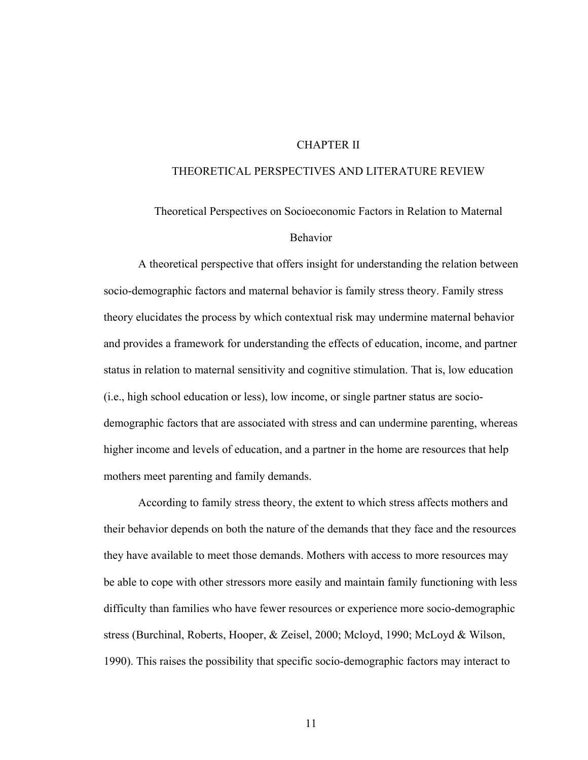# CHAPTER II

# THEORETICAL PERSPECTIVES AND LITERATURE REVIEW

## Theoretical Perspectives on Socioeconomic Factors in Relation to Maternal Behavior

A theoretical perspective that offers insight for understanding the relation between socio-demographic factors and maternal behavior is family stress theory. Family stress theory elucidates the process by which contextual risk may undermine maternal behavior and provides a framework for understanding the effects of education, income, and partner status in relation to maternal sensitivity and cognitive stimulation. That is, low education (i.e., high school education or less), low income, or single partner status are socio-demographic factors that are associated with stress and can undermine parenting, whereas higher income and levels of education, and a partner in the home are resources that help mothers meet parenting and family demands.

According to family stress theory, the extent to which stress affects mothers and their behavior depends on both the nature of the demands that they face and the resources they have available to meet those demands. Mothers with access to more resources may be able to cope with other stressors more easily and maintain family functioning with less difficulty than families who have fewer resources or experience more socio-demographic stress (Burchinal, Roberts, Hooper, & Zeisel, 2000; Mcloyd, 1990; McLoyd & Wilson, 1990). This raises the possibility that specific socio-demographic factors may interact to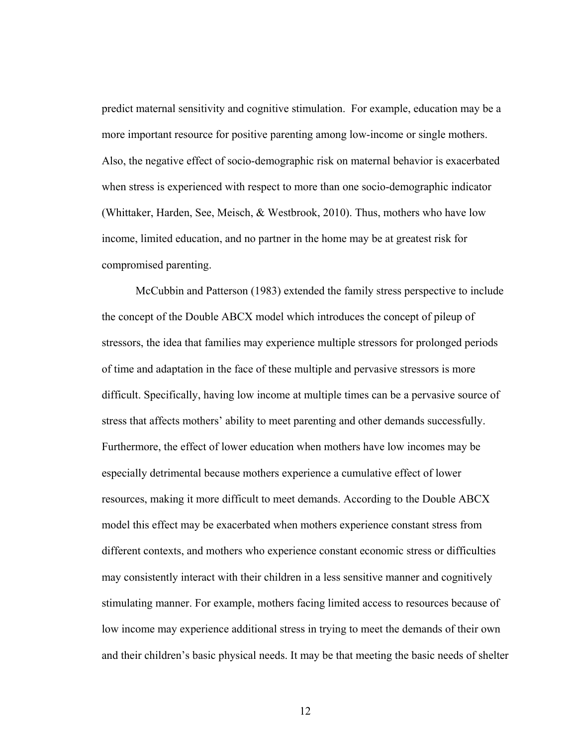predict maternal sensitivity and cognitive stimulation. For example, education may be a more important resource for positive parenting among low-income or single mothers. Also, the negative effect of socio-demographic risk on maternal behavior is exacerbated when stress is experienced with respect to more than one socio-demographic indicator (Whittaker, Harden, See, Meisch, & Westbrook, 2010). Thus, mothers who have low income, limited education, and no partner in the home may be at greatest risk for compromised parenting.

McCubbin and Patterson (1983) extended the family stress perspective to include the concept of the Double ABCX model which introduces the concept of pileup of stressors, the idea that families may experience multiple stressors for prolonged periods of time and adaptation in the face of these multiple and pervasive stressors is more difficult. Specifically, having low income at multiple times can be a pervasive source of stress that affects mothers' ability to meet parenting and other demands successfully. Furthermore, the effect of lower education when mothers have low incomes may be especially detrimental because mothers experience a cumulative effect of lower resources, making it more difficult to meet demands. According to the Double ABCX model this effect may be exacerbated when mothers experience constant stress from different contexts, and mothers who experience constant economic stress or difficulties may consistently interact with their children in a less sensitive manner and cognitively stimulating manner. For example, mothers facing limited access to resources because of low income may experience additional stress in trying to meet the demands of their own and their children's basic physical needs. It may be that meeting the basic needs of shelter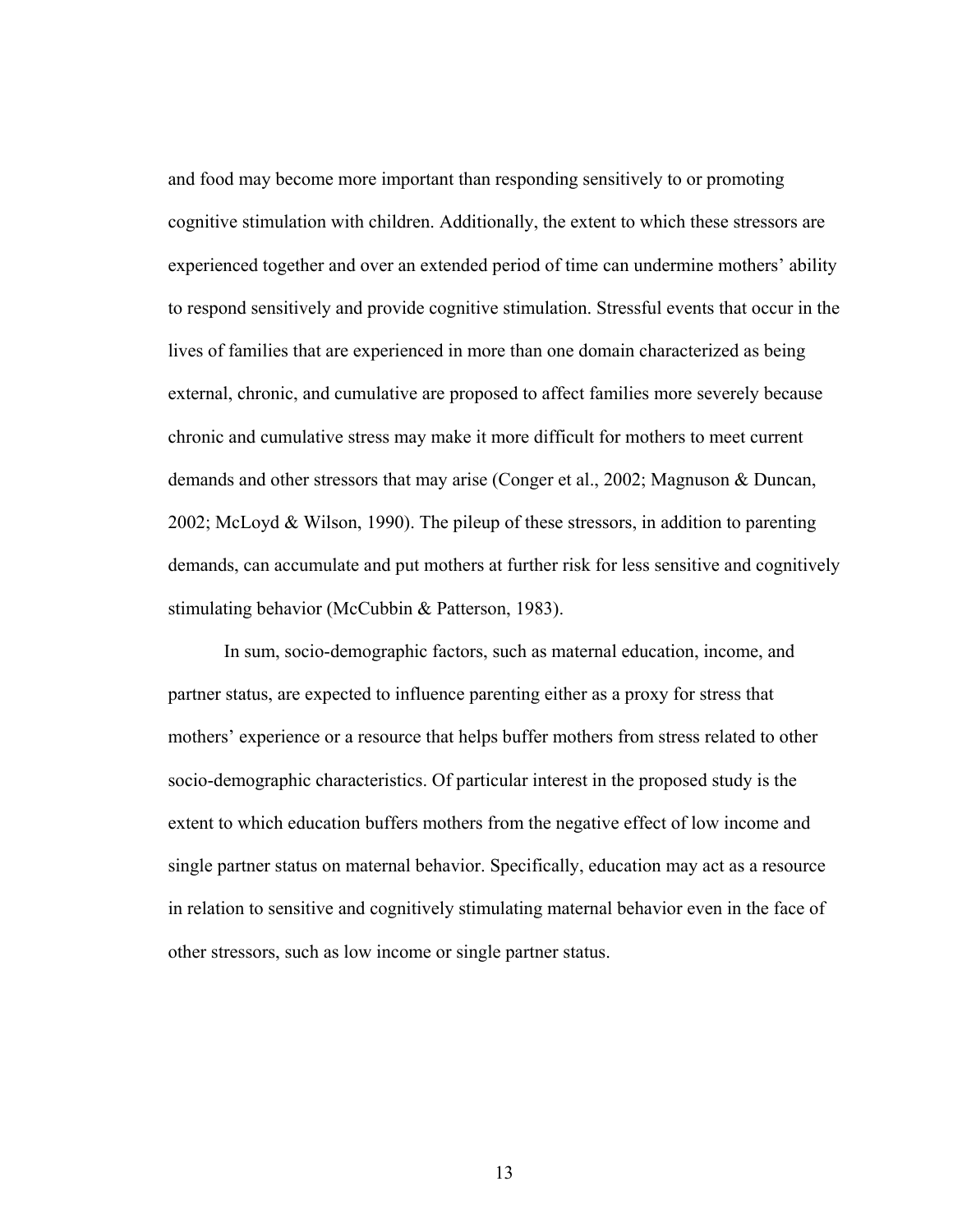and food may become more important than responding sensitively to or promoting cognitive stimulation with children. Additionally, the extent to which these stressors are experienced together and over an extended period of time can undermine mothers' ability to respond sensitively and provide cognitive stimulation. Stressful events that occur in the lives of families that are experienced in more than one domain characterized as being external, chronic, and cumulative are proposed to affect families more severely because chronic and cumulative stress may make it more difficult for mothers to meet current demands and other stressors that may arise (Conger et al., 2002; Magnuson & Duncan, 2002; McLoyd & Wilson, 1990). The pileup of these stressors, in addition to parenting demands, can accumulate and put mothers at further risk for less sensitive and cognitively stimulating behavior (McCubbin & Patterson, 1983).

In sum, socio-demographic factors, such as maternal education, income, and partner status, are expected to influence parenting either as a proxy for stress that mothers' experience or a resource that helps buffer mothers from stress related to other socio-demographic characteristics. Of particular interest in the proposed study is the extent to which education buffers mothers from the negative effect of low income and single partner status on maternal behavior. Specifically, education may act as a resource in relation to sensitive and cognitively stimulating maternal behavior even in the face of other stressors, such as low income or single partner status.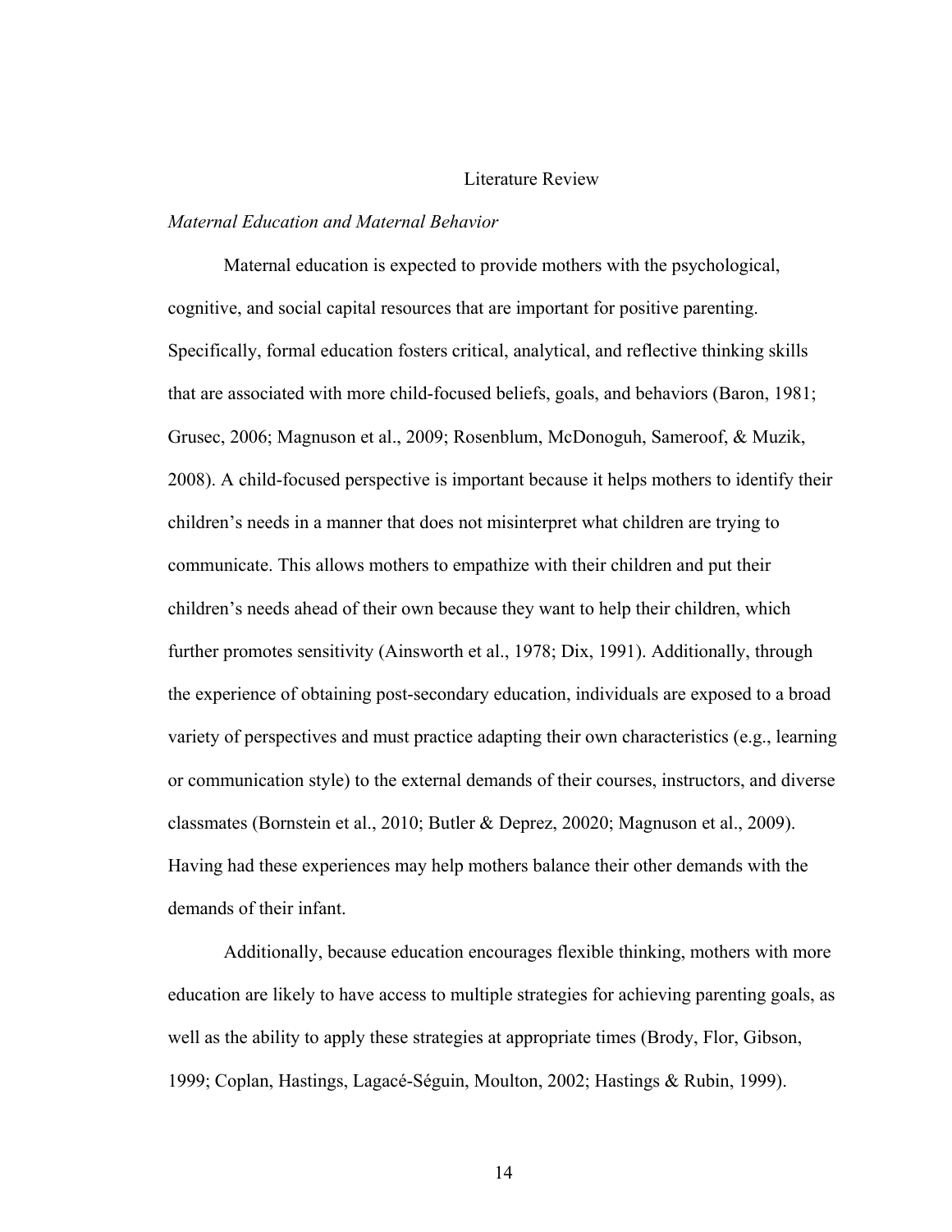# Literature Review

*Maternal Education and Maternal Behavior*

Maternal education is expected to provide mothers with the psychological, cognitive, and social capital resources that are important for positive parenting. Specifically, formal education fosters critical, analytical, and reflective thinking skills that are associated with more child-focused beliefs, goals, and behaviors (Baron, 1981; Grusec, 2006; Magnuson et al., 2009; Rosenblum, McDonoguh, Sameroof, & Muzik, 2008). A child-focused perspective is important because it helps mothers to identify their children's needs in a manner that does not misinterpret what children are trying to communicate. This allows mothers to empathize with their children and put their children's needs ahead of their own because they want to help their children, which further promotes sensitivity (Ainsworth et al., 1978; Dix, 1991). Additionally, through the experience of obtaining post-secondary education, individuals are exposed to a broad variety of perspectives and must practice adapting their own characteristics (e.g., learning or communication style) to the external demands of their courses, instructors, and diverse classmates (Bornstein et al., 2010; Butler & Deprez, 20020; Magnuson et al., 2009). Having had these experiences may help mothers balance their other demands with the demands of their infant.

Additionally, because education encourages flexible thinking, mothers with more education are likely to have access to multiple strategies for achieving parenting goals, as well as the ability to apply these strategies at appropriate times (Brody, Flor, Gibson, 1999; Coplan, Hastings, Lagacé-Séguin, Moulton, 2002; Hastings & Rubin, 1999).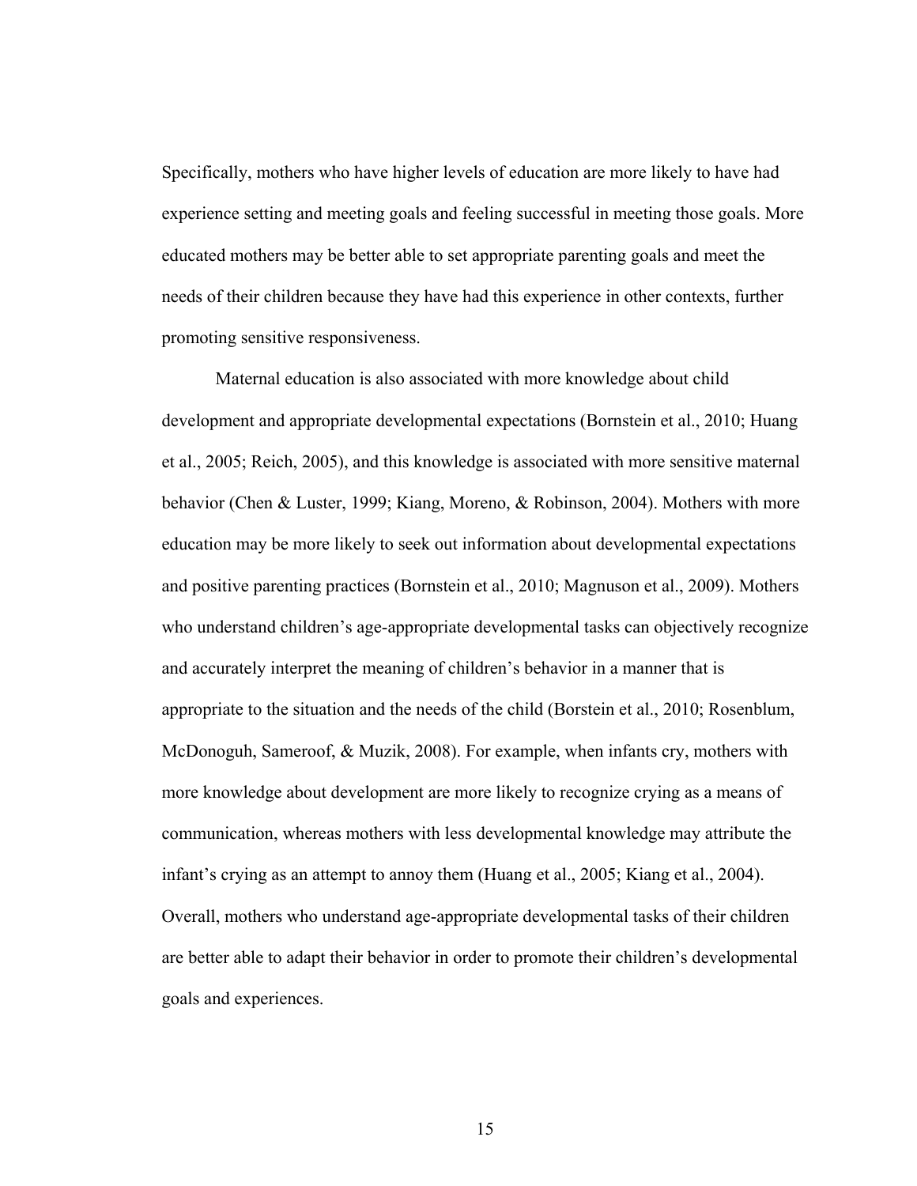Specifically, mothers who have higher levels of education are more likely to have had experience setting and meeting goals and feeling successful in meeting those goals. More educated mothers may be better able to set appropriate parenting goals and meet the needs of their children because they have had this experience in other contexts, further promoting sensitive responsiveness.

Maternal education is also associated with more knowledge about child development and appropriate developmental expectations (Bornstein et al., 2010; Huang et al., 2005; Reich, 2005), and this knowledge is associated with more sensitive maternal behavior (Chen & Luster, 1999; Kiang, Moreno, & Robinson, 2004). Mothers with more education may be more likely to seek out information about developmental expectations and positive parenting practices (Bornstein et al., 2010; Magnuson et al., 2009). Mothers who understand children's age-appropriate developmental tasks can objectively recognize and accurately interpret the meaning of children's behavior in a manner that is appropriate to the situation and the needs of the child (Borstein et al., 2010; Rosenblum, McDonoguh, Sameroof, & Muzik, 2008). For example, when infants cry, mothers with more knowledge about development are more likely to recognize crying as a means of communication, whereas mothers with less developmental knowledge may attribute the infant's crying as an attempt to annoy them (Huang et al., 2005; Kiang et al., 2004). Overall, mothers who understand age-appropriate developmental tasks of their children are better able to adapt their behavior in order to promote their children's developmental goals and experiences.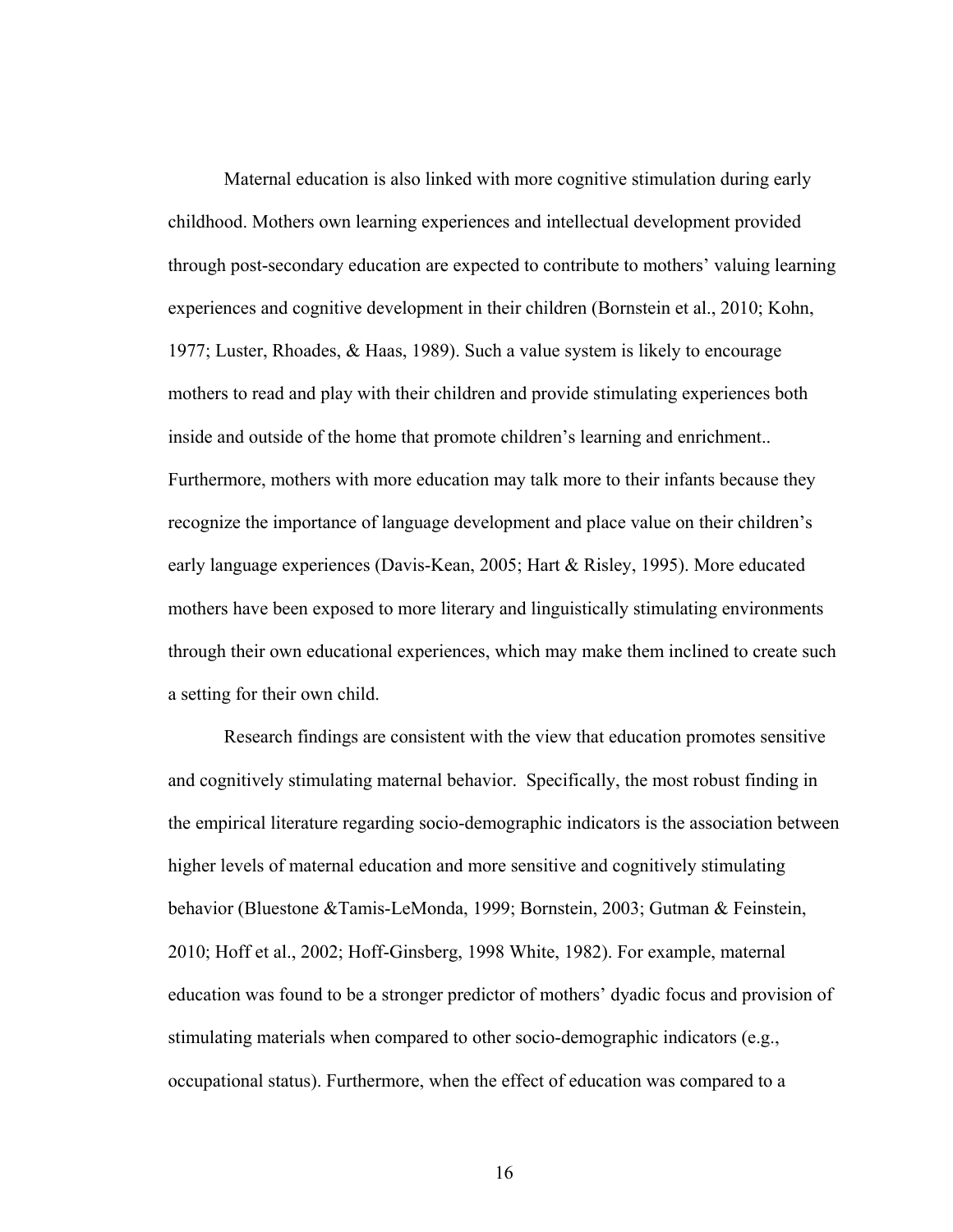Maternal education is also linked with more cognitive stimulation during early childhood. Mothers own learning experiences and intellectual development provided through post-secondary education are expected to contribute to mothers' valuing learning experiences and cognitive development in their children (Bornstein et al., 2010; Kohn, 1977; Luster, Rhoades, & Haas, 1989). Such a value system is likely to encourage mothers to read and play with their children and provide stimulating experiences both inside and outside of the home that promote children's learning and enrichment.. Furthermore, mothers with more education may talk more to their infants because they recognize the importance of language development and place value on their children's early language experiences (Davis-Kean, 2005; Hart & Risley, 1995). More educated mothers have been exposed to more literary and linguistically stimulating environments through their own educational experiences, which may make them inclined to create such a setting for their own child.

Research findings are consistent with the view that education promotes sensitive and cognitively stimulating maternal behavior. Specifically, the most robust finding in the empirical literature regarding socio-demographic indicators is the association between higher levels of maternal education and more sensitive and cognitively stimulating behavior (Bluestone &Tamis-LeMonda, 1999; Bornstein, 2003; Gutman & Feinstein, 2010; Hoff et al., 2002; Hoff-Ginsberg, 1998 White, 1982). For example, maternal education was found to be a stronger predictor of mothers' dyadic focus and provision of stimulating materials when compared to other socio-demographic indicators (e.g., occupational status). Furthermore, when the effect of education was compared to a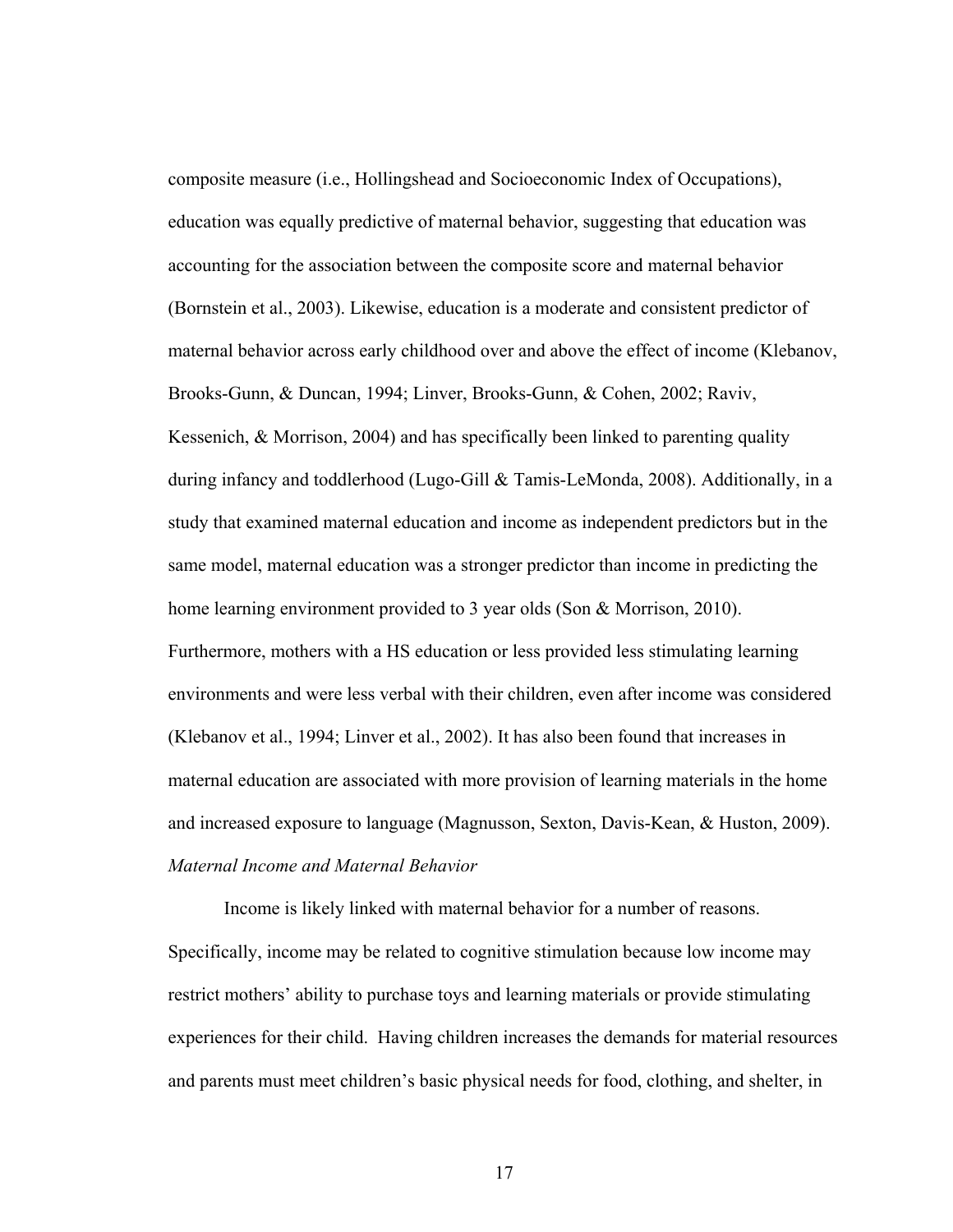composite measure (i.e., Hollingshead and Socioeconomic Index of Occupations), education was equally predictive of maternal behavior, suggesting that education was accounting for the association between the composite score and maternal behavior (Bornstein et al., 2003). Likewise, education is a moderate and consistent predictor of maternal behavior across early childhood over and above the effect of income (Klebanov, Brooks-Gunn, & Duncan, 1994; Linver, Brooks-Gunn, & Cohen, 2002; Raviv, Kessenich, & Morrison, 2004) and has specifically been linked to parenting quality during infancy and toddlerhood (Lugo-Gill & Tamis-LeMonda, 2008). Additionally, in a study that examined maternal education and income as independent predictors but in the same model, maternal education was a stronger predictor than income in predicting the home learning environment provided to 3 year olds (Son & Morrison, 2010). Furthermore, mothers with a HS education or less provided less stimulating learning environments and were less verbal with their children, even after income was considered (Klebanov et al., 1994; Linver et al., 2002). It has also been found that increases in maternal education are associated with more provision of learning materials in the home and increased exposure to language (Magnusson, Sexton, Davis-Kean, & Huston, 2009).

*Maternal Income and Maternal Behavior*

Income is likely linked with maternal behavior for a number of reasons. Specifically, income may be related to cognitive stimulation because low income may restrict mothers' ability to purchase toys and learning materials or provide stimulating experiences for their child. Having children increases the demands for material resources and parents must meet children's basic physical needs for food, clothing, and shelter, in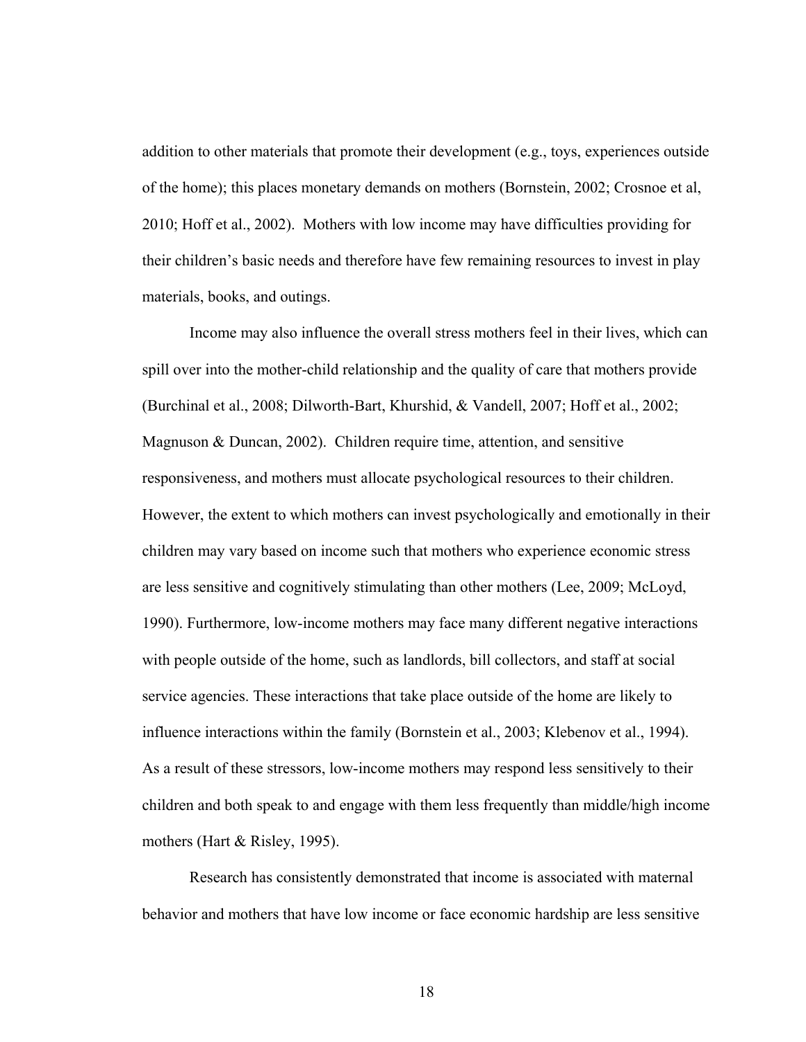addition to other materials that promote their development (e.g., toys, experiences outside of the home); this places monetary demands on mothers (Bornstein, 2002; Crosnoe et al, 2010; Hoff et al., 2002). Mothers with low income may have difficulties providing for their children's basic needs and therefore have few remaining resources to invest in play materials, books, and outings.

Income may also influence the overall stress mothers feel in their lives, which can spill over into the mother-child relationship and the quality of care that mothers provide (Burchinal et al., 2008; Dilworth-Bart, Khurshid, & Vandell, 2007; Hoff et al., 2002; Magnuson & Duncan, 2002). Children require time, attention, and sensitive responsiveness, and mothers must allocate psychological resources to their children. However, the extent to which mothers can invest psychologically and emotionally in their children may vary based on income such that mothers who experience economic stress are less sensitive and cognitively stimulating than other mothers (Lee, 2009; McLoyd, 1990). Furthermore, low-income mothers may face many different negative interactions with people outside of the home, such as landlords, bill collectors, and staff at social service agencies. These interactions that take place outside of the home are likely to influence interactions within the family (Bornstein et al., 2003; Klebenov et al., 1994). As a result of these stressors, low-income mothers may respond less sensitively to their children and both speak to and engage with them less frequently than middle/high income mothers (Hart & Risley, 1995).

Research has consistently demonstrated that income is associated with maternal behavior and mothers that have low income or face economic hardship are less sensitive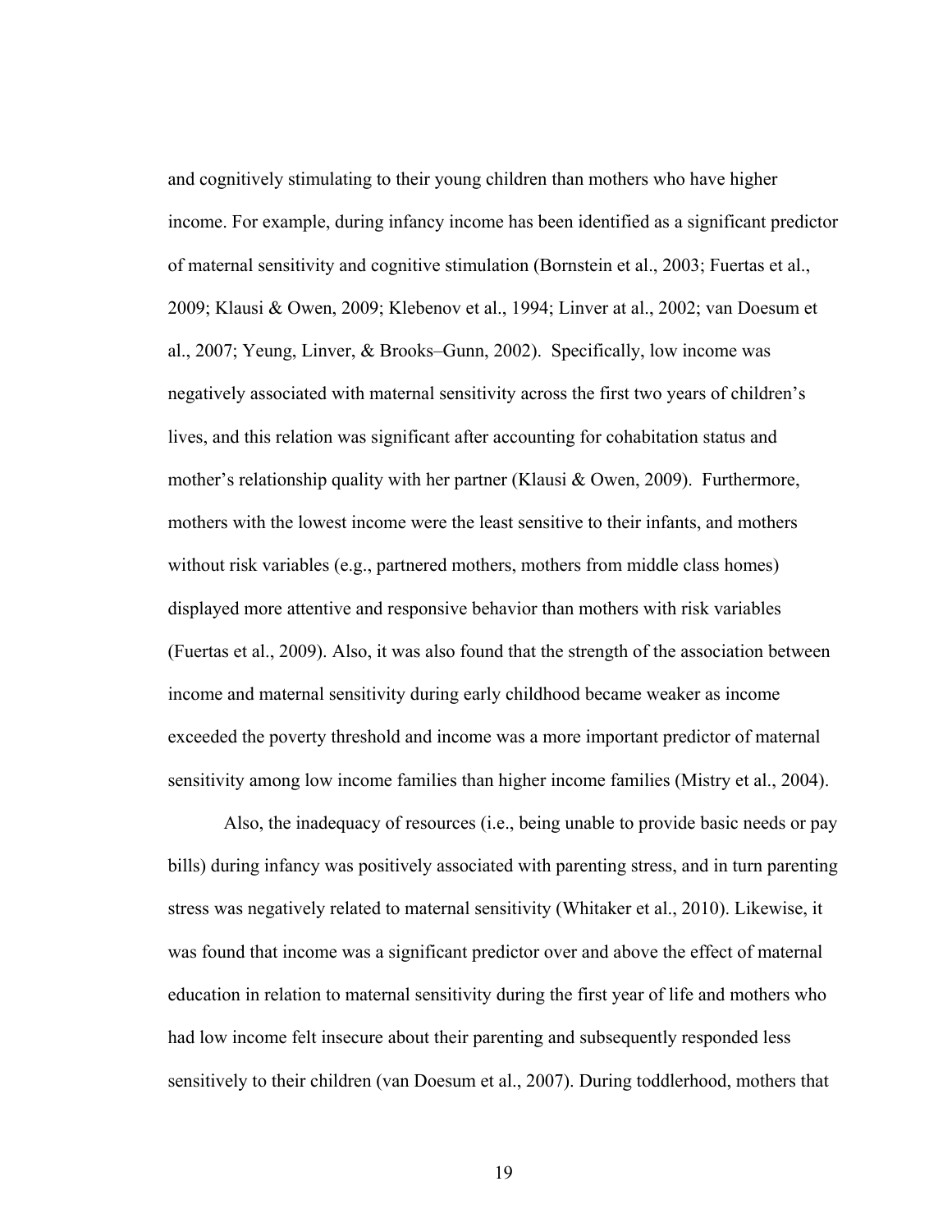and cognitively stimulating to their young children than mothers who have higher income. For example, during infancy income has been identified as a significant predictor of maternal sensitivity and cognitive stimulation (Bornstein et al., 2003; Fuertas et al., 2009; Klausi & Owen, 2009; Klebenov et al., 1994; Linver at al., 2002; van Doesum et al., 2007; Yeung, Linver, & Brooks–Gunn, 2002). Specifically, low income was negatively associated with maternal sensitivity across the first two years of children's lives, and this relation was significant after accounting for cohabitation status and mother's relationship quality with her partner (Klausi & Owen, 2009). Furthermore, mothers with the lowest income were the least sensitive to their infants, and mothers without risk variables (e.g., partnered mothers, mothers from middle class homes) displayed more attentive and responsive behavior than mothers with risk variables (Fuertas et al., 2009). Also, it was also found that the strength of the association between income and maternal sensitivity during early childhood became weaker as income exceeded the poverty threshold and income was a more important predictor of maternal sensitivity among low income families than higher income families (Mistry et al., 2004).

Also, the inadequacy of resources (i.e., being unable to provide basic needs or pay bills) during infancy was positively associated with parenting stress, and in turn parenting stress was negatively related to maternal sensitivity (Whitaker et al., 2010). Likewise, it was found that income was a significant predictor over and above the effect of maternal education in relation to maternal sensitivity during the first year of life and mothers who had low income felt insecure about their parenting and subsequently responded less sensitively to their children (van Doesum et al., 2007). During toddlerhood, mothers that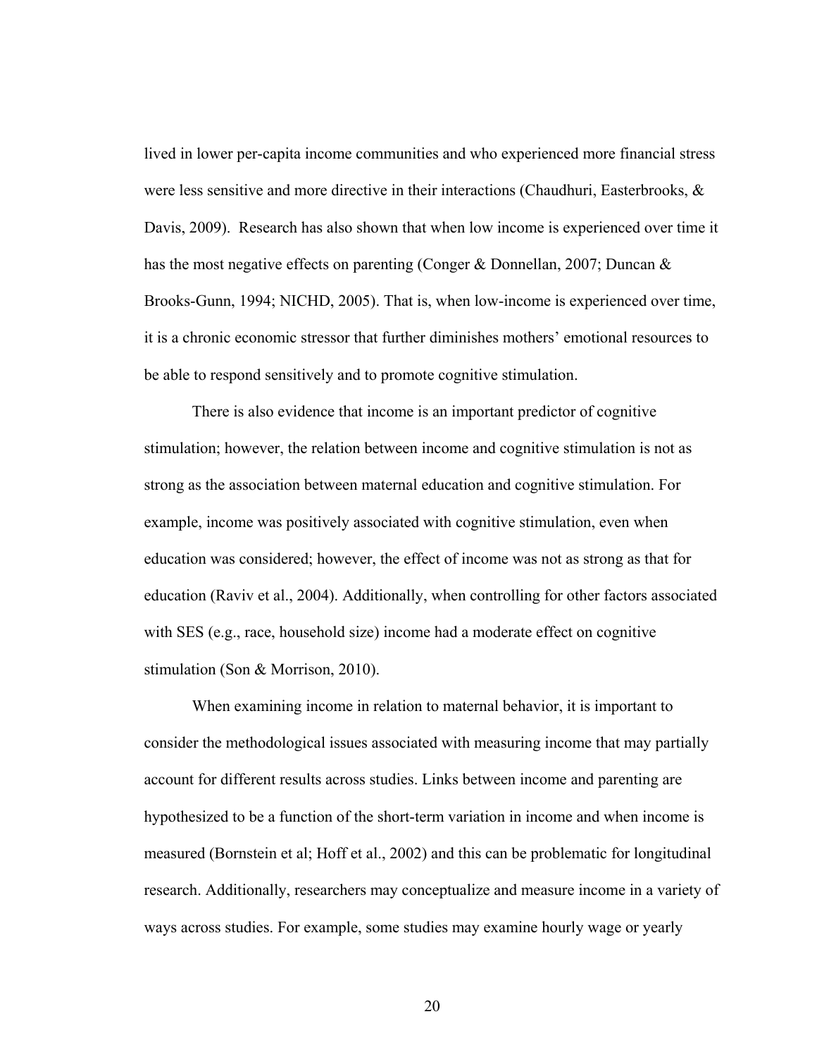lived in lower per-capita income communities and who experienced more financial stress were less sensitive and more directive in their interactions (Chaudhuri, Easterbrooks, & Davis, 2009). Research has also shown that when low income is experienced over time it has the most negative effects on parenting (Conger & Donnellan, 2007; Duncan & Brooks-Gunn, 1994; NICHD, 2005). That is, when low-income is experienced over time, it is a chronic economic stressor that further diminishes mothers' emotional resources to be able to respond sensitively and to promote cognitive stimulation.

There is also evidence that income is an important predictor of cognitive stimulation; however, the relation between income and cognitive stimulation is not as strong as the association between maternal education and cognitive stimulation. For example, income was positively associated with cognitive stimulation, even when education was considered; however, the effect of income was not as strong as that for education (Raviv et al., 2004). Additionally, when controlling for other factors associated with SES (e.g., race, household size) income had a moderate effect on cognitive stimulation (Son & Morrison, 2010).

When examining income in relation to maternal behavior, it is important to consider the methodological issues associated with measuring income that may partially account for different results across studies. Links between income and parenting are hypothesized to be a function of the short-term variation in income and when income is measured (Bornstein et al; Hoff et al., 2002) and this can be problematic for longitudinal research. Additionally, researchers may conceptualize and measure income in a variety of ways across studies. For example, some studies may examine hourly wage or yearly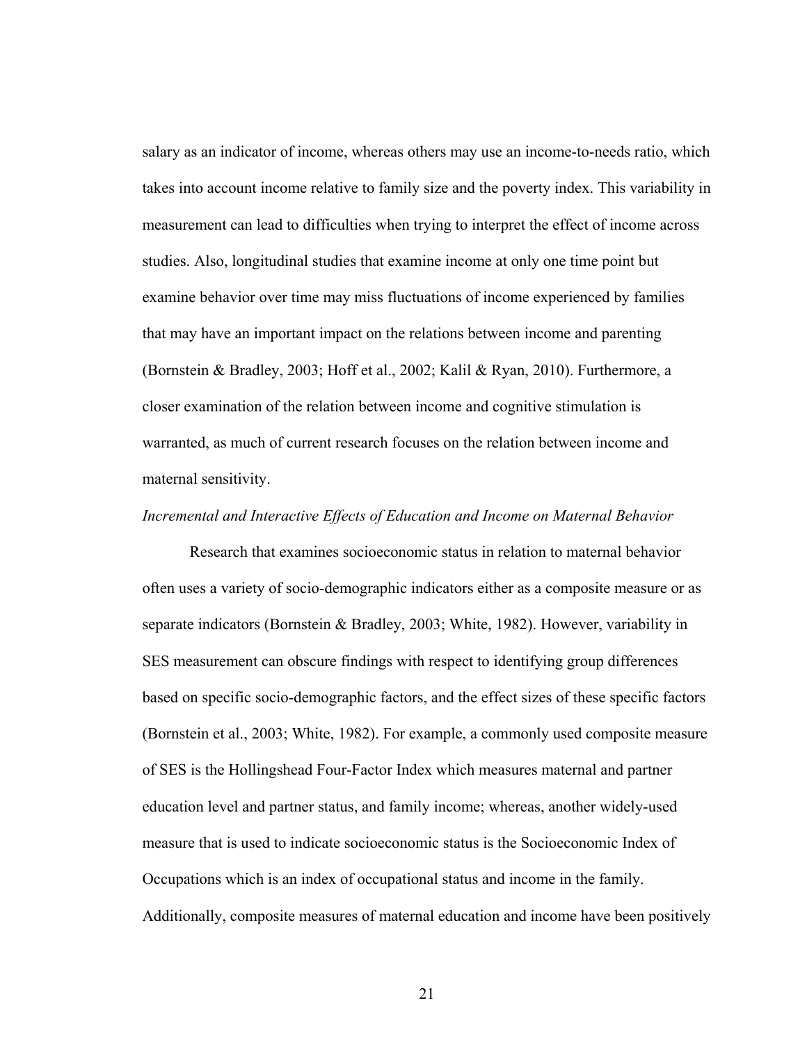salary as an indicator of income, whereas others may use an income-to-needs ratio, which takes into account income relative to family size and the poverty index. This variability in measurement can lead to difficulties when trying to interpret the effect of income across studies. Also, longitudinal studies that examine income at only one time point but examine behavior over time may miss fluctuations of income experienced by families that may have an important impact on the relations between income and parenting (Bornstein & Bradley, 2003; Hoff et al., 2002; Kalil & Ryan, 2010). Furthermore, a closer examination of the relation between income and cognitive stimulation is warranted, as much of current research focuses on the relation between income and maternal sensitivity.

### *Incremental and Interactive Effects of Education and Income on Maternal Behavior*

Research that examines socioeconomic status in relation to maternal behavior often uses a variety of socio-demographic indicators either as a composite measure or as separate indicators (Bornstein & Bradley, 2003; White, 1982). However, variability in SES measurement can obscure findings with respect to identifying group differences based on specific socio-demographic factors, and the effect sizes of these specific factors (Bornstein et al., 2003; White, 1982). For example, a commonly used composite measure of SES is the Hollingshead Four-Factor Index which measures maternal and partner education level and partner status, and family income; whereas, another widely-used measure that is used to indicate socioeconomic status is the Socioeconomic Index of Occupations which is an index of occupational status and income in the family. Additionally, composite measures of maternal education and income have been positively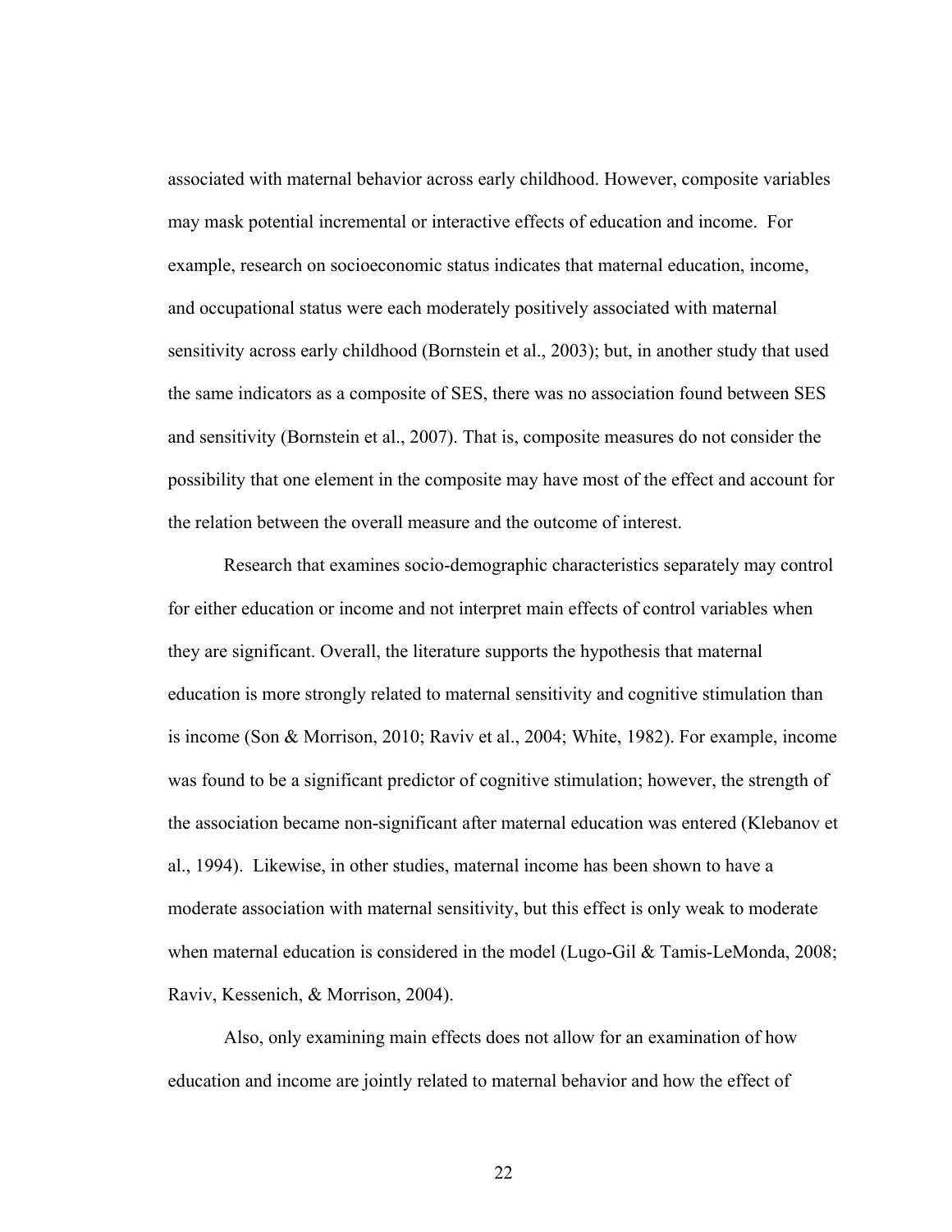associated with maternal behavior across early childhood. However, composite variables may mask potential incremental or interactive effects of education and income. For example, research on socioeconomic status indicates that maternal education, income, and occupational status were each moderately positively associated with maternal sensitivity across early childhood (Bornstein et al., 2003); but, in another study that used the same indicators as a composite of SES, there was no association found between SES and sensitivity (Bornstein et al., 2007). That is, composite measures do not consider the possibility that one element in the composite may have most of the effect and account for the relation between the overall measure and the outcome of interest.

Research that examines socio-demographic characteristics separately may control for either education or income and not interpret main effects of control variables when they are significant. Overall, the literature supports the hypothesis that maternal education is more strongly related to maternal sensitivity and cognitive stimulation than is income (Son & Morrison, 2010; Raviv et al., 2004; White, 1982). For example, income was found to be a significant predictor of cognitive stimulation; however, the strength of the association became non-significant after maternal education was entered (Klebanov et al., 1994). Likewise, in other studies, maternal income has been shown to have a moderate association with maternal sensitivity, but this effect is only weak to moderate when maternal education is considered in the model (Lugo-Gil & Tamis-LeMonda, 2008; Raviv, Kessenich, & Morrison, 2004).

Also, only examining main effects does not allow for an examination of how education and income are jointly related to maternal behavior and how the effect of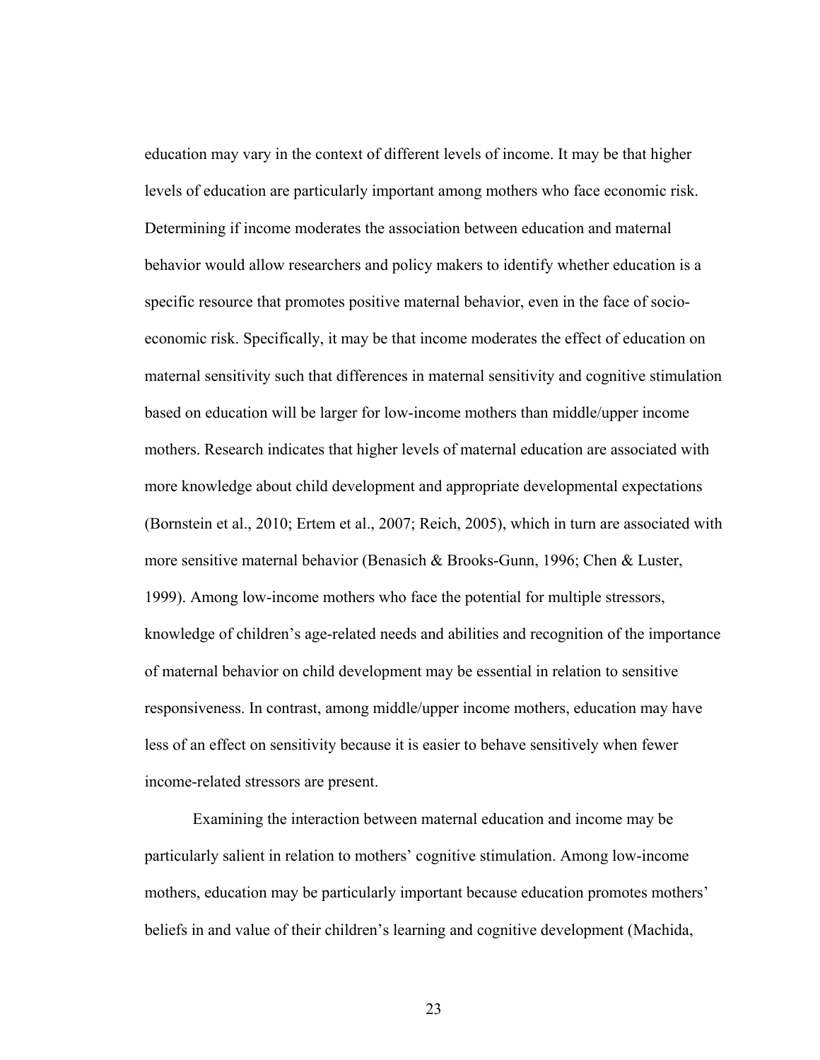education may vary in the context of different levels of income. It may be that higher levels of education are particularly important among mothers who face economic risk. Determining if income moderates the association between education and maternal behavior would allow researchers and policy makers to identify whether education is a specific resource that promotes positive maternal behavior, even in the face of socio-economic risk. Specifically, it may be that income moderates the effect of education on maternal sensitivity such that differences in maternal sensitivity and cognitive stimulation based on education will be larger for low-income mothers than middle/upper income mothers. Research indicates that higher levels of maternal education are associated with more knowledge about child development and appropriate developmental expectations (Bornstein et al., 2010; Ertem et al., 2007; Reich, 2005), which in turn are associated with more sensitive maternal behavior (Benasich & Brooks-Gunn, 1996; Chen & Luster, 1999). Among low-income mothers who face the potential for multiple stressors, knowledge of children's age-related needs and abilities and recognition of the importance of maternal behavior on child development may be essential in relation to sensitive responsiveness. In contrast, among middle/upper income mothers, education may have less of an effect on sensitivity because it is easier to behave sensitively when fewer income-related stressors are present.

Examining the interaction between maternal education and income may be particularly salient in relation to mothers' cognitive stimulation. Among low-income mothers, education may be particularly important because education promotes mothers' beliefs in and value of their children's learning and cognitive development (Machida,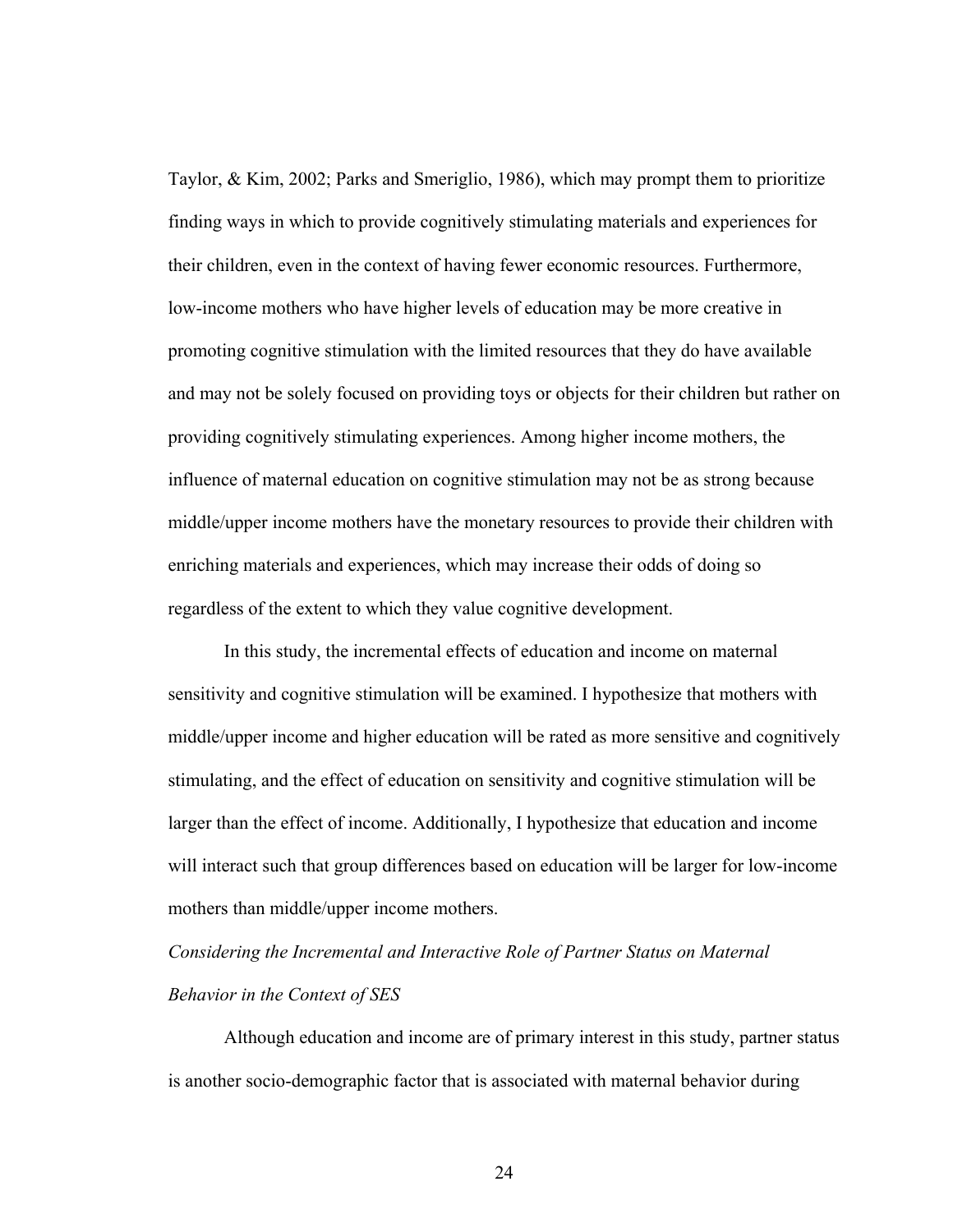Taylor, & Kim, 2002; Parks and Smeriglio, 1986), which may prompt them to prioritize finding ways in which to provide cognitively stimulating materials and experiences for their children, even in the context of having fewer economic resources. Furthermore, low-income mothers who have higher levels of education may be more creative in promoting cognitive stimulation with the limited resources that they do have available and may not be solely focused on providing toys or objects for their children but rather on providing cognitively stimulating experiences. Among higher income mothers, the influence of maternal education on cognitive stimulation may not be as strong because middle/upper income mothers have the monetary resources to provide their children with enriching materials and experiences, which may increase their odds of doing so regardless of the extent to which they value cognitive development.

In this study, the incremental effects of education and income on maternal sensitivity and cognitive stimulation will be examined. I hypothesize that mothers with middle/upper income and higher education will be rated as more sensitive and cognitively stimulating, and the effect of education on sensitivity and cognitive stimulation will be larger than the effect of income. Additionally, I hypothesize that education and income will interact such that group differences based on education will be larger for low-income mothers than middle/upper income mothers.

*Considering the Incremental and Interactive Role of Partner Status on Maternal Behavior in the Context of SES*

Although education and income are of primary interest in this study, partner status is another socio-demographic factor that is associated with maternal behavior during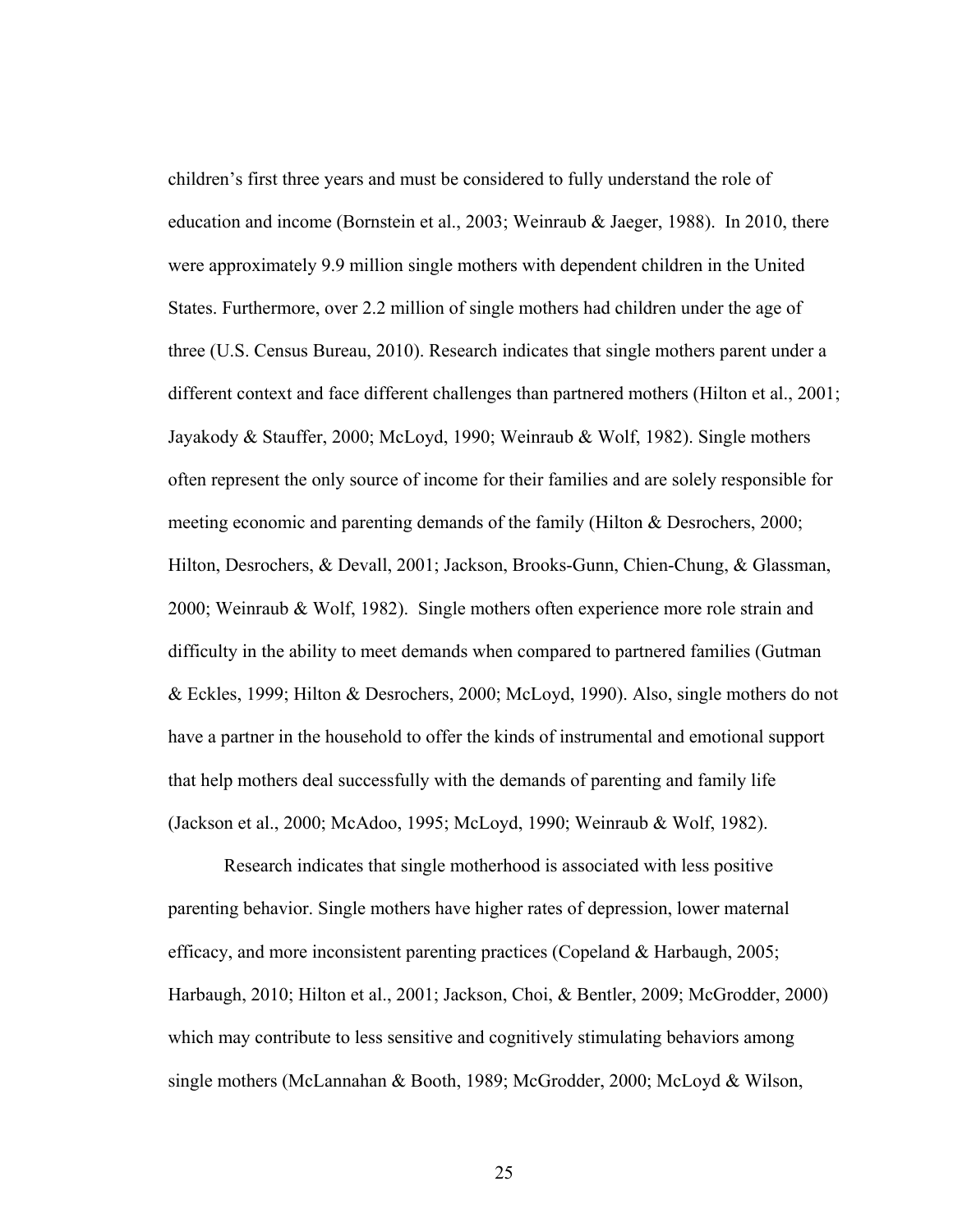children's first three years and must be considered to fully understand the role of education and income (Bornstein et al., 2003; Weinraub & Jaeger, 1988). In 2010, there were approximately 9.9 million single mothers with dependent children in the United States. Furthermore, over 2.2 million of single mothers had children under the age of three (U.S. Census Bureau, 2010). Research indicates that single mothers parent under a different context and face different challenges than partnered mothers (Hilton et al., 2001; Jayakody & Stauffer, 2000; McLoyd, 1990; Weinraub & Wolf, 1982). Single mothers often represent the only source of income for their families and are solely responsible for meeting economic and parenting demands of the family (Hilton & Desrochers, 2000; Hilton, Desrochers, & Devall, 2001; Jackson, Brooks-Gunn, Chien-Chung, & Glassman, 2000; Weinraub & Wolf, 1982). Single mothers often experience more role strain and difficulty in the ability to meet demands when compared to partnered families (Gutman & Eckles, 1999; Hilton & Desrochers, 2000; McLoyd, 1990). Also, single mothers do not have a partner in the household to offer the kinds of instrumental and emotional support that help mothers deal successfully with the demands of parenting and family life (Jackson et al., 2000; McAdoo, 1995; McLoyd, 1990; Weinraub & Wolf, 1982).

Research indicates that single motherhood is associated with less positive parenting behavior. Single mothers have higher rates of depression, lower maternal efficacy, and more inconsistent parenting practices (Copeland & Harbaugh, 2005; Harbaugh, 2010; Hilton et al., 2001; Jackson, Choi, & Bentler, 2009; McGrodder, 2000) which may contribute to less sensitive and cognitively stimulating behaviors among single mothers (McLannahan & Booth, 1989; McGrodder, 2000; McLoyd & Wilson,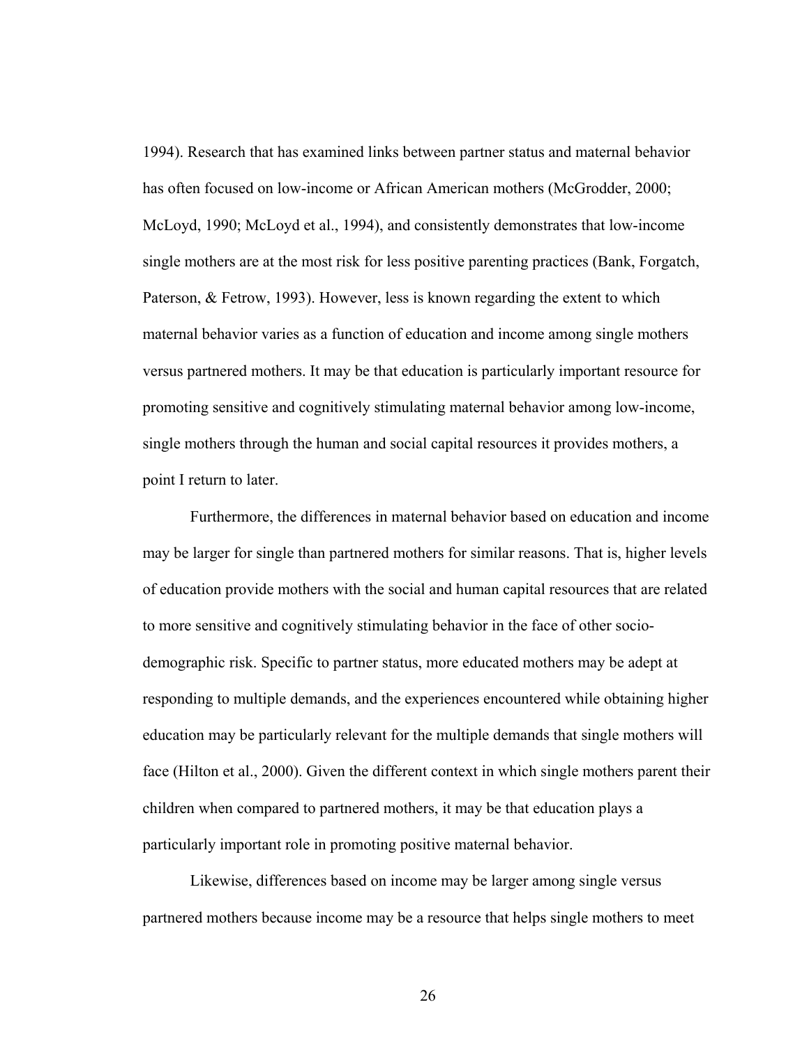1994). Research that has examined links between partner status and maternal behavior has often focused on low-income or African American mothers (McGrodder, 2000; McLoyd, 1990; McLoyd et al., 1994), and consistently demonstrates that low-income single mothers are at the most risk for less positive parenting practices (Bank, Forgatch, Paterson, & Fetrow, 1993). However, less is known regarding the extent to which maternal behavior varies as a function of education and income among single mothers versus partnered mothers. It may be that education is particularly important resource for promoting sensitive and cognitively stimulating maternal behavior among low-income, single mothers through the human and social capital resources it provides mothers, a point I return to later.

Furthermore, the differences in maternal behavior based on education and income may be larger for single than partnered mothers for similar reasons. That is, higher levels of education provide mothers with the social and human capital resources that are related to more sensitive and cognitively stimulating behavior in the face of other socio-demographic risk. Specific to partner status, more educated mothers may be adept at responding to multiple demands, and the experiences encountered while obtaining higher education may be particularly relevant for the multiple demands that single mothers will face (Hilton et al., 2000). Given the different context in which single mothers parent their children when compared to partnered mothers, it may be that education plays a particularly important role in promoting positive maternal behavior.

Likewise, differences based on income may be larger among single versus partnered mothers because income may be a resource that helps single mothers to meet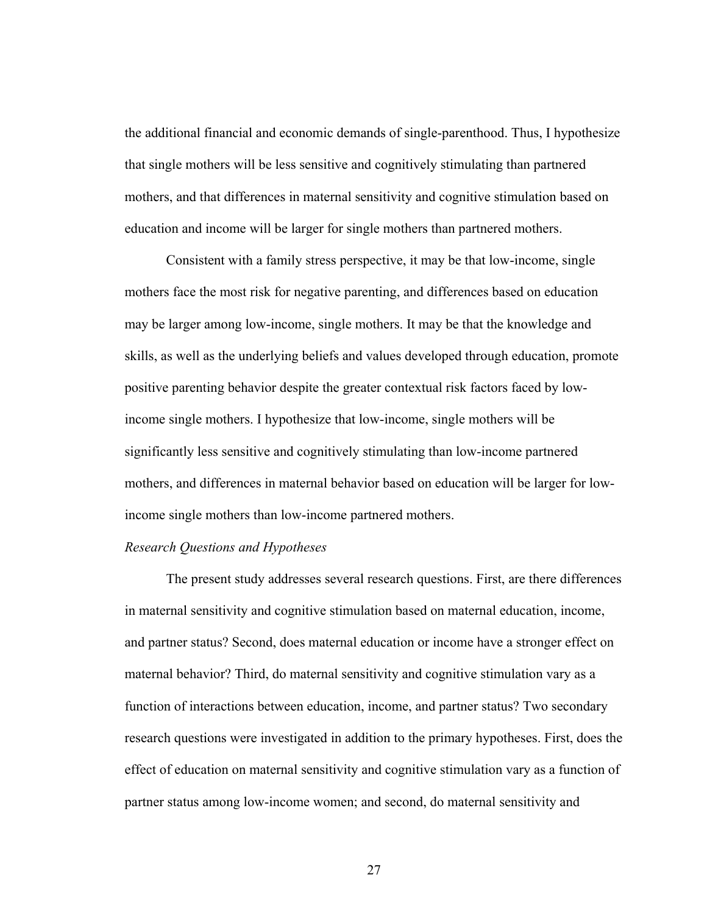the additional financial and economic demands of single-parenthood. Thus, I hypothesize that single mothers will be less sensitive and cognitively stimulating than partnered mothers, and that differences in maternal sensitivity and cognitive stimulation based on education and income will be larger for single mothers than partnered mothers.

Consistent with a family stress perspective, it may be that low-income, single mothers face the most risk for negative parenting, and differences based on education may be larger among low-income, single mothers. It may be that the knowledge and skills, as well as the underlying beliefs and values developed through education, promote positive parenting behavior despite the greater contextual risk factors faced by low-income single mothers. I hypothesize that low-income, single mothers will be significantly less sensitive and cognitively stimulating than low-income partnered mothers, and differences in maternal behavior based on education will be larger for low-income single mothers than low-income partnered mothers.

*Research Questions and Hypotheses*

The present study addresses several research questions. First, are there differences in maternal sensitivity and cognitive stimulation based on maternal education, income, and partner status? Second, does maternal education or income have a stronger effect on maternal behavior? Third, do maternal sensitivity and cognitive stimulation vary as a function of interactions between education, income, and partner status? Two secondary research questions were investigated in addition to the primary hypotheses. First, does the effect of education on maternal sensitivity and cognitive stimulation vary as a function of partner status among low-income women; and second, do maternal sensitivity and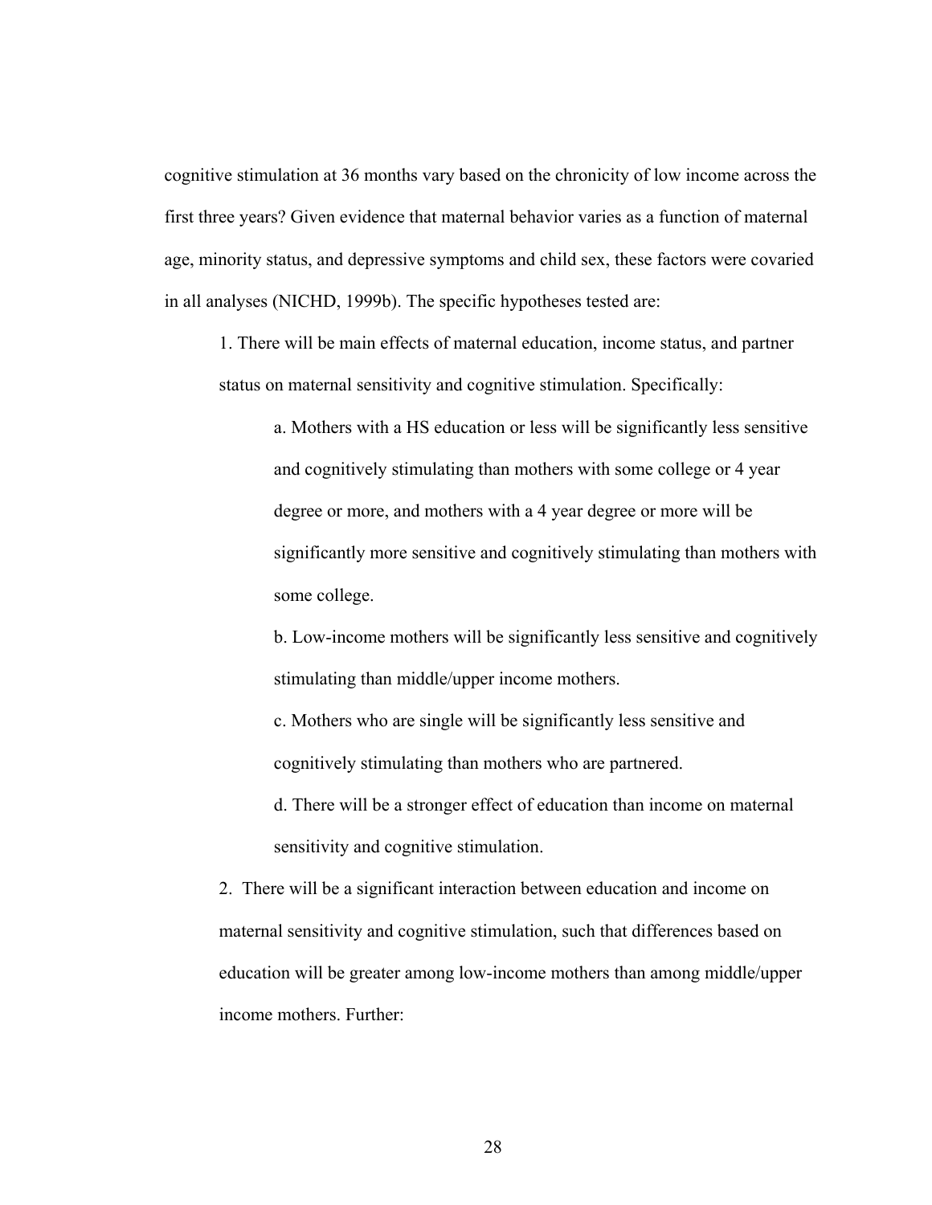cognitive stimulation at 36 months vary based on the chronicity of low income across the first three years? Given evidence that maternal behavior varies as a function of maternal age, minority status, and depressive symptoms and child sex, these factors were covaried in all analyses (NICHD, 1999b). The specific hypotheses tested are:

1. There will be main effects of maternal education, income status, and partner status on maternal sensitivity and cognitive stimulation. Specifically:

    a. Mothers with a HS education or less will be significantly less sensitive and cognitively stimulating than mothers with some college or 4 year degree or more, and mothers with a 4 year degree or more will be significantly more sensitive and cognitively stimulating than mothers with some college.

    b. Low-income mothers will be significantly less sensitive and cognitively stimulating than middle/upper income mothers.

    c. Mothers who are single will be significantly less sensitive and cognitively stimulating than mothers who are partnered.

    d. There will be a stronger effect of education than income on maternal sensitivity and cognitive stimulation.

2. There will be a significant interaction between education and income on maternal sensitivity and cognitive stimulation, such that differences based on education will be greater among low-income mothers than among middle/upper income mothers. Further: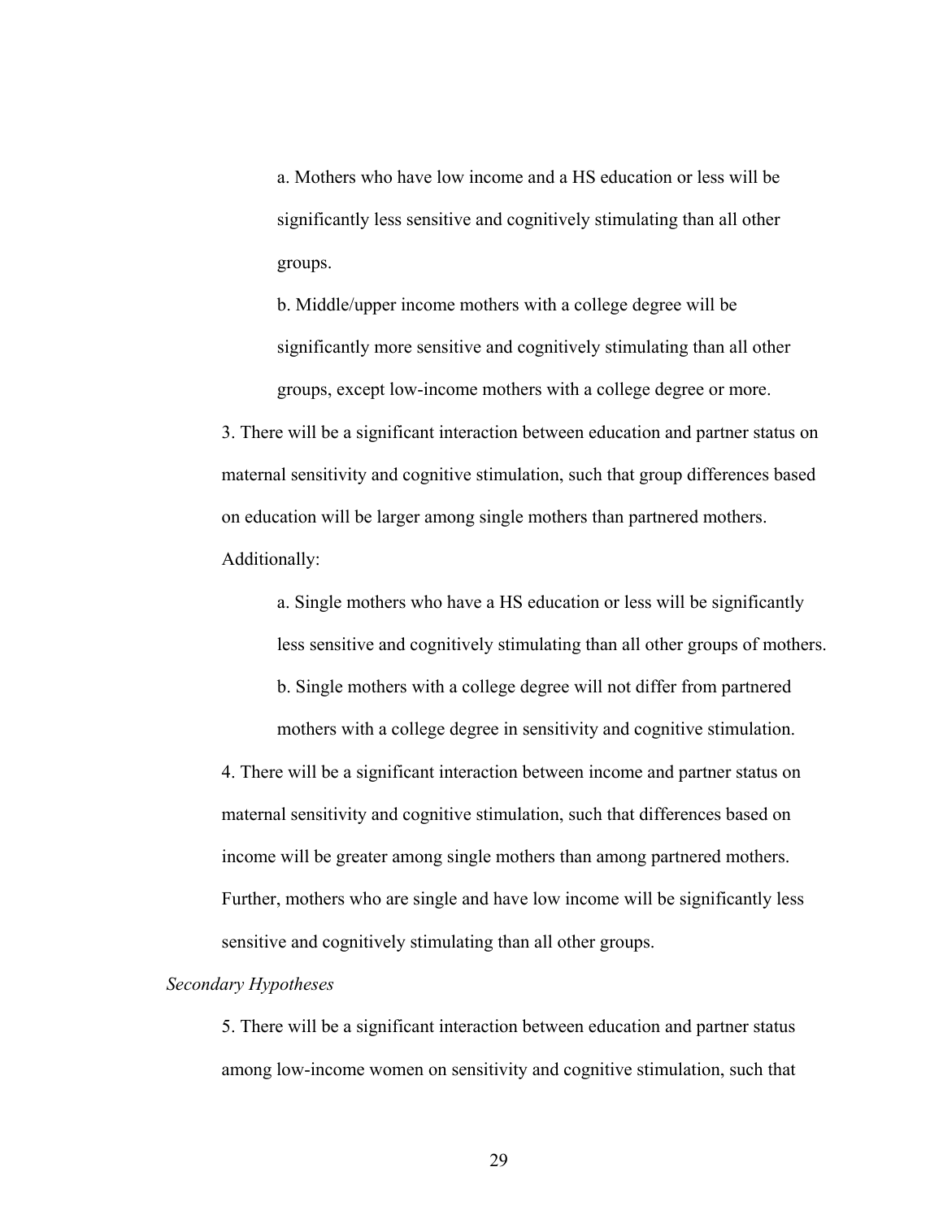a. Mothers who have low income and a HS education or less will be significantly less sensitive and cognitively stimulating than all other groups.

b. Middle/upper income mothers with a college degree will be significantly more sensitive and cognitively stimulating than all other groups, except low-income mothers with a college degree or more.

3. There will be a significant interaction between education and partner status on maternal sensitivity and cognitive stimulation, such that group differences based on education will be larger among single mothers than partnered mothers. Additionally:

a. Single mothers who have a HS education or less will be significantly less sensitive and cognitively stimulating than all other groups of mothers.

b. Single mothers with a college degree will not differ from partnered mothers with a college degree in sensitivity and cognitive stimulation.

4. There will be a significant interaction between income and partner status on maternal sensitivity and cognitive stimulation, such that differences based on income will be greater among single mothers than among partnered mothers. Further, mothers who are single and have low income will be significantly less sensitive and cognitively stimulating than all other groups.

*Secondary Hypotheses*

5. There will be a significant interaction between education and partner status among low-income women on sensitivity and cognitive stimulation, such that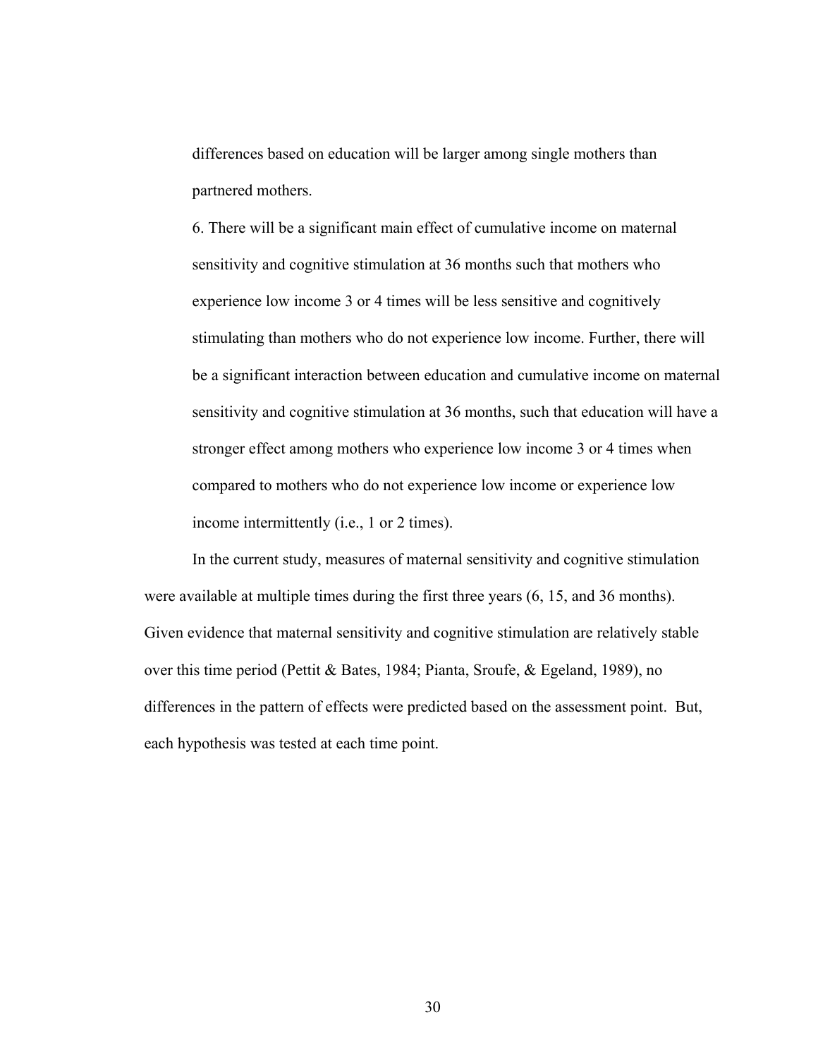differences based on education will be larger among single mothers than partnered mothers.

6. There will be a significant main effect of cumulative income on maternal sensitivity and cognitive stimulation at 36 months such that mothers who experience low income 3 or 4 times will be less sensitive and cognitively stimulating than mothers who do not experience low income. Further, there will be a significant interaction between education and cumulative income on maternal sensitivity and cognitive stimulation at 36 months, such that education will have a stronger effect among mothers who experience low income 3 or 4 times when compared to mothers who do not experience low income or experience low income intermittently (i.e., 1 or 2 times).

In the current study, measures of maternal sensitivity and cognitive stimulation were available at multiple times during the first three years (6, 15, and 36 months). Given evidence that maternal sensitivity and cognitive stimulation are relatively stable over this time period (Pettit & Bates, 1984; Pianta, Sroufe, & Egeland, 1989), no differences in the pattern of effects were predicted based on the assessment point. But, each hypothesis was tested at each time point.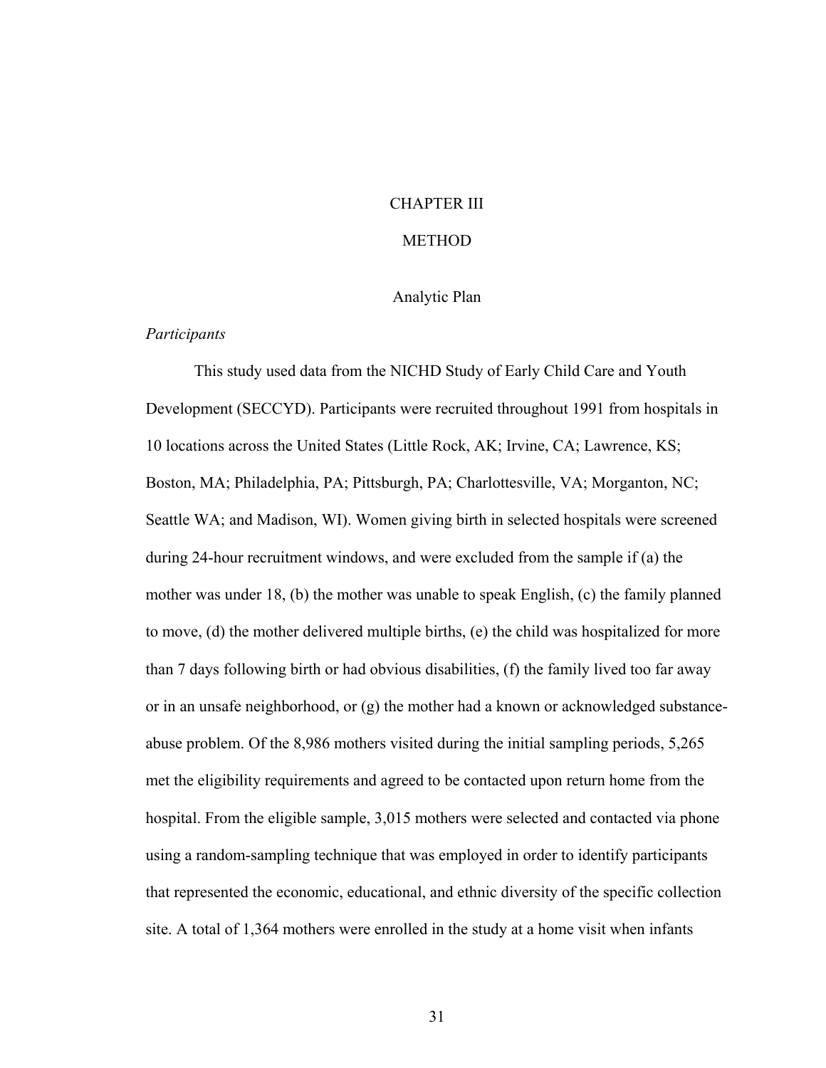# CHAPTER III

# METHOD

## Analytic Plan

### *Participants*

This study used data from the NICHD Study of Early Child Care and Youth Development (SECCYD). Participants were recruited throughout 1991 from hospitals in 10 locations across the United States (Little Rock, AK; Irvine, CA; Lawrence, KS; Boston, MA; Philadelphia, PA; Pittsburgh, PA; Charlottesville, VA; Morganton, NC; Seattle WA; and Madison, WI). Women giving birth in selected hospitals were screened during 24-hour recruitment windows, and were excluded from the sample if (a) the mother was under 18, (b) the mother was unable to speak English, (c) the family planned to move, (d) the mother delivered multiple births, (e) the child was hospitalized for more than 7 days following birth or had obvious disabilities, (f) the family lived too far away or in an unsafe neighborhood, or (g) the mother had a known or acknowledged substance-abuse problem. Of the 8,986 mothers visited during the initial sampling periods, 5,265 met the eligibility requirements and agreed to be contacted upon return home from the hospital. From the eligible sample, 3,015 mothers were selected and contacted via phone using a random-sampling technique that was employed in order to identify participants that represented the economic, educational, and ethnic diversity of the specific collection site. A total of 1,364 mothers were enrolled in the study at a home visit when infants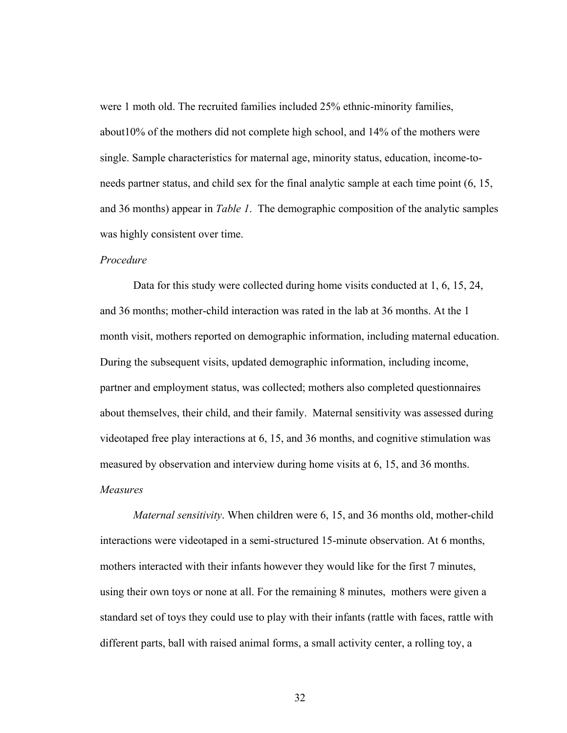were 1 moth old. The recruited families included 25% ethnic-minority families, about10% of the mothers did not complete high school, and 14% of the mothers were single. Sample characteristics for maternal age, minority status, education, income-to-needs partner status, and child sex for the final analytic sample at each time point (6, 15, and 36 months) appear in *Table 1*. The demographic composition of the analytic samples was highly consistent over time.

*Procedure*

Data for this study were collected during home visits conducted at 1, 6, 15, 24, and 36 months; mother-child interaction was rated in the lab at 36 months. At the 1 month visit, mothers reported on demographic information, including maternal education. During the subsequent visits, updated demographic information, including income, partner and employment status, was collected; mothers also completed questionnaires about themselves, their child, and their family. Maternal sensitivity was assessed during videotaped free play interactions at 6, 15, and 36 months, and cognitive stimulation was measured by observation and interview during home visits at 6, 15, and 36 months.

*Measures*

*Maternal sensitivity*. When children were 6, 15, and 36 months old, mother-child interactions were videotaped in a semi-structured 15-minute observation. At 6 months, mothers interacted with their infants however they would like for the first 7 minutes, using their own toys or none at all. For the remaining 8 minutes, mothers were given a standard set of toys they could use to play with their infants (rattle with faces, rattle with different parts, ball with raised animal forms, a small activity center, a rolling toy, a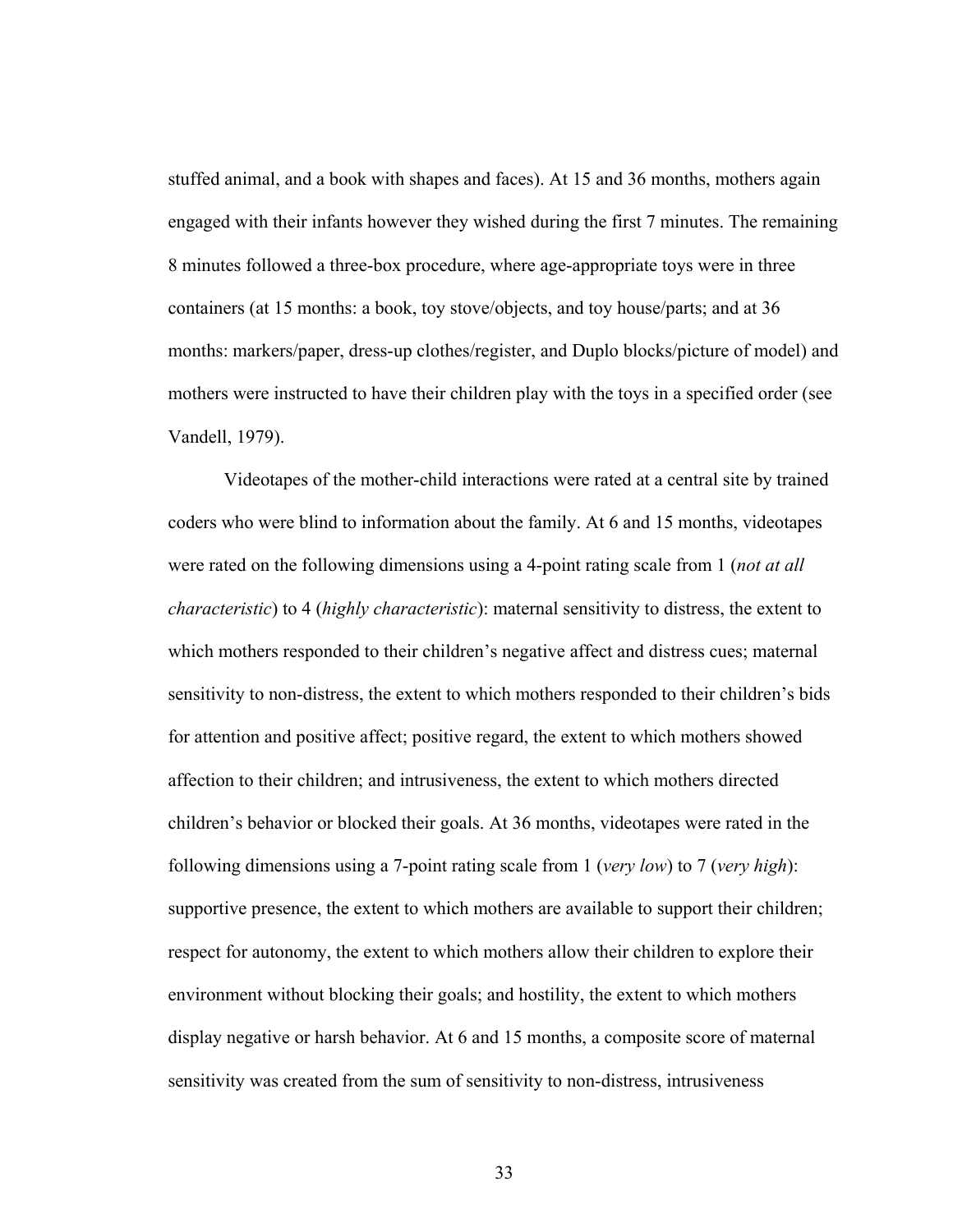stuffed animal, and a book with shapes and faces). At 15 and 36 months, mothers again engaged with their infants however they wished during the first 7 minutes. The remaining 8 minutes followed a three-box procedure, where age-appropriate toys were in three containers (at 15 months: a book, toy stove/objects, and toy house/parts; and at 36 months: markers/paper, dress-up clothes/register, and Duplo blocks/picture of model) and mothers were instructed to have their children play with the toys in a specified order (see Vandell, 1979).

Videotapes of the mother-child interactions were rated at a central site by trained coders who were blind to information about the family. At 6 and 15 months, videotapes were rated on the following dimensions using a 4-point rating scale from 1 (*not at all characteristic*) to 4 (*highly characteristic*): maternal sensitivity to distress, the extent to which mothers responded to their children's negative affect and distress cues; maternal sensitivity to non-distress, the extent to which mothers responded to their children's bids for attention and positive affect; positive regard, the extent to which mothers showed affection to their children; and intrusiveness, the extent to which mothers directed children's behavior or blocked their goals. At 36 months, videotapes were rated in the following dimensions using a 7-point rating scale from 1 (*very low*) to 7 (*very high*): supportive presence, the extent to which mothers are available to support their children; respect for autonomy, the extent to which mothers allow their children to explore their environment without blocking their goals; and hostility, the extent to which mothers display negative or harsh behavior. At 6 and 15 months, a composite score of maternal sensitivity was created from the sum of sensitivity to non-distress, intrusiveness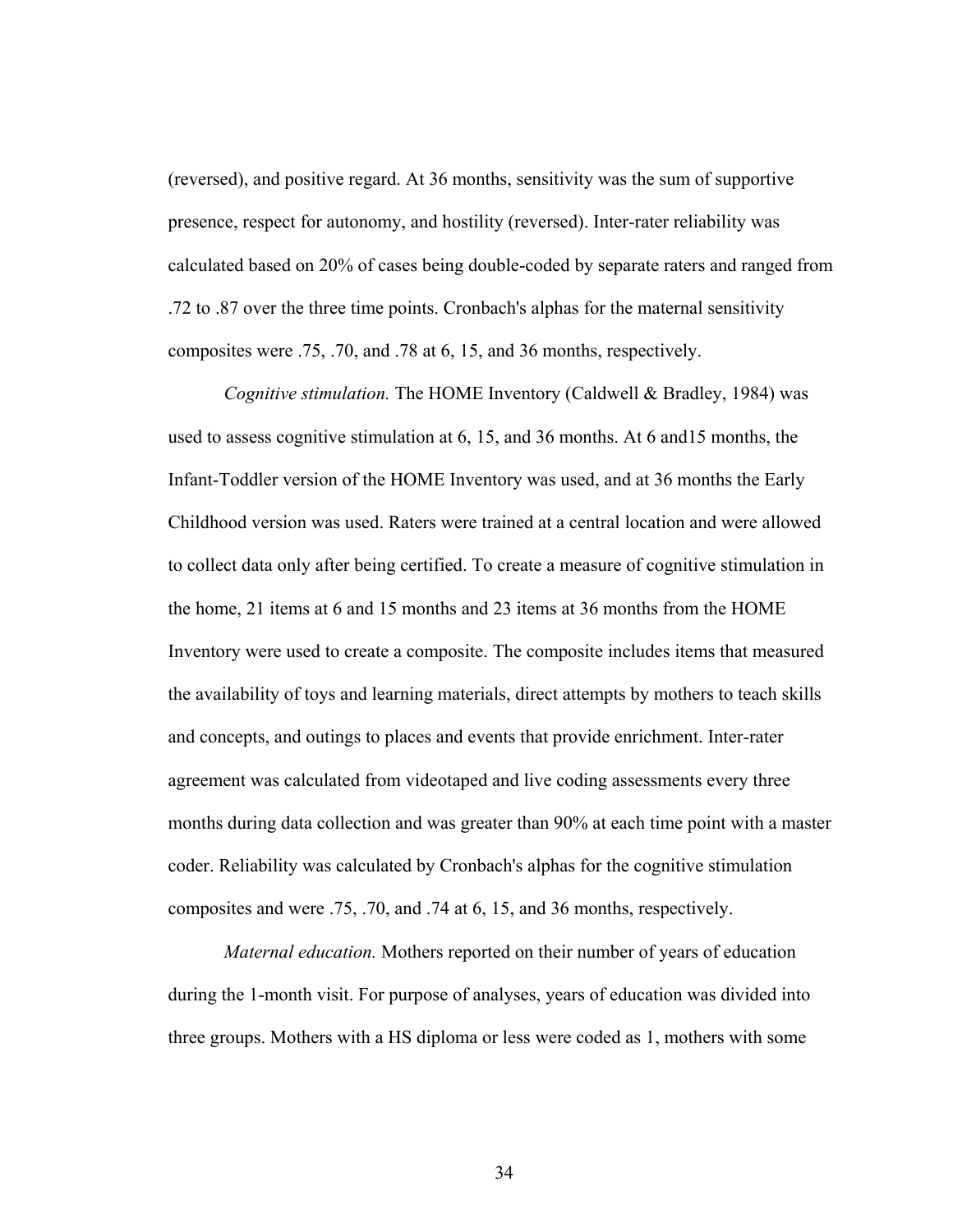(reversed), and positive regard. At 36 months, sensitivity was the sum of supportive presence, respect for autonomy, and hostility (reversed). Inter-rater reliability was calculated based on 20% of cases being double-coded by separate raters and ranged from .72 to .87 over the three time points. Cronbach's alphas for the maternal sensitivity composites were .75, .70, and .78 at 6, 15, and 36 months, respectively.

*Cognitive stimulation.* The HOME Inventory (Caldwell & Bradley, 1984) was used to assess cognitive stimulation at 6, 15, and 36 months. At 6 and15 months, the Infant-Toddler version of the HOME Inventory was used, and at 36 months the Early Childhood version was used. Raters were trained at a central location and were allowed to collect data only after being certified. To create a measure of cognitive stimulation in the home, 21 items at 6 and 15 months and 23 items at 36 months from the HOME Inventory were used to create a composite. The composite includes items that measured the availability of toys and learning materials, direct attempts by mothers to teach skills and concepts, and outings to places and events that provide enrichment. Inter-rater agreement was calculated from videotaped and live coding assessments every three months during data collection and was greater than 90% at each time point with a master coder. Reliability was calculated by Cronbach's alphas for the cognitive stimulation composites and were .75, .70, and .74 at 6, 15, and 36 months, respectively.

*Maternal education.* Mothers reported on their number of years of education during the 1-month visit. For purpose of analyses, years of education was divided into three groups. Mothers with a HS diploma or less were coded as 1, mothers with some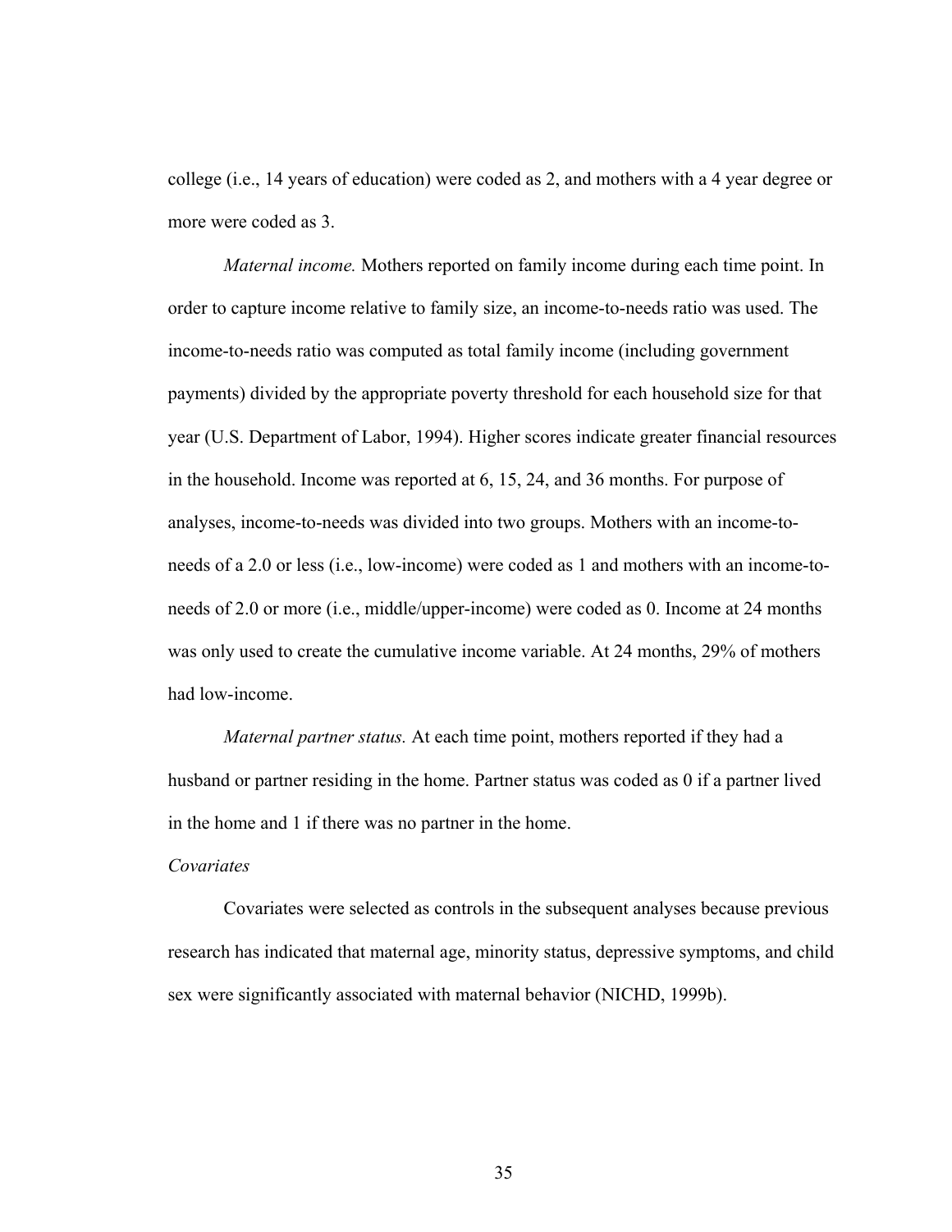college (i.e., 14 years of education) were coded as 2, and mothers with a 4 year degree or more were coded as 3.

*Maternal income.* Mothers reported on family income during each time point. In order to capture income relative to family size, an income-to-needs ratio was used. The income-to-needs ratio was computed as total family income (including government payments) divided by the appropriate poverty threshold for each household size for that year (U.S. Department of Labor, 1994). Higher scores indicate greater financial resources in the household. Income was reported at 6, 15, 24, and 36 months. For purpose of analyses, income-to-needs was divided into two groups. Mothers with an income-to-needs of a 2.0 or less (i.e., low-income) were coded as 1 and mothers with an income-to-needs of 2.0 or more (i.e., middle/upper-income) were coded as 0. Income at 24 months was only used to create the cumulative income variable. At 24 months, 29% of mothers had low-income.

*Maternal partner status.* At each time point, mothers reported if they had a husband or partner residing in the home. Partner status was coded as 0 if a partner lived in the home and 1 if there was no partner in the home.

*Covariates*

Covariates were selected as controls in the subsequent analyses because previous research has indicated that maternal age, minority status, depressive symptoms, and child sex were significantly associated with maternal behavior (NICHD, 1999b).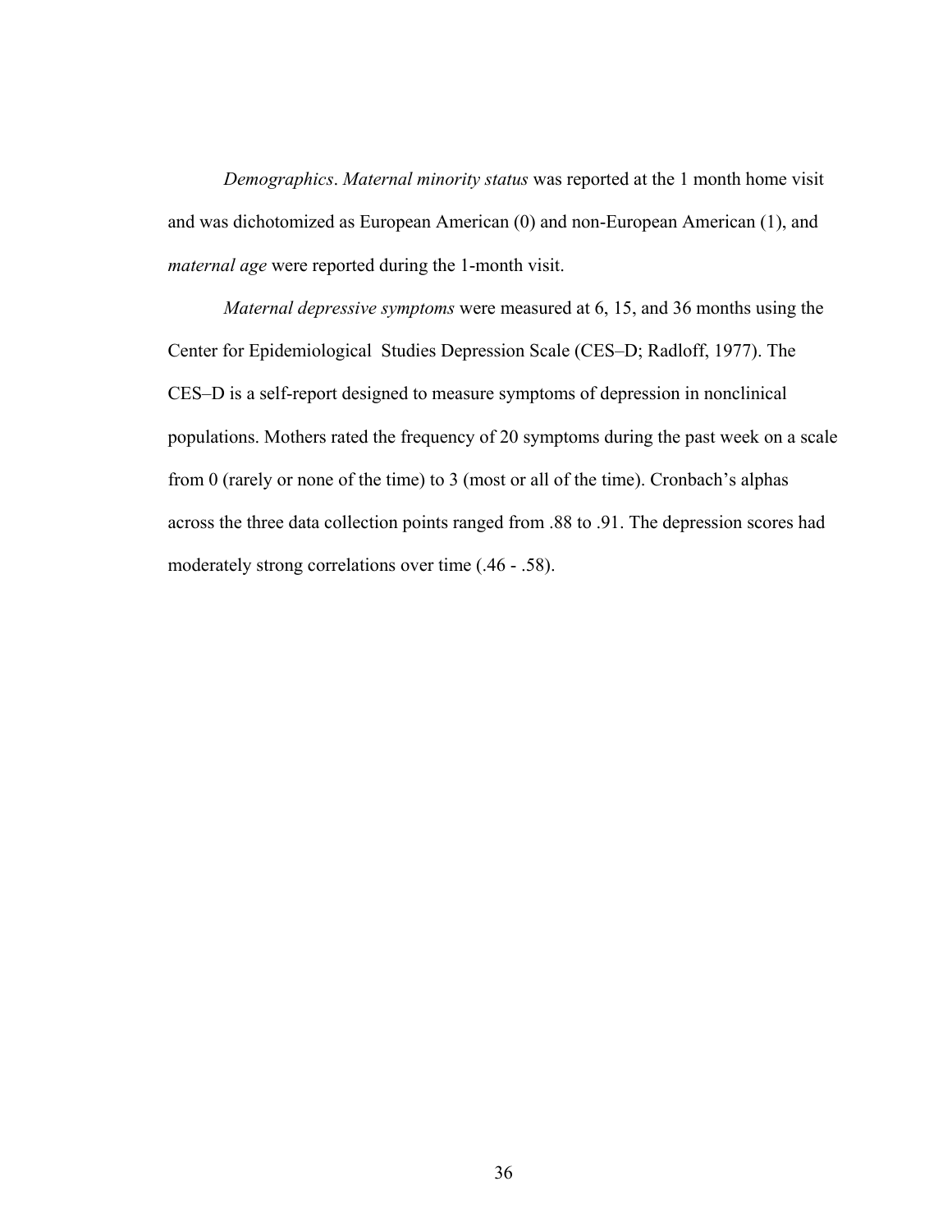*Demographics*. *Maternal minority status* was reported at the 1 month home visit and was dichotomized as European American (0) and non-European American (1), and *maternal age* were reported during the 1-month visit.

*Maternal depressive symptoms* were measured at 6, 15, and 36 months using the Center for Epidemiological Studies Depression Scale (CES–D; Radloff, 1977). The CES–D is a self-report designed to measure symptoms of depression in nonclinical populations. Mothers rated the frequency of 20 symptoms during the past week on a scale from 0 (rarely or none of the time) to 3 (most or all of the time). Cronbach's alphas across the three data collection points ranged from .88 to .91. The depression scores had moderately strong correlations over time (.46 - .58).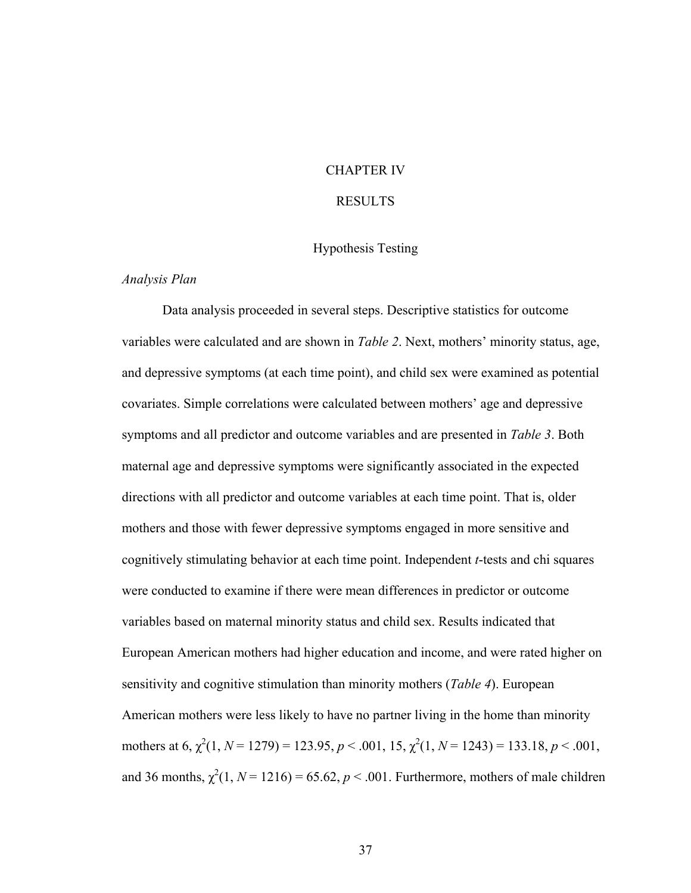# CHAPTER IV

# RESULTS

## Hypothesis Testing

### *Analysis Plan*

Data analysis proceeded in several steps. Descriptive statistics for outcome variables were calculated and are shown in *Table 2*. Next, mothers' minority status, age, and depressive symptoms (at each time point), and child sex were examined as potential covariates. Simple correlations were calculated between mothers' age and depressive symptoms and all predictor and outcome variables and are presented in *Table 3*. Both maternal age and depressive symptoms were significantly associated in the expected directions with all predictor and outcome variables at each time point. That is, older mothers and those with fewer depressive symptoms engaged in more sensitive and cognitively stimulating behavior at each time point. Independent *t*-tests and chi squares were conducted to examine if there were mean differences in predictor or outcome variables based on maternal minority status and child sex. Results indicated that European American mothers had higher education and income, and were rated higher on sensitivity and cognitive stimulation than minority mothers (*Table 4*). European American mothers were less likely to have no partner living in the home than minority mothers at 6, $\chi^2(1, N = 1279) = 123.95$, $p < .001$, 15, $\chi^2(1, N = 1243) = 133.18$, $p < .001$, and 36 months, $\chi^2(1, N = 1216) = 65.62$, $p < .001$. Furthermore, mothers of male children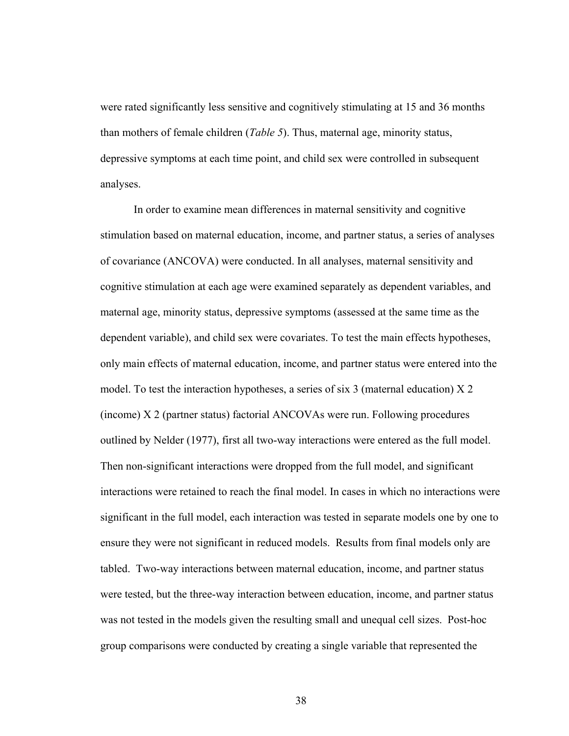were rated significantly less sensitive and cognitively stimulating at 15 and 36 months than mothers of female children (*Table 5*). Thus, maternal age, minority status, depressive symptoms at each time point, and child sex were controlled in subsequent analyses.

In order to examine mean differences in maternal sensitivity and cognitive stimulation based on maternal education, income, and partner status, a series of analyses of covariance (ANCOVA) were conducted. In all analyses, maternal sensitivity and cognitive stimulation at each age were examined separately as dependent variables, and maternal age, minority status, depressive symptoms (assessed at the same time as the dependent variable), and child sex were covariates. To test the main effects hypotheses, only main effects of maternal education, income, and partner status were entered into the model. To test the interaction hypotheses, a series of six 3 (maternal education) X 2 (income) X 2 (partner status) factorial ANCOVAs were run. Following procedures outlined by Nelder (1977), first all two-way interactions were entered as the full model. Then non-significant interactions were dropped from the full model, and significant interactions were retained to reach the final model. In cases in which no interactions were significant in the full model, each interaction was tested in separate models one by one to ensure they were not significant in reduced models. Results from final models only are tabled. Two-way interactions between maternal education, income, and partner status were tested, but the three-way interaction between education, income, and partner status was not tested in the models given the resulting small and unequal cell sizes. Post-hoc group comparisons were conducted by creating a single variable that represented the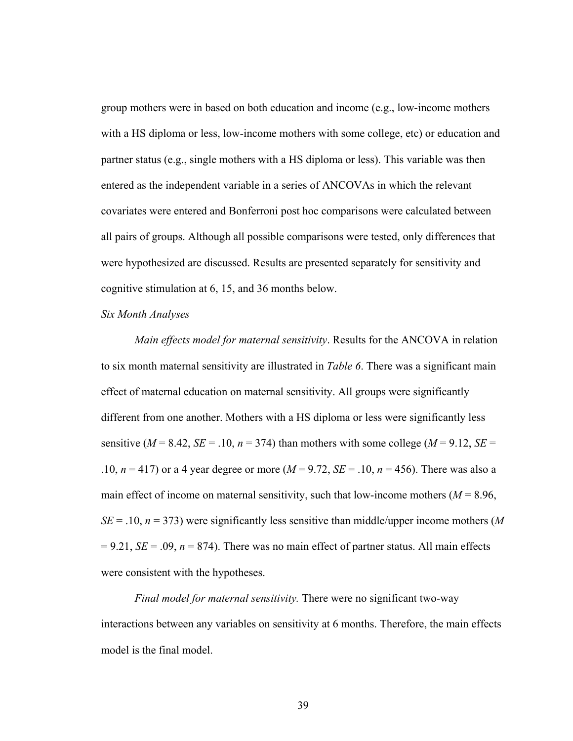group mothers were in based on both education and income (e.g., low-income mothers with a HS diploma or less, low-income mothers with some college, etc) or education and partner status (e.g., single mothers with a HS diploma or less). This variable was then entered as the independent variable in a series of ANCOVAs in which the relevant covariates were entered and Bonferroni post hoc comparisons were calculated between all pairs of groups. Although all possible comparisons were tested, only differences that were hypothesized are discussed. Results are presented separately for sensitivity and cognitive stimulation at 6, 15, and 36 months below.

### *Six Month Analyses*

*Main effects model for maternal sensitivity*. Results for the ANCOVA in relation to six month maternal sensitivity are illustrated in *Table 6*. There was a significant main effect of maternal education on maternal sensitivity. All groups were significantly different from one another. Mothers with a HS diploma or less were significantly less sensitive ($M$ = 8.42, $SE$ = .10, $n$ = 374) than mothers with some college ($M$ = 9.12, $SE$ = .10, $n$ = 417) or a 4 year degree or more ($M$ = 9.72, $SE$ = .10, $n$ = 456). There was also a main effect of income on maternal sensitivity, such that low-income mothers ($M$ = 8.96, $SE$ = .10, $n$ = 373) were significantly less sensitive than middle/upper income mothers ($M$ = 9.21, $SE$ = .09, $n$ = 874). There was no main effect of partner status. All main effects were consistent with the hypotheses.

*Final model for maternal sensitivity.* There were no significant two-way interactions between any variables on sensitivity at 6 months. Therefore, the main effects model is the final model.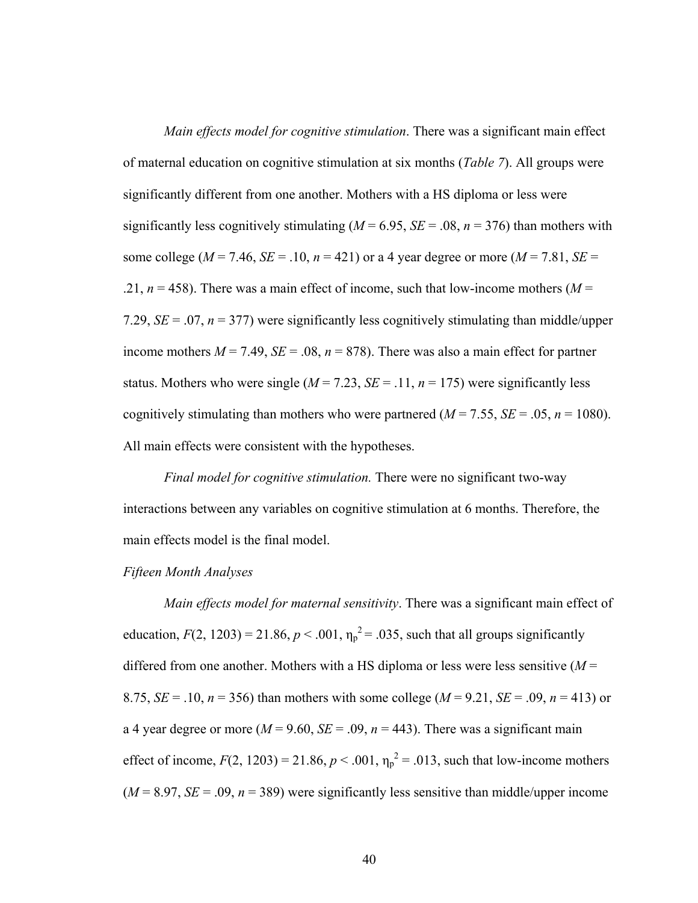*Main effects model for cognitive stimulation*. There was a significant main effect of maternal education on cognitive stimulation at six months (*Table 7*). All groups were significantly different from one another. Mothers with a HS diploma or less were significantly less cognitively stimulating ($M$ = 6.95, $SE$ = .08, $n$ = 376) than mothers with some college ($M$ = 7.46, $SE$ = .10, $n$ = 421) or a 4 year degree or more ($M$ = 7.81, $SE$ = .21, $n$ = 458). There was a main effect of income, such that low-income mothers ($M$ = 7.29, $SE$ = .07, $n$ = 377) were significantly less cognitively stimulating than middle/upper income mothers $M$ = 7.49, $SE$ = .08, $n$ = 878). There was also a main effect for partner status. Mothers who were single ($M$ = 7.23, $SE$ = .11, $n$ = 175) were significantly less cognitively stimulating than mothers who were partnered ($M$ = 7.55, $SE$ = .05, $n$ = 1080). All main effects were consistent with the hypotheses.

*Final model for cognitive stimulation.* There were no significant two-way interactions between any variables on cognitive stimulation at 6 months. Therefore, the main effects model is the final model.

*Fifteen Month Analyses*

*Main effects model for maternal sensitivity*. There was a significant main effect of education, $F(2, 1203) = 21.86$, $p < .001$, $\eta_p^2 = .035$, such that all groups significantly differed from one another. Mothers with a HS diploma or less were less sensitive ($M$ = 8.75, $SE$ = .10, $n$ = 356) than mothers with some college ($M$ = 9.21, $SE$ = .09, $n$ = 413) or a 4 year degree or more ($M$ = 9.60, $SE$ = .09, $n$ = 443). There was a significant main effect of income, $F(2, 1203) = 21.86$, $p < .001$, $\eta_p^2 = .013$, such that low-income mothers ($M$ = 8.97, $SE$ = .09, $n$ = 389) were significantly less sensitive than middle/upper income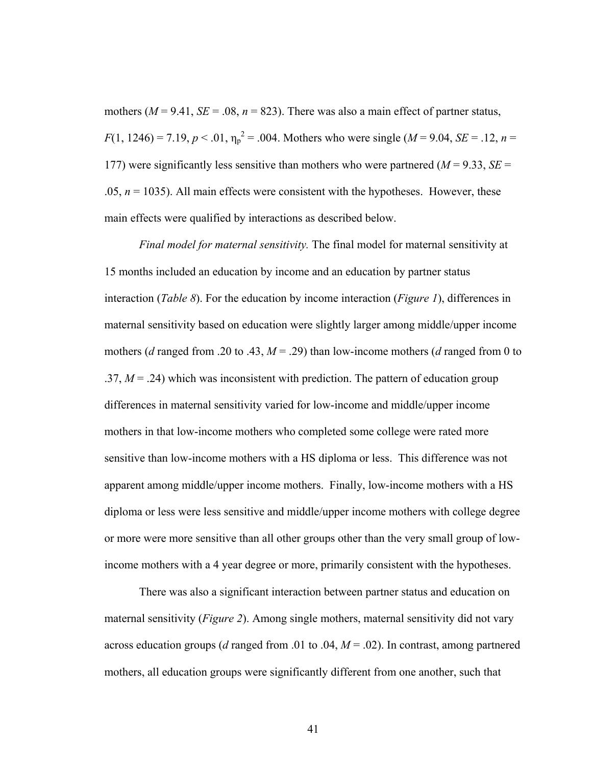mothers ($M = 9.41$, $SE = .08$, $n = 823$). There was also a main effect of partner status, $F(1, 1246) = 7.19$, $p < .01$, $\eta_p^2 = .004$. Mothers who were single ($M = 9.04$, $SE = .12$, $n = 177$) were significantly less sensitive than mothers who were partnered ($M = 9.33$, $SE = .05$, $n = 1035$). All main effects were consistent with the hypotheses. However, these main effects were qualified by interactions as described below.

*Final model for maternal sensitivity.* The final model for maternal sensitivity at 15 months included an education by income and an education by partner status interaction (*Table 8*). For the education by income interaction (*Figure 1*), differences in maternal sensitivity based on education were slightly larger among middle/upper income mothers ($d$ ranged from .20 to .43, $M = .29$) than low-income mothers ($d$ ranged from 0 to .37, $M = .24$) which was inconsistent with prediction. The pattern of education group differences in maternal sensitivity varied for low-income and middle/upper income mothers in that low-income mothers who completed some college were rated more sensitive than low-income mothers with a HS diploma or less. This difference was not apparent among middle/upper income mothers. Finally, low-income mothers with a HS diploma or less were less sensitive and middle/upper income mothers with college degree or more were more sensitive than all other groups other than the very small group of low-income mothers with a 4 year degree or more, primarily consistent with the hypotheses.

There was also a significant interaction between partner status and education on maternal sensitivity (*Figure 2*). Among single mothers, maternal sensitivity did not vary across education groups ($d$ ranged from .01 to .04, $M = .02$). In contrast, among partnered mothers, all education groups were significantly different from one another, such that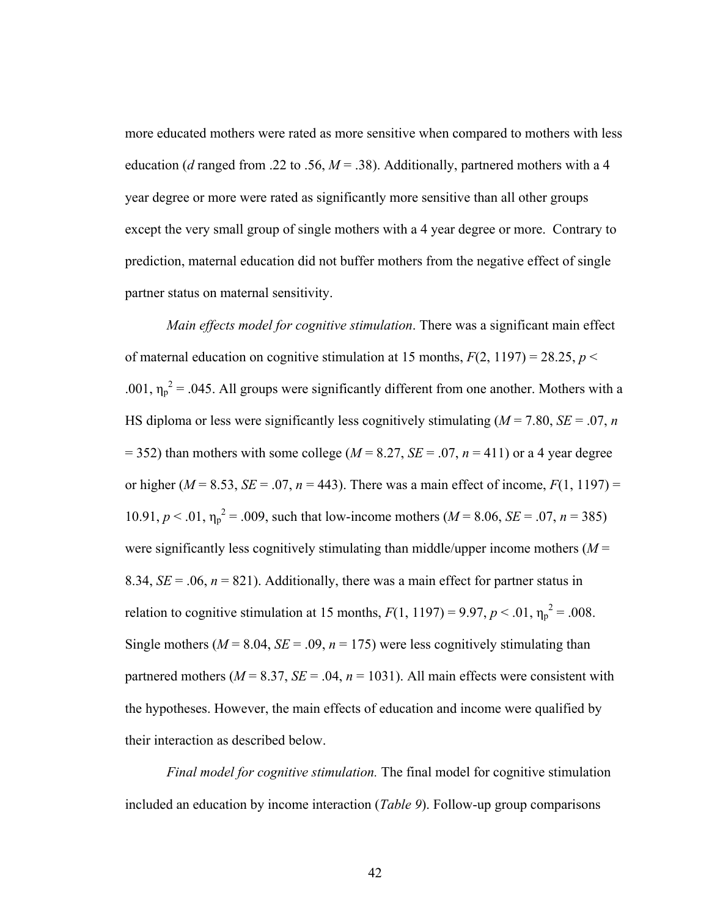more educated mothers were rated as more sensitive when compared to mothers with less education (*d* ranged from .22 to .56, *M* = .38). Additionally, partnered mothers with a 4 year degree or more were rated as significantly more sensitive than all other groups except the very small group of single mothers with a 4 year degree or more. Contrary to prediction, maternal education did not buffer mothers from the negative effect of single partner status on maternal sensitivity.

*Main effects model for cognitive stimulation*. There was a significant main effect of maternal education on cognitive stimulation at 15 months, $F(2, 1197) = 28.25$, $p < .001$, $\eta_p^2 = .045$. All groups were significantly different from one another. Mothers with a HS diploma or less were significantly less cognitively stimulating ($M = 7.80$, $SE = .07$, $n = 352$) than mothers with some college ($M = 8.27$, $SE = .07$, $n = 411$) or a 4 year degree or higher ($M = 8.53$, $SE = .07$, $n = 443$). There was a main effect of income, $F(1, 1197) = 10.91$, $p < .01$, $\eta_p^2 = .009$, such that low-income mothers ($M = 8.06$, $SE = .07$, $n = 385$) were significantly less cognitively stimulating than middle/upper income mothers ($M = 8.34$, $SE = .06$, $n = 821$). Additionally, there was a main effect for partner status in relation to cognitive stimulation at 15 months, $F(1, 1197) = 9.97$, $p < .01$, $\eta_p^2 = .008$. Single mothers ($M = 8.04$, $SE = .09$, $n = 175$) were less cognitively stimulating than partnered mothers ($M = 8.37$, $SE = .04$, $n = 1031$). All main effects were consistent with the hypotheses. However, the main effects of education and income were qualified by their interaction as described below.

*Final model for cognitive stimulation.* The final model for cognitive stimulation included an education by income interaction (*Table 9*). Follow-up group comparisons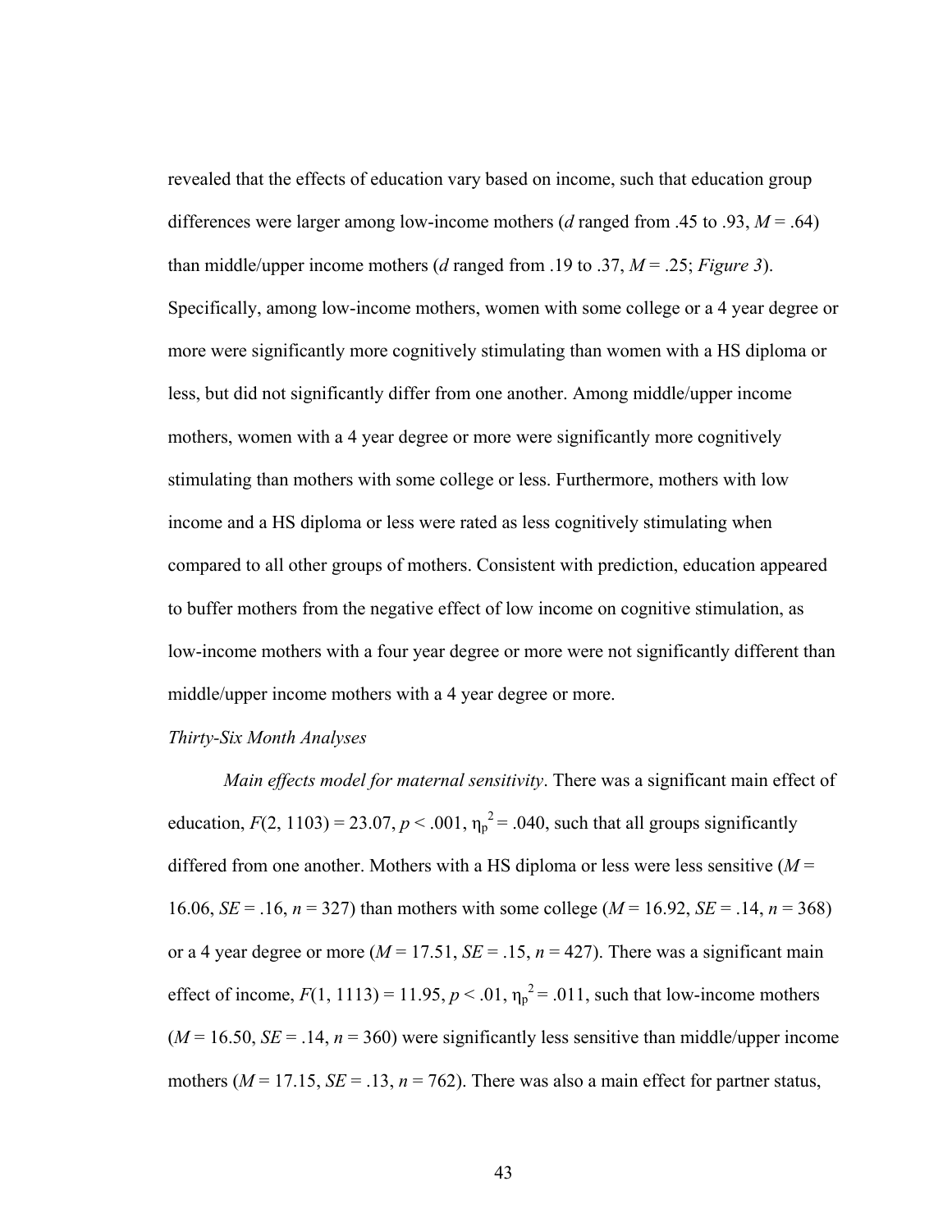revealed that the effects of education vary based on income, such that education group differences were larger among low-income mothers (*d* ranged from .45 to .93, *M* = .64) than middle/upper income mothers (*d* ranged from .19 to .37, *M* = .25; *Figure 3*). Specifically, among low-income mothers, women with some college or a 4 year degree or more were significantly more cognitively stimulating than women with a HS diploma or less, but did not significantly differ from one another. Among middle/upper income mothers, women with a 4 year degree or more were significantly more cognitively stimulating than mothers with some college or less. Furthermore, mothers with low income and a HS diploma or less were rated as less cognitively stimulating when compared to all other groups of mothers. Consistent with prediction, education appeared to buffer mothers from the negative effect of low income on cognitive stimulation, as low-income mothers with a four year degree or more were not significantly different than middle/upper income mothers with a 4 year degree or more.

*Thirty-Six Month Analyses*

*Main effects model for maternal sensitivity*. There was a significant main effect of education, $F(2, 1103) = 23.07$, $p < .001$, $\eta_p^2 = .040$, such that all groups significantly differed from one another. Mothers with a HS diploma or less were less sensitive ($M$ = 16.06, $SE$ = .16, $n$ = 327) than mothers with some college ($M$ = 16.92, $SE$ = .14, $n$ = 368) or a 4 year degree or more ($M$ = 17.51, $SE$ = .15, $n$ = 427). There was a significant main effect of income, $F(1, 1113) = 11.95$, $p < .01$, $\eta_p^2 = .011$, such that low-income mothers ($M$ = 16.50, $SE$ = .14, $n$ = 360) were significantly less sensitive than middle/upper income mothers ($M$ = 17.15, $SE$ = .13, $n$ = 762). There was also a main effect for partner status,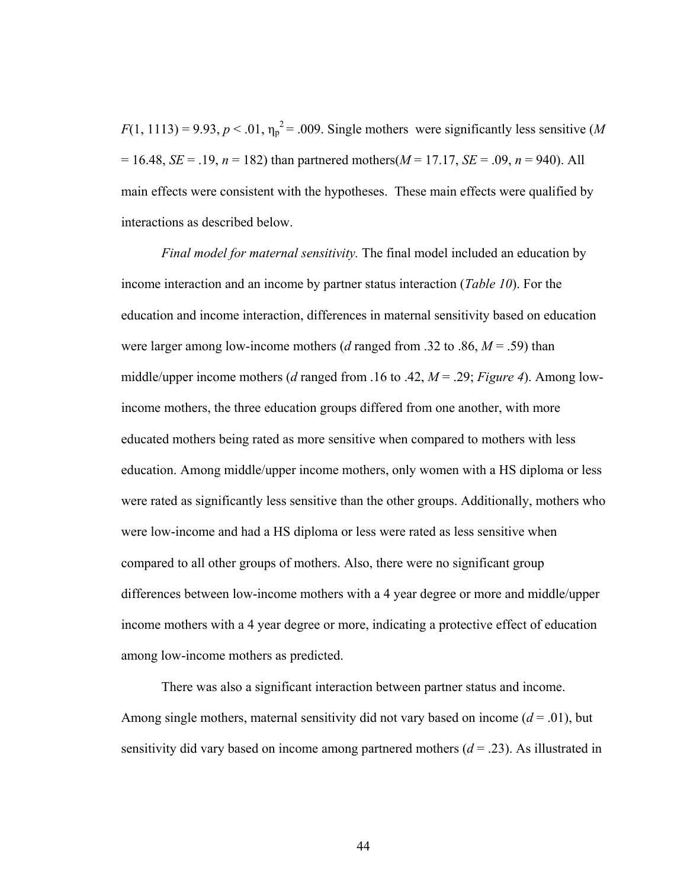$F(1, 1113) = 9.93$, $p < .01$, $\eta_p^2 = .009$. Single mothers were significantly less sensitive ($M = 16.48$, $SE = .19$, $n = 182$) than partnered mothers($M = 17.17$, $SE = .09$, $n = 940$). All main effects were consistent with the hypotheses. These main effects were qualified by interactions as described below.

*Final model for maternal sensitivity.* The final model included an education by income interaction and an income by partner status interaction (*Table 10*). For the education and income interaction, differences in maternal sensitivity based on education were larger among low-income mothers ($d$ ranged from .32 to .86, $M = .59$) than middle/upper income mothers ($d$ ranged from .16 to .42, $M = .29$; *Figure 4*). Among low-income mothers, the three education groups differed from one another, with more educated mothers being rated as more sensitive when compared to mothers with less education. Among middle/upper income mothers, only women with a HS diploma or less were rated as significantly less sensitive than the other groups. Additionally, mothers who were low-income and had a HS diploma or less were rated as less sensitive when compared to all other groups of mothers. Also, there were no significant group differences between low-income mothers with a 4 year degree or more and middle/upper income mothers with a 4 year degree or more, indicating a protective effect of education among low-income mothers as predicted.

There was also a significant interaction between partner status and income. Among single mothers, maternal sensitivity did not vary based on income ($d = .01$), but sensitivity did vary based on income among partnered mothers ($d = .23$). As illustrated in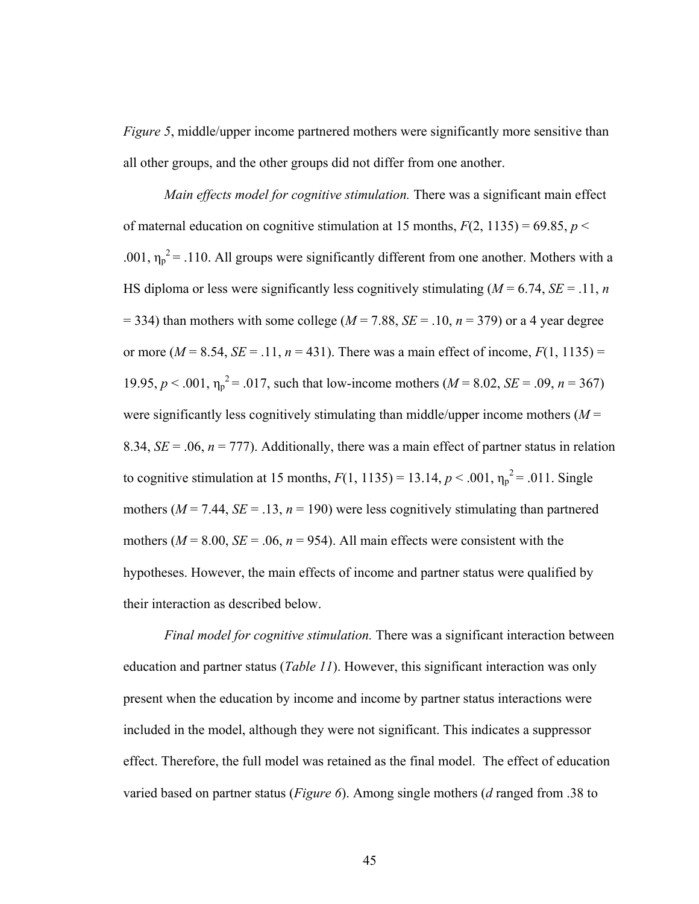*Figure 5*, middle/upper income partnered mothers were significantly more sensitive than all other groups, and the other groups did not differ from one another.

*Main effects model for cognitive stimulation.* There was a significant main effect of maternal education on cognitive stimulation at 15 months, $F(2, 1135) = 69.85$, $p < .001$, $\eta_p^2 = .110$. All groups were significantly different from one another. Mothers with a HS diploma or less were significantly less cognitively stimulating ($M = 6.74$, $SE = .11$, $n = 334$) than mothers with some college ($M = 7.88$, $SE = .10$, $n = 379$) or a 4 year degree or more ($M = 8.54$, $SE = .11$, $n = 431$). There was a main effect of income, $F(1, 1135) = 19.95$, $p < .001$, $\eta_p^2 = .017$, such that low-income mothers ($M = 8.02$, $SE = .09$, $n = 367$) were significantly less cognitively stimulating than middle/upper income mothers ($M = 8.34$, $SE = .06$, $n = 777$). Additionally, there was a main effect of partner status in relation to cognitive stimulation at 15 months, $F(1, 1135) = 13.14$, $p < .001$, $\eta_p^2 = .011$. Single mothers ($M = 7.44$, $SE = .13$, $n = 190$) were less cognitively stimulating than partnered mothers ($M = 8.00$, $SE = .06$, $n = 954$). All main effects were consistent with the hypotheses. However, the main effects of income and partner status were qualified by their interaction as described below.

*Final model for cognitive stimulation.* There was a significant interaction between education and partner status (*Table 11*). However, this significant interaction was only present when the education by income and income by partner status interactions were included in the model, although they were not significant. This indicates a suppressor effect. Therefore, the full model was retained as the final model. The effect of education varied based on partner status (*Figure 6*). Among single mothers ($d$ ranged from .38 to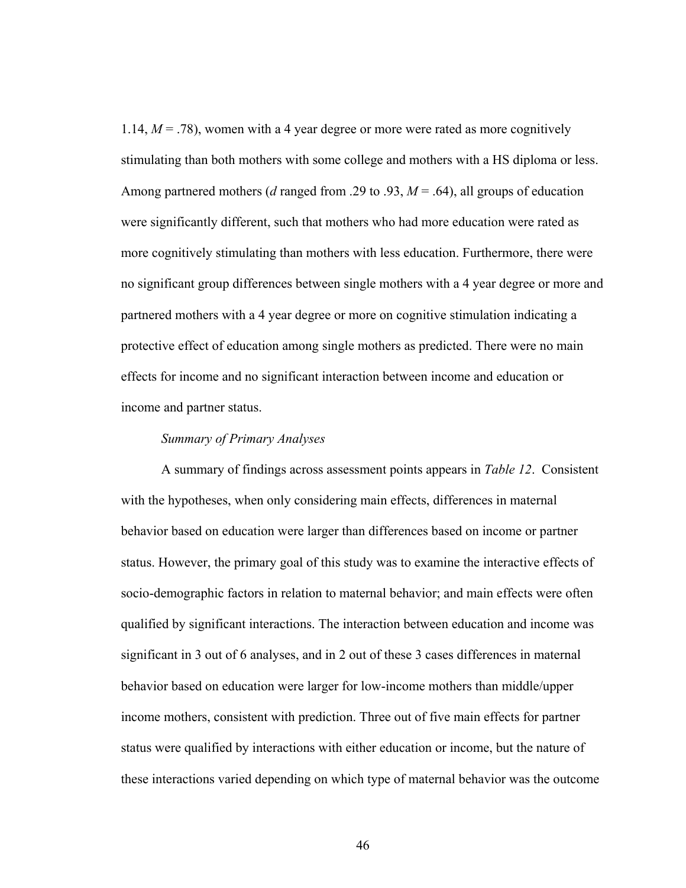1.14, $M = .78$), women with a 4 year degree or more were rated as more cognitively stimulating than both mothers with some college and mothers with a HS diploma or less. Among partnered mothers ($d$ ranged from .29 to .93, $M = .64$), all groups of education were significantly different, such that mothers who had more education were rated as more cognitively stimulating than mothers with less education. Furthermore, there were no significant group differences between single mothers with a 4 year degree or more and partnered mothers with a 4 year degree or more on cognitive stimulation indicating a protective effect of education among single mothers as predicted. There were no main effects for income and no significant interaction between income and education or income and partner status.

*Summary of Primary Analyses*

A summary of findings across assessment points appears in *Table 12*. Consistent with the hypotheses, when only considering main effects, differences in maternal behavior based on education were larger than differences based on income or partner status. However, the primary goal of this study was to examine the interactive effects of socio-demographic factors in relation to maternal behavior; and main effects were often qualified by significant interactions. The interaction between education and income was significant in 3 out of 6 analyses, and in 2 out of these 3 cases differences in maternal behavior based on education were larger for low-income mothers than middle/upper income mothers, consistent with prediction. Three out of five main effects for partner status were qualified by interactions with either education or income, but the nature of these interactions varied depending on which type of maternal behavior was the outcome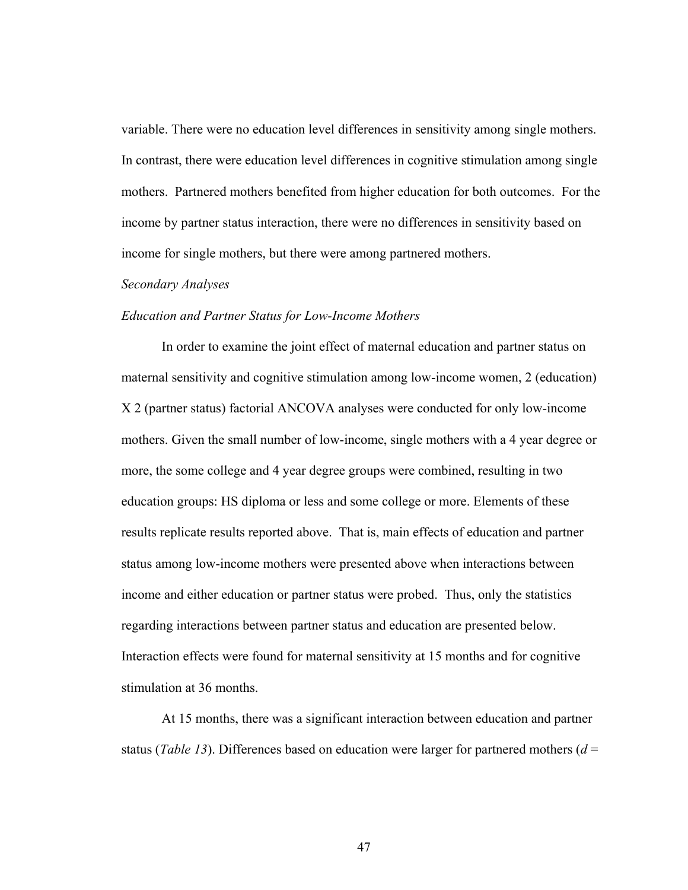variable. There were no education level differences in sensitivity among single mothers. In contrast, there were education level differences in cognitive stimulation among single mothers. Partnered mothers benefited from higher education for both outcomes. For the income by partner status interaction, there were no differences in sensitivity based on income for single mothers, but there were among partnered mothers.

*Secondary Analyses*

*Education and Partner Status for Low-Income Mothers*

In order to examine the joint effect of maternal education and partner status on maternal sensitivity and cognitive stimulation among low-income women, 2 (education) X 2 (partner status) factorial ANCOVA analyses were conducted for only low-income mothers. Given the small number of low-income, single mothers with a 4 year degree or more, the some college and 4 year degree groups were combined, resulting in two education groups: HS diploma or less and some college or more. Elements of these results replicate results reported above. That is, main effects of education and partner status among low-income mothers were presented above when interactions between income and either education or partner status were probed. Thus, only the statistics regarding interactions between partner status and education are presented below. Interaction effects were found for maternal sensitivity at 15 months and for cognitive stimulation at 36 months.

At 15 months, there was a significant interaction between education and partner status (*Table 13*). Differences based on education were larger for partnered mothers ($d$ =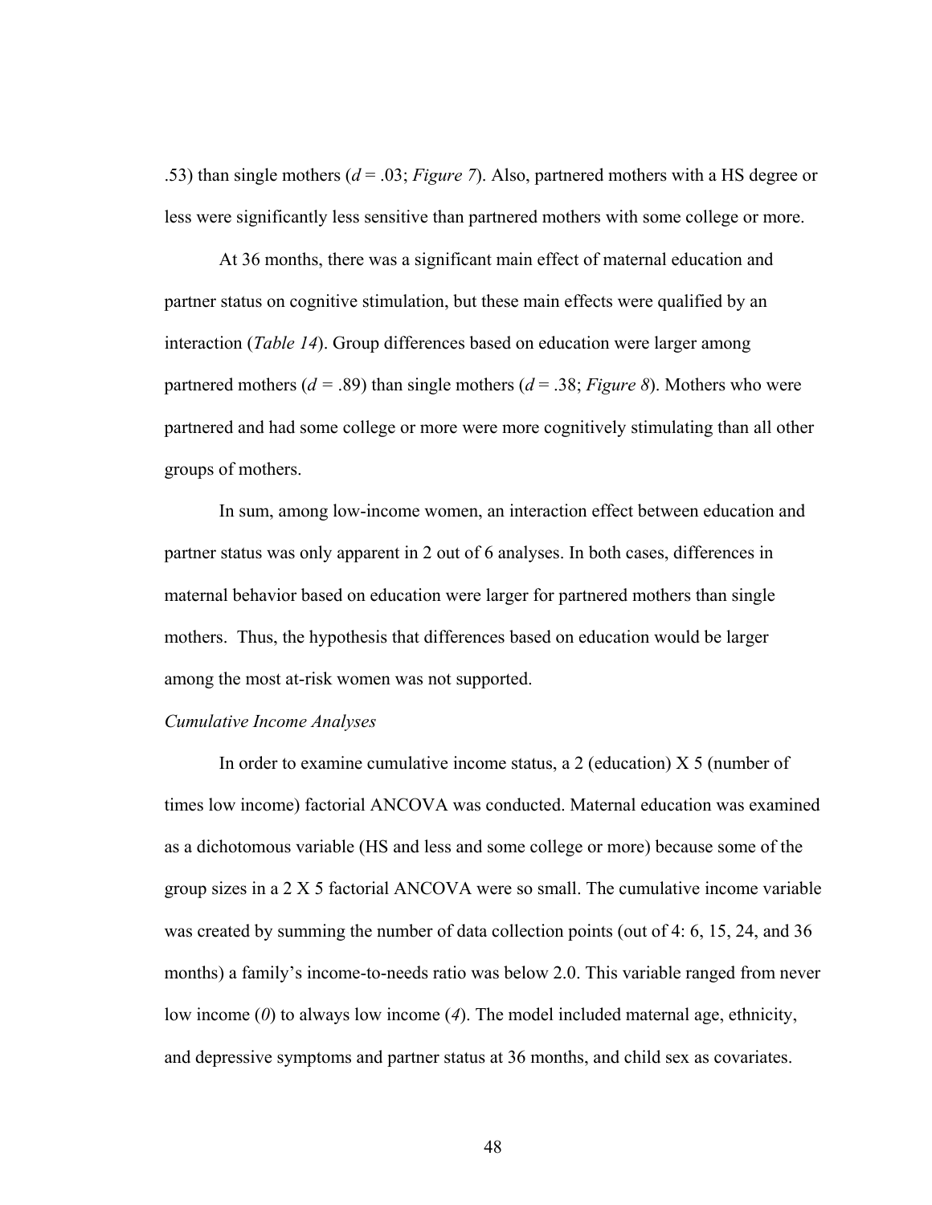.53) than single mothers ($d$ = .03; *Figure 7*). Also, partnered mothers with a HS degree or less were significantly less sensitive than partnered mothers with some college or more.

At 36 months, there was a significant main effect of maternal education and partner status on cognitive stimulation, but these main effects were qualified by an interaction (*Table 14*). Group differences based on education were larger among partnered mothers ($d$ = .89) than single mothers ($d$ = .38; *Figure 8*). Mothers who were partnered and had some college or more were more cognitively stimulating than all other groups of mothers.

In sum, among low-income women, an interaction effect between education and partner status was only apparent in 2 out of 6 analyses. In both cases, differences in maternal behavior based on education were larger for partnered mothers than single mothers. Thus, the hypothesis that differences based on education would be larger among the most at-risk women was not supported.

*Cumulative Income Analyses*

In order to examine cumulative income status, a 2 (education) X 5 (number of times low income) factorial ANCOVA was conducted. Maternal education was examined as a dichotomous variable (HS and less and some college or more) because some of the group sizes in a 2 X 5 factorial ANCOVA were so small. The cumulative income variable was created by summing the number of data collection points (out of 4: 6, 15, 24, and 36 months) a family's income-to-needs ratio was below 2.0. This variable ranged from never low income (*0*) to always low income (*4*). The model included maternal age, ethnicity, and depressive symptoms and partner status at 36 months, and child sex as covariates.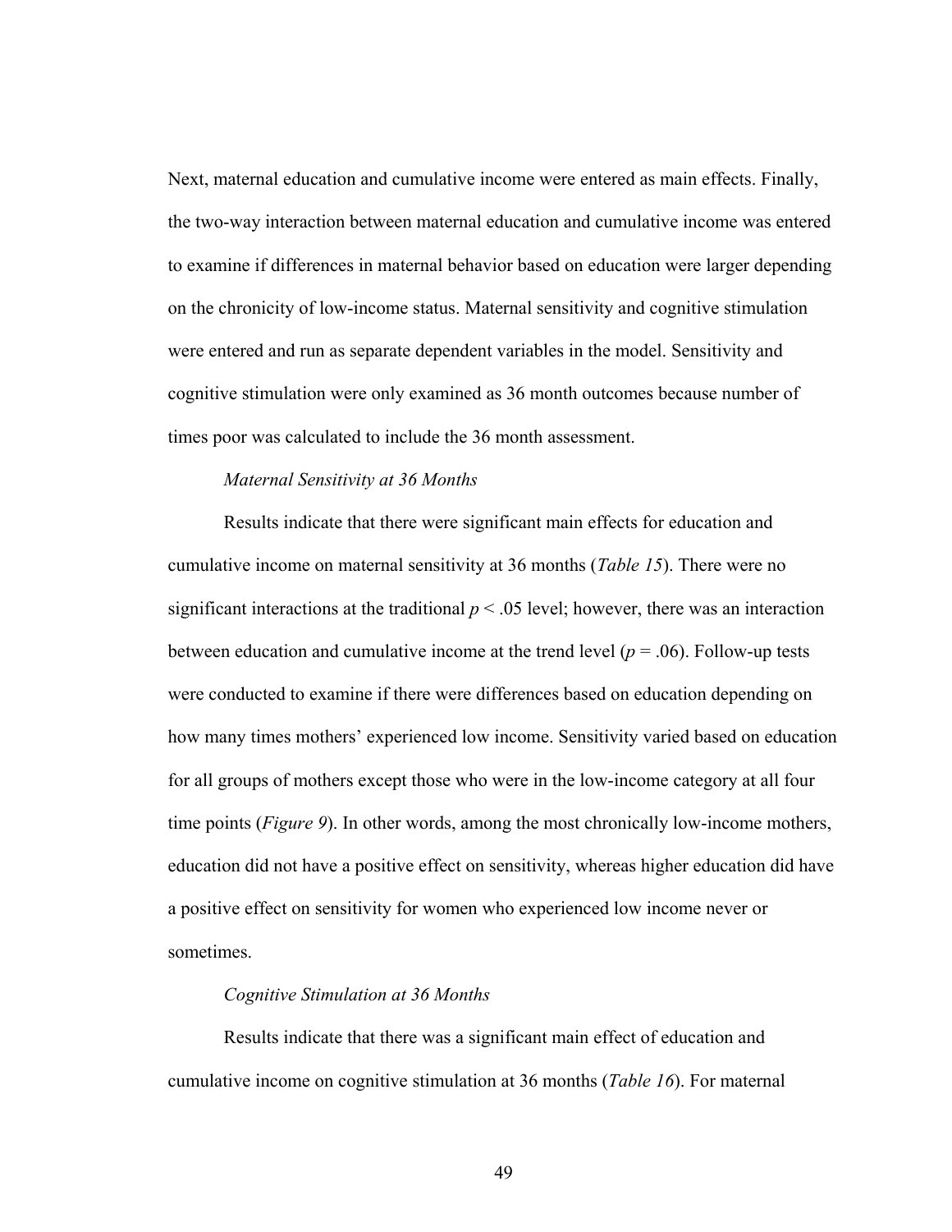Next, maternal education and cumulative income were entered as main effects. Finally, the two-way interaction between maternal education and cumulative income was entered to examine if differences in maternal behavior based on education were larger depending on the chronicity of low-income status. Maternal sensitivity and cognitive stimulation were entered and run as separate dependent variables in the model. Sensitivity and cognitive stimulation were only examined as 36 month outcomes because number of times poor was calculated to include the 36 month assessment.

*Maternal Sensitivity at 36 Months*

Results indicate that there were significant main effects for education and cumulative income on maternal sensitivity at 36 months (*Table 15*). There were no significant interactions at the traditional $p < .05$ level; however, there was an interaction between education and cumulative income at the trend level ($p = .06$). Follow-up tests were conducted to examine if there were differences based on education depending on how many times mothers' experienced low income. Sensitivity varied based on education for all groups of mothers except those who were in the low-income category at all four time points (*Figure 9*). In other words, among the most chronically low-income mothers, education did not have a positive effect on sensitivity, whereas higher education did have a positive effect on sensitivity for women who experienced low income never or sometimes.

*Cognitive Stimulation at 36 Months*

Results indicate that there was a significant main effect of education and cumulative income on cognitive stimulation at 36 months (*Table 16*). For maternal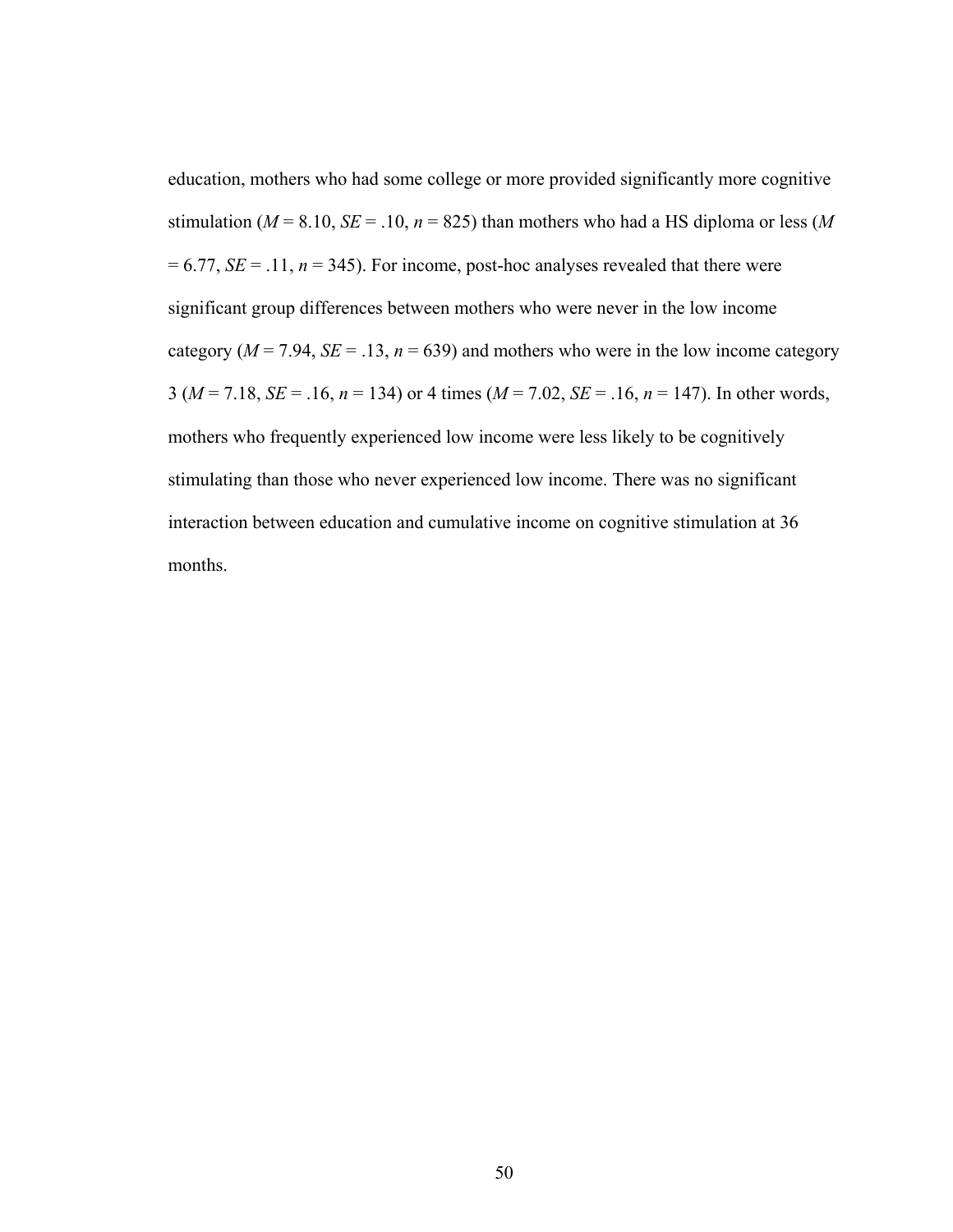education, mothers who had some college or more provided significantly more cognitive stimulation ($M$ = 8.10, $SE$ = .10, $n$ = 825) than mothers who had a HS diploma or less ($M$ = 6.77, $SE$ = .11, $n$ = 345). For income, post-hoc analyses revealed that there were significant group differences between mothers who were never in the low income category ($M$ = 7.94, $SE$ = .13, $n$ = 639) and mothers who were in the low income category 3 ($M$ = 7.18, $SE$ = .16, $n$ = 134) or 4 times ($M$ = 7.02, $SE$ = .16, $n$ = 147). In other words, mothers who frequently experienced low income were less likely to be cognitively stimulating than those who never experienced low income. There was no significant interaction between education and cumulative income on cognitive stimulation at 36 months.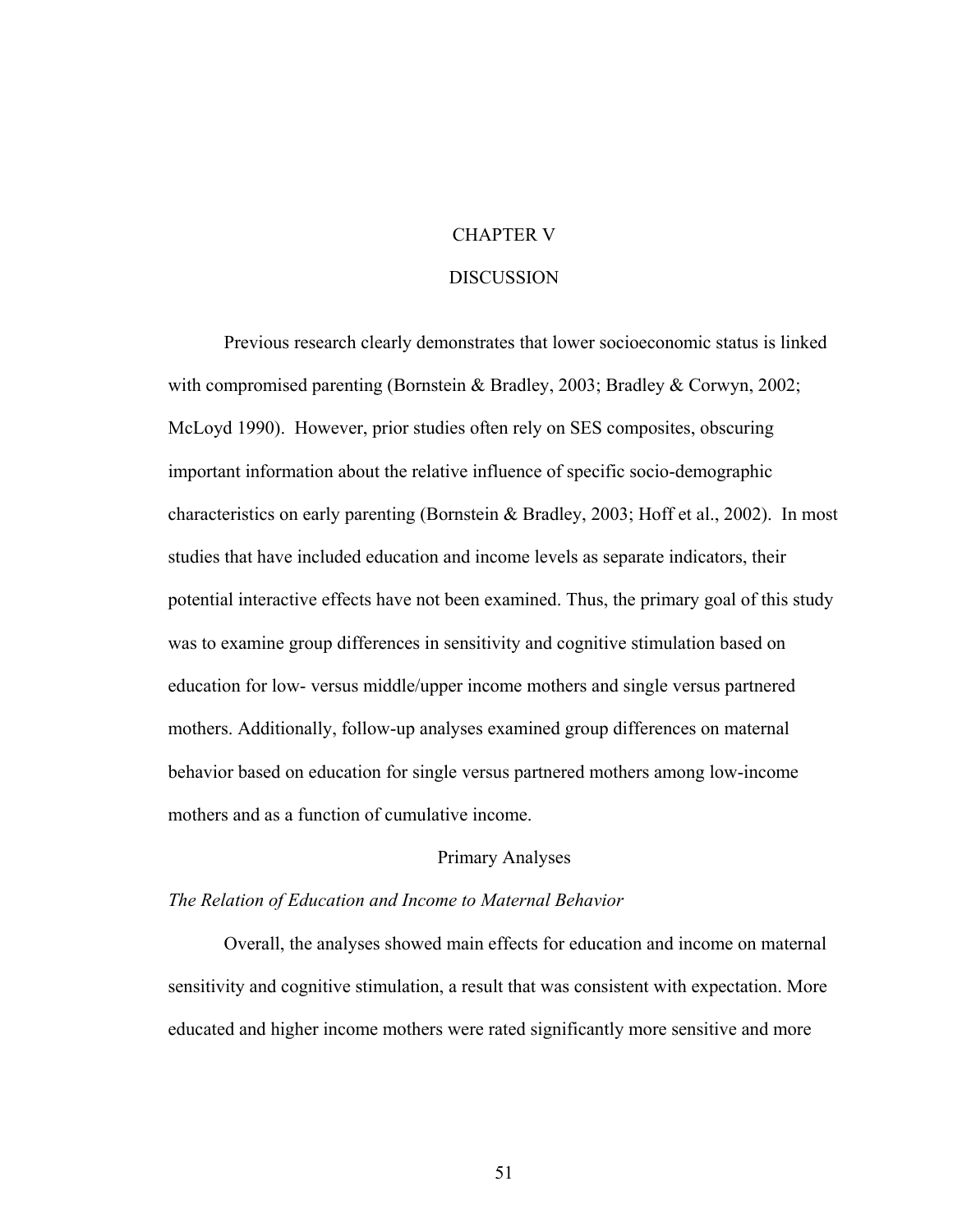# CHAPTER V

# DISCUSSION

Previous research clearly demonstrates that lower socioeconomic status is linked with compromised parenting (Bornstein & Bradley, 2003; Bradley & Corwyn, 2002; McLoyd 1990). However, prior studies often rely on SES composites, obscuring important information about the relative influence of specific socio-demographic characteristics on early parenting (Bornstein & Bradley, 2003; Hoff et al., 2002). In most studies that have included education and income levels as separate indicators, their potential interactive effects have not been examined. Thus, the primary goal of this study was to examine group differences in sensitivity and cognitive stimulation based on education for low- versus middle/upper income mothers and single versus partnered mothers. Additionally, follow-up analyses examined group differences on maternal behavior based on education for single versus partnered mothers among low-income mothers and as a function of cumulative income.

## Primary Analyses

### *The Relation of Education and Income to Maternal Behavior*

Overall, the analyses showed main effects for education and income on maternal sensitivity and cognitive stimulation, a result that was consistent with expectation. More educated and higher income mothers were rated significantly more sensitive and more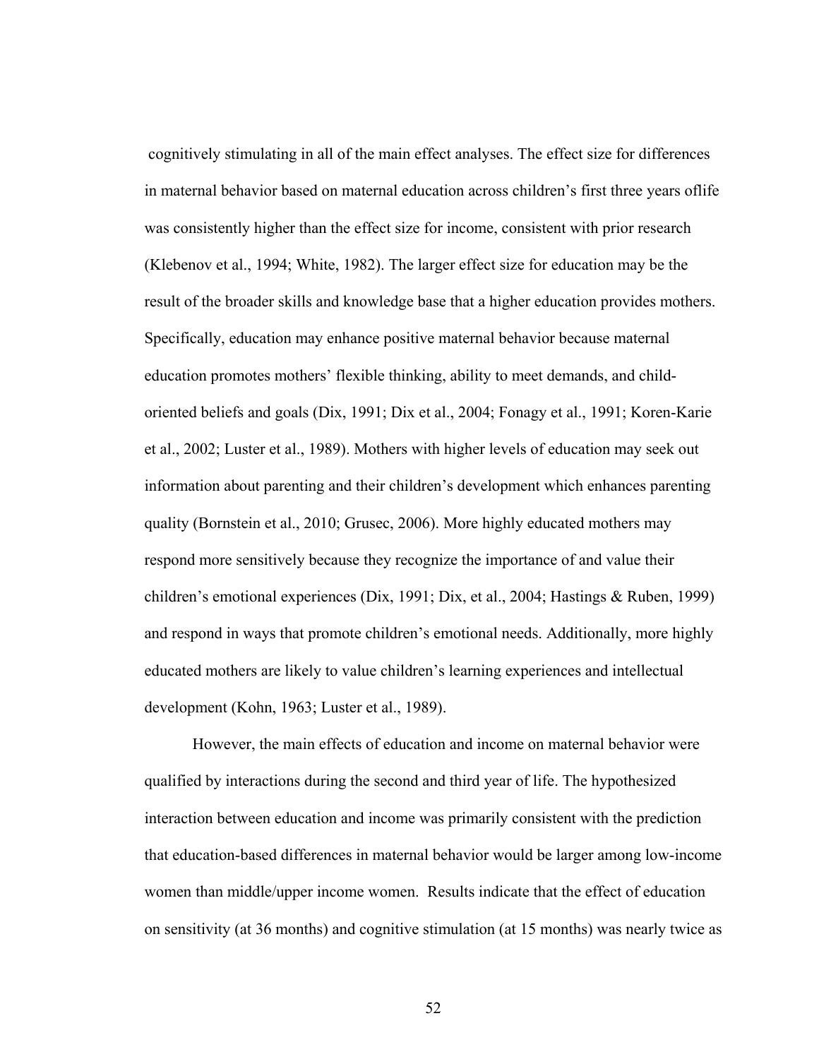cognitively stimulating in all of the main effect analyses. The effect size for differences in maternal behavior based on maternal education across children's first three years oflife was consistently higher than the effect size for income, consistent with prior research (Klebenov et al., 1994; White, 1982). The larger effect size for education may be the result of the broader skills and knowledge base that a higher education provides mothers. Specifically, education may enhance positive maternal behavior because maternal education promotes mothers' flexible thinking, ability to meet demands, and child-oriented beliefs and goals (Dix, 1991; Dix et al., 2004; Fonagy et al., 1991; Koren-Karie et al., 2002; Luster et al., 1989). Mothers with higher levels of education may seek out information about parenting and their children's development which enhances parenting quality (Bornstein et al., 2010; Grusec, 2006). More highly educated mothers may respond more sensitively because they recognize the importance of and value their children's emotional experiences (Dix, 1991; Dix, et al., 2004; Hastings & Ruben, 1999) and respond in ways that promote children's emotional needs. Additionally, more highly educated mothers are likely to value children's learning experiences and intellectual development (Kohn, 1963; Luster et al., 1989).

However, the main effects of education and income on maternal behavior were qualified by interactions during the second and third year of life. The hypothesized interaction between education and income was primarily consistent with the prediction that education-based differences in maternal behavior would be larger among low-income women than middle/upper income women. Results indicate that the effect of education on sensitivity (at 36 months) and cognitive stimulation (at 15 months) was nearly twice as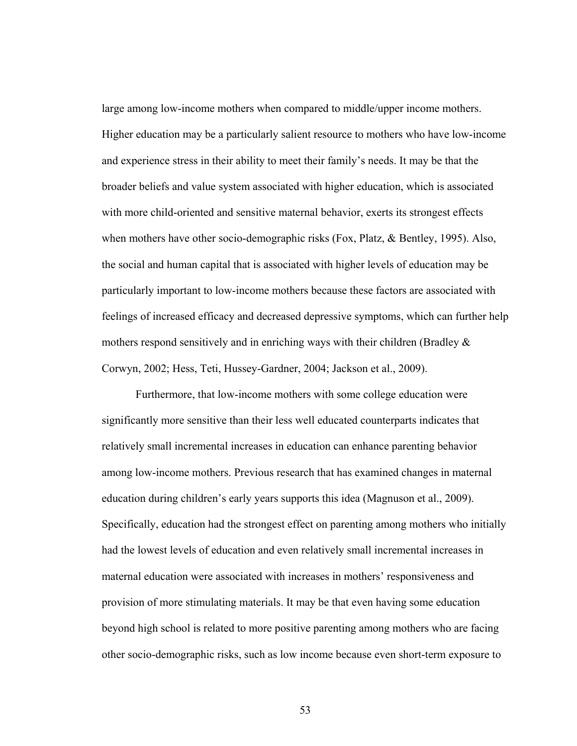large among low-income mothers when compared to middle/upper income mothers. Higher education may be a particularly salient resource to mothers who have low-income and experience stress in their ability to meet their family's needs. It may be that the broader beliefs and value system associated with higher education, which is associated with more child-oriented and sensitive maternal behavior, exerts its strongest effects when mothers have other socio-demographic risks (Fox, Platz, & Bentley, 1995). Also, the social and human capital that is associated with higher levels of education may be particularly important to low-income mothers because these factors are associated with feelings of increased efficacy and decreased depressive symptoms, which can further help mothers respond sensitively and in enriching ways with their children (Bradley & Corwyn, 2002; Hess, Teti, Hussey-Gardner, 2004; Jackson et al., 2009).

Furthermore, that low-income mothers with some college education were significantly more sensitive than their less well educated counterparts indicates that relatively small incremental increases in education can enhance parenting behavior among low-income mothers. Previous research that has examined changes in maternal education during children's early years supports this idea (Magnuson et al., 2009). Specifically, education had the strongest effect on parenting among mothers who initially had the lowest levels of education and even relatively small incremental increases in maternal education were associated with increases in mothers' responsiveness and provision of more stimulating materials. It may be that even having some education beyond high school is related to more positive parenting among mothers who are facing other socio-demographic risks, such as low income because even short-term exposure to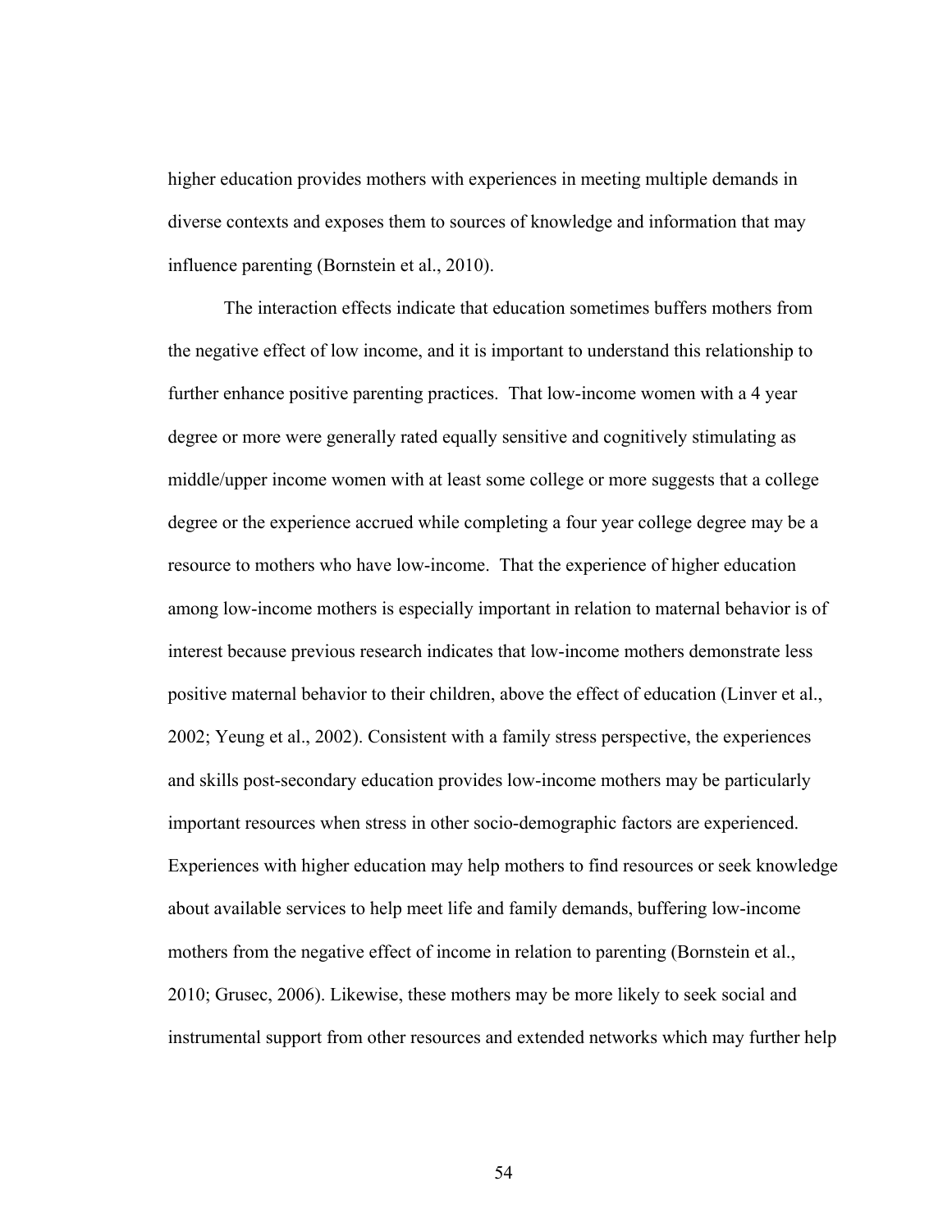higher education provides mothers with experiences in meeting multiple demands in diverse contexts and exposes them to sources of knowledge and information that may influence parenting (Bornstein et al., 2010).

The interaction effects indicate that education sometimes buffers mothers from the negative effect of low income, and it is important to understand this relationship to further enhance positive parenting practices. That low-income women with a 4 year degree or more were generally rated equally sensitive and cognitively stimulating as middle/upper income women with at least some college or more suggests that a college degree or the experience accrued while completing a four year college degree may be a resource to mothers who have low-income. That the experience of higher education among low-income mothers is especially important in relation to maternal behavior is of interest because previous research indicates that low-income mothers demonstrate less positive maternal behavior to their children, above the effect of education (Linver et al., 2002; Yeung et al., 2002). Consistent with a family stress perspective, the experiences and skills post-secondary education provides low-income mothers may be particularly important resources when stress in other socio-demographic factors are experienced. Experiences with higher education may help mothers to find resources or seek knowledge about available services to help meet life and family demands, buffering low-income mothers from the negative effect of income in relation to parenting (Bornstein et al., 2010; Grusec, 2006). Likewise, these mothers may be more likely to seek social and instrumental support from other resources and extended networks which may further help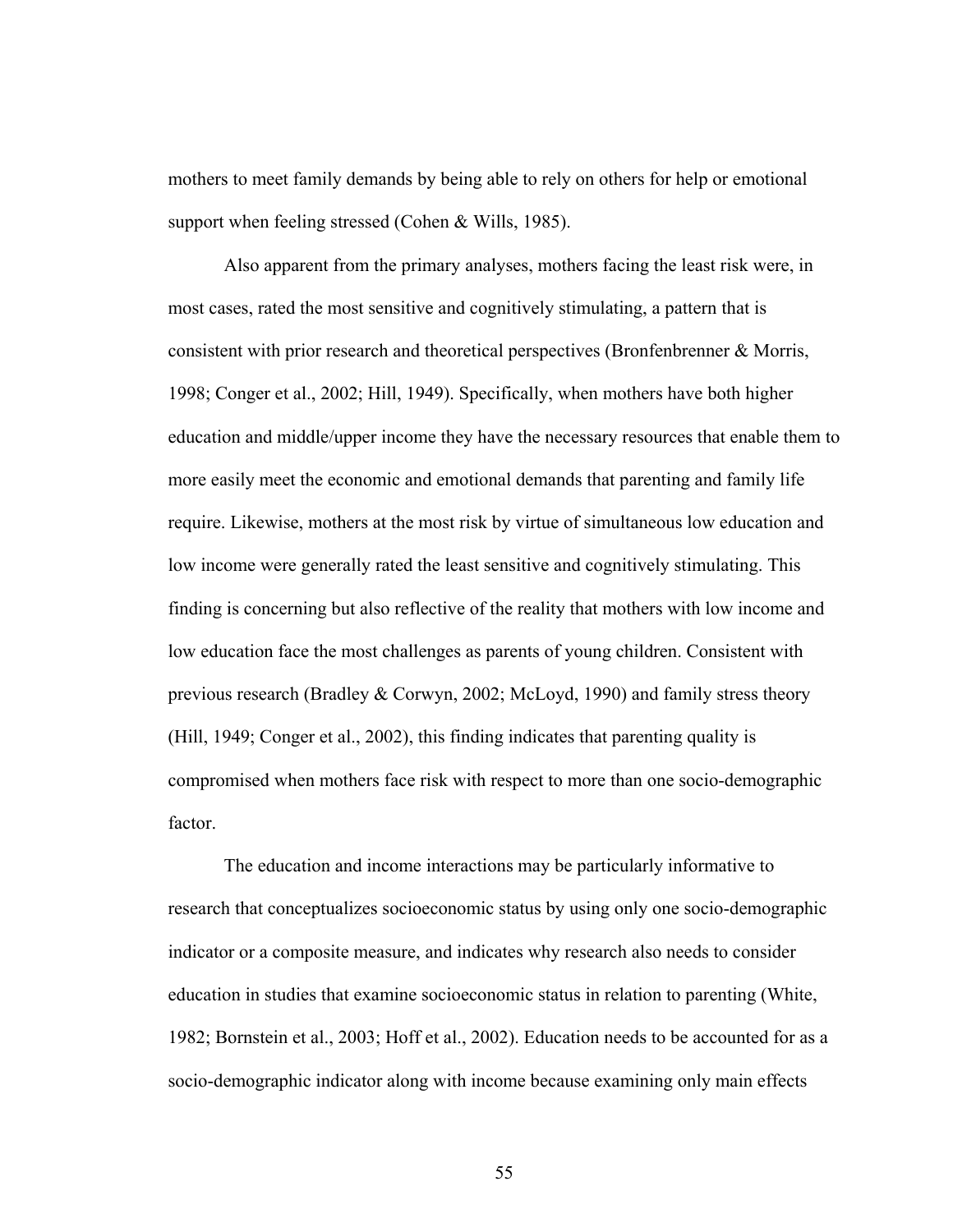mothers to meet family demands by being able to rely on others for help or emotional support when feeling stressed (Cohen & Wills, 1985).

Also apparent from the primary analyses, mothers facing the least risk were, in most cases, rated the most sensitive and cognitively stimulating, a pattern that is consistent with prior research and theoretical perspectives (Bronfenbrenner & Morris, 1998; Conger et al., 2002; Hill, 1949). Specifically, when mothers have both higher education and middle/upper income they have the necessary resources that enable them to more easily meet the economic and emotional demands that parenting and family life require. Likewise, mothers at the most risk by virtue of simultaneous low education and low income were generally rated the least sensitive and cognitively stimulating. This finding is concerning but also reflective of the reality that mothers with low income and low education face the most challenges as parents of young children. Consistent with previous research (Bradley & Corwyn, 2002; McLoyd, 1990) and family stress theory (Hill, 1949; Conger et al., 2002), this finding indicates that parenting quality is compromised when mothers face risk with respect to more than one socio-demographic factor.

The education and income interactions may be particularly informative to research that conceptualizes socioeconomic status by using only one socio-demographic indicator or a composite measure, and indicates why research also needs to consider education in studies that examine socioeconomic status in relation to parenting (White, 1982; Bornstein et al., 2003; Hoff et al., 2002). Education needs to be accounted for as a socio-demographic indicator along with income because examining only main effects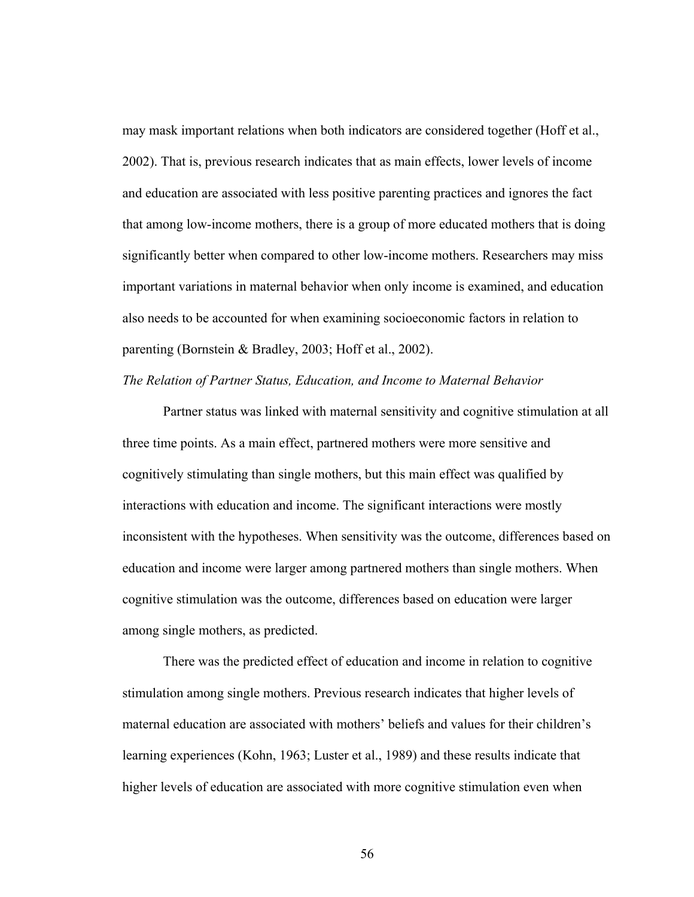may mask important relations when both indicators are considered together (Hoff et al., 2002). That is, previous research indicates that as main effects, lower levels of income and education are associated with less positive parenting practices and ignores the fact that among low-income mothers, there is a group of more educated mothers that is doing significantly better when compared to other low-income mothers. Researchers may miss important variations in maternal behavior when only income is examined, and education also needs to be accounted for when examining socioeconomic factors in relation to parenting (Bornstein & Bradley, 2003; Hoff et al., 2002).

*The Relation of Partner Status, Education, and Income to Maternal Behavior*

Partner status was linked with maternal sensitivity and cognitive stimulation at all three time points. As a main effect, partnered mothers were more sensitive and cognitively stimulating than single mothers, but this main effect was qualified by interactions with education and income. The significant interactions were mostly inconsistent with the hypotheses. When sensitivity was the outcome, differences based on education and income were larger among partnered mothers than single mothers. When cognitive stimulation was the outcome, differences based on education were larger among single mothers, as predicted.

There was the predicted effect of education and income in relation to cognitive stimulation among single mothers. Previous research indicates that higher levels of maternal education are associated with mothers' beliefs and values for their children's learning experiences (Kohn, 1963; Luster et al., 1989) and these results indicate that higher levels of education are associated with more cognitive stimulation even when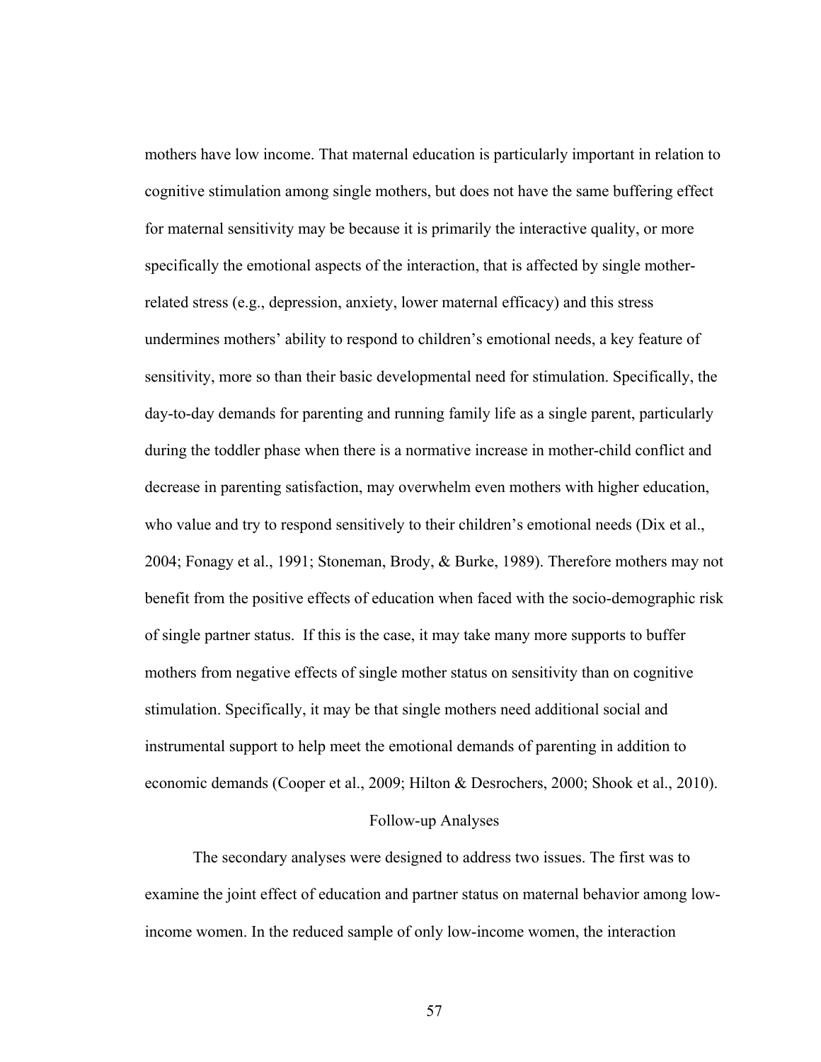mothers have low income. That maternal education is particularly important in relation to cognitive stimulation among single mothers, but does not have the same buffering effect for maternal sensitivity may be because it is primarily the interactive quality, or more specifically the emotional aspects of the interaction, that is affected by single mother-related stress (e.g., depression, anxiety, lower maternal efficacy) and this stress undermines mothers' ability to respond to children's emotional needs, a key feature of sensitivity, more so than their basic developmental need for stimulation. Specifically, the day-to-day demands for parenting and running family life as a single parent, particularly during the toddler phase when there is a normative increase in mother-child conflict and decrease in parenting satisfaction, may overwhelm even mothers with higher education, who value and try to respond sensitively to their children's emotional needs (Dix et al., 2004; Fonagy et al., 1991; Stoneman, Brody, & Burke, 1989). Therefore mothers may not benefit from the positive effects of education when faced with the socio-demographic risk of single partner status. If this is the case, it may take many more supports to buffer mothers from negative effects of single mother status on sensitivity than on cognitive stimulation. Specifically, it may be that single mothers need additional social and instrumental support to help meet the emotional demands of parenting in addition to economic demands (Cooper et al., 2009; Hilton & Desrochers, 2000; Shook et al., 2010).

## Follow-up Analyses

The secondary analyses were designed to address two issues. The first was to examine the joint effect of education and partner status on maternal behavior among low-income women. In the reduced sample of only low-income women, the interaction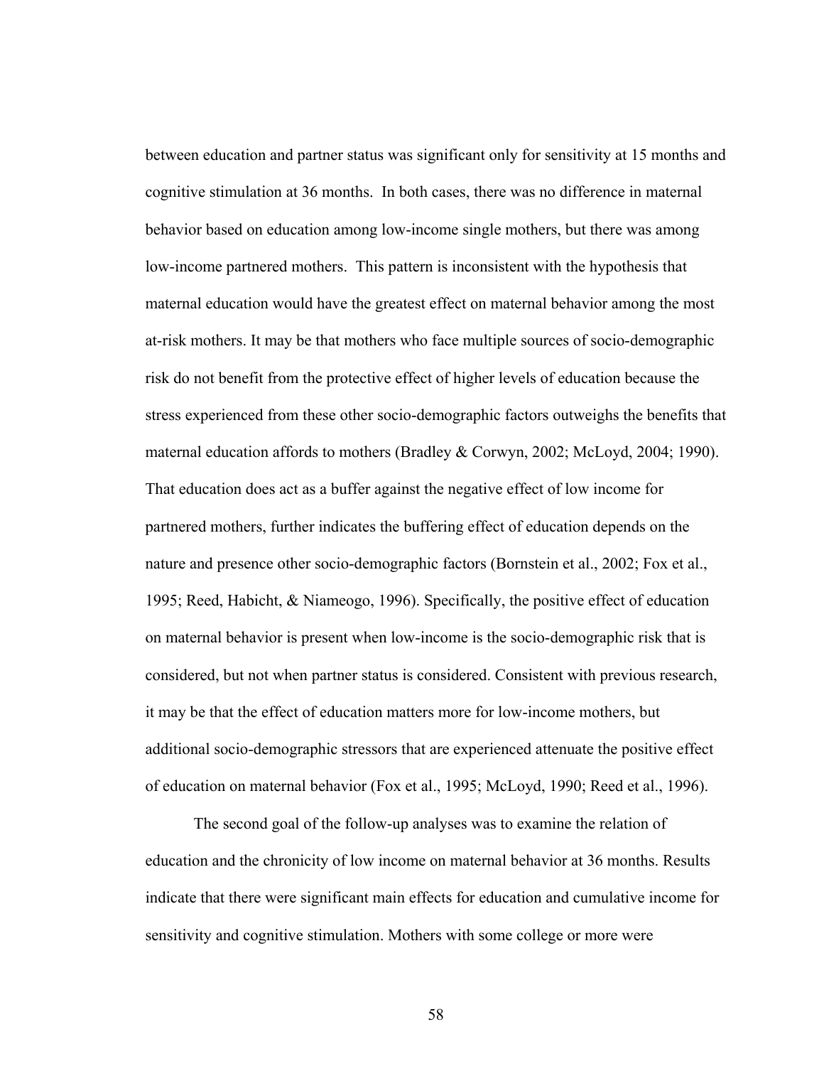between education and partner status was significant only for sensitivity at 15 months and cognitive stimulation at 36 months. In both cases, there was no difference in maternal behavior based on education among low-income single mothers, but there was among low-income partnered mothers. This pattern is inconsistent with the hypothesis that maternal education would have the greatest effect on maternal behavior among the most at-risk mothers. It may be that mothers who face multiple sources of socio-demographic risk do not benefit from the protective effect of higher levels of education because the stress experienced from these other socio-demographic factors outweighs the benefits that maternal education affords to mothers (Bradley & Corwyn, 2002; McLoyd, 2004; 1990). That education does act as a buffer against the negative effect of low income for partnered mothers, further indicates the buffering effect of education depends on the nature and presence other socio-demographic factors (Bornstein et al., 2002; Fox et al., 1995; Reed, Habicht, & Niameogo, 1996). Specifically, the positive effect of education on maternal behavior is present when low-income is the socio-demographic risk that is considered, but not when partner status is considered. Consistent with previous research, it may be that the effect of education matters more for low-income mothers, but additional socio-demographic stressors that are experienced attenuate the positive effect of education on maternal behavior (Fox et al., 1995; McLoyd, 1990; Reed et al., 1996).

The second goal of the follow-up analyses was to examine the relation of education and the chronicity of low income on maternal behavior at 36 months. Results indicate that there were significant main effects for education and cumulative income for sensitivity and cognitive stimulation. Mothers with some college or more were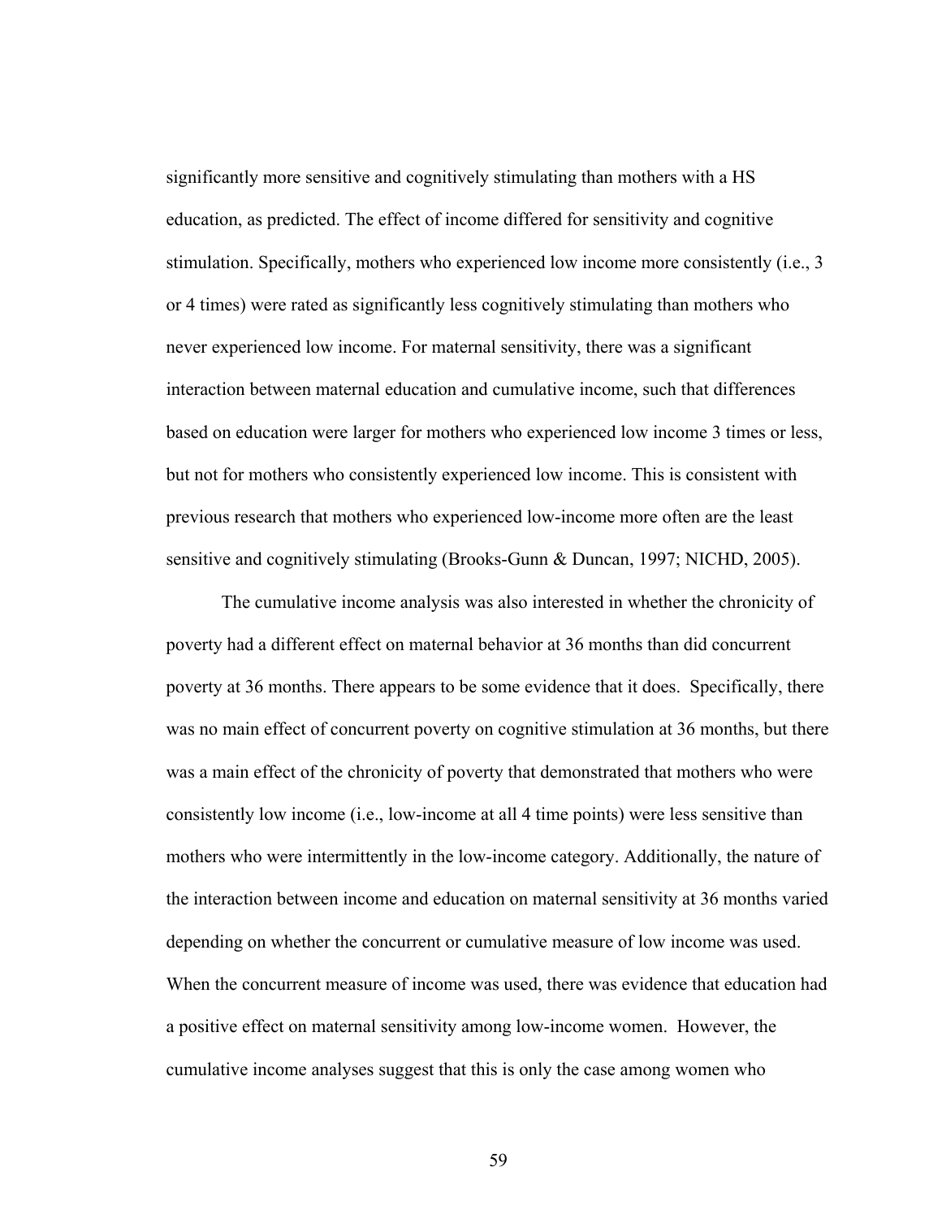significantly more sensitive and cognitively stimulating than mothers with a HS education, as predicted. The effect of income differed for sensitivity and cognitive stimulation. Specifically, mothers who experienced low income more consistently (i.e., 3 or 4 times) were rated as significantly less cognitively stimulating than mothers who never experienced low income. For maternal sensitivity, there was a significant interaction between maternal education and cumulative income, such that differences based on education were larger for mothers who experienced low income 3 times or less, but not for mothers who consistently experienced low income. This is consistent with previous research that mothers who experienced low-income more often are the least sensitive and cognitively stimulating (Brooks-Gunn & Duncan, 1997; NICHD, 2005).

The cumulative income analysis was also interested in whether the chronicity of poverty had a different effect on maternal behavior at 36 months than did concurrent poverty at 36 months. There appears to be some evidence that it does. Specifically, there was no main effect of concurrent poverty on cognitive stimulation at 36 months, but there was a main effect of the chronicity of poverty that demonstrated that mothers who were consistently low income (i.e., low-income at all 4 time points) were less sensitive than mothers who were intermittently in the low-income category. Additionally, the nature of the interaction between income and education on maternal sensitivity at 36 months varied depending on whether the concurrent or cumulative measure of low income was used. When the concurrent measure of income was used, there was evidence that education had a positive effect on maternal sensitivity among low-income women. However, the cumulative income analyses suggest that this is only the case among women who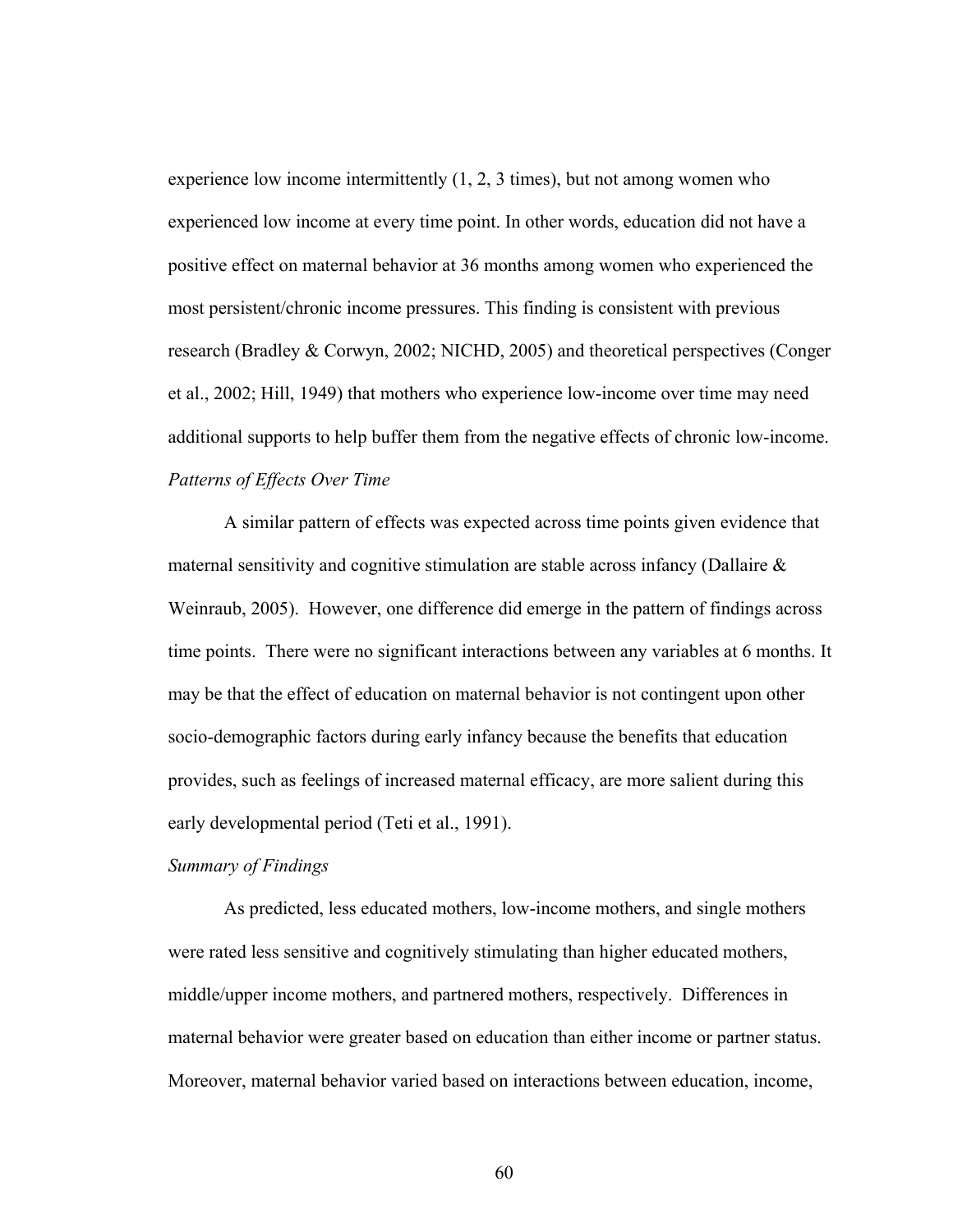experience low income intermittently (1, 2, 3 times), but not among women who experienced low income at every time point. In other words, education did not have a positive effect on maternal behavior at 36 months among women who experienced the most persistent/chronic income pressures. This finding is consistent with previous research (Bradley & Corwyn, 2002; NICHD, 2005) and theoretical perspectives (Conger et al., 2002; Hill, 1949) that mothers who experience low-income over time may need additional supports to help buffer them from the negative effects of chronic low-income.

*Patterns of Effects Over Time*

A similar pattern of effects was expected across time points given evidence that maternal sensitivity and cognitive stimulation are stable across infancy (Dallaire & Weinraub, 2005). However, one difference did emerge in the pattern of findings across time points. There were no significant interactions between any variables at 6 months. It may be that the effect of education on maternal behavior is not contingent upon other socio-demographic factors during early infancy because the benefits that education provides, such as feelings of increased maternal efficacy, are more salient during this early developmental period (Teti et al., 1991).

*Summary of Findings*

As predicted, less educated mothers, low-income mothers, and single mothers were rated less sensitive and cognitively stimulating than higher educated mothers, middle/upper income mothers, and partnered mothers, respectively. Differences in maternal behavior were greater based on education than either income or partner status. Moreover, maternal behavior varied based on interactions between education, income,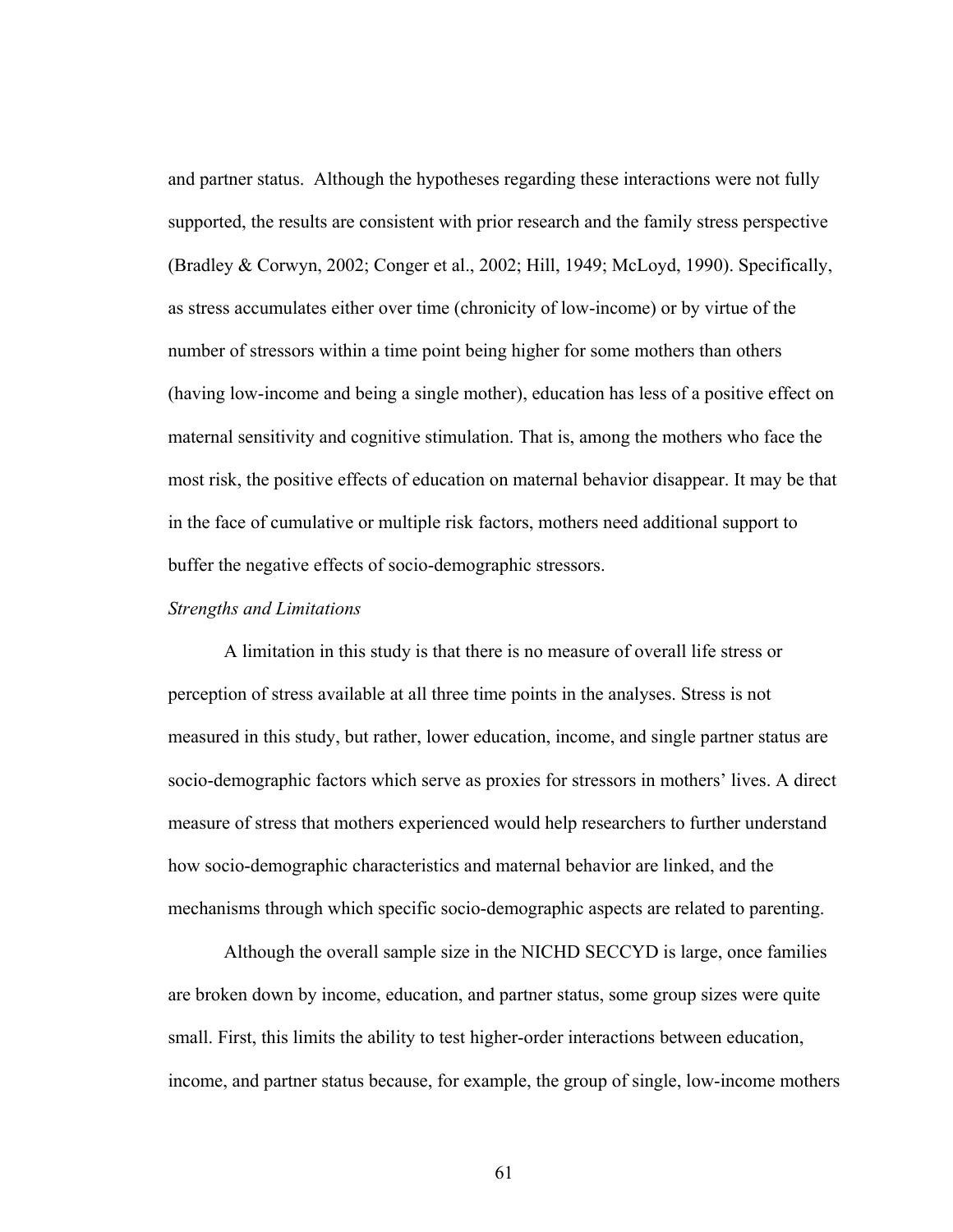and partner status. Although the hypotheses regarding these interactions were not fully supported, the results are consistent with prior research and the family stress perspective (Bradley & Corwyn, 2002; Conger et al., 2002; Hill, 1949; McLoyd, 1990). Specifically, as stress accumulates either over time (chronicity of low-income) or by virtue of the number of stressors within a time point being higher for some mothers than others (having low-income and being a single mother), education has less of a positive effect on maternal sensitivity and cognitive stimulation. That is, among the mothers who face the most risk, the positive effects of education on maternal behavior disappear. It may be that in the face of cumulative or multiple risk factors, mothers need additional support to buffer the negative effects of socio-demographic stressors.

*Strengths and Limitations*

A limitation in this study is that there is no measure of overall life stress or perception of stress available at all three time points in the analyses. Stress is not measured in this study, but rather, lower education, income, and single partner status are socio-demographic factors which serve as proxies for stressors in mothers' lives. A direct measure of stress that mothers experienced would help researchers to further understand how socio-demographic characteristics and maternal behavior are linked, and the mechanisms through which specific socio-demographic aspects are related to parenting.

Although the overall sample size in the NICHD SECCYD is large, once families are broken down by income, education, and partner status, some group sizes were quite small. First, this limits the ability to test higher-order interactions between education, income, and partner status because, for example, the group of single, low-income mothers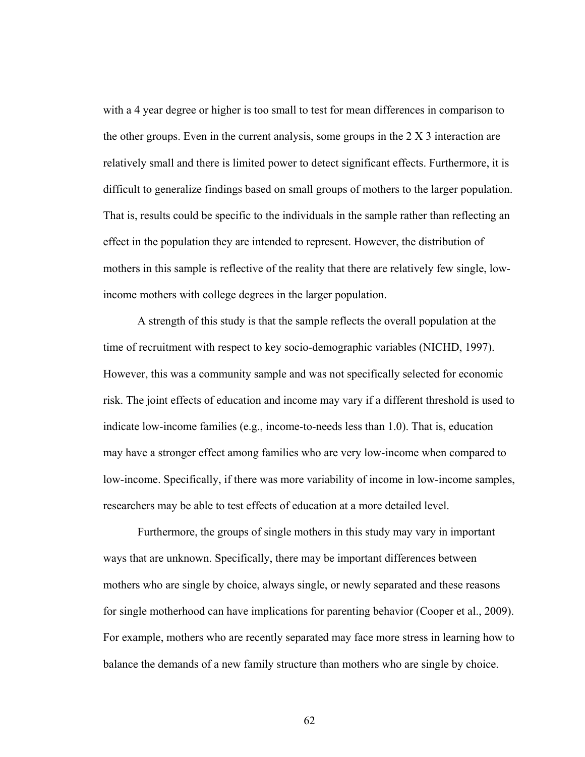with a 4 year degree or higher is too small to test for mean differences in comparison to the other groups. Even in the current analysis, some groups in the 2 X 3 interaction are relatively small and there is limited power to detect significant effects. Furthermore, it is difficult to generalize findings based on small groups of mothers to the larger population. That is, results could be specific to the individuals in the sample rather than reflecting an effect in the population they are intended to represent. However, the distribution of mothers in this sample is reflective of the reality that there are relatively few single, low-income mothers with college degrees in the larger population.

A strength of this study is that the sample reflects the overall population at the time of recruitment with respect to key socio-demographic variables (NICHD, 1997). However, this was a community sample and was not specifically selected for economic risk. The joint effects of education and income may vary if a different threshold is used to indicate low-income families (e.g., income-to-needs less than 1.0). That is, education may have a stronger effect among families who are very low-income when compared to low-income. Specifically, if there was more variability of income in low-income samples, researchers may be able to test effects of education at a more detailed level.

Furthermore, the groups of single mothers in this study may vary in important ways that are unknown. Specifically, there may be important differences between mothers who are single by choice, always single, or newly separated and these reasons for single motherhood can have implications for parenting behavior (Cooper et al., 2009). For example, mothers who are recently separated may face more stress in learning how to balance the demands of a new family structure than mothers who are single by choice.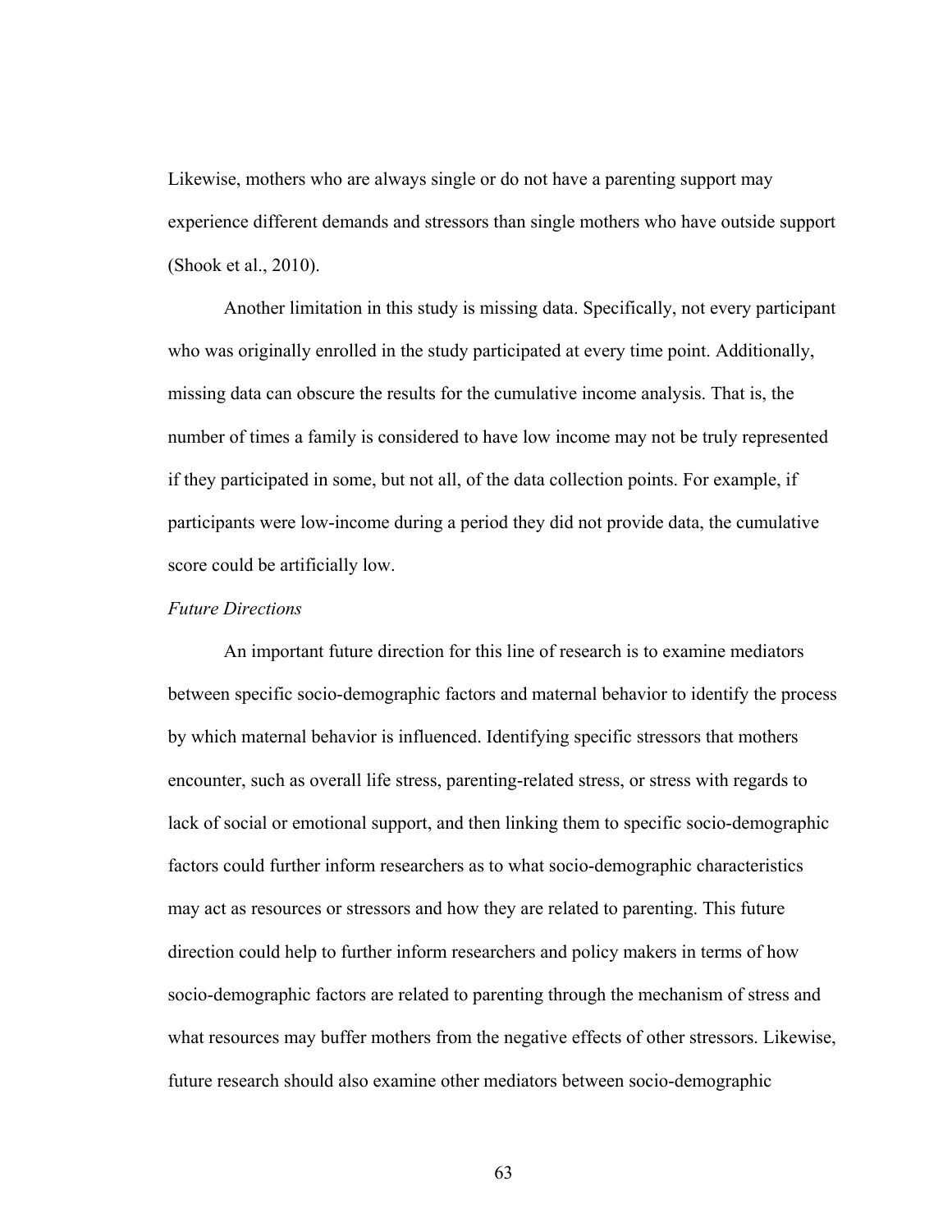Likewise, mothers who are always single or do not have a parenting support may experience different demands and stressors than single mothers who have outside support (Shook et al., 2010).

Another limitation in this study is missing data. Specifically, not every participant who was originally enrolled in the study participated at every time point. Additionally, missing data can obscure the results for the cumulative income analysis. That is, the number of times a family is considered to have low income may not be truly represented if they participated in some, but not all, of the data collection points. For example, if participants were low-income during a period they did not provide data, the cumulative score could be artificially low.

*Future Directions*

An important future direction for this line of research is to examine mediators between specific socio-demographic factors and maternal behavior to identify the process by which maternal behavior is influenced. Identifying specific stressors that mothers encounter, such as overall life stress, parenting-related stress, or stress with regards to lack of social or emotional support, and then linking them to specific socio-demographic factors could further inform researchers as to what socio-demographic characteristics may act as resources or stressors and how they are related to parenting. This future direction could help to further inform researchers and policy makers in terms of how socio-demographic factors are related to parenting through the mechanism of stress and what resources may buffer mothers from the negative effects of other stressors. Likewise, future research should also examine other mediators between socio-demographic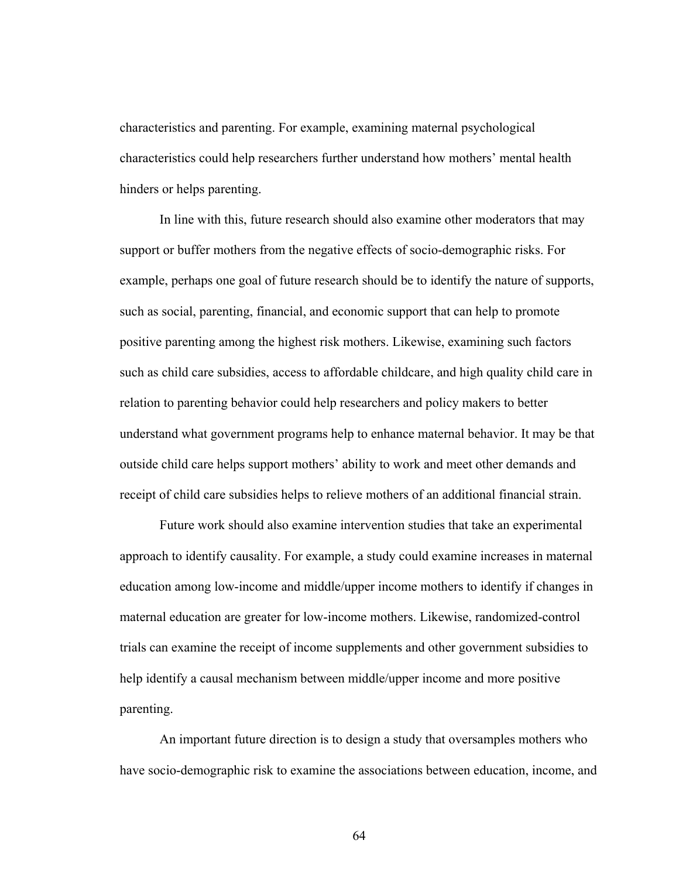characteristics and parenting. For example, examining maternal psychological characteristics could help researchers further understand how mothers' mental health hinders or helps parenting.

In line with this, future research should also examine other moderators that may support or buffer mothers from the negative effects of socio-demographic risks. For example, perhaps one goal of future research should be to identify the nature of supports, such as social, parenting, financial, and economic support that can help to promote positive parenting among the highest risk mothers. Likewise, examining such factors such as child care subsidies, access to affordable childcare, and high quality child care in relation to parenting behavior could help researchers and policy makers to better understand what government programs help to enhance maternal behavior. It may be that outside child care helps support mothers' ability to work and meet other demands and receipt of child care subsidies helps to relieve mothers of an additional financial strain.

Future work should also examine intervention studies that take an experimental approach to identify causality. For example, a study could examine increases in maternal education among low-income and middle/upper income mothers to identify if changes in maternal education are greater for low-income mothers. Likewise, randomized-control trials can examine the receipt of income supplements and other government subsidies to help identify a causal mechanism between middle/upper income and more positive parenting.

An important future direction is to design a study that oversamples mothers who have socio-demographic risk to examine the associations between education, income, and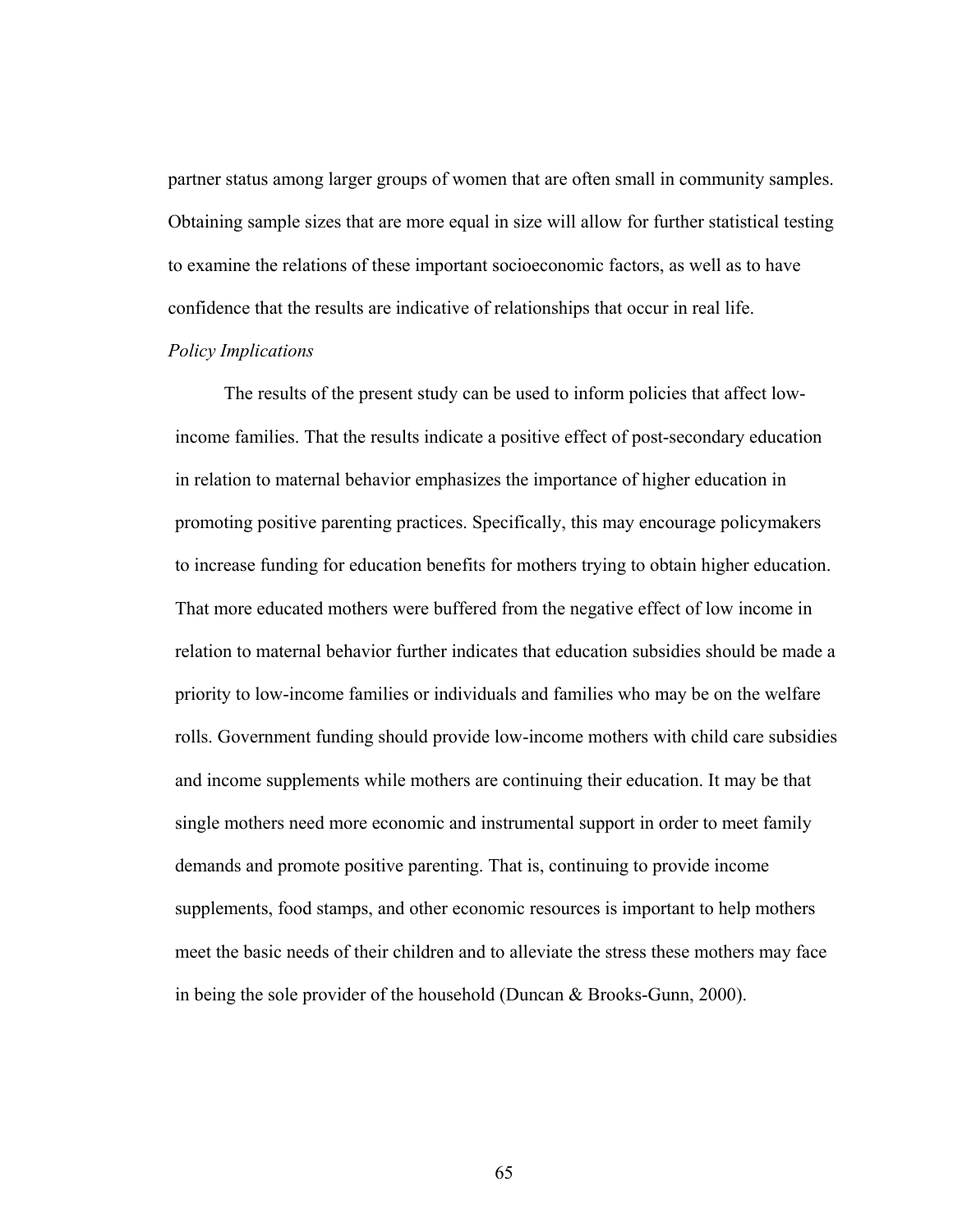partner status among larger groups of women that are often small in community samples. Obtaining sample sizes that are more equal in size will allow for further statistical testing to examine the relations of these important socioeconomic factors, as well as to have confidence that the results are indicative of relationships that occur in real life.

*Policy Implications*

The results of the present study can be used to inform policies that affect low-income families. That the results indicate a positive effect of post-secondary education in relation to maternal behavior emphasizes the importance of higher education in promoting positive parenting practices. Specifically, this may encourage policymakers to increase funding for education benefits for mothers trying to obtain higher education. That more educated mothers were buffered from the negative effect of low income in relation to maternal behavior further indicates that education subsidies should be made a priority to low-income families or individuals and families who may be on the welfare rolls. Government funding should provide low-income mothers with child care subsidies and income supplements while mothers are continuing their education. It may be that single mothers need more economic and instrumental support in order to meet family demands and promote positive parenting. That is, continuing to provide income supplements, food stamps, and other economic resources is important to help mothers meet the basic needs of their children and to alleviate the stress these mothers may face in being the sole provider of the household (Duncan & Brooks-Gunn, 2000).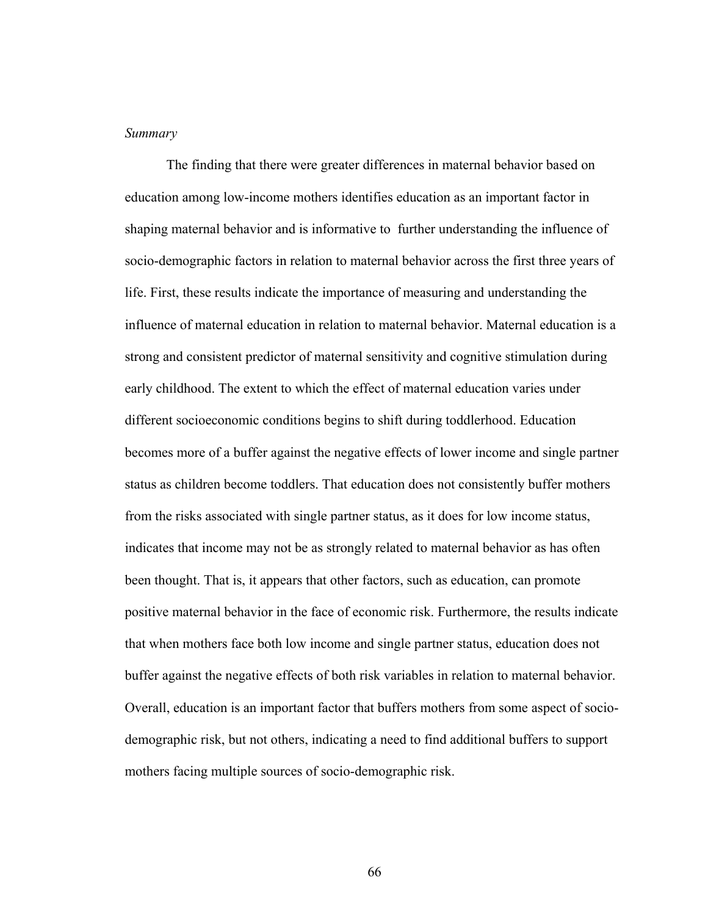*Summary*

The finding that there were greater differences in maternal behavior based on education among low-income mothers identifies education as an important factor in shaping maternal behavior and is informative to further understanding the influence of socio-demographic factors in relation to maternal behavior across the first three years of life. First, these results indicate the importance of measuring and understanding the influence of maternal education in relation to maternal behavior. Maternal education is a strong and consistent predictor of maternal sensitivity and cognitive stimulation during early childhood. The extent to which the effect of maternal education varies under different socioeconomic conditions begins to shift during toddlerhood. Education becomes more of a buffer against the negative effects of lower income and single partner status as children become toddlers. That education does not consistently buffer mothers from the risks associated with single partner status, as it does for low income status, indicates that income may not be as strongly related to maternal behavior as has often been thought. That is, it appears that other factors, such as education, can promote positive maternal behavior in the face of economic risk. Furthermore, the results indicate that when mothers face both low income and single partner status, education does not buffer against the negative effects of both risk variables in relation to maternal behavior. Overall, education is an important factor that buffers mothers from some aspect of socio-demographic risk, but not others, indicating a need to find additional buffers to support mothers facing multiple sources of socio-demographic risk.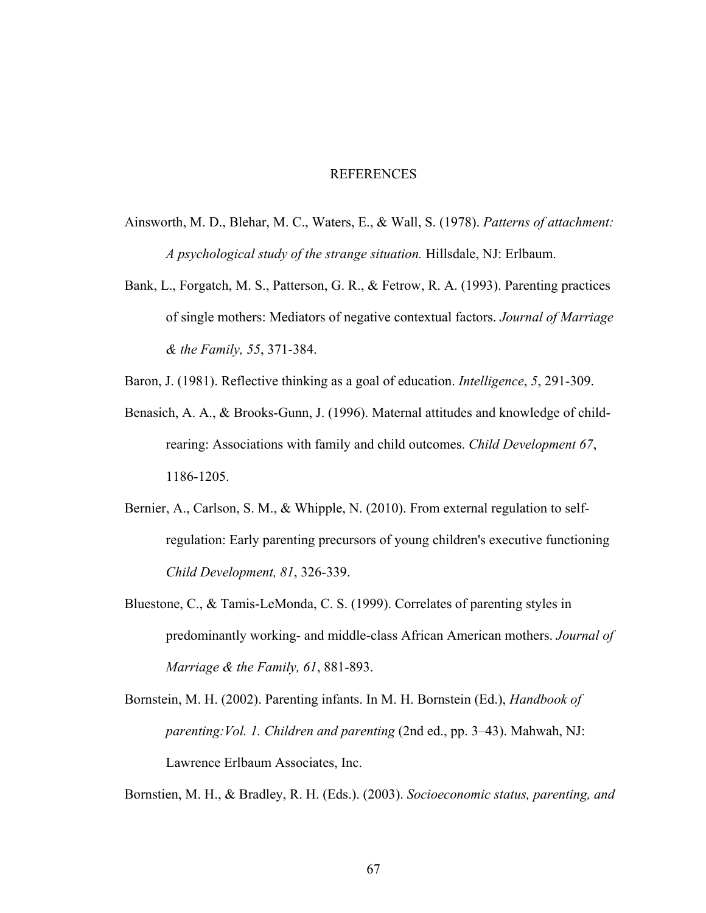# REFERENCES

Ainsworth, M. D., Blehar, M. C., Waters, E., & Wall, S. (1978). *Patterns of attachment: A psychological study of the strange situation.* Hillsdale, NJ: Erlbaum.

Bank, L., Forgatch, M. S., Patterson, G. R., & Fetrow, R. A. (1993). Parenting practices of single mothers: Mediators of negative contextual factors. *Journal of Marriage & the Family, 55*, 371-384.

Baron, J. (1981). Reflective thinking as a goal of education. *Intelligence*, *5*, 291-309.

Benasich, A. A., & Brooks-Gunn, J. (1996). Maternal attitudes and knowledge of child-rearing: Associations with family and child outcomes. *Child Development 67*, 1186-1205.

Bernier, A., Carlson, S. M., & Whipple, N. (2010). From external regulation to self-regulation: Early parenting precursors of young children's executive functioning *Child Development, 81*, 326-339.

Bluestone, C., & Tamis-LeMonda, C. S. (1999). Correlates of parenting styles in predominantly working- and middle-class African American mothers. *Journal of Marriage & the Family, 61*, 881-893.

Bornstein, M. H. (2002). Parenting infants. In M. H. Bornstein (Ed.), *Handbook of parenting:Vol. 1. Children and parenting* (2nd ed., pp. 3–43). Mahwah, NJ: Lawrence Erlbaum Associates, Inc.

Bornstien, M. H., & Bradley, R. H. (Eds.). (2003). *Socioeconomic status, parenting, and*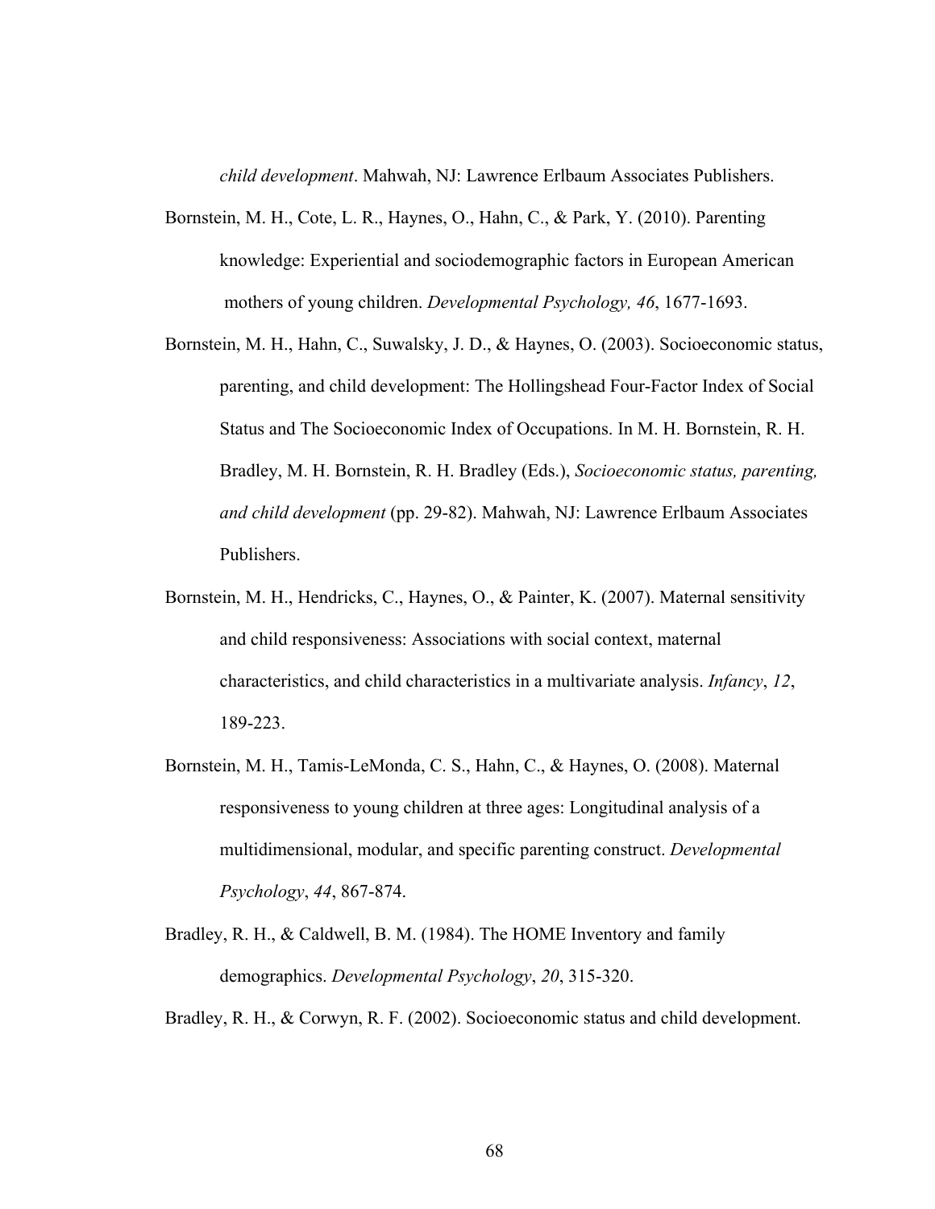*child development*. Mahwah, NJ: Lawrence Erlbaum Associates Publishers.

Bornstein, M. H., Cote, L. R., Haynes, O., Hahn, C., & Park, Y. (2010). Parenting knowledge: Experiential and sociodemographic factors in European American mothers of young children. *Developmental Psychology, 46*, 1677-1693.

Bornstein, M. H., Hahn, C., Suwalsky, J. D., & Haynes, O. (2003). Socioeconomic status, parenting, and child development: The Hollingshead Four-Factor Index of Social Status and The Socioeconomic Index of Occupations. In M. H. Bornstein, R. H. Bradley, M. H. Bornstein, R. H. Bradley (Eds.), *Socioeconomic status, parenting, and child development* (pp. 29-82). Mahwah, NJ: Lawrence Erlbaum Associates Publishers.

Bornstein, M. H., Hendricks, C., Haynes, O., & Painter, K. (2007). Maternal sensitivity and child responsiveness: Associations with social context, maternal characteristics, and child characteristics in a multivariate analysis. *Infancy*, *12*, 189-223.

Bornstein, M. H., Tamis-LeMonda, C. S., Hahn, C., & Haynes, O. (2008). Maternal responsiveness to young children at three ages: Longitudinal analysis of a multidimensional, modular, and specific parenting construct. *Developmental Psychology*, *44*, 867-874.

Bradley, R. H., & Caldwell, B. M. (1984). The HOME Inventory and family demographics. *Developmental Psychology*, *20*, 315-320.

Bradley, R. H., & Corwyn, R. F. (2002). Socioeconomic status and child development.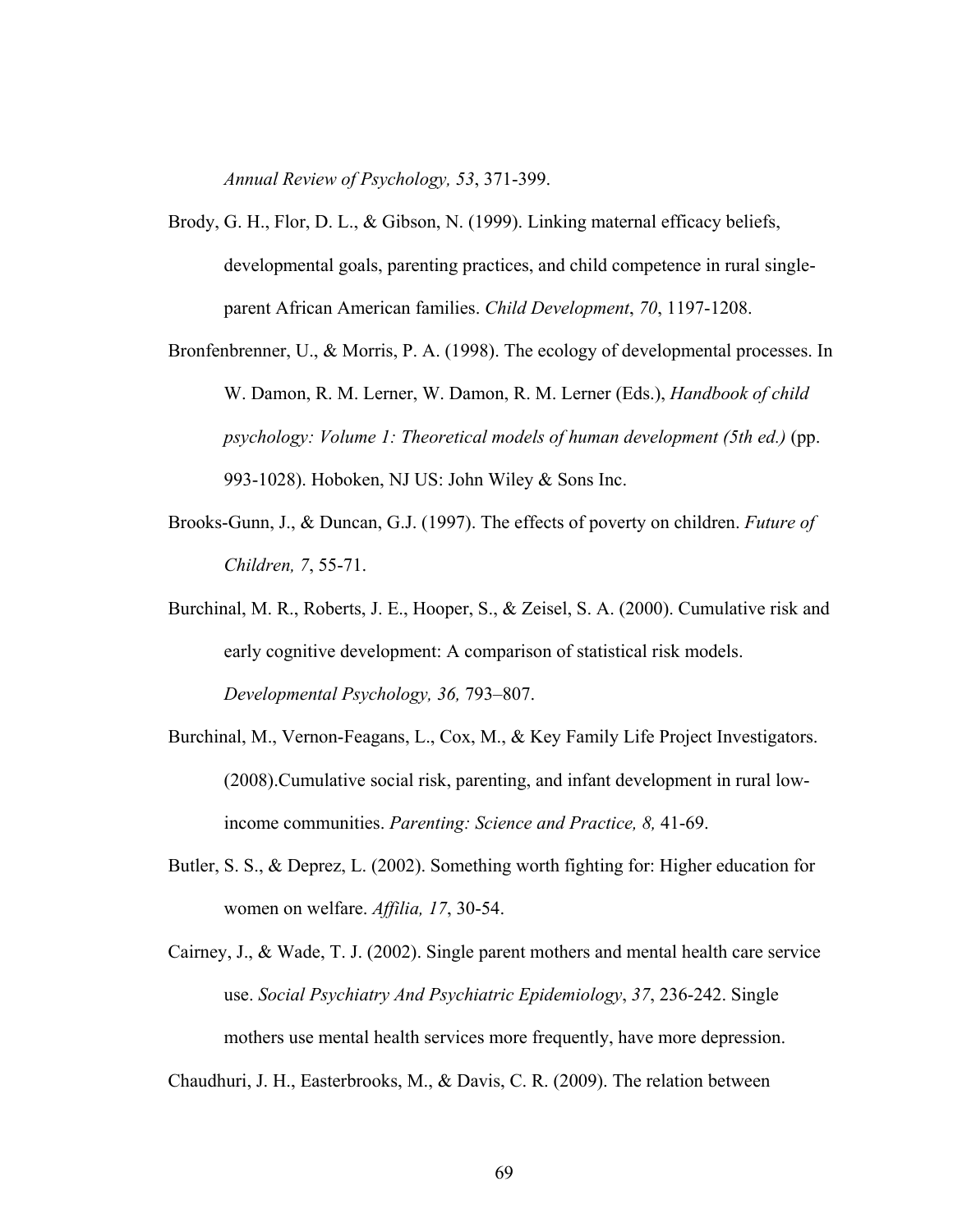*Annual Review of Psychology, 53*, 371-399.

Brody, G. H., Flor, D. L., & Gibson, N. (1999). Linking maternal efficacy beliefs, developmental goals, parenting practices, and child competence in rural single-parent African American families. *Child Development*, *70*, 1197-1208.

Bronfenbrenner, U., & Morris, P. A. (1998). The ecology of developmental processes. In W. Damon, R. M. Lerner, W. Damon, R. M. Lerner (Eds.), *Handbook of child psychology: Volume 1: Theoretical models of human development (5th ed.)* (pp. 993-1028). Hoboken, NJ US: John Wiley & Sons Inc.

Brooks-Gunn, J., & Duncan, G.J. (1997). The effects of poverty on children. *Future of Children, 7*, 55-71.

Burchinal, M. R., Roberts, J. E., Hooper, S., & Zeisel, S. A. (2000). Cumulative risk and early cognitive development: A comparison of statistical risk models. *Developmental Psychology, 36,* 793–807.

Burchinal, M., Vernon-Feagans, L., Cox, M., & Key Family Life Project Investigators. (2008).Cumulative social risk, parenting, and infant development in rural low-income communities. *Parenting: Science and Practice, 8,* 41-69.

Butler, S. S., & Deprez, L. (2002). Something worth fighting for: Higher education for women on welfare. *Affilia, 17*, 30-54.

Cairney, J., & Wade, T. J. (2002). Single parent mothers and mental health care service use. *Social Psychiatry And Psychiatric Epidemiology*, *37*, 236-242. Single mothers use mental health services more frequently, have more depression.

Chaudhuri, J. H., Easterbrooks, M., & Davis, C. R. (2009). The relation between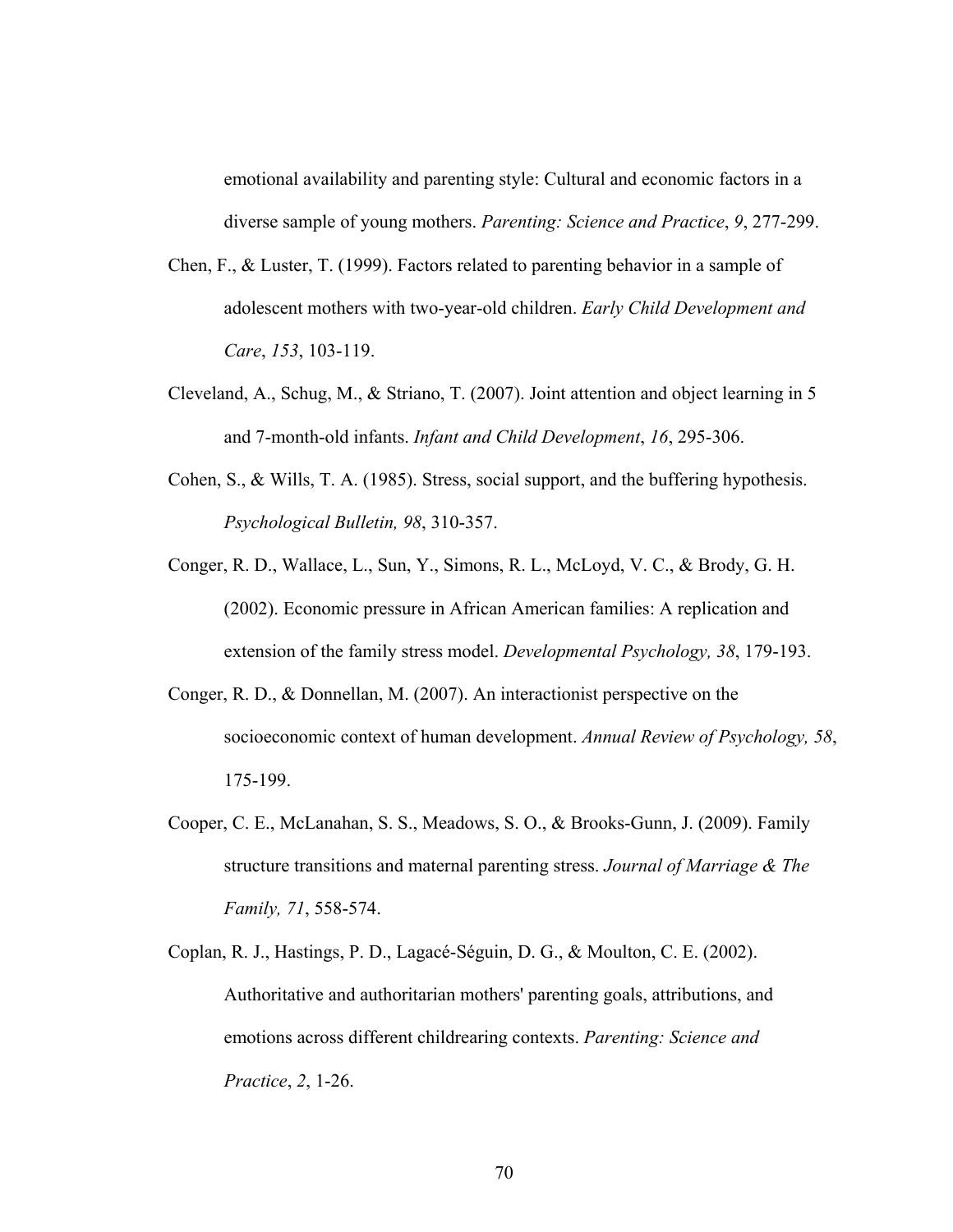emotional availability and parenting style: Cultural and economic factors in a diverse sample of young mothers. *Parenting: Science and Practice*, *9*, 277-299.

Chen, F., & Luster, T. (1999). Factors related to parenting behavior in a sample of adolescent mothers with two-year-old children. *Early Child Development and Care*, *153*, 103-119.

Cleveland, A., Schug, M., & Striano, T. (2007). Joint attention and object learning in 5 and 7-month-old infants. *Infant and Child Development*, *16*, 295-306.

Cohen, S., & Wills, T. A. (1985). Stress, social support, and the buffering hypothesis. *Psychological Bulletin, 98*, 310-357.

Conger, R. D., Wallace, L., Sun, Y., Simons, R. L., McLoyd, V. C., & Brody, G. H. (2002). Economic pressure in African American families: A replication and extension of the family stress model. *Developmental Psychology, 38*, 179-193.

Conger, R. D., & Donnellan, M. (2007). An interactionist perspective on the socioeconomic context of human development. *Annual Review of Psychology, 58*, 175-199.

Cooper, C. E., McLanahan, S. S., Meadows, S. O., & Brooks-Gunn, J. (2009). Family structure transitions and maternal parenting stress. *Journal of Marriage & The Family, 71*, 558-574.

Coplan, R. J., Hastings, P. D., Lagacé-Séguin, D. G., & Moulton, C. E. (2002). Authoritative and authoritarian mothers' parenting goals, attributions, and emotions across different childrearing contexts. *Parenting: Science and Practice*, *2*, 1-26.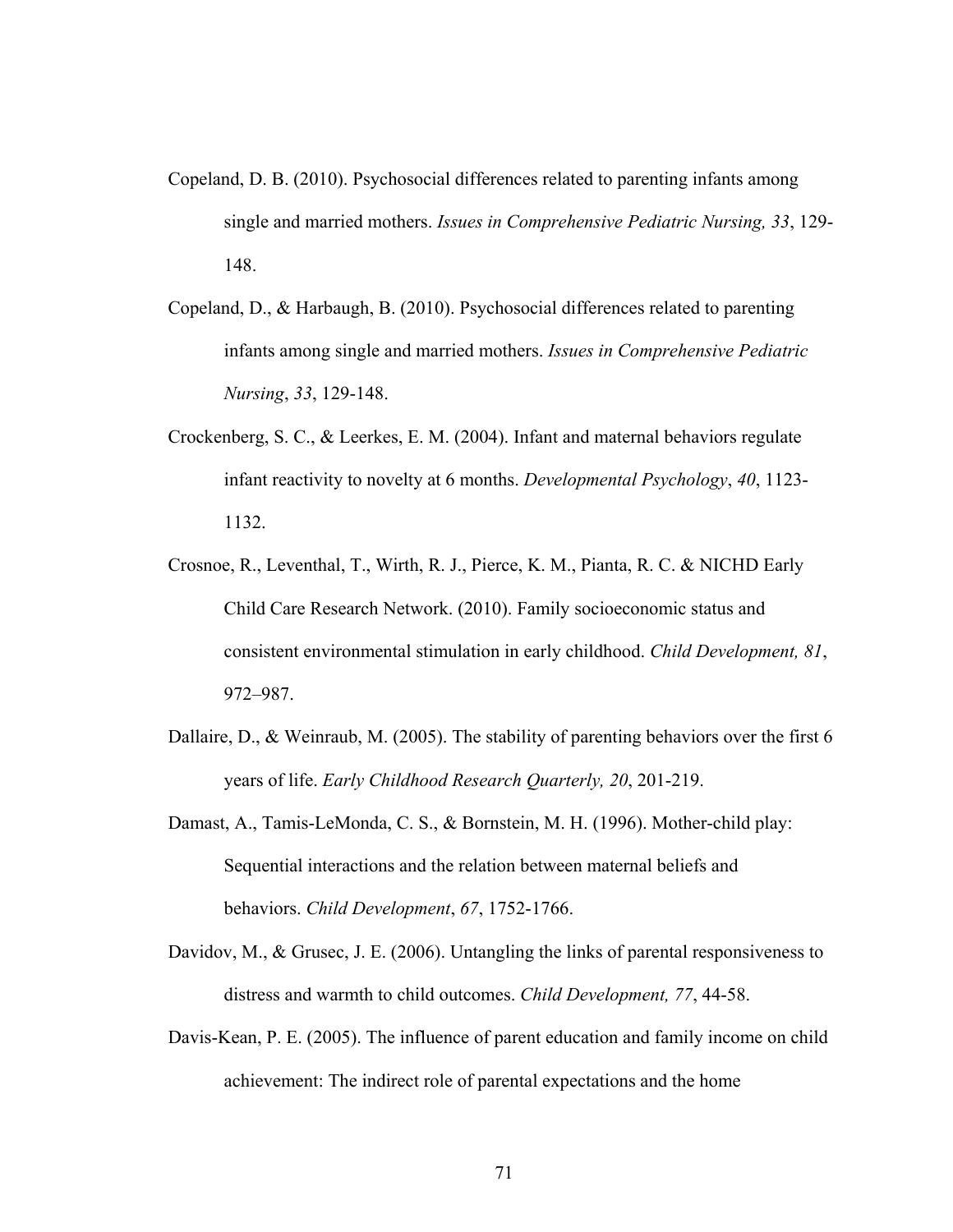Copeland, D. B. (2010). Psychosocial differences related to parenting infants among single and married mothers. *Issues in Comprehensive Pediatric Nursing, 33*, 129-148.

Copeland, D., & Harbaugh, B. (2010). Psychosocial differences related to parenting infants among single and married mothers. *Issues in Comprehensive Pediatric Nursing*, *33*, 129-148.

Crockenberg, S. C., & Leerkes, E. M. (2004). Infant and maternal behaviors regulate infant reactivity to novelty at 6 months. *Developmental Psychology*, *40*, 1123-1132.

Crosnoe, R., Leventhal, T., Wirth, R. J., Pierce, K. M., Pianta, R. C. & NICHD Early Child Care Research Network. (2010). Family socioeconomic status and consistent environmental stimulation in early childhood. *Child Development, 81*, 972–987.

Dallaire, D., & Weinraub, M. (2005). The stability of parenting behaviors over the first 6 years of life. *Early Childhood Research Quarterly, 20*, 201-219.

Damast, A., Tamis-LeMonda, C. S., & Bornstein, M. H. (1996). Mother-child play: Sequential interactions and the relation between maternal beliefs and behaviors. *Child Development*, *67*, 1752-1766.

Davidov, M., & Grusec, J. E. (2006). Untangling the links of parental responsiveness to distress and warmth to child outcomes. *Child Development, 77*, 44-58.

Davis-Kean, P. E. (2005). The influence of parent education and family income on child achievement: The indirect role of parental expectations and the home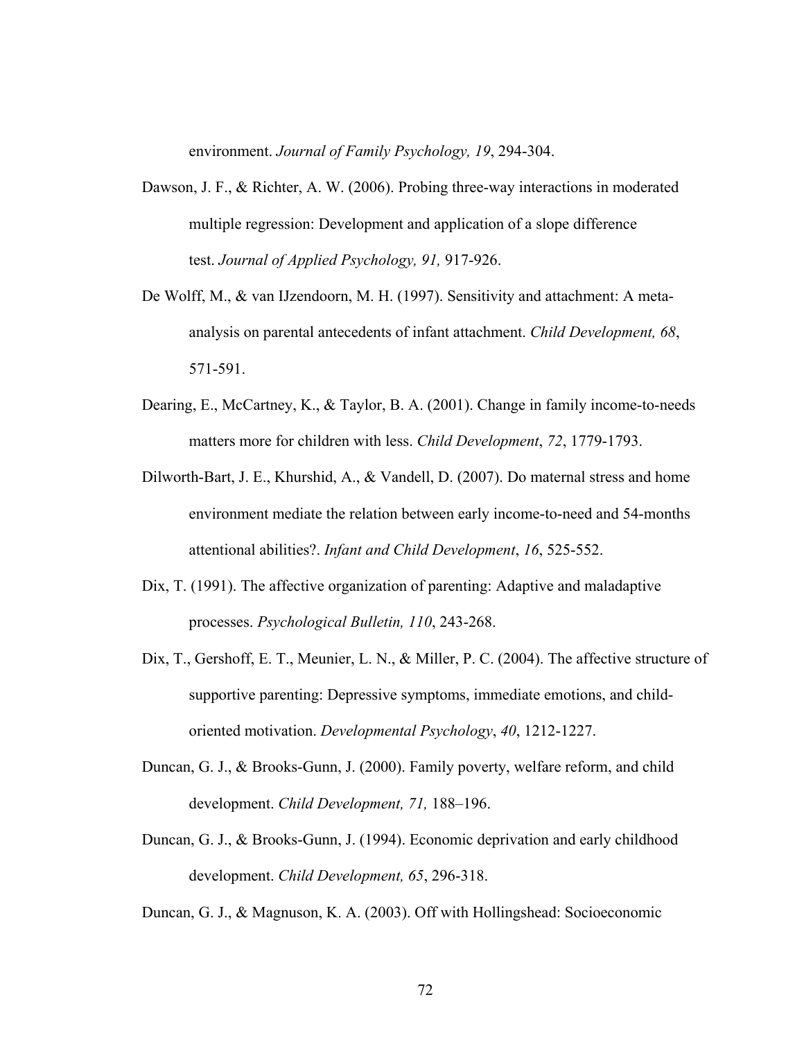environment. *Journal of Family Psychology, 19*, 294-304.

Dawson, J. F., & Richter, A. W. (2006). Probing three-way interactions in moderated multiple regression: Development and application of a slope difference test. *Journal of Applied Psychology, 91,* 917-926.

De Wolff, M., & van IJzendoorn, M. H. (1997). Sensitivity and attachment: A meta-analysis on parental antecedents of infant attachment. *Child Development, 68*, 571-591.

Dearing, E., McCartney, K., & Taylor, B. A. (2001). Change in family income-to-needs matters more for children with less. *Child Development*, *72*, 1779-1793.

Dilworth-Bart, J. E., Khurshid, A., & Vandell, D. (2007). Do maternal stress and home environment mediate the relation between early income-to-need and 54-months attentional abilities?. *Infant and Child Development*, *16*, 525-552.

Dix, T. (1991). The affective organization of parenting: Adaptive and maladaptive processes. *Psychological Bulletin, 110*, 243-268.

Dix, T., Gershoff, E. T., Meunier, L. N., & Miller, P. C. (2004). The affective structure of supportive parenting: Depressive symptoms, immediate emotions, and child-oriented motivation. *Developmental Psychology*, *40*, 1212-1227.

Duncan, G. J., & Brooks-Gunn, J. (2000). Family poverty, welfare reform, and child development. *Child Development, 71,* 188–196.

Duncan, G. J., & Brooks-Gunn, J. (1994). Economic deprivation and early childhood development. *Child Development, 65*, 296-318.

Duncan, G. J., & Magnuson, K. A. (2003). Off with Hollingshead: Socioeconomic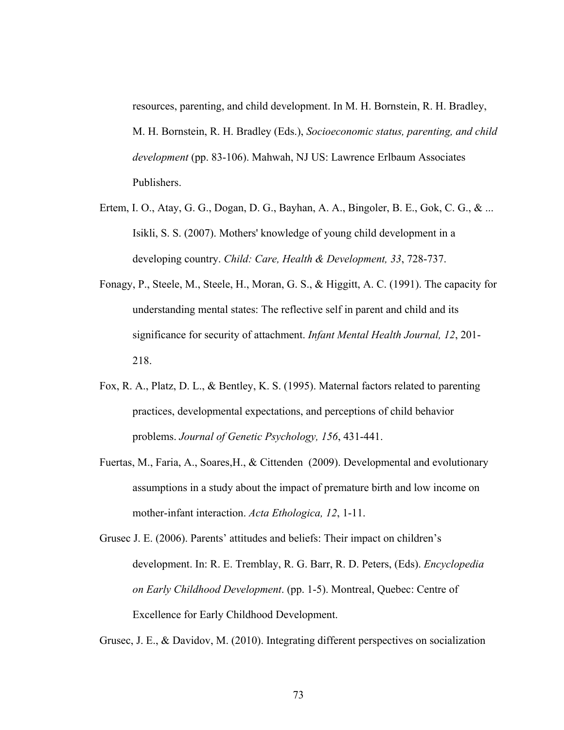resources, parenting, and child development. In M. H. Bornstein, R. H. Bradley, M. H. Bornstein, R. H. Bradley (Eds.), *Socioeconomic status, parenting, and child development* (pp. 83-106). Mahwah, NJ US: Lawrence Erlbaum Associates Publishers.

Ertem, I. O., Atay, G. G., Dogan, D. G., Bayhan, A. A., Bingoler, B. E., Gok, C. G., & ... Isikli, S. S. (2007). Mothers' knowledge of young child development in a developing country. *Child: Care, Health & Development, 33*, 728-737.

Fonagy, P., Steele, M., Steele, H., Moran, G. S., & Higgitt, A. C. (1991). The capacity for understanding mental states: The reflective self in parent and child and its significance for security of attachment. *Infant Mental Health Journal, 12*, 201-218.

Fox, R. A., Platz, D. L., & Bentley, K. S. (1995). Maternal factors related to parenting practices, developmental expectations, and perceptions of child behavior problems. *Journal of Genetic Psychology, 156*, 431-441.

Fuertas, M., Faria, A., Soares,H., & Cittenden (2009). Developmental and evolutionary assumptions in a study about the impact of premature birth and low income on mother-infant interaction. *Acta Ethologica, 12*, 1-11.

Grusec J. E. (2006). Parents' attitudes and beliefs: Their impact on children's development. In: R. E. Tremblay, R. G. Barr, R. D. Peters, (Eds). *Encyclopedia on Early Childhood Development*. (pp. 1-5). Montreal, Quebec: Centre of Excellence for Early Childhood Development.

Grusec, J. E., & Davidov, M. (2010). Integrating different perspectives on socialization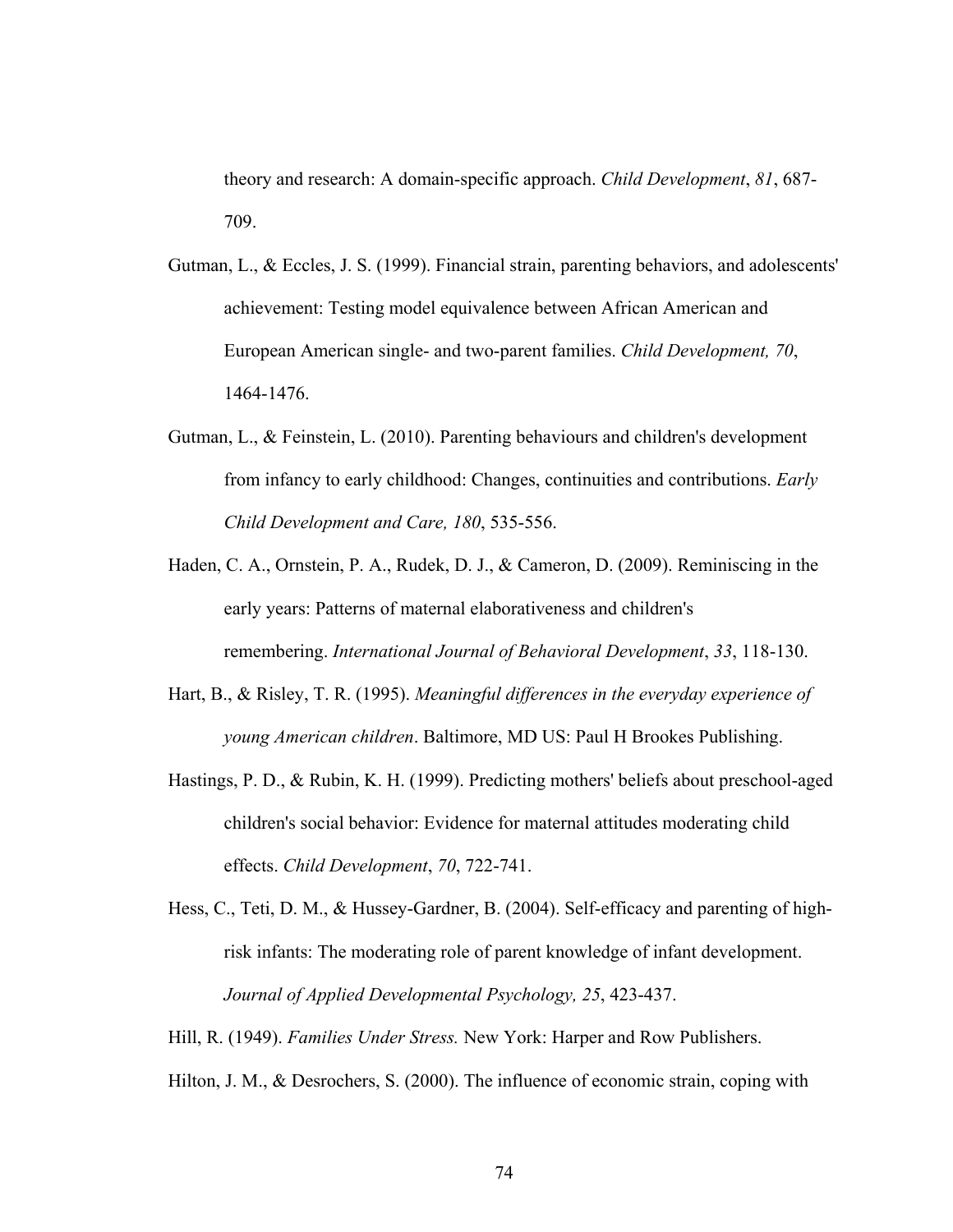theory and research: A domain-specific approach. *Child Development*, *81*, 687-709.

Gutman, L., & Eccles, J. S. (1999). Financial strain, parenting behaviors, and adolescents' achievement: Testing model equivalence between African American and European American single- and two-parent families. *Child Development, 70*, 1464-1476.

Gutman, L., & Feinstein, L. (2010). Parenting behaviours and children's development from infancy to early childhood: Changes, continuities and contributions. *Early Child Development and Care, 180*, 535-556.

Haden, C. A., Ornstein, P. A., Rudek, D. J., & Cameron, D. (2009). Reminiscing in the early years: Patterns of maternal elaborativeness and children's remembering. *International Journal of Behavioral Development*, *33*, 118-130.

Hart, B., & Risley, T. R. (1995). *Meaningful differences in the everyday experience of young American children*. Baltimore, MD US: Paul H Brookes Publishing.

Hastings, P. D., & Rubin, K. H. (1999). Predicting mothers' beliefs about preschool-aged children's social behavior: Evidence for maternal attitudes moderating child effects. *Child Development*, *70*, 722-741.

Hess, C., Teti, D. M., & Hussey-Gardner, B. (2004). Self-efficacy and parenting of high-risk infants: The moderating role of parent knowledge of infant development. *Journal of Applied Developmental Psychology, 25*, 423-437.

Hill, R. (1949). *Families Under Stress.* New York: Harper and Row Publishers.

Hilton, J. M., & Desrochers, S. (2000). The influence of economic strain, coping with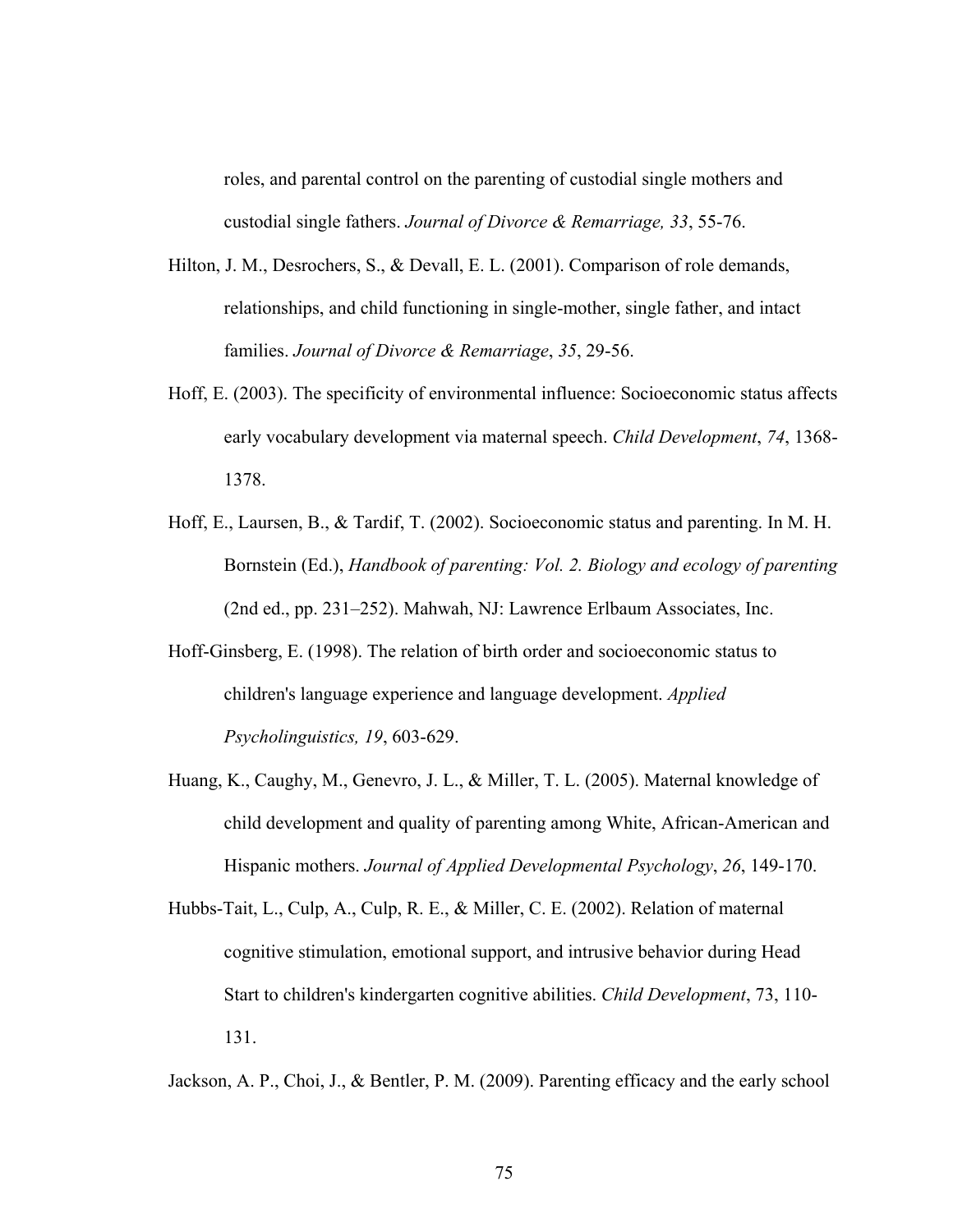roles, and parental control on the parenting of custodial single mothers and custodial single fathers. *Journal of Divorce & Remarriage, 33*, 55-76.

Hilton, J. M., Desrochers, S., & Devall, E. L. (2001). Comparison of role demands, relationships, and child functioning in single-mother, single father, and intact families. *Journal of Divorce & Remarriage*, *35*, 29-56.

Hoff, E. (2003). The specificity of environmental influence: Socioeconomic status affects early vocabulary development via maternal speech. *Child Development*, *74*, 1368-1378.

Hoff, E., Laursen, B., & Tardif, T. (2002). Socioeconomic status and parenting. In M. H. Bornstein (Ed.), *Handbook of parenting: Vol. 2. Biology and ecology of parenting* (2nd ed., pp. 231–252). Mahwah, NJ: Lawrence Erlbaum Associates, Inc.

Hoff-Ginsberg, E. (1998). The relation of birth order and socioeconomic status to children's language experience and language development. *Applied Psycholinguistics, 19*, 603-629.

Huang, K., Caughy, M., Genevro, J. L., & Miller, T. L. (2005). Maternal knowledge of child development and quality of parenting among White, African-American and Hispanic mothers. *Journal of Applied Developmental Psychology*, *26*, 149-170.

Hubbs-Tait, L., Culp, A., Culp, R. E., & Miller, C. E. (2002). Relation of maternal cognitive stimulation, emotional support, and intrusive behavior during Head Start to children's kindergarten cognitive abilities. *Child Development*, 73, 110-131.

Jackson, A. P., Choi, J., & Bentler, P. M. (2009). Parenting efficacy and the early school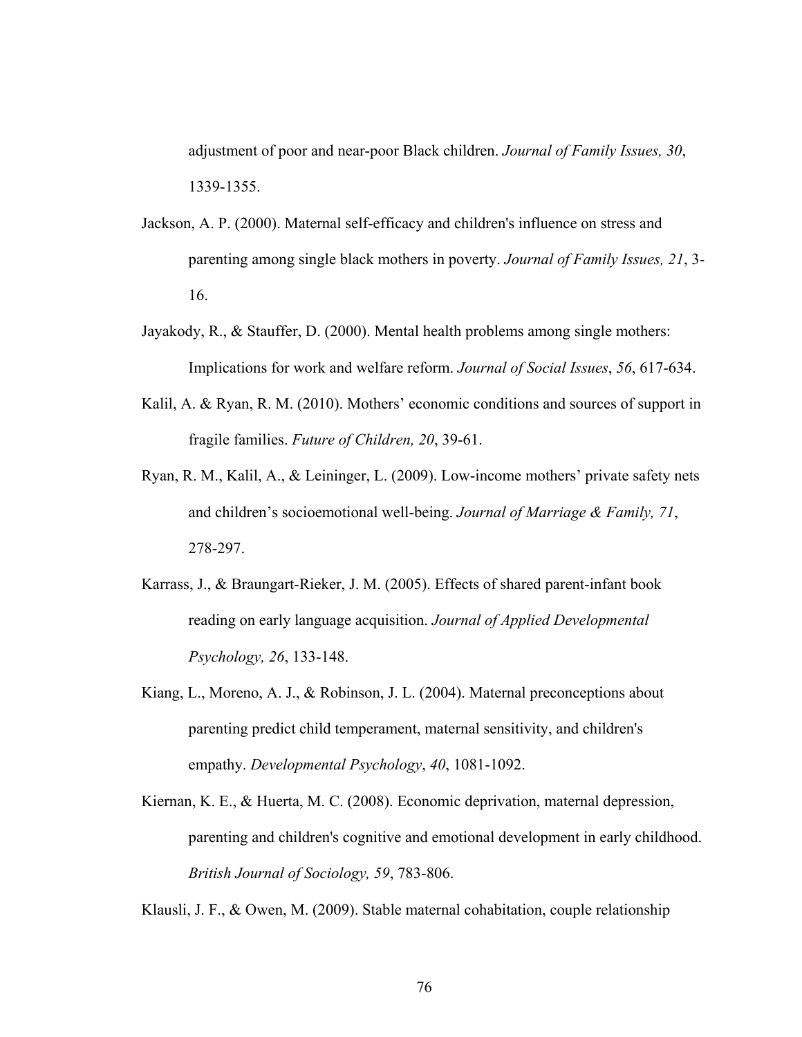adjustment of poor and near-poor Black children. *Journal of Family Issues, 30*, 1339-1355.

Jackson, A. P. (2000). Maternal self-efficacy and children's influence on stress and parenting among single black mothers in poverty. *Journal of Family Issues, 21*, 3-16.

Jayakody, R., & Stauffer, D. (2000). Mental health problems among single mothers: Implications for work and welfare reform. *Journal of Social Issues*, *56*, 617-634.

Kalil, A. & Ryan, R. M. (2010). Mothers' economic conditions and sources of support in fragile families. *Future of Children, 20*, 39-61.

Ryan, R. M., Kalil, A., & Leininger, L. (2009). Low-income mothers' private safety nets and children's socioemotional well-being. *Journal of Marriage & Family, 71*, 278-297.

Karrass, J., & Braungart-Rieker, J. M. (2005). Effects of shared parent-infant book reading on early language acquisition. *Journal of Applied Developmental Psychology, 26*, 133-148.

Kiang, L., Moreno, A. J., & Robinson, J. L. (2004). Maternal preconceptions about parenting predict child temperament, maternal sensitivity, and children's empathy. *Developmental Psychology*, *40*, 1081-1092.

Kiernan, K. E., & Huerta, M. C. (2008). Economic deprivation, maternal depression, parenting and children's cognitive and emotional development in early childhood. *British Journal of Sociology, 59*, 783-806.

Klausli, J. F., & Owen, M. (2009). Stable maternal cohabitation, couple relationship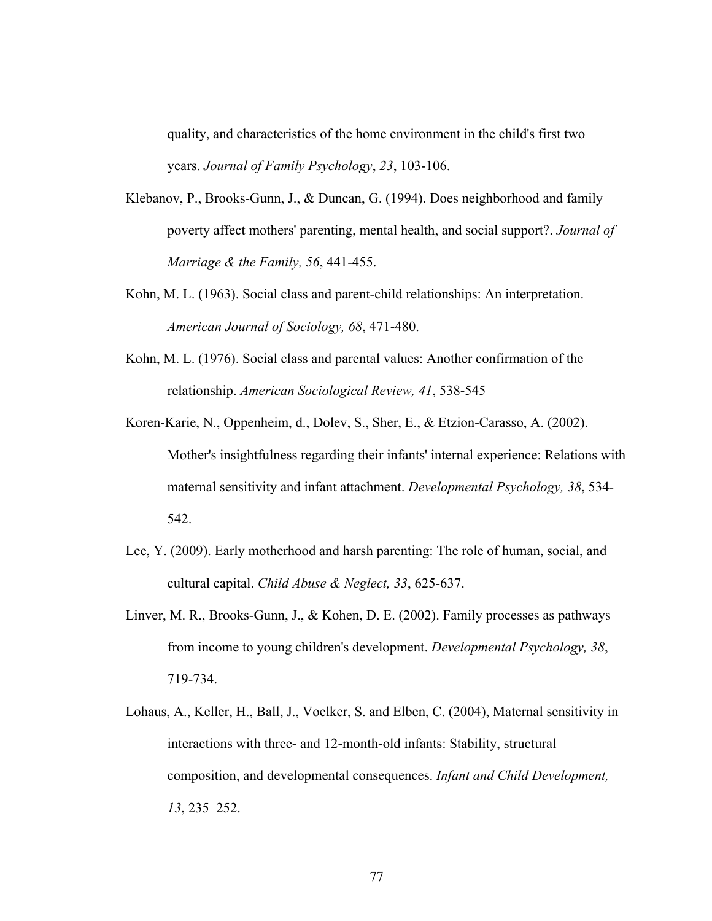quality, and characteristics of the home environment in the child's first two years. *Journal of Family Psychology*, *23*, 103-106.

Klebanov, P., Brooks-Gunn, J., & Duncan, G. (1994). Does neighborhood and family poverty affect mothers' parenting, mental health, and social support?. *Journal of Marriage & the Family, 56*, 441-455.

Kohn, M. L. (1963). Social class and parent-child relationships: An interpretation. *American Journal of Sociology, 68*, 471-480.

Kohn, M. L. (1976). Social class and parental values: Another confirmation of the relationship. *American Sociological Review, 41*, 538-545

Koren-Karie, N., Oppenheim, d., Dolev, S., Sher, E., & Etzion-Carasso, A. (2002). Mother's insightfulness regarding their infants' internal experience: Relations with maternal sensitivity and infant attachment. *Developmental Psychology, 38*, 534-542.

Lee, Y. (2009). Early motherhood and harsh parenting: The role of human, social, and cultural capital. *Child Abuse & Neglect, 33*, 625-637.

Linver, M. R., Brooks-Gunn, J., & Kohen, D. E. (2002). Family processes as pathways from income to young children's development. *Developmental Psychology, 38*, 719-734.

Lohaus, A., Keller, H., Ball, J., Voelker, S. and Elben, C. (2004), Maternal sensitivity in interactions with three- and 12-month-old infants: Stability, structural composition, and developmental consequences. *Infant and Child Development, 13*, 235–252.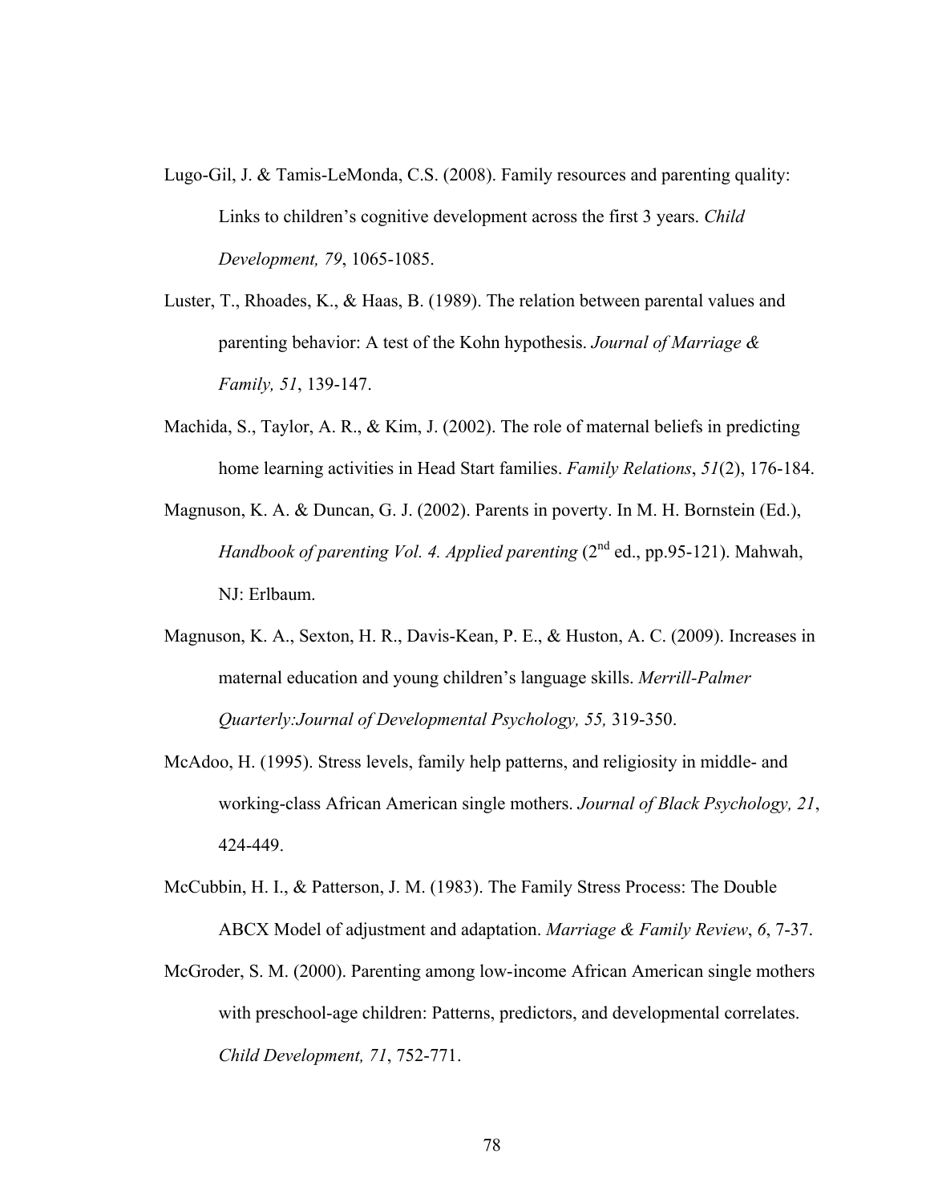Lugo-Gil, J. & Tamis-LeMonda, C.S. (2008). Family resources and parenting quality: Links to children's cognitive development across the first 3 years. *Child Development, 79*, 1065-1085.

Luster, T., Rhoades, K., & Haas, B. (1989). The relation between parental values and parenting behavior: A test of the Kohn hypothesis. *Journal of Marriage & Family, 51*, 139-147.

Machida, S., Taylor, A. R., & Kim, J. (2002). The role of maternal beliefs in predicting home learning activities in Head Start families. *Family Relations*, *51*(2), 176-184.

Magnuson, K. A. & Duncan, G. J. (2002). Parents in poverty. In M. H. Bornstein (Ed.), *Handbook of parenting Vol. 4. Applied parenting* (2nd ed., pp.95-121). Mahwah, NJ: Erlbaum.

Magnuson, K. A., Sexton, H. R., Davis-Kean, P. E., & Huston, A. C. (2009). Increases in maternal education and young children's language skills. *Merrill-Palmer Quarterly:Journal of Developmental Psychology, 55,* 319-350.

McAdoo, H. (1995). Stress levels, family help patterns, and religiosity in middle- and working-class African American single mothers. *Journal of Black Psychology, 21*, 424-449.

McCubbin, H. I., & Patterson, J. M. (1983). The Family Stress Process: The Double ABCX Model of adjustment and adaptation. *Marriage & Family Review*, *6*, 7-37.

McGroder, S. M. (2000). Parenting among low-income African American single mothers with preschool-age children: Patterns, predictors, and developmental correlates. *Child Development, 71*, 752-771.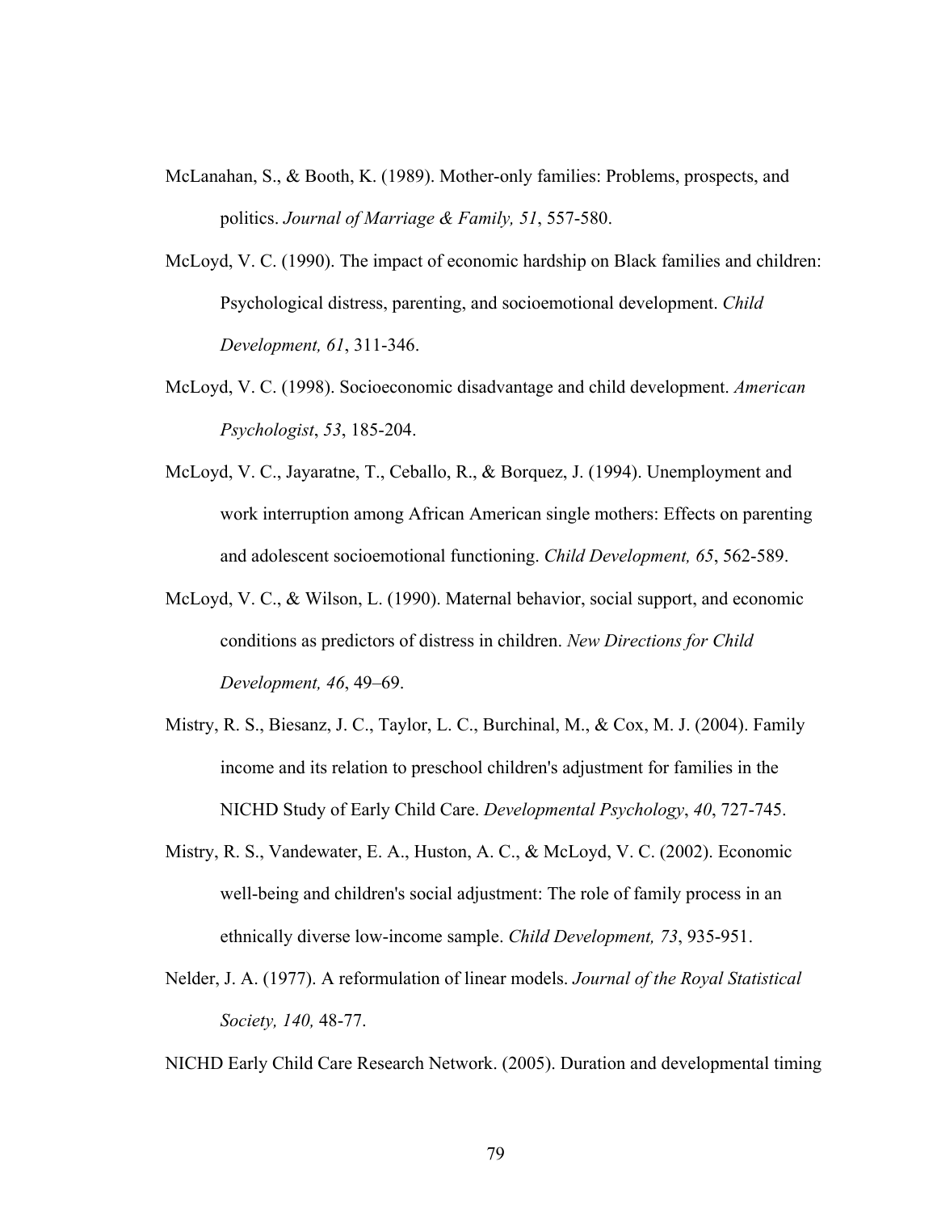McLanahan, S., & Booth, K. (1989). Mother-only families: Problems, prospects, and politics. *Journal of Marriage & Family, 51*, 557-580.

McLoyd, V. C. (1990). The impact of economic hardship on Black families and children: Psychological distress, parenting, and socioemotional development. *Child Development, 61*, 311-346.

McLoyd, V. C. (1998). Socioeconomic disadvantage and child development. *American Psychologist*, *53*, 185-204.

McLoyd, V. C., Jayaratne, T., Ceballo, R., & Borquez, J. (1994). Unemployment and work interruption among African American single mothers: Effects on parenting and adolescent socioemotional functioning. *Child Development, 65*, 562-589.

McLoyd, V. C., & Wilson, L. (1990). Maternal behavior, social support, and economic conditions as predictors of distress in children. *New Directions for Child Development, 46*, 49–69.

Mistry, R. S., Biesanz, J. C., Taylor, L. C., Burchinal, M., & Cox, M. J. (2004). Family income and its relation to preschool children's adjustment for families in the NICHD Study of Early Child Care. *Developmental Psychology*, *40*, 727-745.

Mistry, R. S., Vandewater, E. A., Huston, A. C., & McLoyd, V. C. (2002). Economic well-being and children's social adjustment: The role of family process in an ethnically diverse low-income sample. *Child Development, 73*, 935-951.

Nelder, J. A. (1977). A reformulation of linear models. *Journal of the Royal Statistical Society, 140,* 48-77.

NICHD Early Child Care Research Network. (2005). Duration and developmental timing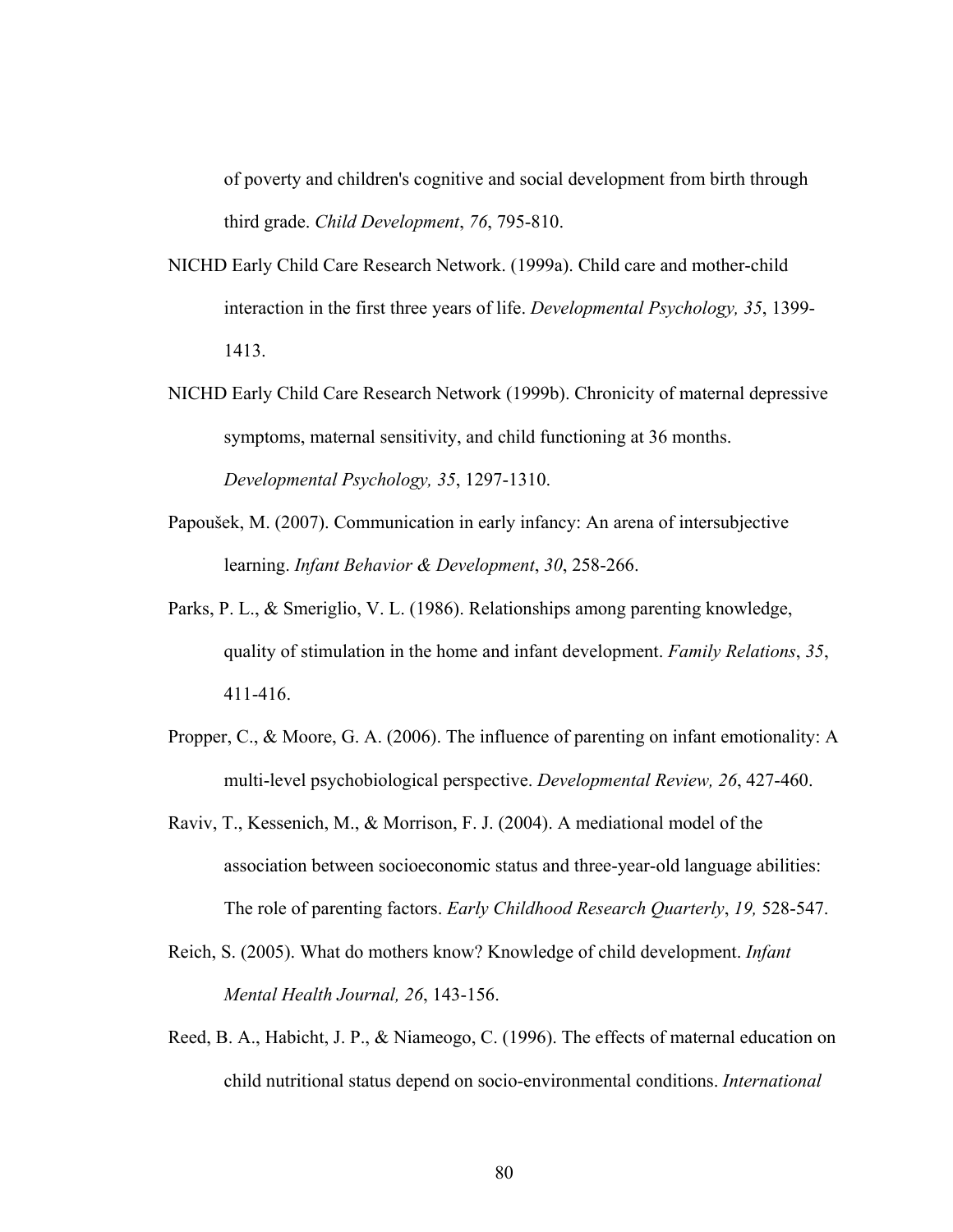of poverty and children's cognitive and social development from birth through third grade. *Child Development*, *76*, 795-810.

NICHD Early Child Care Research Network. (1999a). Child care and mother-child interaction in the first three years of life. *Developmental Psychology, 35*, 1399-1413.

NICHD Early Child Care Research Network (1999b). Chronicity of maternal depressive symptoms, maternal sensitivity, and child functioning at 36 months. *Developmental Psychology, 35*, 1297-1310.

Papoušek, M. (2007). Communication in early infancy: An arena of intersubjective learning. *Infant Behavior & Development*, *30*, 258-266.

Parks, P. L., & Smeriglio, V. L. (1986). Relationships among parenting knowledge, quality of stimulation in the home and infant development. *Family Relations*, *35*, 411-416.

Propper, C., & Moore, G. A. (2006). The influence of parenting on infant emotionality: A multi-level psychobiological perspective. *Developmental Review, 26*, 427-460.

Raviv, T., Kessenich, M., & Morrison, F. J. (2004). A mediational model of the association between socioeconomic status and three-year-old language abilities: The role of parenting factors. *Early Childhood Research Quarterly*, *19,* 528-547.

Reich, S. (2005). What do mothers know? Knowledge of child development. *Infant Mental Health Journal, 26*, 143-156.

Reed, B. A., Habicht, J. P., & Niameogo, C. (1996). The effects of maternal education on child nutritional status depend on socio-environmental conditions. *International*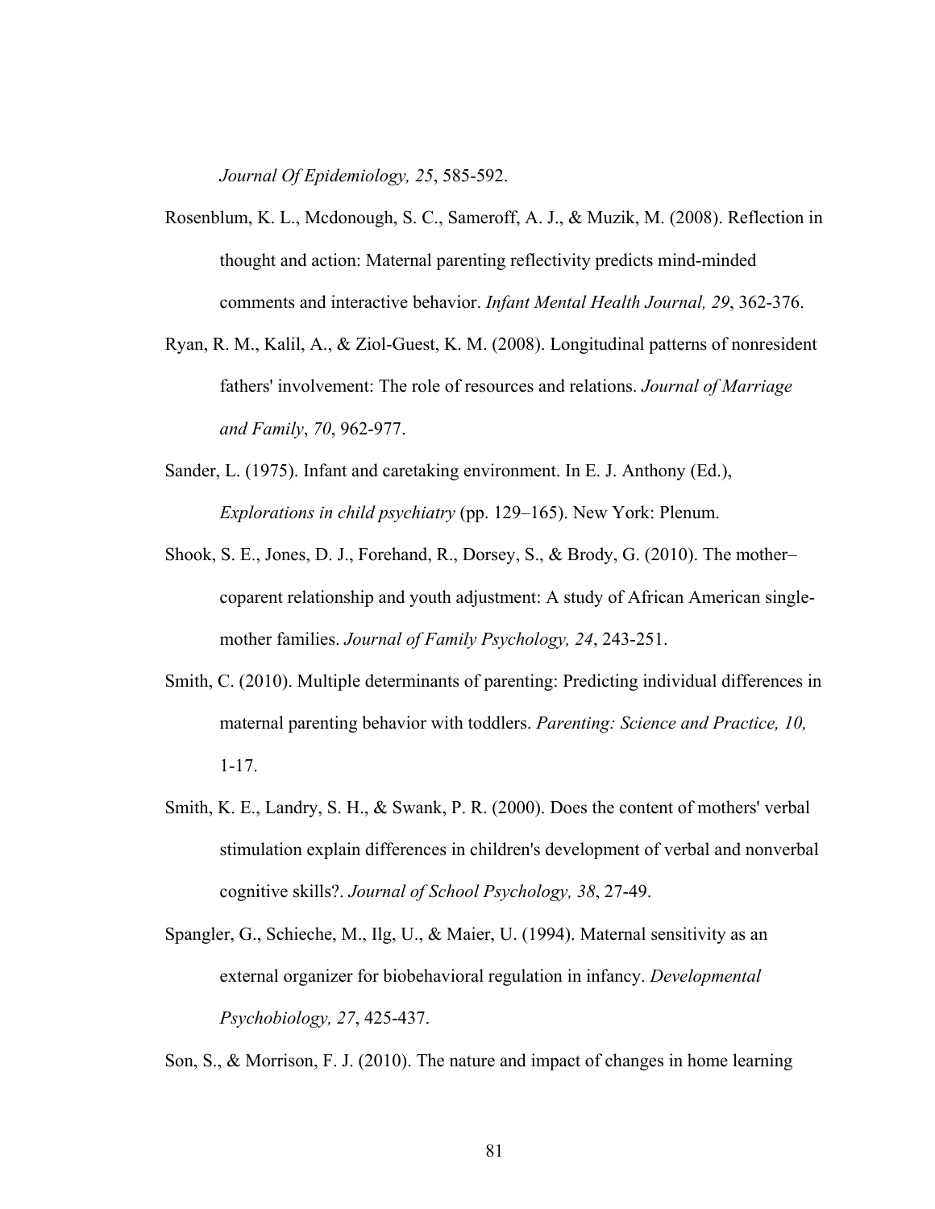*Journal Of Epidemiology, 25*, 585-592.

Rosenblum, K. L., Mcdonough, S. C., Sameroff, A. J., & Muzik, M. (2008). Reflection in thought and action: Maternal parenting reflectivity predicts mind-minded comments and interactive behavior. *Infant Mental Health Journal, 29*, 362-376.

Ryan, R. M., Kalil, A., & Ziol-Guest, K. M. (2008). Longitudinal patterns of nonresident fathers' involvement: The role of resources and relations. *Journal of Marriage and Family*, *70*, 962-977.

Sander, L. (1975). Infant and caretaking environment. In E. J. Anthony (Ed.), *Explorations in child psychiatry* (pp. 129–165). New York: Plenum.

Shook, S. E., Jones, D. J., Forehand, R., Dorsey, S., & Brody, G. (2010). The mother–coparent relationship and youth adjustment: A study of African American single-mother families. *Journal of Family Psychology, 24*, 243-251.

Smith, C. (2010). Multiple determinants of parenting: Predicting individual differences in maternal parenting behavior with toddlers. *Parenting: Science and Practice, 10,* 1-17.

Smith, K. E., Landry, S. H., & Swank, P. R. (2000). Does the content of mothers' verbal stimulation explain differences in children's development of verbal and nonverbal cognitive skills?. *Journal of School Psychology, 38*, 27-49.

Spangler, G., Schieche, M., Ilg, U., & Maier, U. (1994). Maternal sensitivity as an external organizer for biobehavioral regulation in infancy. *Developmental Psychobiology, 27*, 425-437.

Son, S., & Morrison, F. J. (2010). The nature and impact of changes in home learning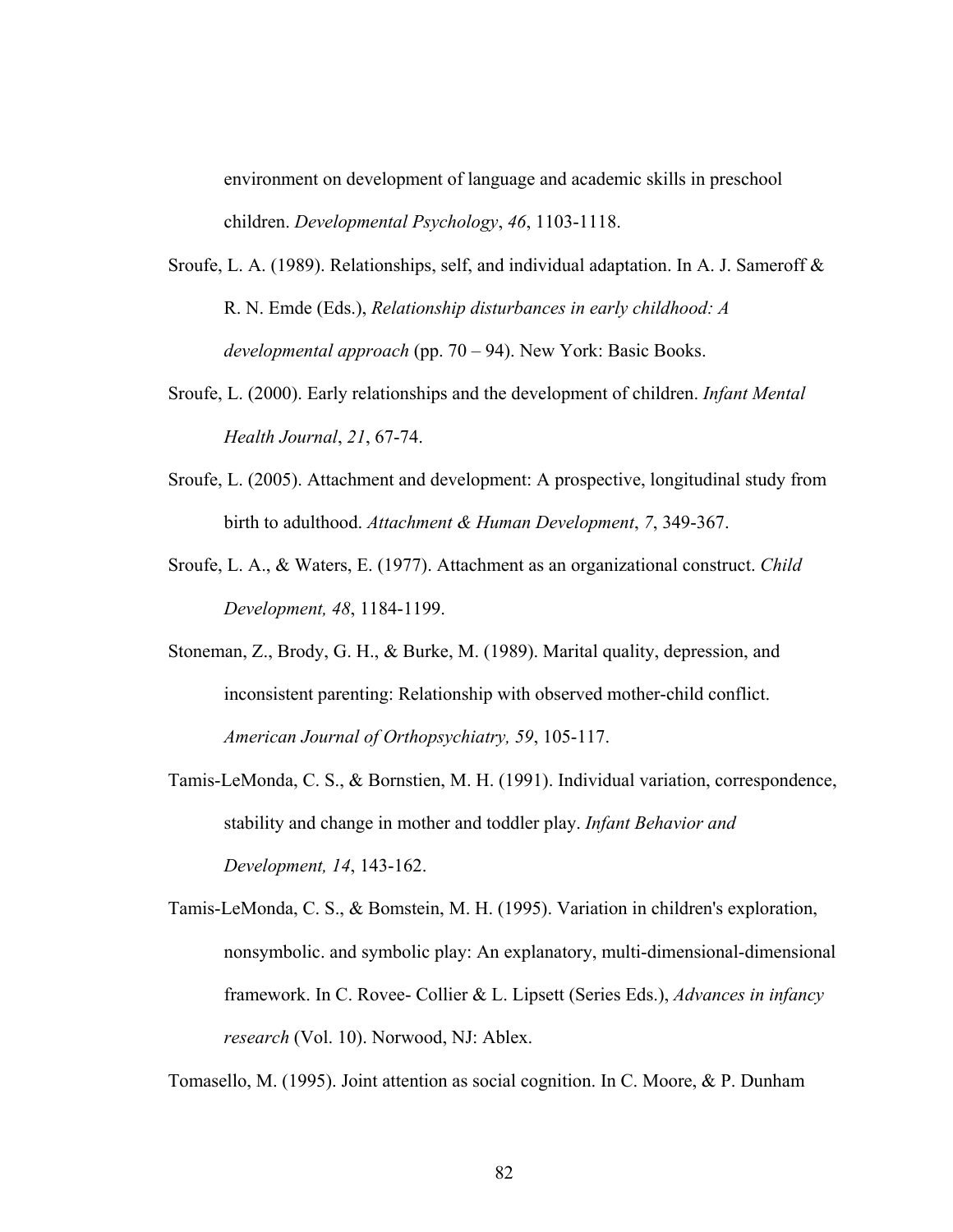environment on development of language and academic skills in preschool children. *Developmental Psychology*, *46*, 1103-1118.

Sroufe, L. A. (1989). Relationships, self, and individual adaptation. In A. J. Sameroff & R. N. Emde (Eds.), *Relationship disturbances in early childhood: A developmental approach* (pp. 70 – 94). New York: Basic Books.

Sroufe, L. (2000). Early relationships and the development of children. *Infant Mental Health Journal*, *21*, 67-74.

Sroufe, L. (2005). Attachment and development: A prospective, longitudinal study from birth to adulthood. *Attachment & Human Development*, *7*, 349-367.

Sroufe, L. A., & Waters, E. (1977). Attachment as an organizational construct. *Child Development, 48*, 1184-1199.

Stoneman, Z., Brody, G. H., & Burke, M. (1989). Marital quality, depression, and inconsistent parenting: Relationship with observed mother-child conflict. *American Journal of Orthopsychiatry, 59*, 105-117.

Tamis-LeMonda, C. S., & Bornstien, M. H. (1991). Individual variation, correspondence, stability and change in mother and toddler play. *Infant Behavior and Development, 14*, 143-162.

Tamis-LeMonda, C. S., & Bomstein, M. H. (1995). Variation in children's exploration, nonsymbolic. and symbolic play: An explanatory, multi-dimensional-dimensional framework. In C. Rovee- Collier & L. Lipsett (Series Eds.), *Advances in infancy research* (Vol. 10). Norwood, NJ: Ablex.

Tomasello, M. (1995). Joint attention as social cognition. In C. Moore, & P. Dunham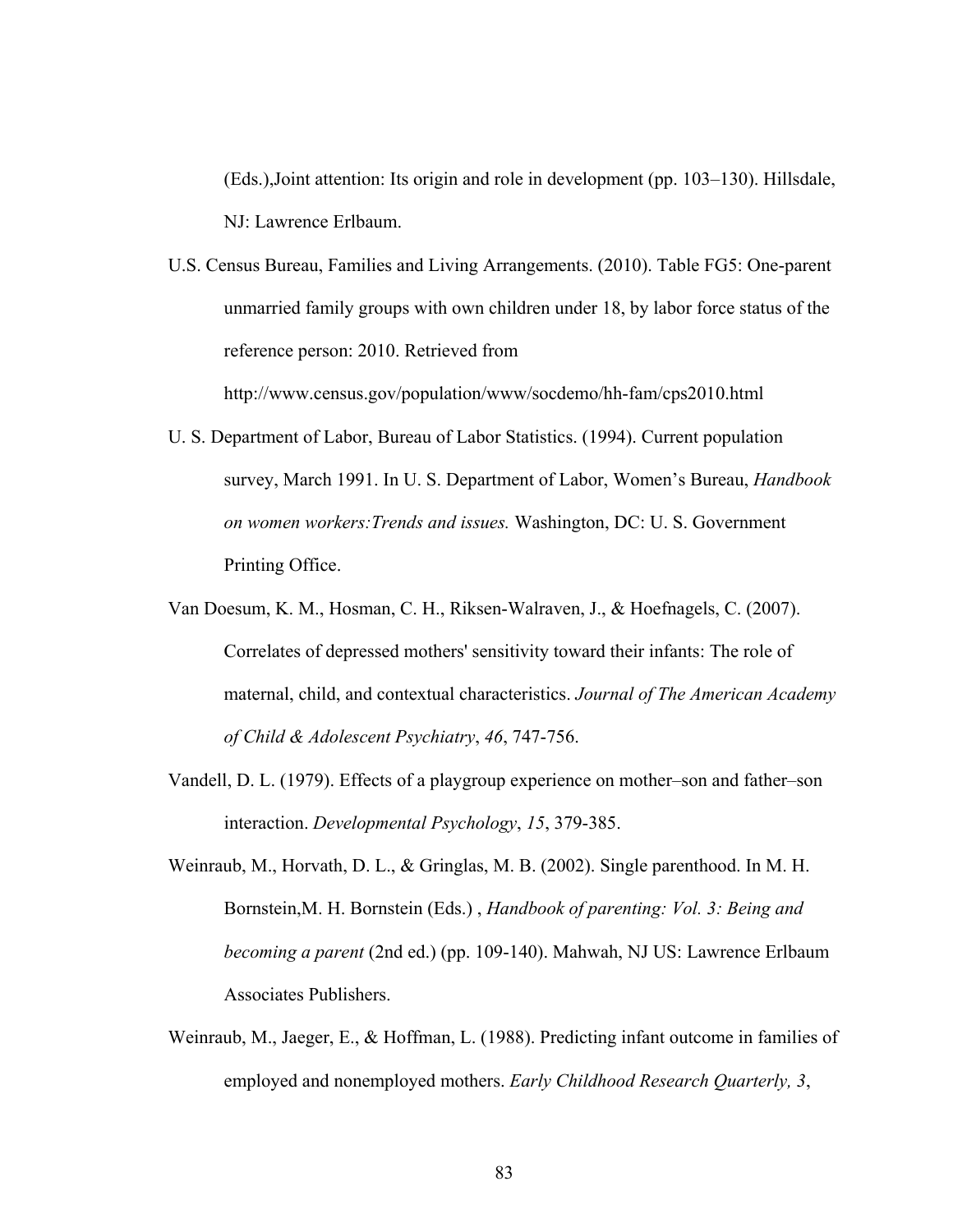(Eds.),Joint attention: Its origin and role in development (pp. 103–130). Hillsdale, NJ: Lawrence Erlbaum.

U.S. Census Bureau, Families and Living Arrangements. (2010). Table FG5: One-parent unmarried family groups with own children under 18, by labor force status of the reference person: 2010. Retrieved from http://www.census.gov/population/www/socdemo/hh-fam/cps2010.html

U. S. Department of Labor, Bureau of Labor Statistics. (1994). Current population survey, March 1991. In U. S. Department of Labor, Women's Bureau, *Handbook on women workers:Trends and issues.* Washington, DC: U. S. Government Printing Office.

Van Doesum, K. M., Hosman, C. H., Riksen-Walraven, J., & Hoefnagels, C. (2007). Correlates of depressed mothers' sensitivity toward their infants: The role of maternal, child, and contextual characteristics. *Journal of The American Academy of Child & Adolescent Psychiatry*, *46*, 747-756.

Vandell, D. L. (1979). Effects of a playgroup experience on mother–son and father–son interaction. *Developmental Psychology*, *15*, 379-385.

Weinraub, M., Horvath, D. L., & Gringlas, M. B. (2002). Single parenthood. In M. H. Bornstein,M. H. Bornstein (Eds.) , *Handbook of parenting: Vol. 3: Being and becoming a parent* (2nd ed.) (pp. 109-140). Mahwah, NJ US: Lawrence Erlbaum Associates Publishers.

Weinraub, M., Jaeger, E., & Hoffman, L. (1988). Predicting infant outcome in families of employed and nonemployed mothers. *Early Childhood Research Quarterly, 3*,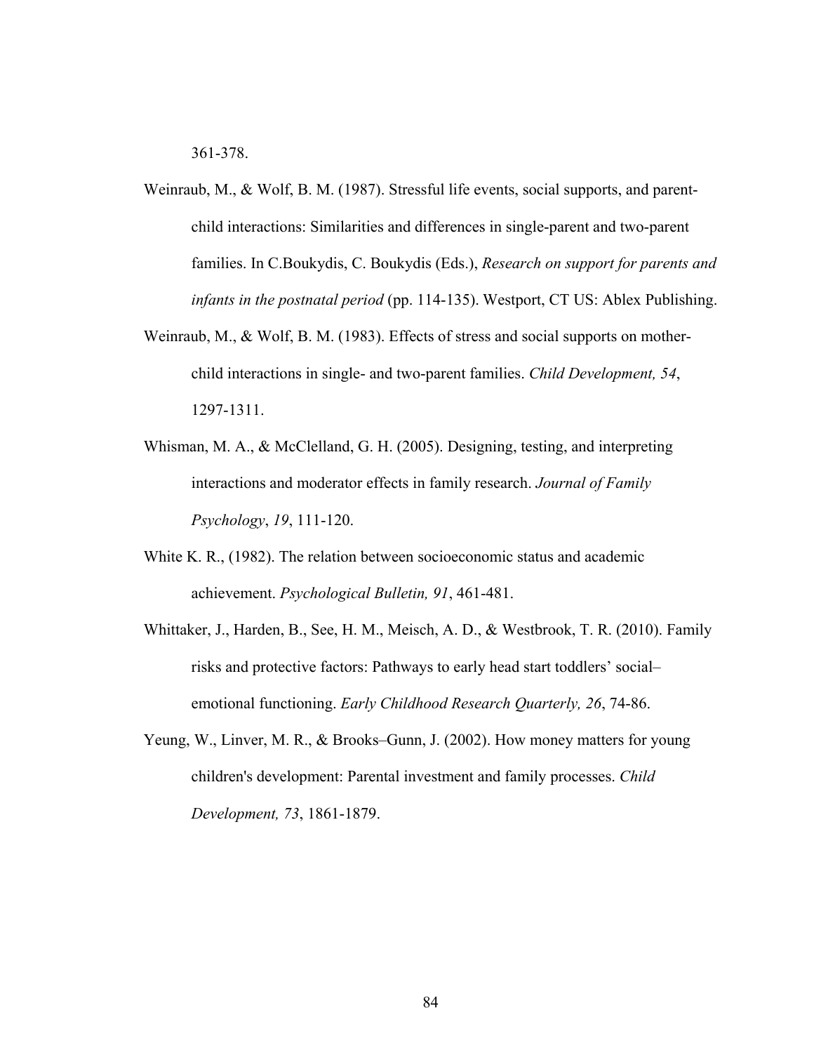361-378.

Weinraub, M., & Wolf, B. M. (1987). Stressful life events, social supports, and parent-child interactions: Similarities and differences in single-parent and two-parent families. In C.Boukydis, C. Boukydis (Eds.), *Research on support for parents and infants in the postnatal period* (pp. 114-135). Westport, CT US: Ablex Publishing.

Weinraub, M., & Wolf, B. M. (1983). Effects of stress and social supports on mother-child interactions in single- and two-parent families. *Child Development, 54*, 1297-1311.

Whisman, M. A., & McClelland, G. H. (2005). Designing, testing, and interpreting interactions and moderator effects in family research. *Journal of Family Psychology*, *19*, 111-120.

White K. R., (1982). The relation between socioeconomic status and academic achievement. *Psychological Bulletin, 91*, 461-481.

Whittaker, J., Harden, B., See, H. M., Meisch, A. D., & Westbrook, T. R. (2010). Family risks and protective factors: Pathways to early head start toddlers' social–emotional functioning. *Early Childhood Research Quarterly, 26*, 74-86.

Yeung, W., Linver, M. R., & Brooks–Gunn, J. (2002). How money matters for young children's development: Parental investment and family processes. *Child Development, 73*, 1861-1879.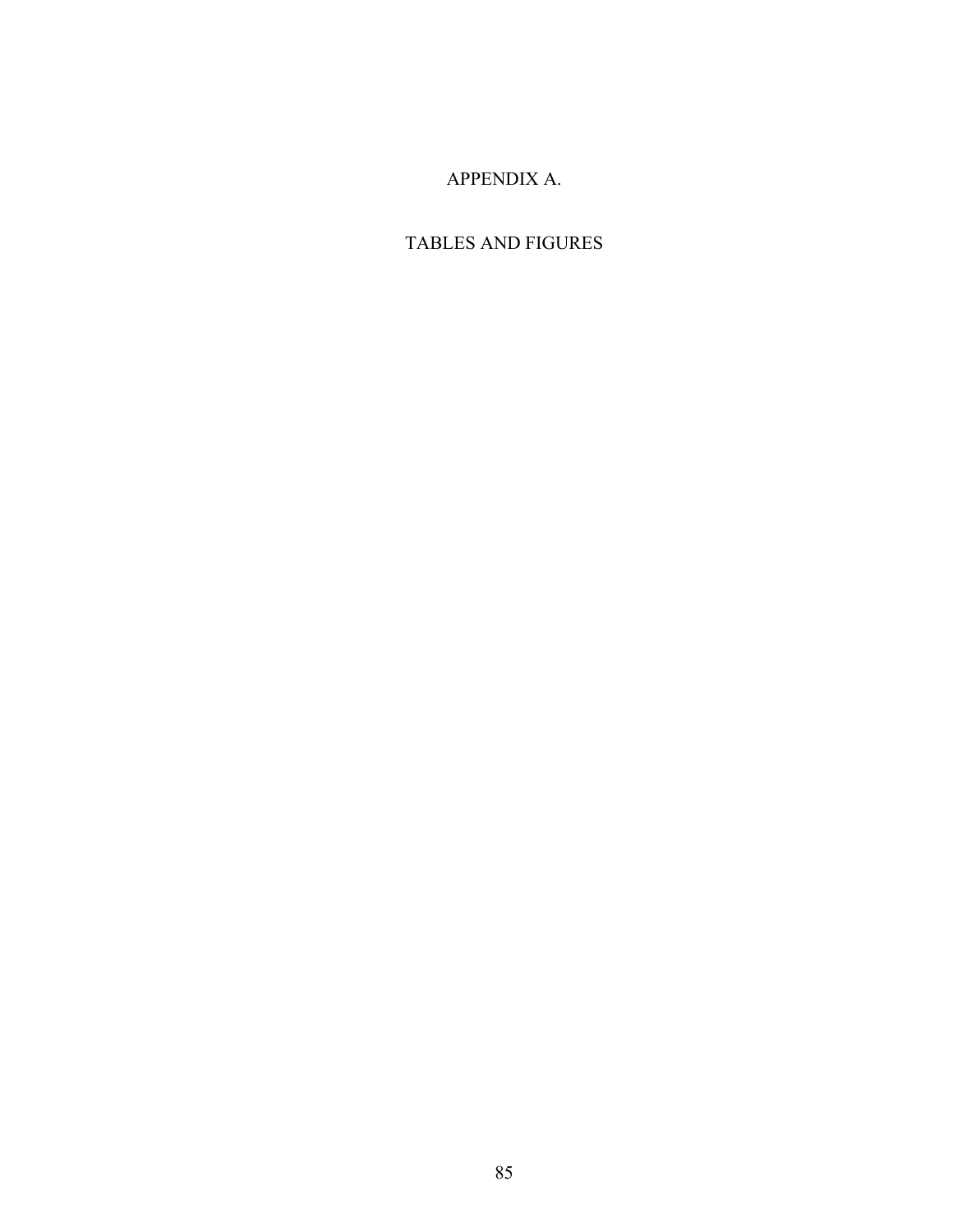# APPENDIX A.

# TABLES AND FIGURES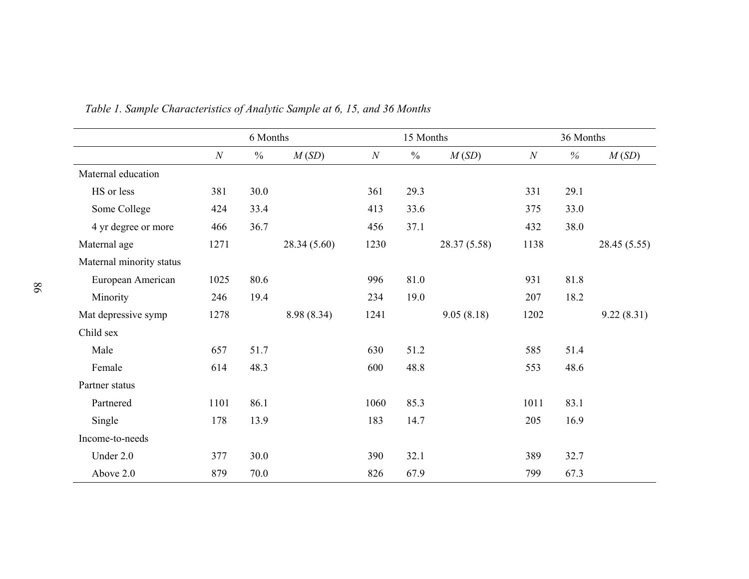*Table 1. Sample Characteristics of Analytic Sample at 6, 15, and 36 Months*

| | 6 Months | | | 15 Months | | | 36 Months | | |
|---|---|---|---|---|---|---|---|---|---|
| | *N* | % | *M* (*SD*) | *N* | % | *M* (*SD*) | *N* | % | *M* (*SD*) |
| Maternal education | | | | | | | | | |
| HS or less | 381 | 30.0 | | 361 | 29.3 | | 331 | 29.1 | |
| Some College | 424 | 33.4 | | 413 | 33.6 | | 375 | 33.0 | |
| 4 yr degree or more | 466 | 36.7 | | 456 | 37.1 | | 432 | 38.0 | |
| Maternal age | 1271 | | 28.34 (5.60) | 1230 | | 28.37 (5.58) | 1138 | | 28.45 (5.55) |
| Maternal minority status | | | | | | | | | |
| European American | 1025 | 80.6 | | 996 | 81.0 | | 931 | 81.8 | |
| Minority | 246 | 19.4 | | 234 | 19.0 | | 207 | 18.2 | |
| Mat depressive symp | 1278 | | 8.98 (8.34) | 1241 | | 9.05 (8.18) | 1202 | | 9.22 (8.31) |
| Child sex | | | | | | | | | |
| Male | 657 | 51.7 | | 630 | 51.2 | | 585 | 51.4 | |
| Female | 614 | 48.3 | | 600 | 48.8 | | 553 | 48.6 | |
| Partner status | | | | | | | | | |
| Partnered | 1101 | 86.1 | | 1060 | 85.3 | | 1011 | 83.1 | |
| Single | 178 | 13.9 | | 183 | 14.7 | | 205 | 16.9 | |
| Income-to-needs | | | | | | | | | |
| Under 2.0 | 377 | 30.0 | | 390 | 32.1 | | 389 | 32.7 | |
| Above 2.0 | 879 | 70.0 | | 826 | 67.9 | | 799 | 67.3 | |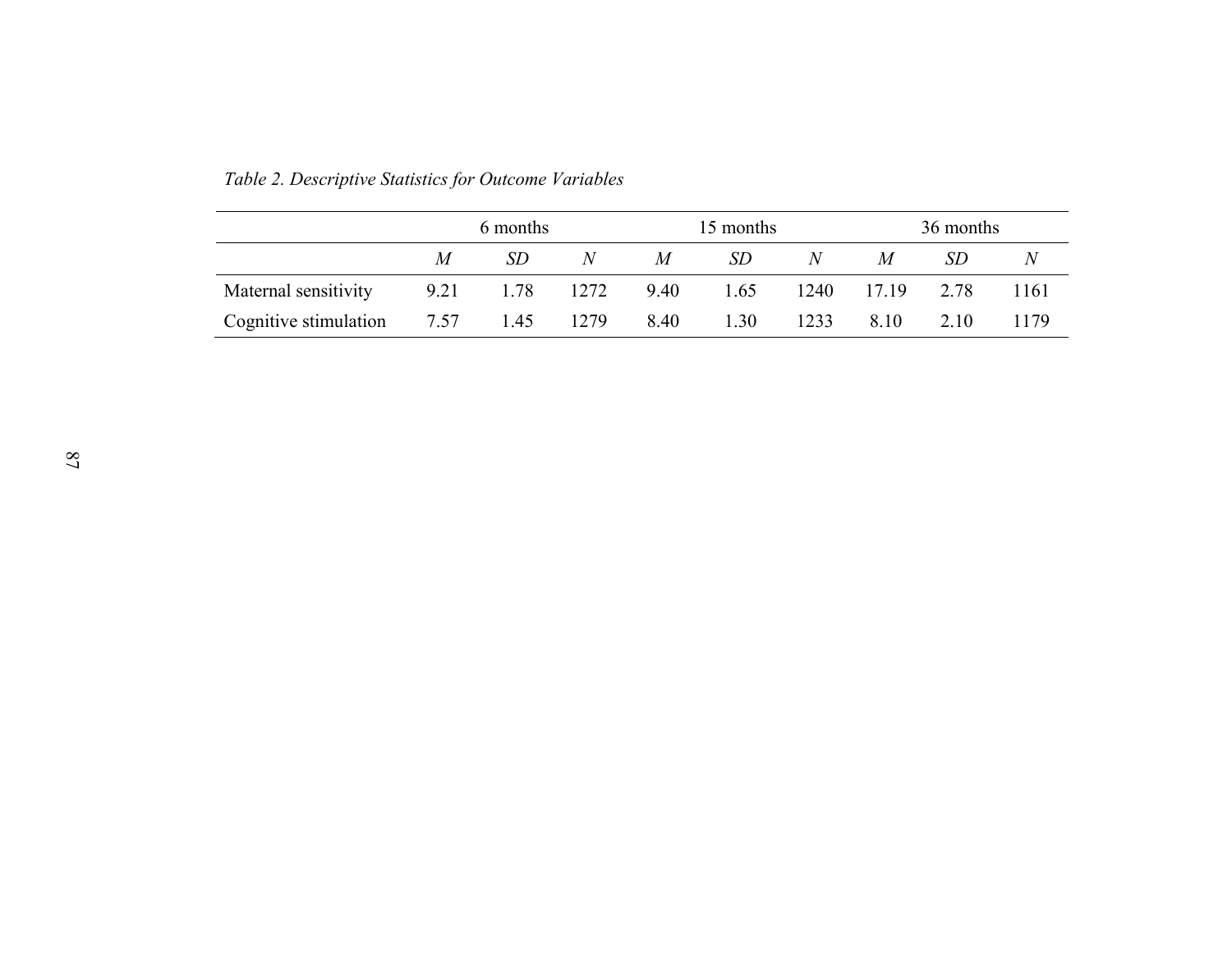*Table 2. Descriptive Statistics for Outcome Variables*

| | 6 months | | | 15 months | | | 36 months | | |
|---|---|---|---|---|---|---|---|---|---|
| | *M* | *SD* | *N* | *M* | *SD* | *N* | *M* | *SD* | *N* |
| Maternal sensitivity | 9.21 | 1.78 | 1272 | 9.40 | 1.65 | 1240 | 17.19 | 2.78 | 1161 |
| Cognitive stimulation | 7.57 | 1.45 | 1279 | 8.40 | 1.30 | 1233 | 8.10 | 2.10 | 1179 |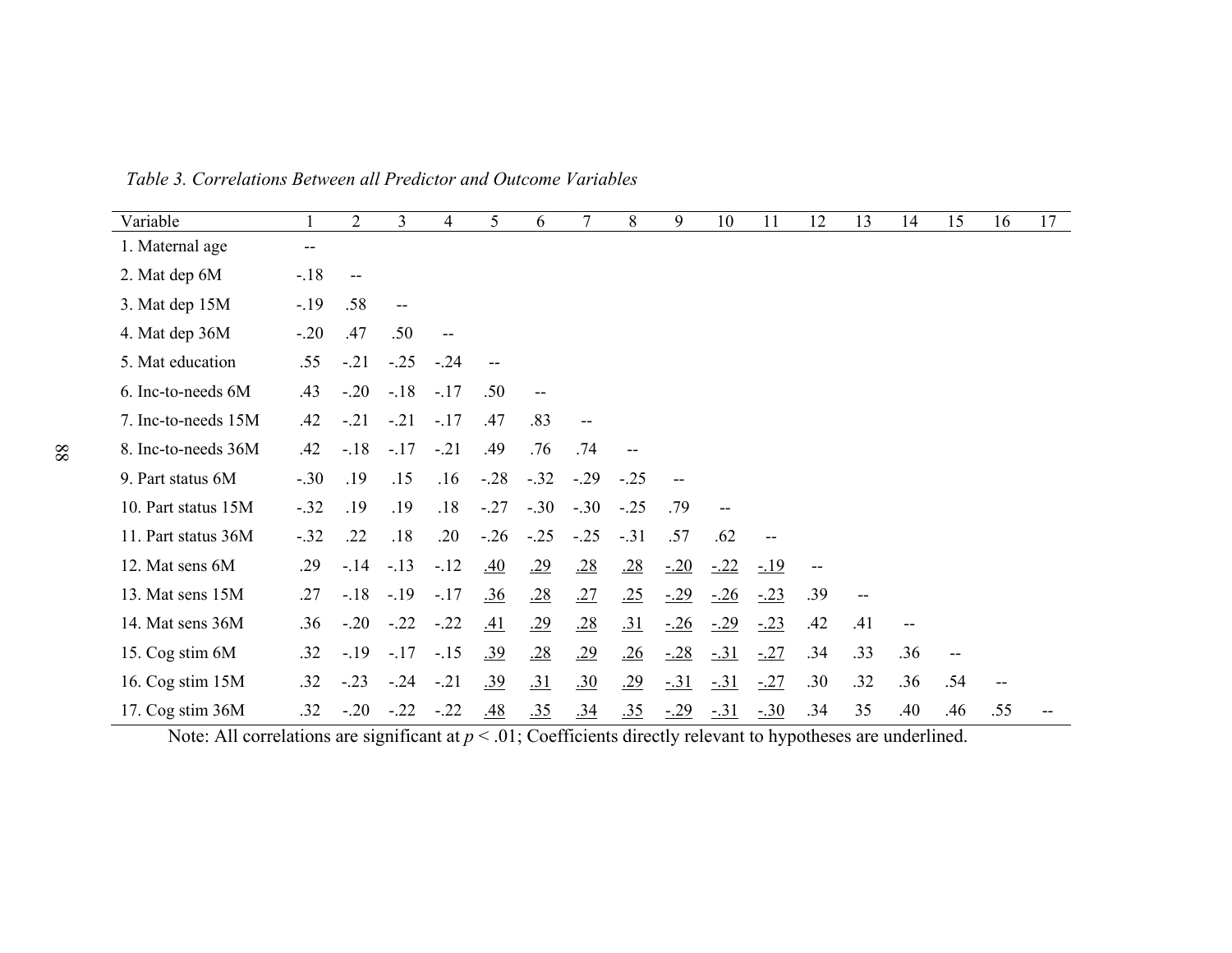*Table 3. Correlations Between all Predictor and Outcome Variables*

| Variable | 1 | 2 | 3 | 4 | 5 | 6 | 7 | 8 | 9 | 10 | 11 | 12 | 13 | 14 | 15 | 16 | 17 |
|---|---|---|---|---|---|---|---|---|---|---|---|---|---|---|---|---|---|
| 1. Maternal age | -- | | | | | | | | | | | | | | | | |
| 2. Mat dep 6M | -.18 | -- | | | | | | | | | | | | | | | |
| 3. Mat dep 15M | -.19 | .58 | -- | | | | | | | | | | | | | | |
| 4. Mat dep 36M | -.20 | .47 | .50 | -- | | | | | | | | | | | | | |
| 5. Mat education | .55 | -.21 | -.25 | -.24 | -- | | | | | | | | | | | | |
| 6. Inc-to-needs 6M | .43 | -.20 | -.18 | -.17 | .50 | -- | | | | | | | | | | | |
| 7. Inc-to-needs 15M | .42 | -.21 | -.21 | -.17 | .47 | .83 | -- | | | | | | | | | | |
| 8. Inc-to-needs 36M | .42 | -.18 | -.17 | -.21 | .49 | .76 | .74 | -- | | | | | | | | | |
| 9. Part status 6M | -.30 | .19 | .15 | .16 | -.28 | -.32 | -.29 | -.25 | -- | | | | | | | | |
| 10. Part status 15M | -.32 | .19 | .19 | .18 | -.27 | -.30 | -.30 | -.25 | .79 | -- | | | | | | | |
| 11. Part status 36M | -.32 | .22 | .18 | .20 | -.26 | -.25 | -.25 | -.31 | .57 | .62 | -- | | | | | | |
| 12. Mat sens 6M | .29 | -.14 | -.13 | -.12 | <u>.40</u> | <u>.29</u> | <u>.28</u> | <u>.28</u> | <u>-.20</u> | <u>-.22</u> | <u>-.19</u> | -- | | | | | |
| 13. Mat sens 15M | .27 | -.18 | -.19 | -.17 | <u>.36</u> | <u>.28</u> | <u>.27</u> | <u>.25</u> | <u>-.29</u> | <u>-.26</u> | <u>-.23</u> | .39 | -- | | | | |
| 14. Mat sens 36M | .36 | -.20 | -.22 | -.22 | <u>.41</u> | <u>.29</u> | <u>.28</u> | <u>.31</u> | <u>-.26</u> | <u>-.29</u> | <u>-.23</u> | .42 | .41 | -- | | | |
| 15. Cog stim 6M | .32 | -.19 | -.17 | -.15 | <u>.39</u> | <u>.28</u> | <u>.29</u> | <u>.26</u> | <u>-.28</u> | <u>-.31</u> | <u>-.27</u> | .34 | .33 | .36 | -- | | |
| 16. Cog stim 15M | .32 | -.23 | -.24 | -.21 | <u>.39</u> | <u>.31</u> | <u>.30</u> | <u>.29</u> | <u>-.31</u> | <u>-.31</u> | <u>-.27</u> | .30 | .32 | .36 | .54 | -- | |
| 17. Cog stim 36M | .32 | -.20 | -.22 | -.22 | <u>.48</u> | <u>.35</u> | <u>.34</u> | <u>.35</u> | <u>-.29</u> | <u>-.31</u> | <u>-.30</u> | .34 | 35 | .40 | .46 | .55 | -- |

Note: All correlations are significant at $p < .01$; Coefficients directly relevant to hypotheses are underlined.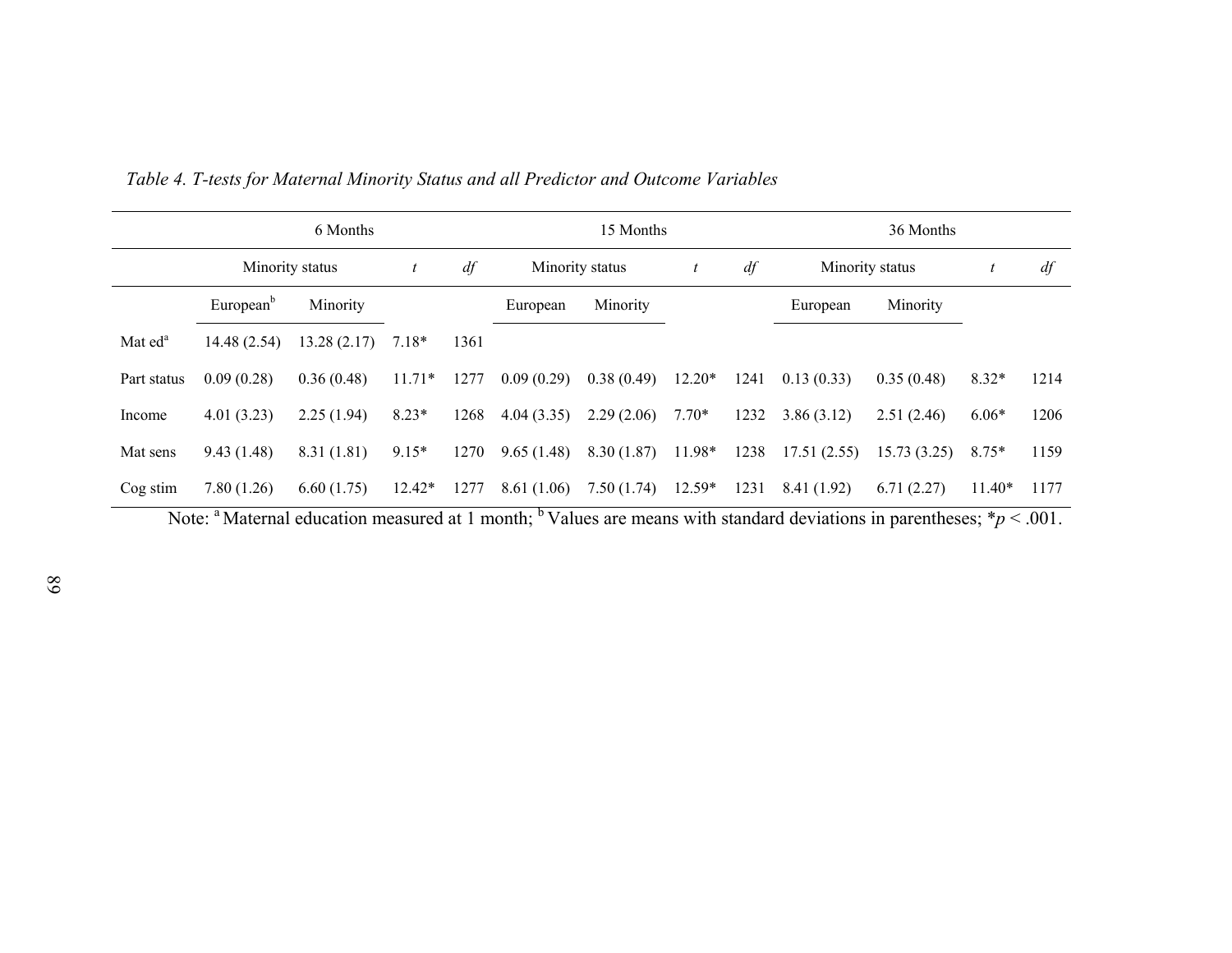*Table 4. T-tests for Maternal Minority Status and all Predictor and Outcome Variables*

| | 6 Months | | | | 15 Months | | | | 36 Months | | | |
|---|---|---|---|---|---|---|---|---|---|---|---|---|
| | Minority status | | *t* | *df* | Minority status | | *t* | *df* | Minority status | | *t* | *df* |
| | European[b] | Minority | | | European | Minority | | | European | Minority | | |
| Mat ed[a] | 14.48 (2.54) | 13.28 (2.17) | 7.18* | 1361 | | | | | | | | |
| Part status | 0.09 (0.28) | 0.36 (0.48) | 11.71* | 1277 | 0.09 (0.29) | 0.38 (0.49) | 12.20* | 1241 | 0.13 (0.33) | 0.35 (0.48) | 8.32* | 1214 |
| Income | 4.01 (3.23) | 2.25 (1.94) | 8.23* | 1268 | 4.04 (3.35) | 2.29 (2.06) | 7.70* | 1232 | 3.86 (3.12) | 2.51 (2.46) | 6.06* | 1206 |
| Mat sens | 9.43 (1.48) | 8.31 (1.81) | 9.15* | 1270 | 9.65 (1.48) | 8.30 (1.87) | 11.98* | 1238 | 17.51 (2.55) | 15.73 (3.25) | 8.75* | 1159 |
| Cog stim | 7.80 (1.26) | 6.60 (1.75) | 12.42* | 1277 | 8.61 (1.06) | 7.50 (1.74) | 12.59* | 1231 | 8.41 (1.92) | 6.71 (2.27) | 11.40* | 1177 |

Note: [a] Maternal education measured at 1 month; [b] Values are means with standard deviations in parentheses; *$p < .001$.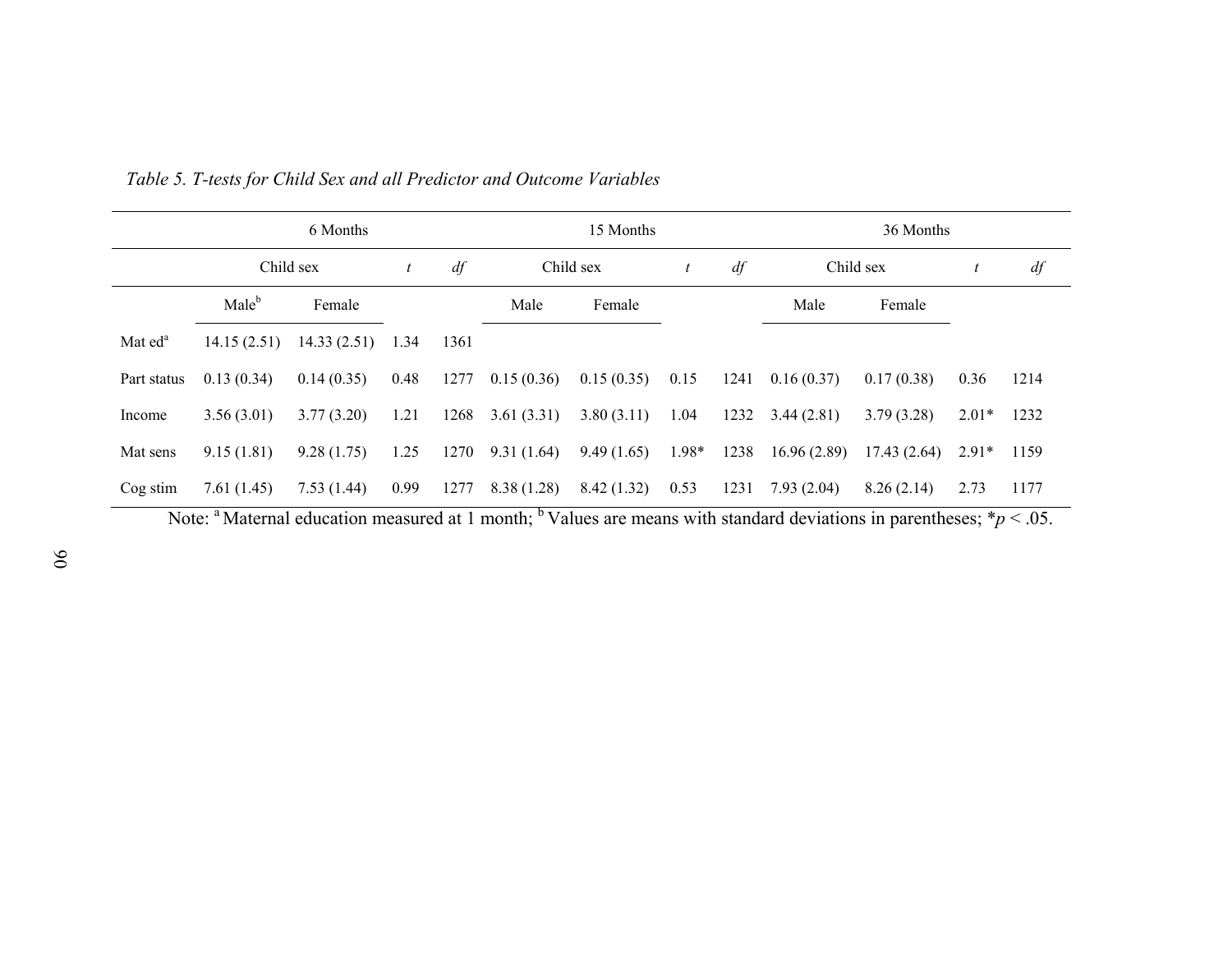*Table 5. T-tests for Child Sex and all Predictor and Outcome Variables*

| | 6 Months | | | | 15 Months | | | | 36 Months | | | |
|---|---|---|---|---|---|---|---|---|---|---|---|---|
| | Child sex | | *t* | *df* | Child sex | | *t* | *df* | Child sex | | *t* | *df* |
| | Male[b] | Female | | | Male | Female | | | Male | Female | | |
| Mat ed[a] | 14.15 (2.51) | 14.33 (2.51) | 1.34 | 1361 | | | | | | | | |
| Part status | 0.13 (0.34) | 0.14 (0.35) | 0.48 | 1277 | 0.15 (0.36) | 0.15 (0.35) | 0.15 | 1241 | 0.16 (0.37) | 0.17 (0.38) | 0.36 | 1214 |
| Income | 3.56 (3.01) | 3.77 (3.20) | 1.21 | 1268 | 3.61 (3.31) | 3.80 (3.11) | 1.04 | 1232 | 3.44 (2.81) | 3.79 (3.28) | 2.01* | 1232 |
| Mat sens | 9.15 (1.81) | 9.28 (1.75) | 1.25 | 1270 | 9.31 (1.64) | 9.49 (1.65) | 1.98* | 1238 | 16.96 (2.89) | 17.43 (2.64) | 2.91* | 1159 |
| Cog stim | 7.61 (1.45) | 7.53 (1.44) | 0.99 | 1277 | 8.38 (1.28) | 8.42 (1.32) | 0.53 | 1231 | 7.93 (2.04) | 8.26 (2.14) | 2.73 | 1177 |

Note: [a] Maternal education measured at 1 month; [b] Values are means with standard deviations in parentheses; *$p < .05$.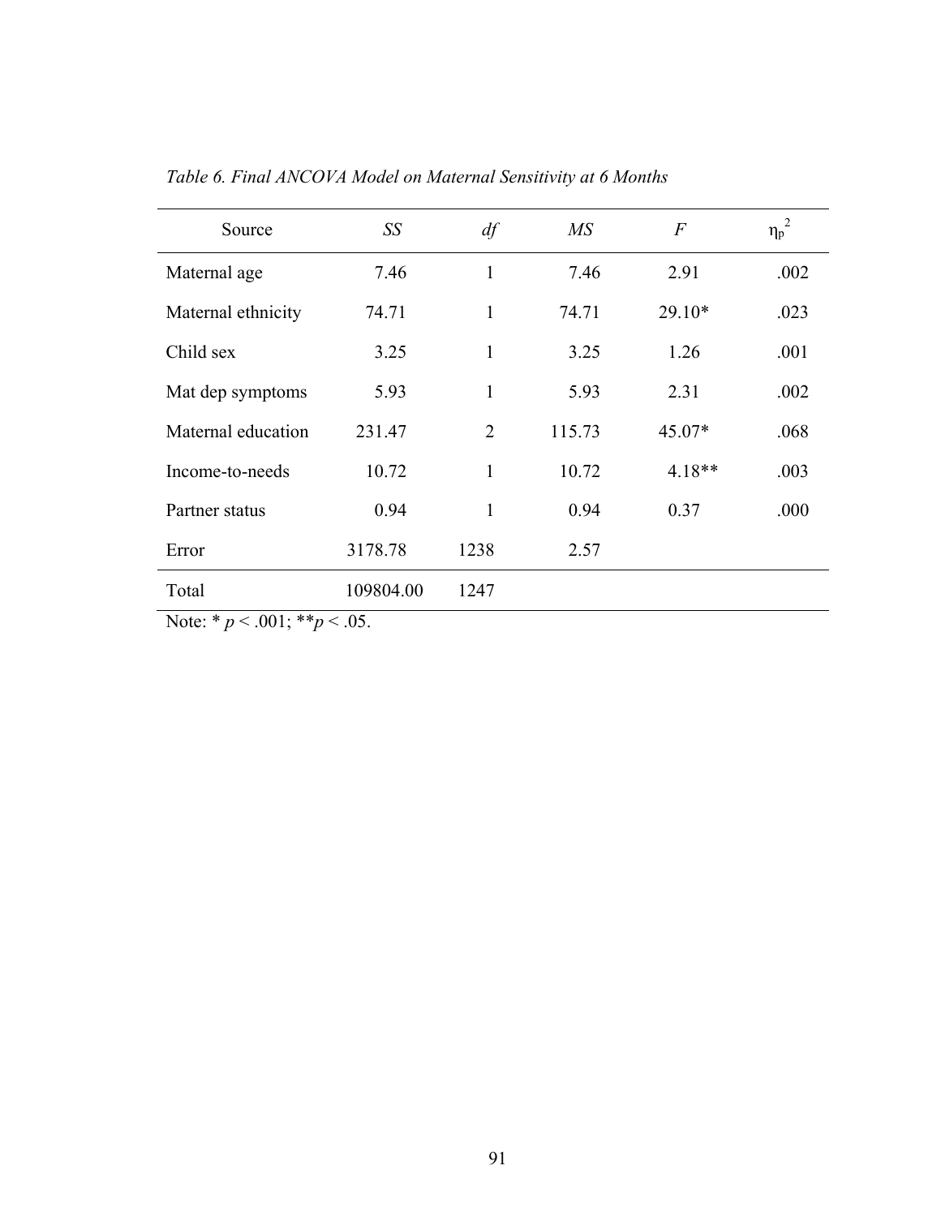*Table 6. Final ANCOVA Model on Maternal Sensitivity at 6 Months*

| Source | *SS* | *df* | *MS* | *F* | $\eta_p^2$ |
|---|---|---|---|---|---|
| Maternal age | 7.46 | 1 | 7.46 | 2.91 | .002 |
| Maternal ethnicity | 74.71 | 1 | 74.71 | 29.10* | .023 |
| Child sex | 3.25 | 1 | 3.25 | 1.26 | .001 |
| Mat dep symptoms | 5.93 | 1 | 5.93 | 2.31 | .002 |
| Maternal education | 231.47 | 2 | 115.73 | 45.07* | .068 |
| Income-to-needs | 10.72 | 1 | 10.72 | 4.18** | .003 |
| Partner status | 0.94 | 1 | 0.94 | 0.37 | .000 |
| Error | 3178.78 | 1238 | 2.57 | | |
| Total | 109804.00 | 1247 | | | |

Note: * $p < .001$; ** $p < .05$.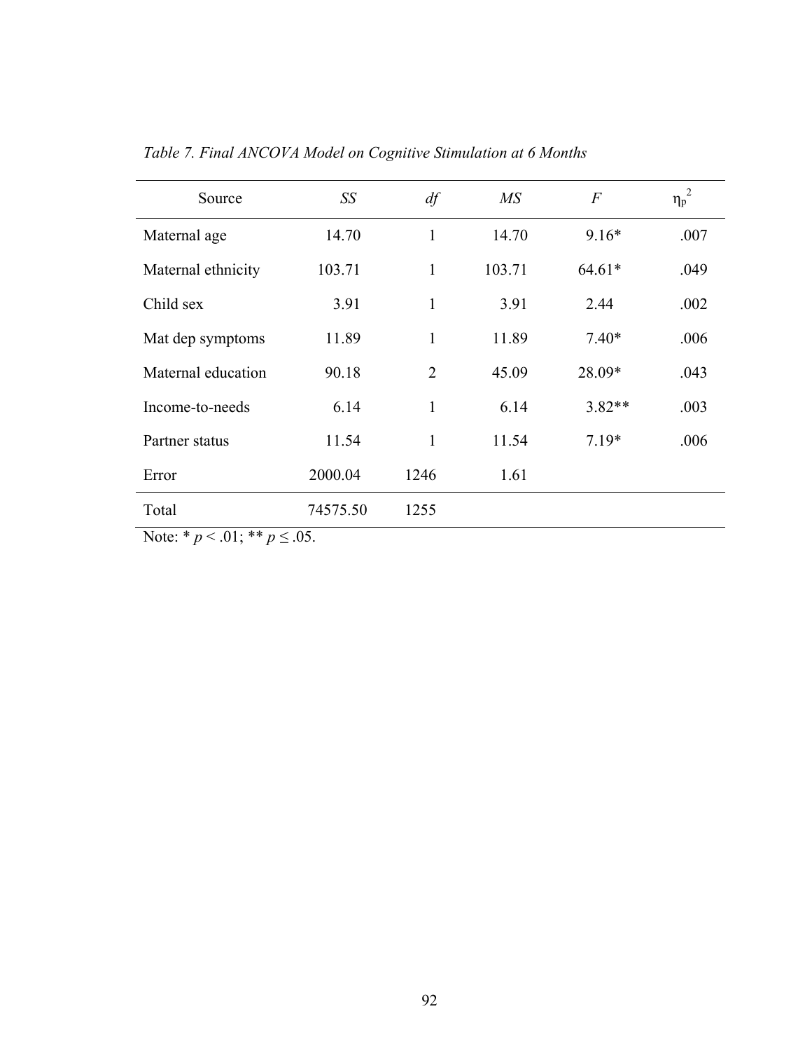*Table 7. Final ANCOVA Model on Cognitive Stimulation at 6 Months*

| Source | *SS* | *df* | *MS* | *F* | $\eta_p^2$ |
|---|---|---|---|---|---|
| Maternal age | 14.70 | 1 | 14.70 | 9.16* | .007 |
| Maternal ethnicity | 103.71 | 1 | 103.71 | 64.61* | .049 |
| Child sex | 3.91 | 1 | 3.91 | 2.44 | .002 |
| Mat dep symptoms | 11.89 | 1 | 11.89 | 7.40* | .006 |
| Maternal education | 90.18 | 2 | 45.09 | 28.09* | .043 |
| Income-to-needs | 6.14 | 1 | 6.14 | 3.82** | .003 |
| Partner status | 11.54 | 1 | 11.54 | 7.19* | .006 |
| Error | 2000.04 | 1246 | 1.61 | | |
| Total | 74575.50 | 1255 | | | |

Note: * $p < .01$; ** $p \leq .05$.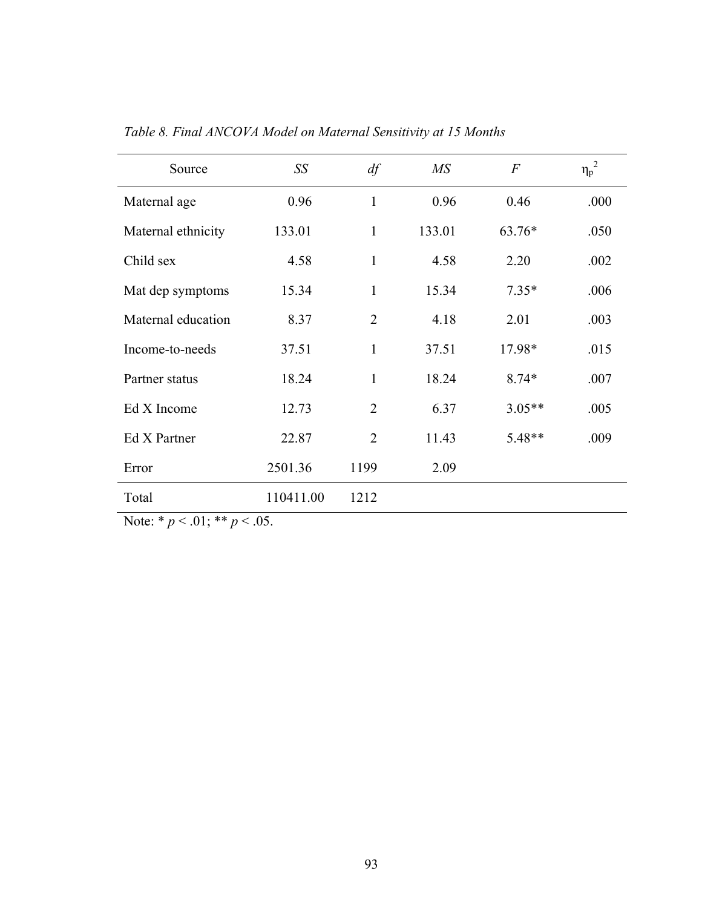*Table 8. Final ANCOVA Model on Maternal Sensitivity at 15 Months*

| Source | *SS* | *df* | *MS* | *F* | $\eta_p^2$ |
|---|---|---|---|---|---|
| Maternal age | 0.96 | 1 | 0.96 | 0.46 | .000 |
| Maternal ethnicity | 133.01 | 1 | 133.01 | 63.76* | .050 |
| Child sex | 4.58 | 1 | 4.58 | 2.20 | .002 |
| Mat dep symptoms | 15.34 | 1 | 15.34 | 7.35* | .006 |
| Maternal education | 8.37 | 2 | 4.18 | 2.01 | .003 |
| Income-to-needs | 37.51 | 1 | 37.51 | 17.98* | .015 |
| Partner status | 18.24 | 1 | 18.24 | 8.74* | .007 |
| Ed X Income | 12.73 | 2 | 6.37 | 3.05** | .005 |
| Ed X Partner | 22.87 | 2 | 11.43 | 5.48** | .009 |
| Error | 2501.36 | 1199 | 2.09 | | |
| Total | 110411.00 | 1212 | | | |

Note: * $p < .01$; ** $p < .05$.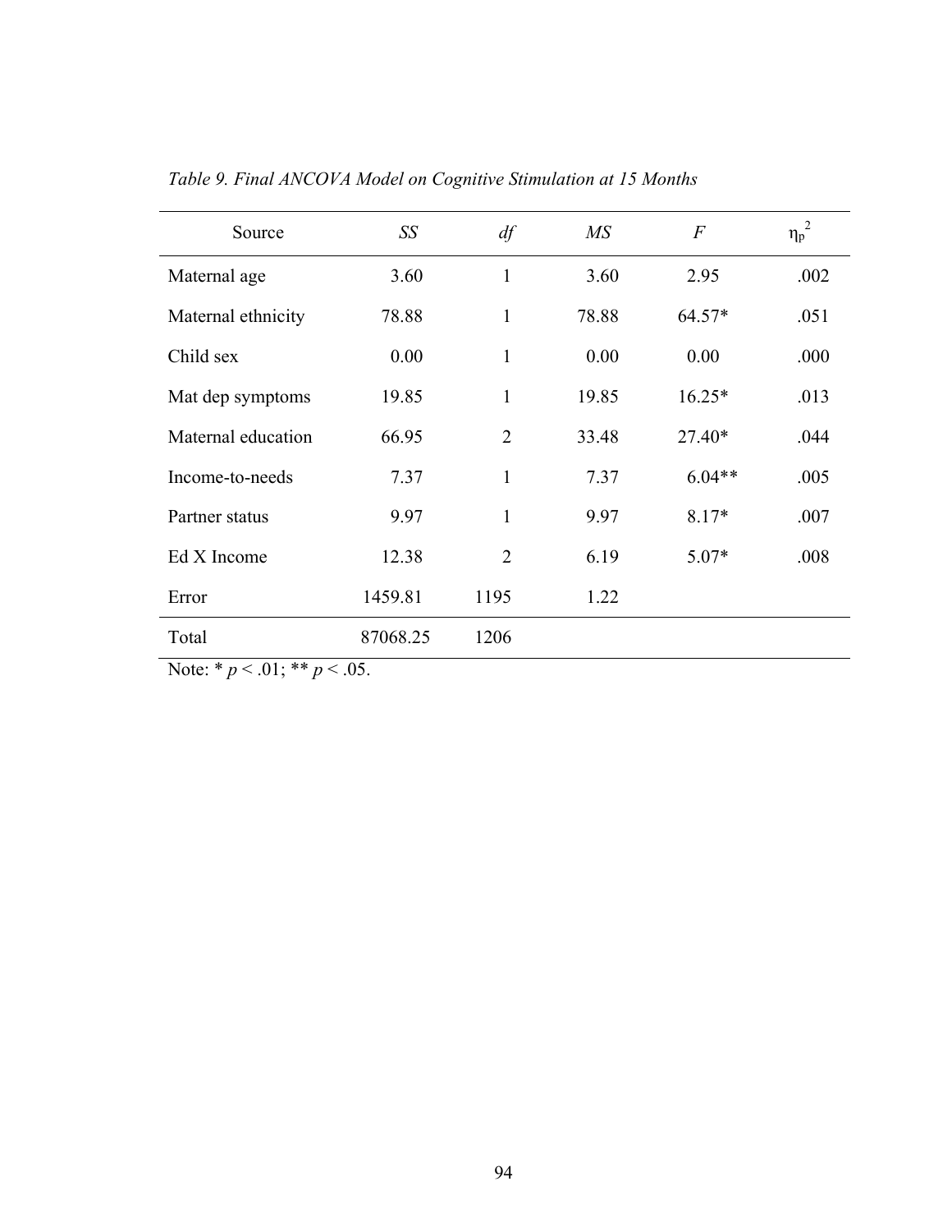*Table 9. Final ANCOVA Model on Cognitive Stimulation at 15 Months*

| Source | *SS* | *df* | *MS* | *F* | $\eta_p^2$ |
|---|---|---|---|---|---|
| Maternal age | 3.60 | 1 | 3.60 | 2.95 | .002 |
| Maternal ethnicity | 78.88 | 1 | 78.88 | 64.57* | .051 |
| Child sex | 0.00 | 1 | 0.00 | 0.00 | .000 |
| Mat dep symptoms | 19.85 | 1 | 19.85 | 16.25* | .013 |
| Maternal education | 66.95 | 2 | 33.48 | 27.40* | .044 |
| Income-to-needs | 7.37 | 1 | 7.37 | 6.04** | .005 |
| Partner status | 9.97 | 1 | 9.97 | 8.17* | .007 |
| Ed X Income | 12.38 | 2 | 6.19 | 5.07* | .008 |
| Error | 1459.81 | 1195 | 1.22 | | |
| Total | 87068.25 | 1206 | | | |

Note: * $p < .01$; ** $p < .05$.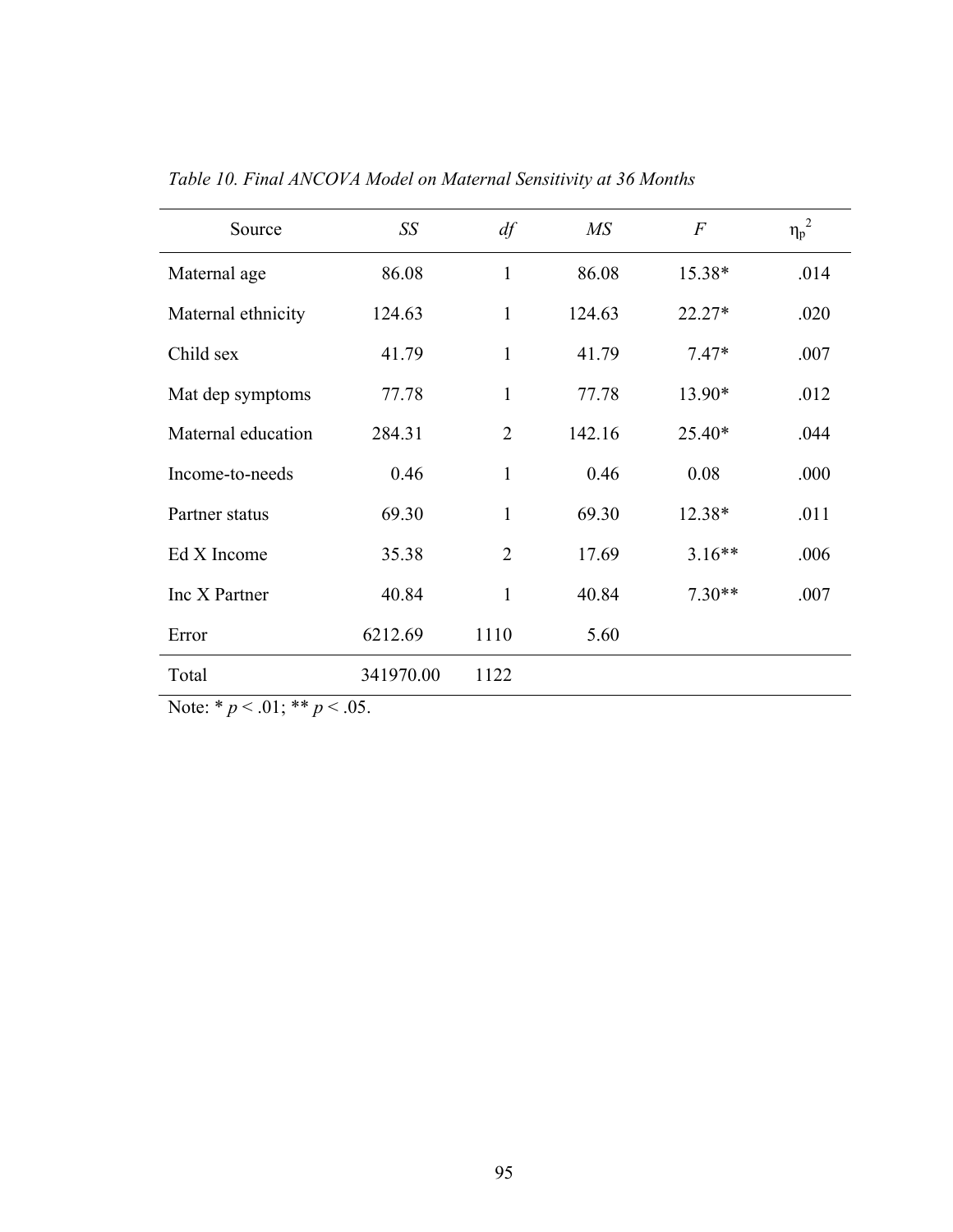*Table 10. Final ANCOVA Model on Maternal Sensitivity at 36 Months*

| Source | *SS* | *df* | *MS* | *F* | $\eta_p^2$ |
|---|---|---|---|---|---|
| Maternal age | 86.08 | 1 | 86.08 | 15.38* | .014 |
| Maternal ethnicity | 124.63 | 1 | 124.63 | 22.27* | .020 |
| Child sex | 41.79 | 1 | 41.79 | 7.47* | .007 |
| Mat dep symptoms | 77.78 | 1 | 77.78 | 13.90* | .012 |
| Maternal education | 284.31 | 2 | 142.16 | 25.40* | .044 |
| Income-to-needs | 0.46 | 1 | 0.46 | 0.08 | .000 |
| Partner status | 69.30 | 1 | 69.30 | 12.38* | .011 |
| Ed X Income | 35.38 | 2 | 17.69 | 3.16** | .006 |
| Inc X Partner | 40.84 | 1 | 40.84 | 7.30** | .007 |
| Error | 6212.69 | 1110 | 5.60 | | |
| Total | 341970.00 | 1122 | | | |

Note: * $p < .01$; ** $p < .05$.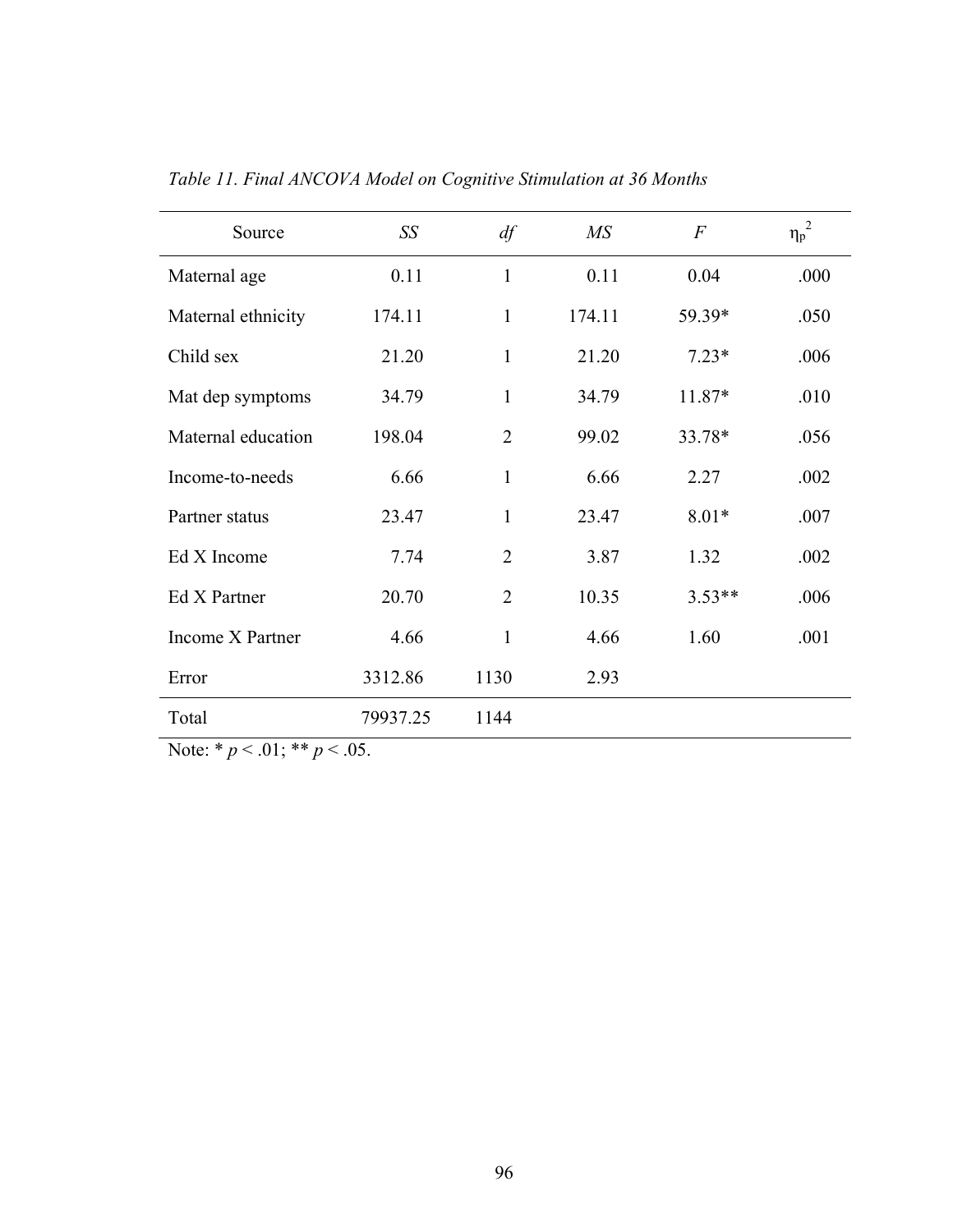*Table 11. Final ANCOVA Model on Cognitive Stimulation at 36 Months*

| Source | *SS* | *df* | *MS* | *F* | $\eta_p^2$ |
|---|---|---|---|---|---|
| Maternal age | 0.11 | 1 | 0.11 | 0.04 | .000 |
| Maternal ethnicity | 174.11 | 1 | 174.11 | 59.39* | .050 |
| Child sex | 21.20 | 1 | 21.20 | 7.23* | .006 |
| Mat dep symptoms | 34.79 | 1 | 34.79 | 11.87* | .010 |
| Maternal education | 198.04 | 2 | 99.02 | 33.78* | .056 |
| Income-to-needs | 6.66 | 1 | 6.66 | 2.27 | .002 |
| Partner status | 23.47 | 1 | 23.47 | 8.01* | .007 |
| Ed X Income | 7.74 | 2 | 3.87 | 1.32 | .002 |
| Ed X Partner | 20.70 | 2 | 10.35 | 3.53** | .006 |
| Income X Partner | 4.66 | 1 | 4.66 | 1.60 | .001 |
| Error | 3312.86 | 1130 | 2.93 | | |
| Total | 79937.25 | 1144 | | | |

Note: * $p < .01$; ** $p < .05$.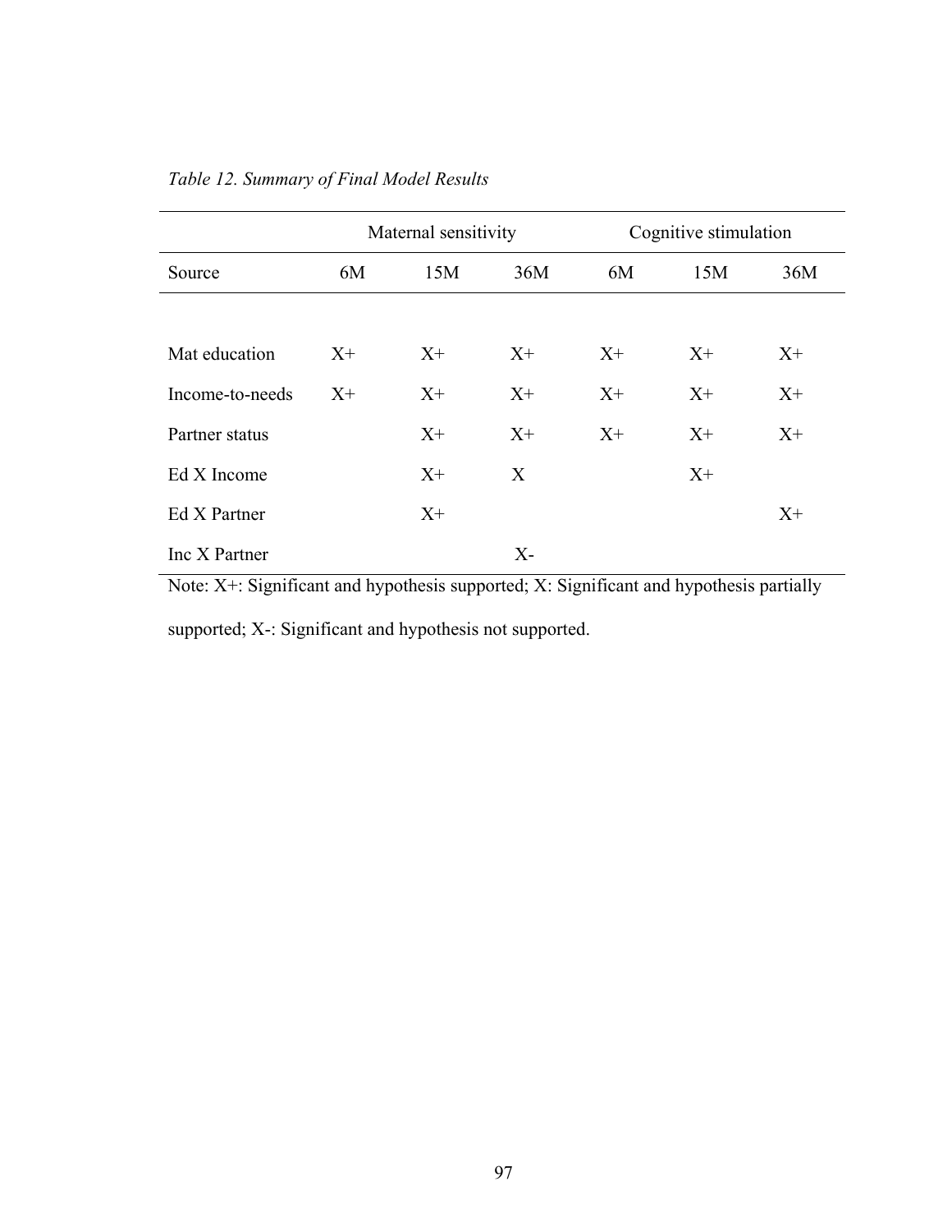*Table 12. Summary of Final Model Results*

| | Maternal sensitivity | | | Cognitive stimulation | | |
|---|---|---|---|---|---|---|
| Source | 6M | 15M | 36M | 6M | 15M | 36M |
| Mat education | X+ | X+ | X+ | X+ | X+ | X+ |
| Income-to-needs | X+ | X+ | X+ | X+ | X+ | X+ |
| Partner status | | X+ | X+ | X+ | X+ | X+ |
| Ed X Income | | X+ | X | | X+ | |
| Ed X Partner | | X+ | | | | X+ |
| Inc X Partner | | | X- | | | |

Note: X+: Significant and hypothesis supported; X: Significant and hypothesis partially supported; X-: Significant and hypothesis not supported.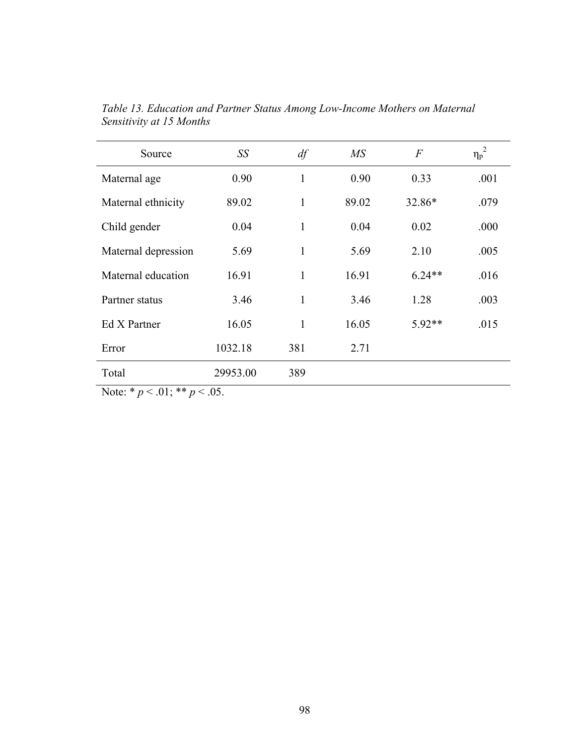*Table 13. Education and Partner Status Among Low-Income Mothers on Maternal Sensitivity at 15 Months*

| Source | *SS* | *df* | *MS* | *F* | $\eta_p^2$ |
|---|---|---|---|---|---|
| Maternal age | 0.90 | 1 | 0.90 | 0.33 | .001 |
| Maternal ethnicity | 89.02 | 1 | 89.02 | 32.86* | .079 |
| Child gender | 0.04 | 1 | 0.04 | 0.02 | .000 |
| Maternal depression | 5.69 | 1 | 5.69 | 2.10 | .005 |
| Maternal education | 16.91 | 1 | 16.91 | 6.24** | .016 |
| Partner status | 3.46 | 1 | 3.46 | 1.28 | .003 |
| Ed X Partner | 16.05 | 1 | 16.05 | 5.92** | .015 |
| Error | 1032.18 | 381 | 2.71 | | |
| Total | 29953.00 | 389 | | | |

Note: * $p < .01$; ** $p < .05$.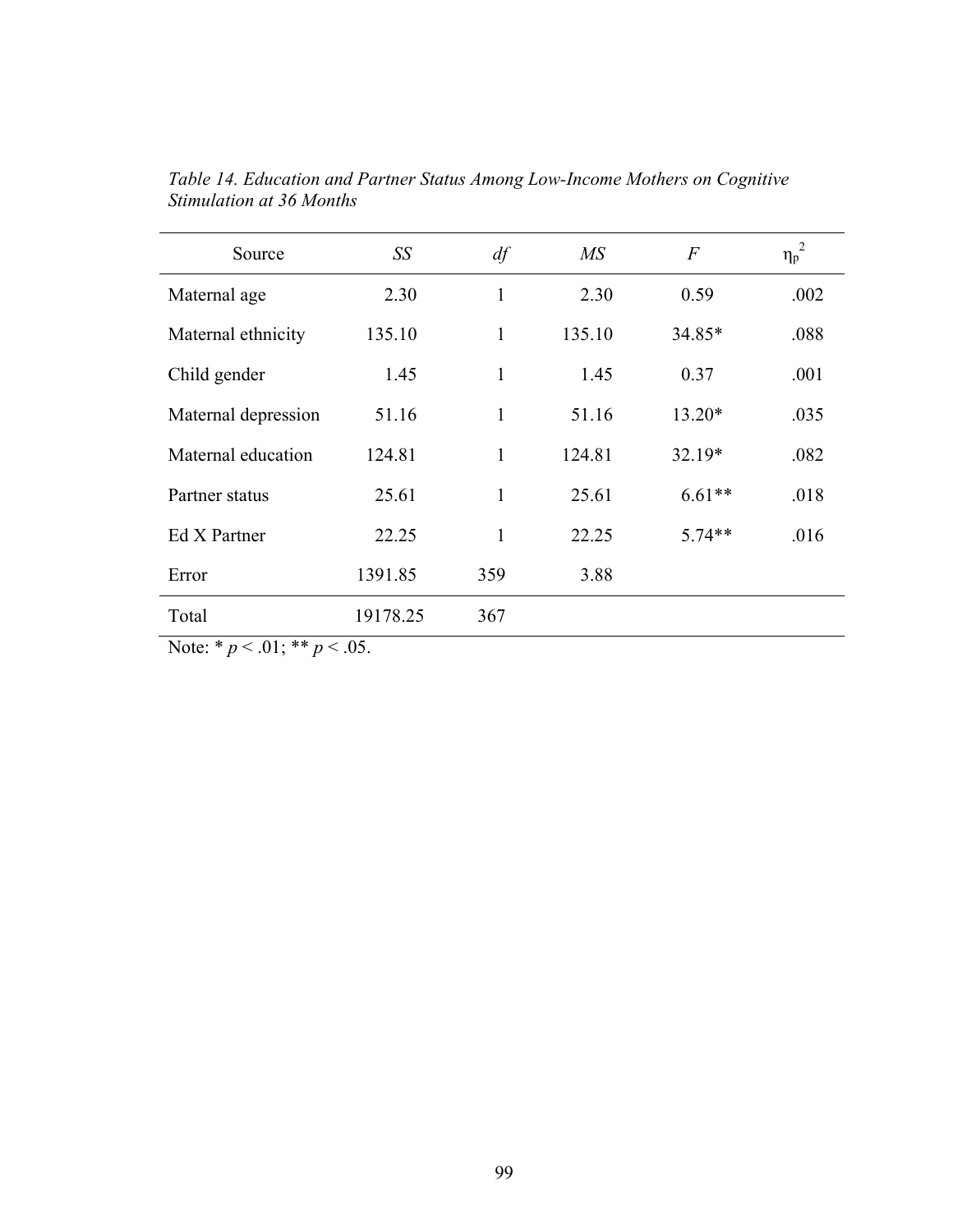*Table 14. Education and Partner Status Among Low-Income Mothers on Cognitive Stimulation at 36 Months*

| Source | *SS* | *df* | *MS* | *F* | $\eta_p^2$ |
|---|---|---|---|---|---|
| Maternal age | 2.30 | 1 | 2.30 | 0.59 | .002 |
| Maternal ethnicity | 135.10 | 1 | 135.10 | 34.85* | .088 |
| Child gender | 1.45 | 1 | 1.45 | 0.37 | .001 |
| Maternal depression | 51.16 | 1 | 51.16 | 13.20* | .035 |
| Maternal education | 124.81 | 1 | 124.81 | 32.19* | .082 |
| Partner status | 25.61 | 1 | 25.61 | 6.61** | .018 |
| Ed X Partner | 22.25 | 1 | 22.25 | 5.74** | .016 |
| Error | 1391.85 | 359 | 3.88 | | |
| Total | 19178.25 | 367 | | | |

Note: * $p < .01$; ** $p < .05$.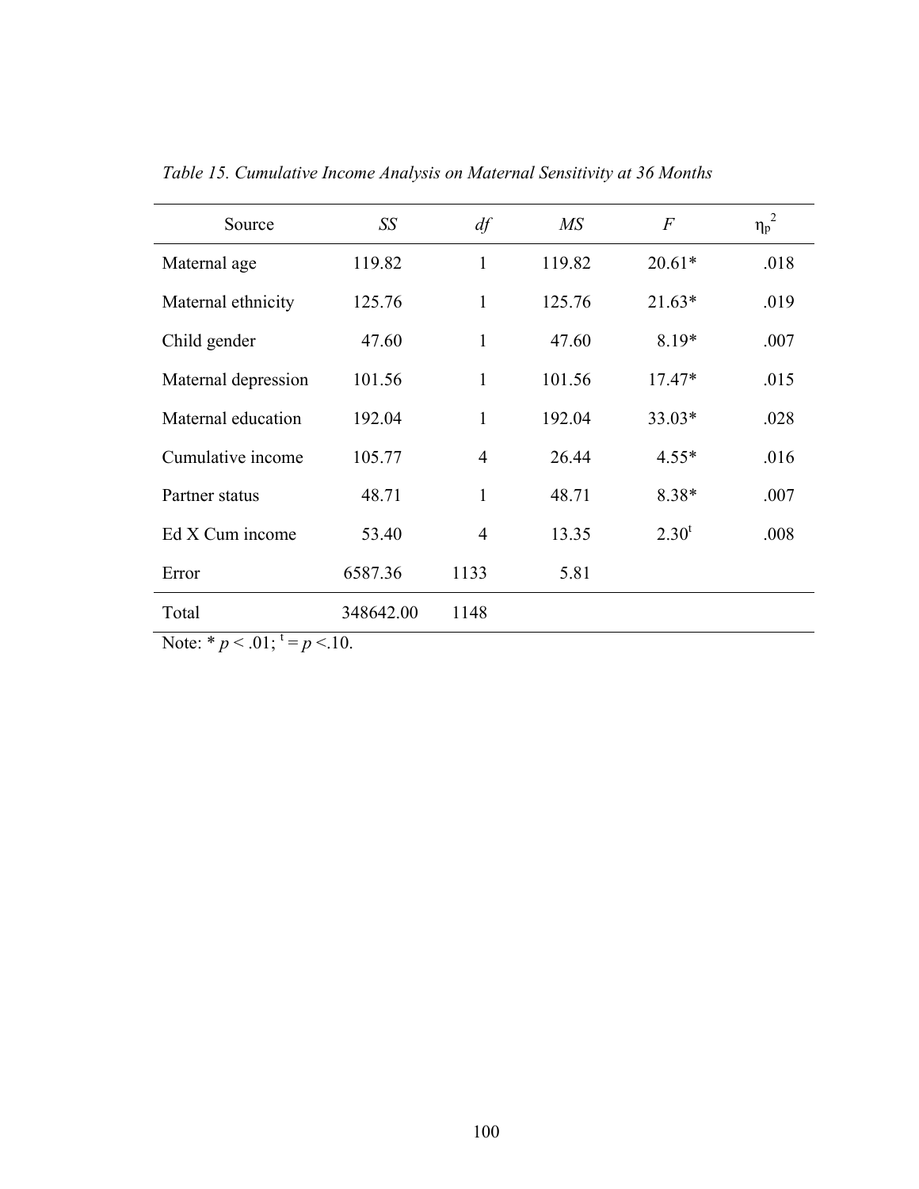*Table 15. Cumulative Income Analysis on Maternal Sensitivity at 36 Months*

| Source | *SS* | *df* | *MS* | *F* | $\eta_p^2$ |
|---|---|---|---|---|---|
| Maternal age | 119.82 | 1 | 119.82 | 20.61* | .018 |
| Maternal ethnicity | 125.76 | 1 | 125.76 | 21.63* | .019 |
| Child gender | 47.60 | 1 | 47.60 | 8.19* | .007 |
| Maternal depression | 101.56 | 1 | 101.56 | 17.47* | .015 |
| Maternal education | 192.04 | 1 | 192.04 | 33.03* | .028 |
| Cumulative income | 105.77 | 4 | 26.44 | 4.55* | .016 |
| Partner status | 48.71 | 1 | 48.71 | 8.38* | .007 |
| Ed X Cum income | 53.40 | 4 | 13.35 | $2.30^t$ | .008 |
| Error | 6587.36 | 1133 | 5.81 | | |
| Total | 348642.00 | 1148 | | | |

Note: * $p < .01$; $^t = p < .10$.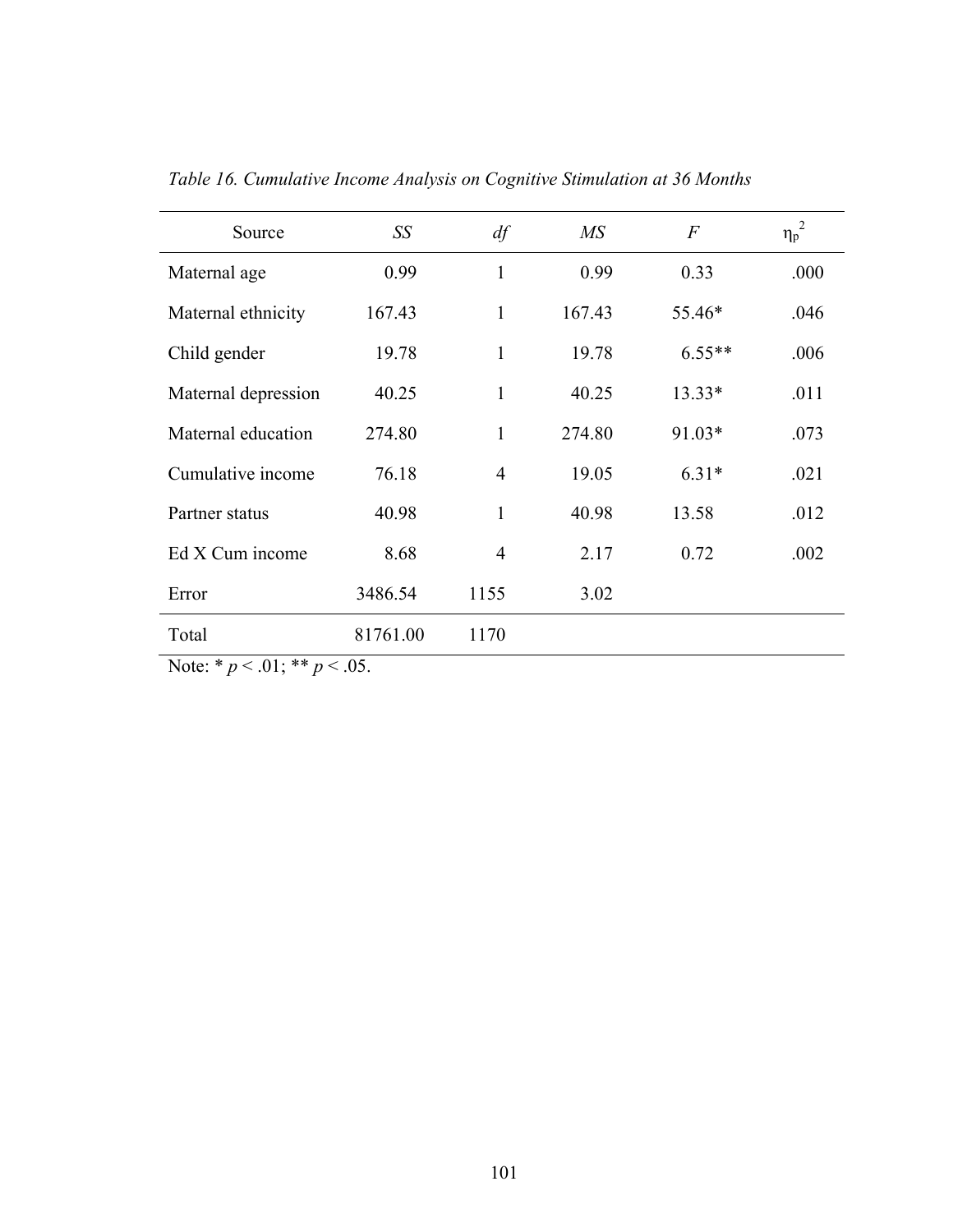*Table 16. Cumulative Income Analysis on Cognitive Stimulation at 36 Months*

| Source | *SS* | *df* | *MS* | *F* | $\eta_p^2$ |
|---|---|---|---|---|---|
| Maternal age | 0.99 | 1 | 0.99 | 0.33 | .000 |
| Maternal ethnicity | 167.43 | 1 | 167.43 | 55.46* | .046 |
| Child gender | 19.78 | 1 | 19.78 | 6.55** | .006 |
| Maternal depression | 40.25 | 1 | 40.25 | 13.33* | .011 |
| Maternal education | 274.80 | 1 | 274.80 | 91.03* | .073 |
| Cumulative income | 76.18 | 4 | 19.05 | 6.31* | .021 |
| Partner status | 40.98 | 1 | 40.98 | 13.58 | .012 |
| Ed X Cum income | 8.68 | 4 | 2.17 | 0.72 | .002 |
| Error | 3486.54 | 1155 | 3.02 | | |
| Total | 81761.00 | 1170 | | | |

Note: * $p < .01$; ** $p < .05$.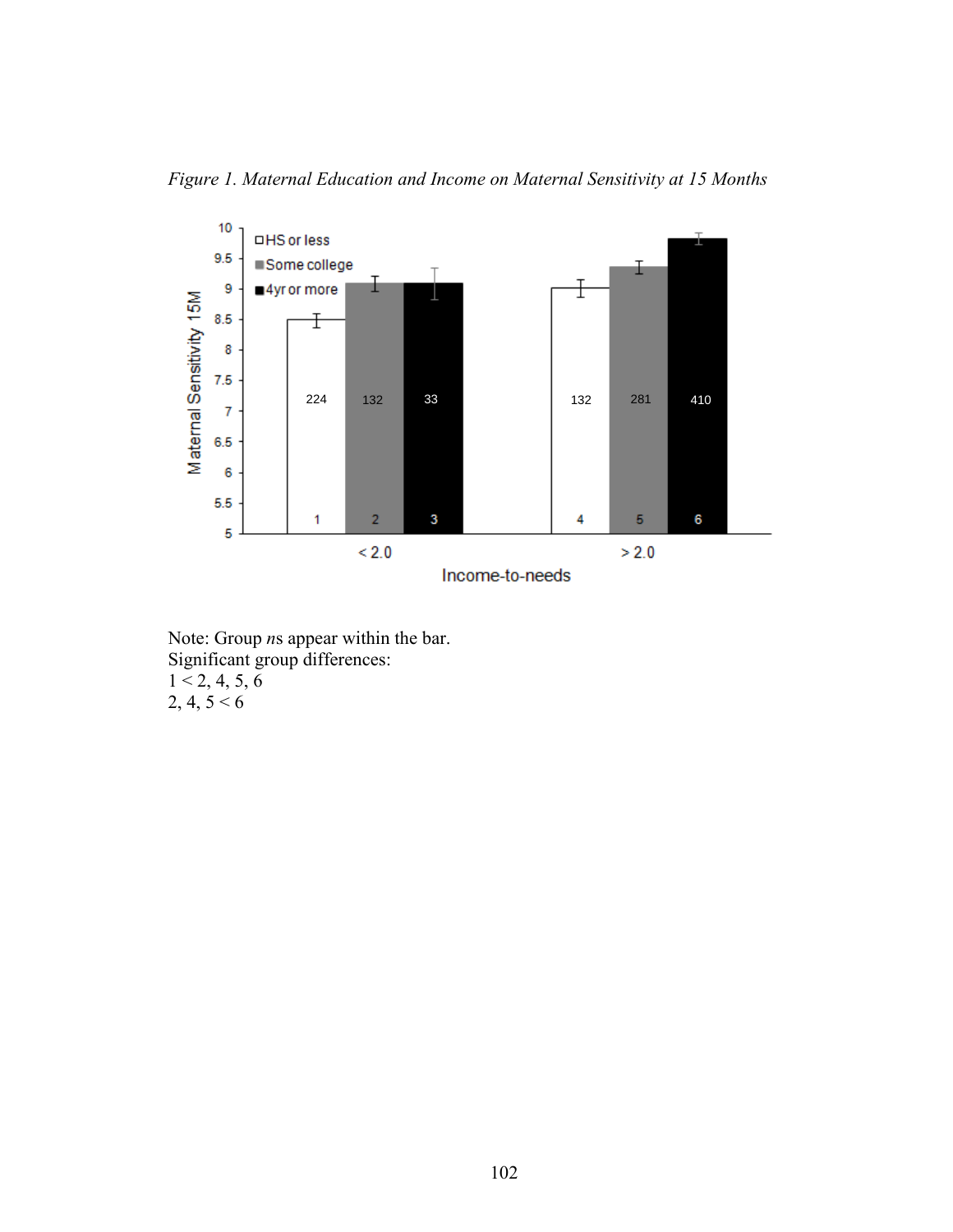*Figure 1. Maternal Education and Income on Maternal Sensitivity at 15 Months*

Note: Group *n*s appear within the bar.
Significant group differences:
1 < 2, 4, 5, 6
2, 4, 5 < 6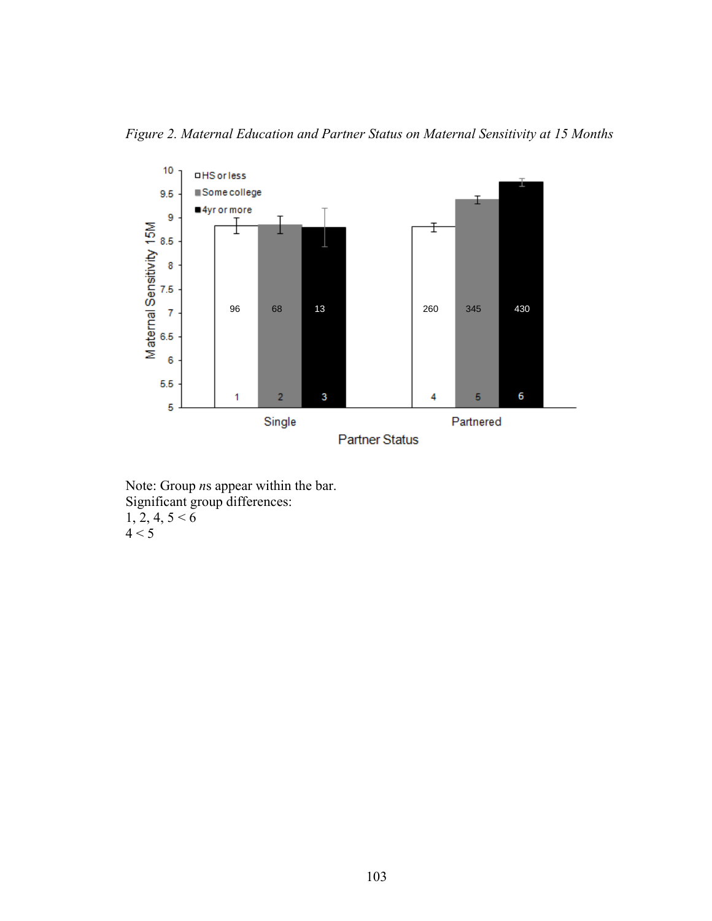*Figure 2. Maternal Education and Partner Status on Maternal Sensitivity at 15 Months*

Note: Group *n*s appear within the bar.
Significant group differences:
1, 2, 4, 5 < 6
4 < 5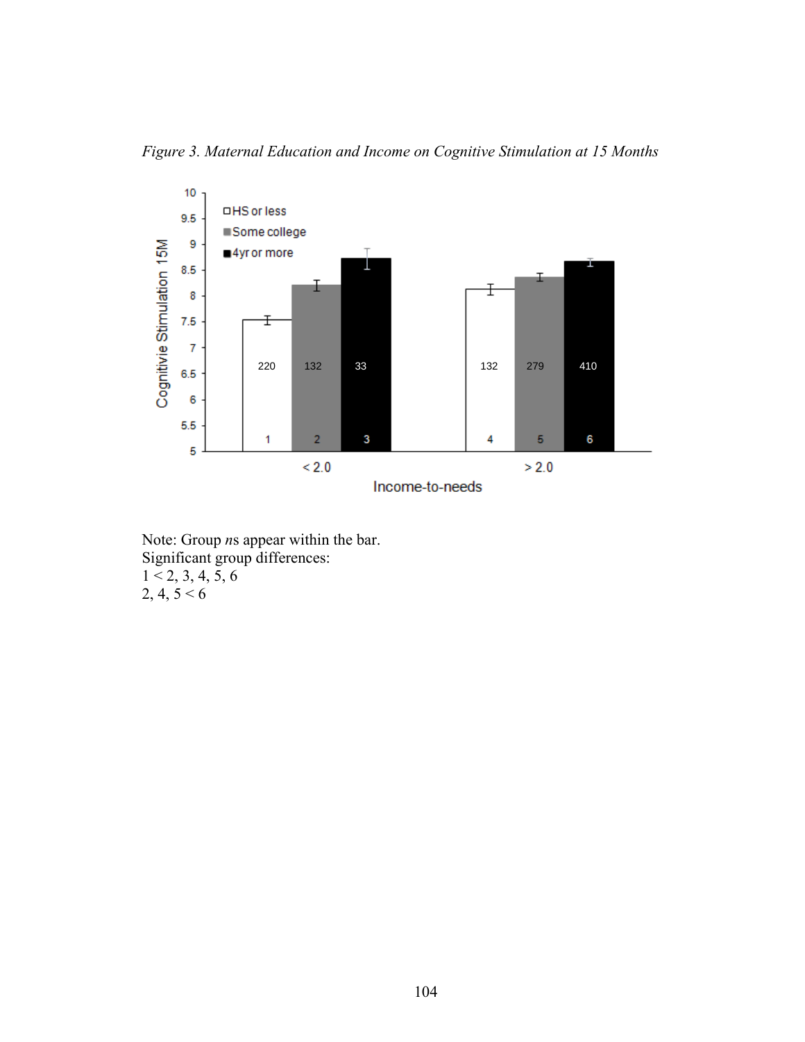*Figure 3. Maternal Education and Income on Cognitive Stimulation at 15 Months*

Note: Group *n*s appear within the bar.
Significant group differences:
1 < 2, 3, 4, 5, 6
2, 4, 5 < 6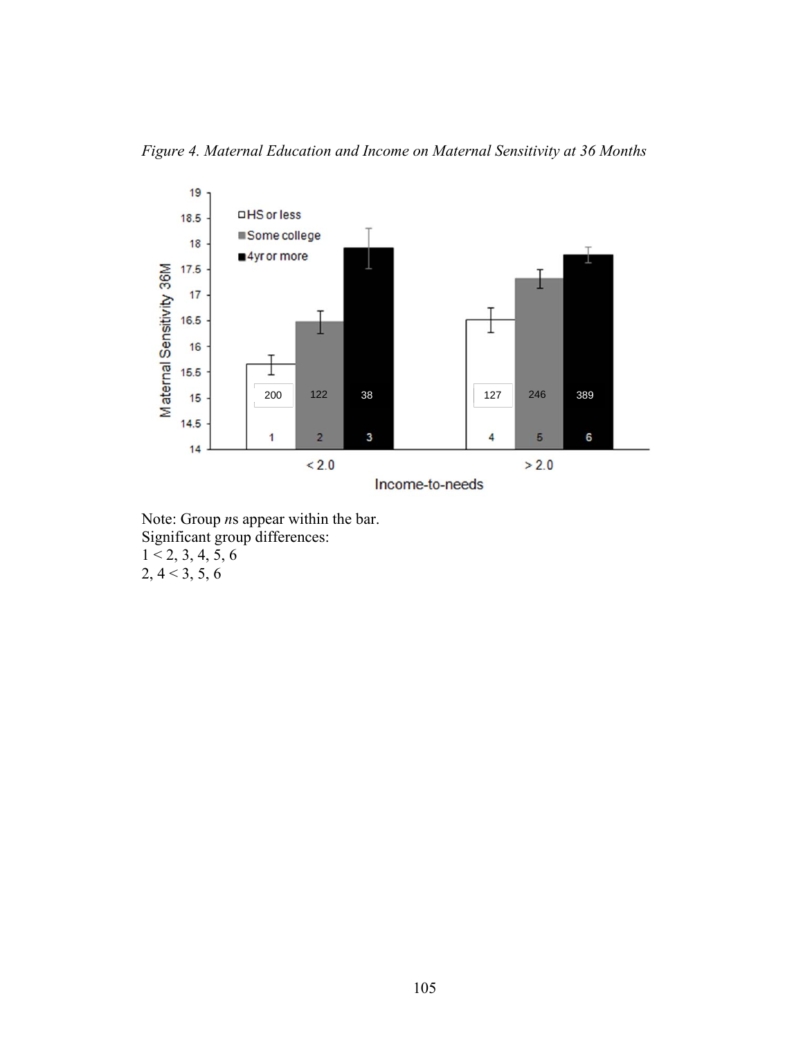*Figure 4. Maternal Education and Income on Maternal Sensitivity at 36 Months*

Note: Group *n*s appear within the bar.
Significant group differences:
1 < 2, 3, 4, 5, 6
2, 4 < 3, 5, 6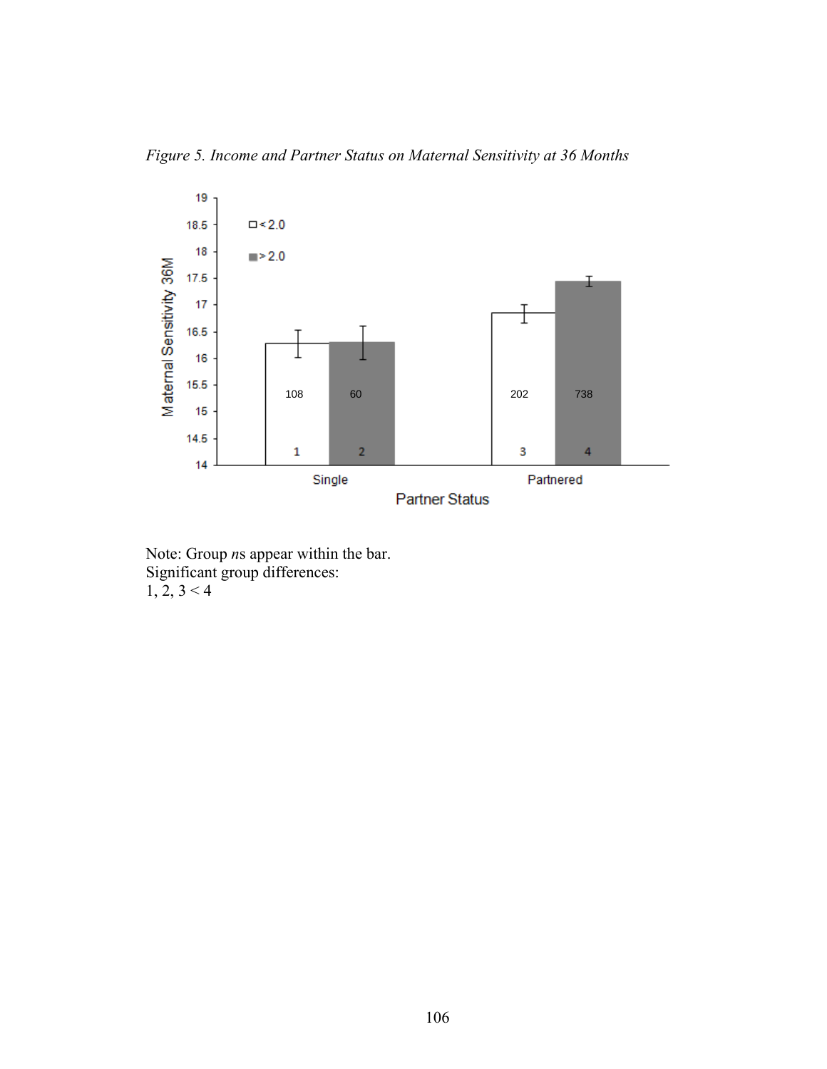*Figure 5. Income and Partner Status on Maternal Sensitivity at 36 Months*

Note: Group *n*s appear within the bar.
Significant group differences:
1, 2, 3 < 4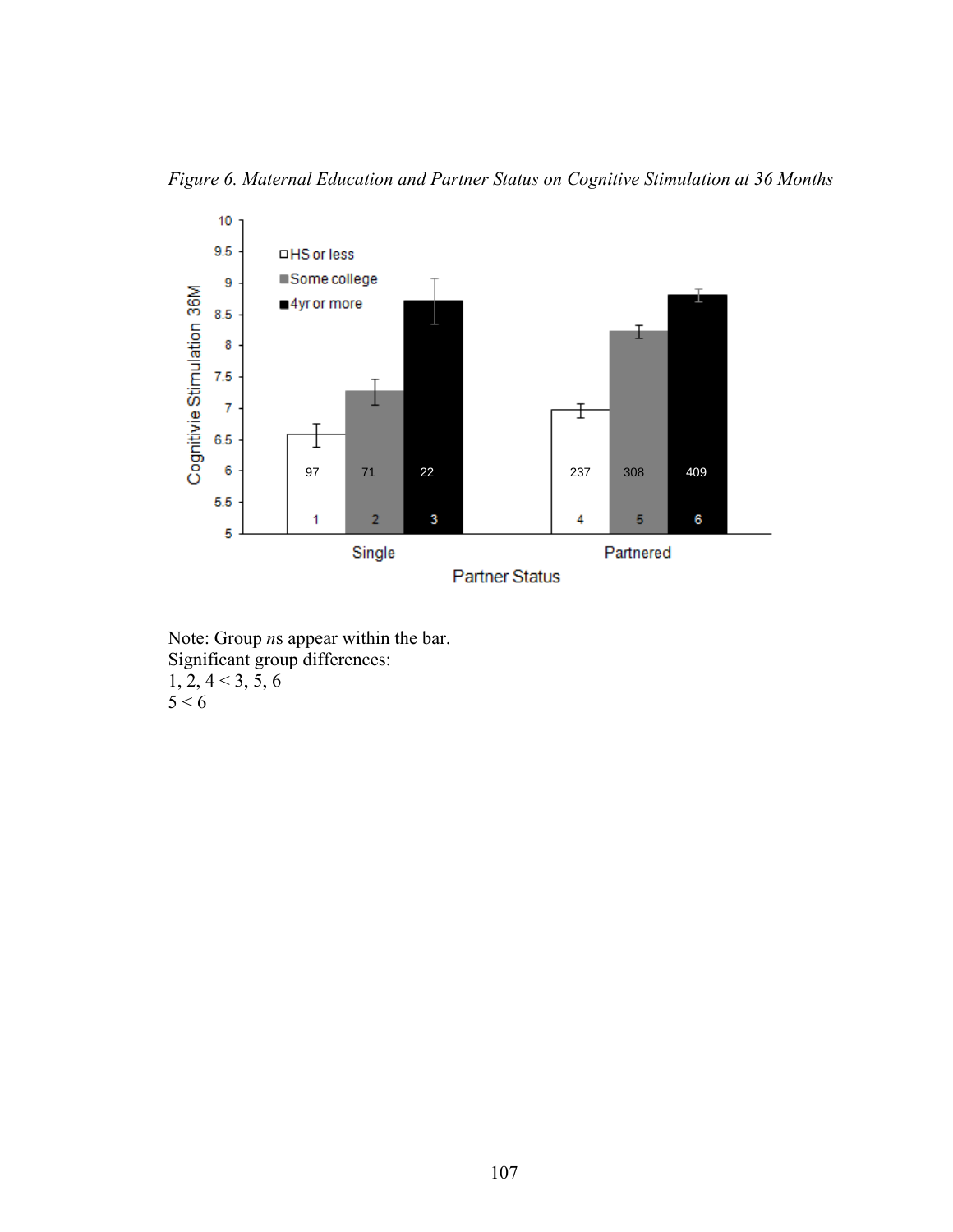*Figure 6. Maternal Education and Partner Status on Cognitive Stimulation at 36 Months*

Note: Group *n*s appear within the bar.
Significant group differences:
1, 2, 4 < 3, 5, 6
5 < 6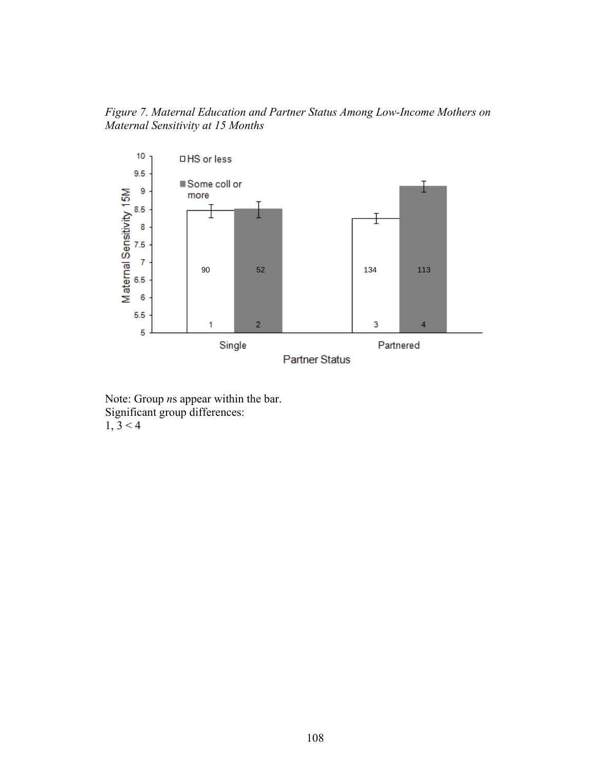*Figure 7. Maternal Education and Partner Status Among Low-Income Mothers on Maternal Sensitivity at 15 Months*

Note: Group *n*s appear within the bar.
Significant group differences:
1, 3 < 4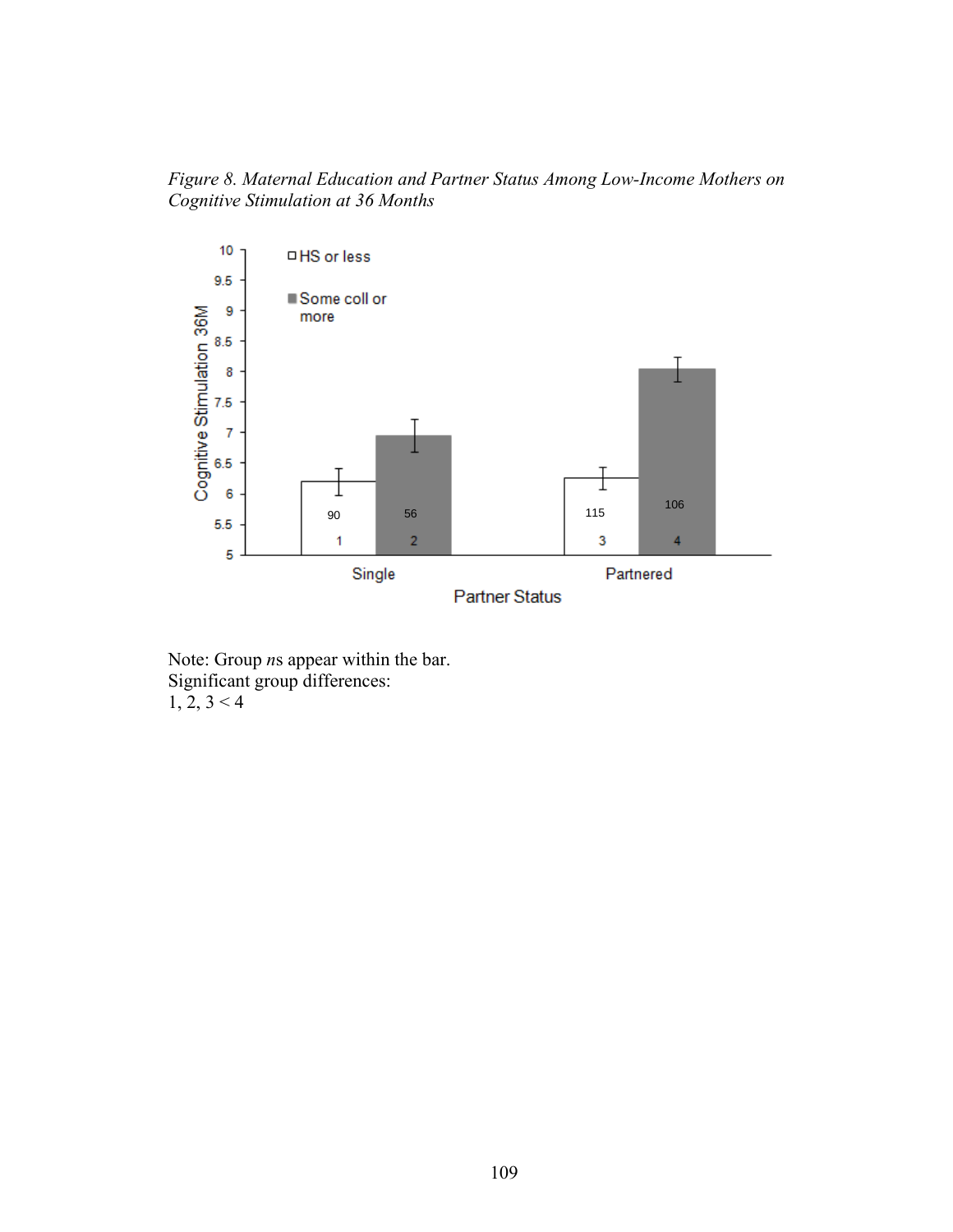*Figure 8. Maternal Education and Partner Status Among Low-Income Mothers on Cognitive Stimulation at 36 Months*

Note: Group *n*s appear within the bar.
Significant group differences:
1, 2, 3 < 4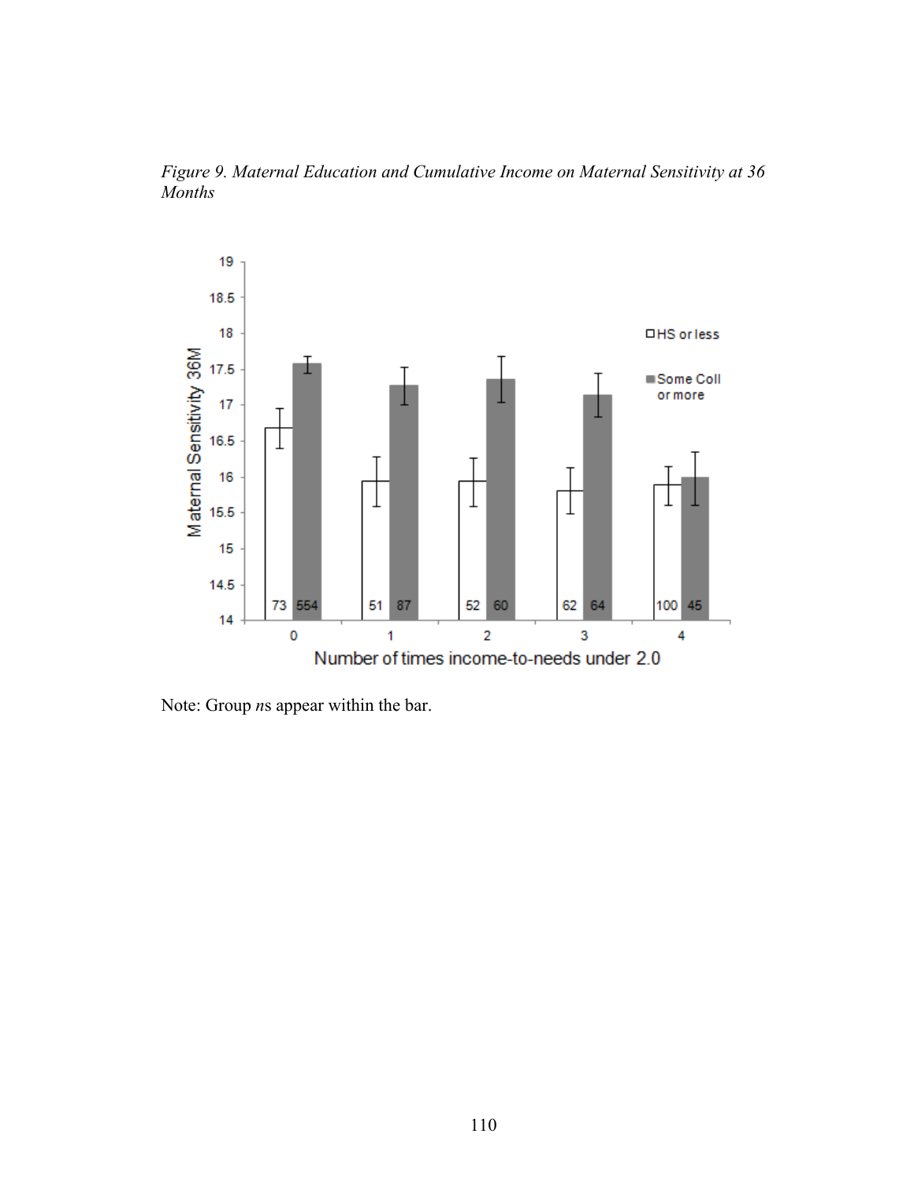*Figure 9. Maternal Education and Cumulative Income on Maternal Sensitivity at 36 Months*

Maternal Sensitivity 36M

19
18.5
18
17.5
17
16.5
16
15.5
15
14.5
14

HS or less
Some Coll or more

73 554
51 87
52 60
62 64
100 45

0
1
2
3
4

Number of times income-to-needs under 2.0

Note: Group *n*s appear within the bar.